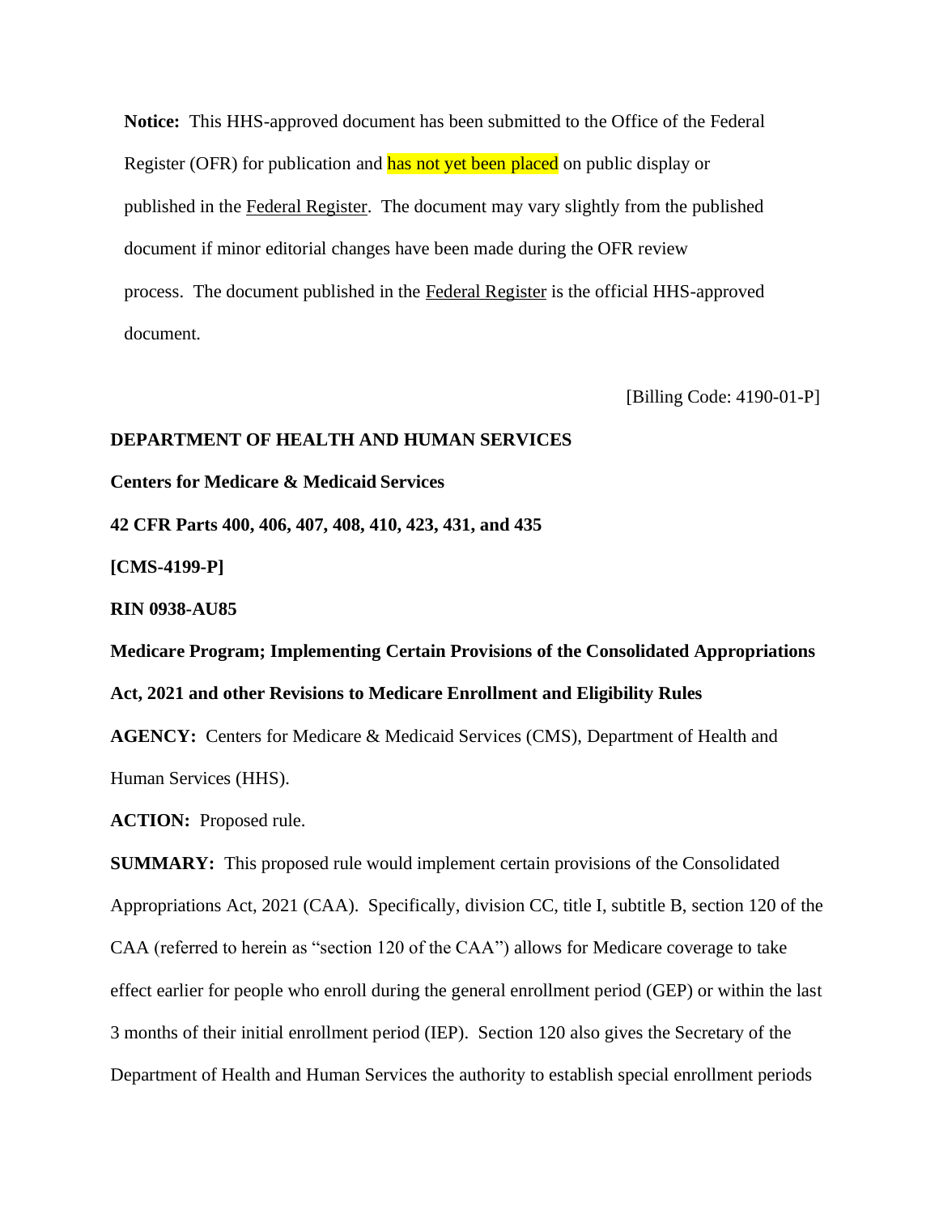**Notice:** This HHS-approved document has been submitted to the Office of the Federal Register (OFR) for publication and has not yet been placed on public display or published in the Federal Register. The document may vary slightly from the published document if minor editorial changes have been made during the OFR review process. The document published in the Federal Register is the official HHS-approved document.

[Billing Code: 4190-01-P]

**DEPARTMENT OF HEALTH AND HUMAN SERVICES**

**Centers for Medicare & Medicaid Services**

**42 CFR Parts 400, 406, 407, 408, 410, 423, 431, and 435**

**[CMS-4199-P]**

**RIN 0938-AU85**

**Medicare Program; Implementing Certain Provisions of the Consolidated Appropriations Act, 2021 and other Revisions to Medicare Enrollment and Eligibility Rules**

**AGENCY:** Centers for Medicare & Medicaid Services (CMS), Department of Health and Human Services (HHS).

**ACTION:** Proposed rule.

**SUMMARY:** This proposed rule would implement certain provisions of the Consolidated Appropriations Act, 2021 (CAA). Specifically, division CC, title I, subtitle B, section 120 of the CAA (referred to herein as "section 120 of the CAA") allows for Medicare coverage to take effect earlier for people who enroll during the general enrollment period (GEP) or within the last 3 months of their initial enrollment period (IEP). Section 120 also gives the Secretary of the Department of Health and Human Services the authority to establish special enrollment periods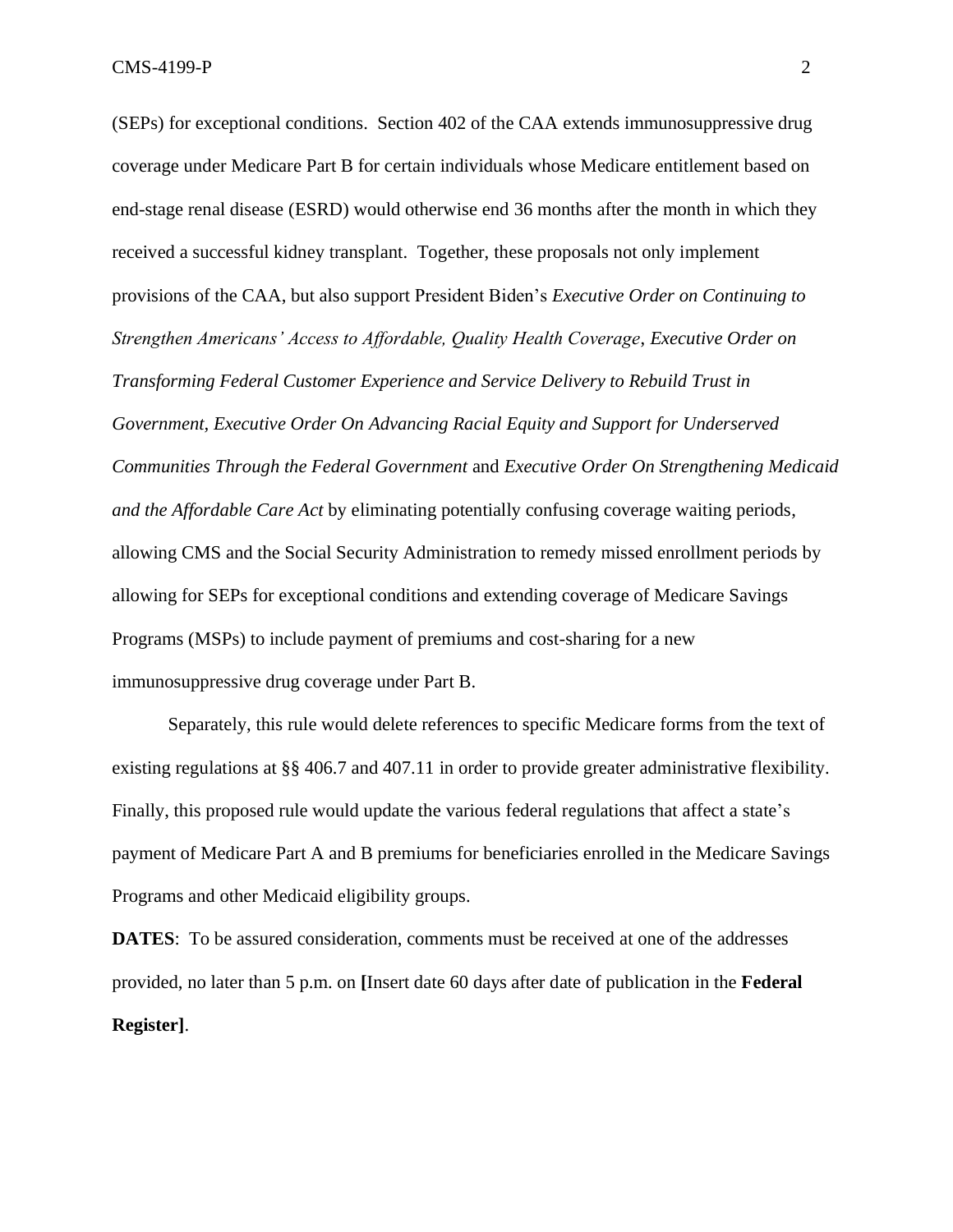(SEPs) for exceptional conditions. Section 402 of the CAA extends immunosuppressive drug coverage under Medicare Part B for certain individuals whose Medicare entitlement based on end-stage renal disease (ESRD) would otherwise end 36 months after the month in which they received a successful kidney transplant. Together, these proposals not only implement provisions of the CAA, but also support President Biden's *Executive Order on Continuing to Strengthen Americans' Access to Affordable, Quality Health Coverage*, *Executive Order on Transforming Federal Customer Experience and Service Delivery to Rebuild Trust in Government, Executive Order On Advancing Racial Equity and Support for Underserved Communities Through the Federal Government* and *Executive Order On Strengthening Medicaid and the Affordable Care Act* by eliminating potentially confusing coverage waiting periods, allowing CMS and the Social Security Administration to remedy missed enrollment periods by allowing for SEPs for exceptional conditions and extending coverage of Medicare Savings Programs (MSPs) to include payment of premiums and cost-sharing for a new immunosuppressive drug coverage under Part B.

Separately, this rule would delete references to specific Medicare forms from the text of existing regulations at §§ 406.7 and 407.11 in order to provide greater administrative flexibility. Finally, this proposed rule would update the various federal regulations that affect a state's payment of Medicare Part A and B premiums for beneficiaries enrolled in the Medicare Savings Programs and other Medicaid eligibility groups.

**DATES**: To be assured consideration, comments must be received at one of the addresses provided, no later than 5 p.m. on **[**Insert date 60 days after date of publication in the **Federal Register]**.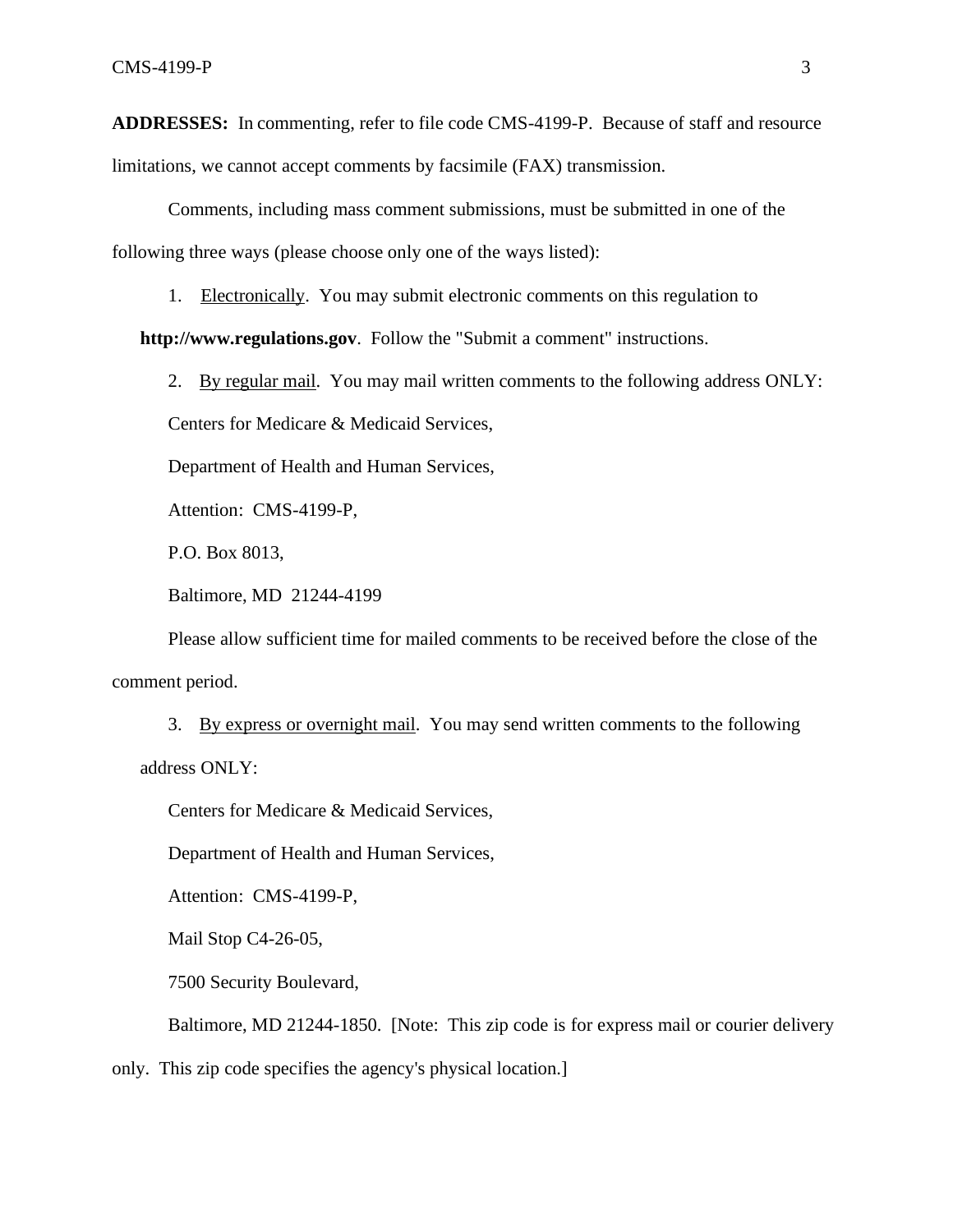**ADDRESSES:** In commenting, refer to file code CMS-4199-P. Because of staff and resource limitations, we cannot accept comments by facsimile (FAX) transmission.

Comments, including mass comment submissions, must be submitted in one of the following three ways (please choose only one of the ways listed):

1. Electronically. You may submit electronic comments on this regulation to **http://www.regulations.gov**. Follow the "Submit a comment" instructions.

2. By regular mail. You may mail written comments to the following address ONLY:

   Centers for Medicare & Medicaid Services,

   Department of Health and Human Services,

   Attention: CMS-4199-P,

   P.O. Box 8013,

   Baltimore, MD 21244-4199

   Please allow sufficient time for mailed comments to be received before the close of the comment period.

3. By express or overnight mail. You may send written comments to the following address ONLY:

   Centers for Medicare & Medicaid Services,

   Department of Health and Human Services,

   Attention: CMS-4199-P,

   Mail Stop C4-26-05,

   7500 Security Boulevard,

   Baltimore, MD 21244-1850. [Note: This zip code is for express mail or courier delivery only. This zip code specifies the agency's physical location.]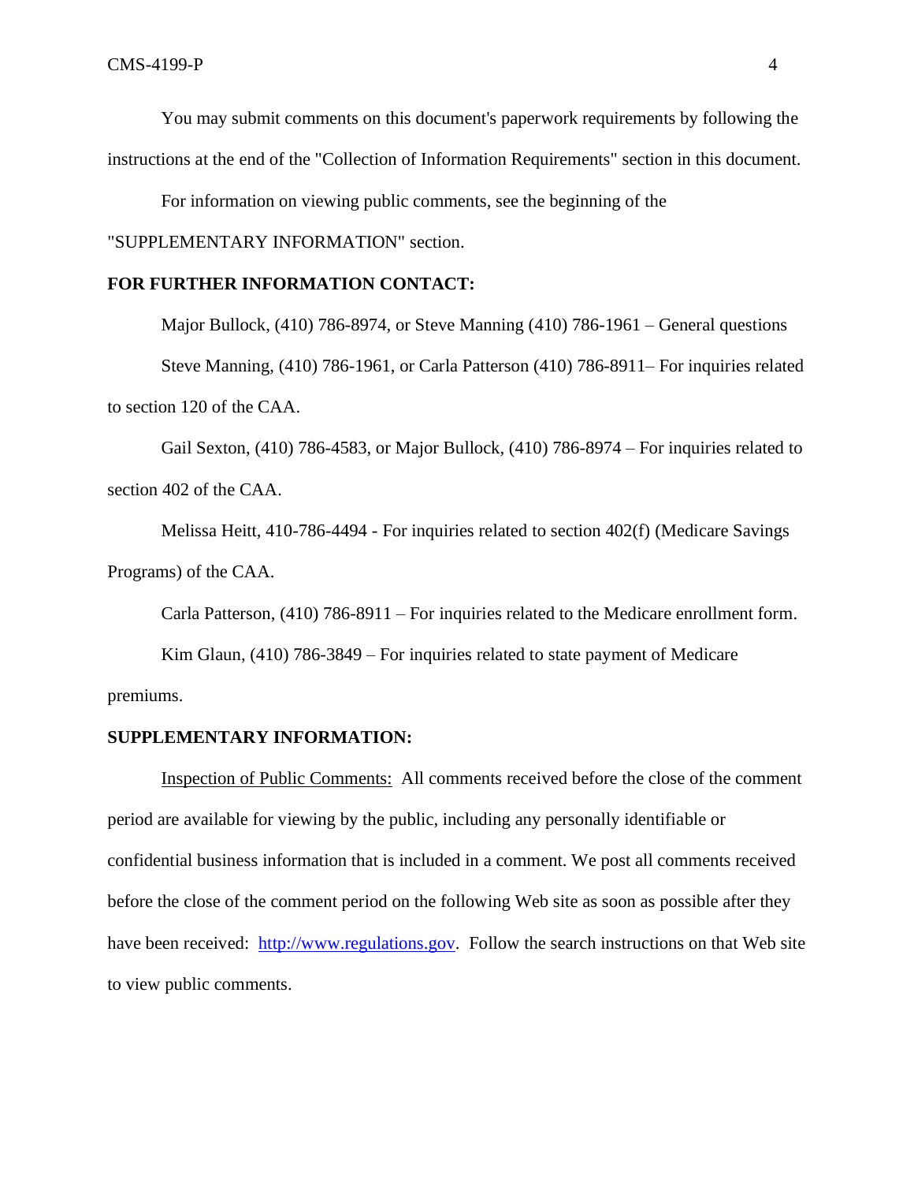You may submit comments on this document's paperwork requirements by following the instructions at the end of the "Collection of Information Requirements" section in this document.

For information on viewing public comments, see the beginning of the "SUPPLEMENTARY INFORMATION" section.

**FOR FURTHER INFORMATION CONTACT:**

Major Bullock, (410) 786-8974, or Steve Manning (410) 786-1961 – General questions

Steve Manning, (410) 786-1961, or Carla Patterson (410) 786-8911– For inquiries related to section 120 of the CAA.

Gail Sexton, (410) 786-4583, or Major Bullock, (410) 786-8974 – For inquiries related to section 402 of the CAA.

Melissa Heitt, 410-786-4494 - For inquiries related to section 402(f) (Medicare Savings Programs) of the CAA.

Carla Patterson, (410) 786-8911 – For inquiries related to the Medicare enrollment form.

Kim Glaun, (410) 786-3849 – For inquiries related to state payment of Medicare premiums.

**SUPPLEMENTARY INFORMATION:**

Inspection of Public Comments: All comments received before the close of the comment period are available for viewing by the public, including any personally identifiable or confidential business information that is included in a comment. We post all comments received before the close of the comment period on the following Web site as soon as possible after they have been received: [http://www.regulations.gov](http://www.regulations.gov). Follow the search instructions on that Web site to view public comments.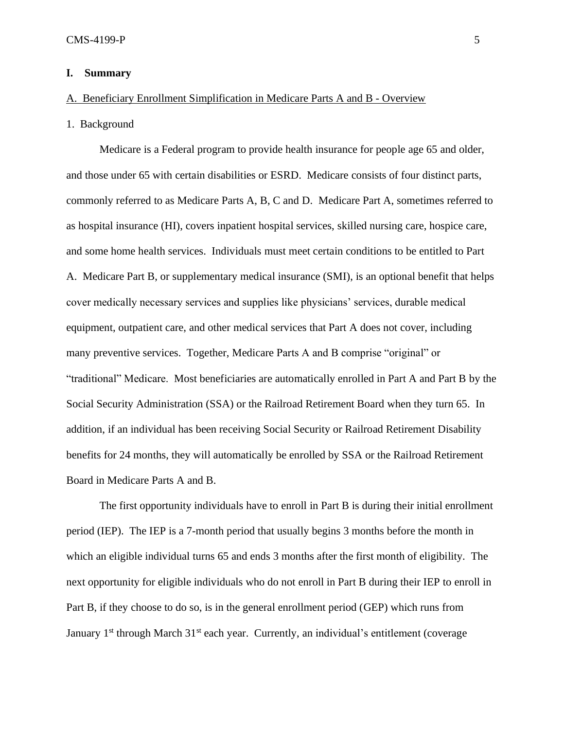## I. Summary

### A. Beneficiary Enrollment Simplification in Medicare Parts A and B - Overview

#### 1. Background

Medicare is a Federal program to provide health insurance for people age 65 and older, and those under 65 with certain disabilities or ESRD. Medicare consists of four distinct parts, commonly referred to as Medicare Parts A, B, C and D. Medicare Part A, sometimes referred to as hospital insurance (HI), covers inpatient hospital services, skilled nursing care, hospice care, and some home health services. Individuals must meet certain conditions to be entitled to Part A. Medicare Part B, or supplementary medical insurance (SMI), is an optional benefit that helps cover medically necessary services and supplies like physicians' services, durable medical equipment, outpatient care, and other medical services that Part A does not cover, including many preventive services. Together, Medicare Parts A and B comprise "original" or "traditional" Medicare. Most beneficiaries are automatically enrolled in Part A and Part B by the Social Security Administration (SSA) or the Railroad Retirement Board when they turn 65. In addition, if an individual has been receiving Social Security or Railroad Retirement Disability benefits for 24 months, they will automatically be enrolled by SSA or the Railroad Retirement Board in Medicare Parts A and B.

The first opportunity individuals have to enroll in Part B is during their initial enrollment period (IEP). The IEP is a 7-month period that usually begins 3 months before the month in which an eligible individual turns 65 and ends 3 months after the first month of eligibility. The next opportunity for eligible individuals who do not enroll in Part B during their IEP to enroll in Part B, if they choose to do so, is in the general enrollment period (GEP) which runs from January 1st through March 31st each year. Currently, an individual's entitlement (coverage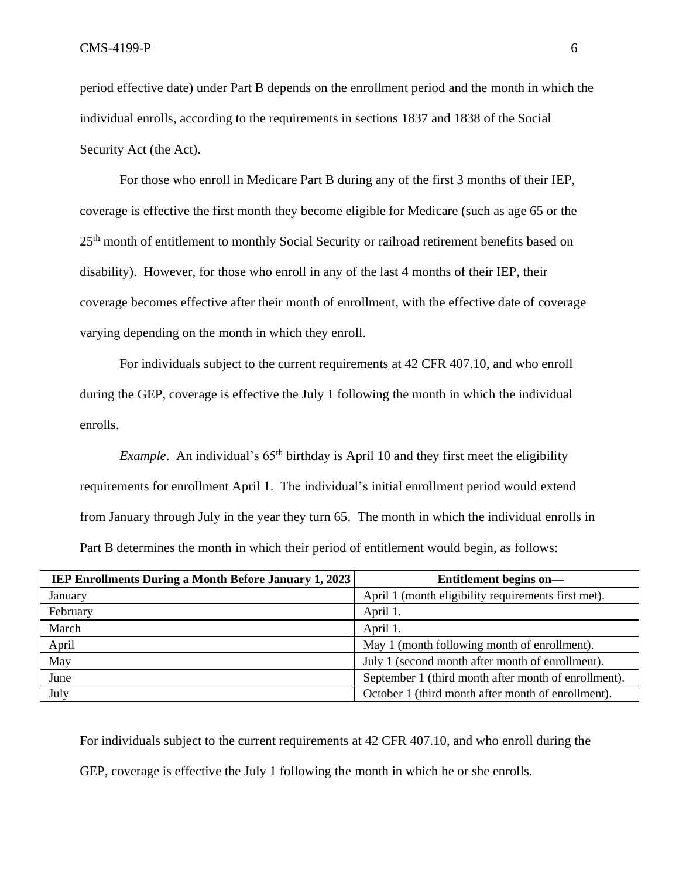period effective date) under Part B depends on the enrollment period and the month in which the individual enrolls, according to the requirements in sections 1837 and 1838 of the Social Security Act (the Act).

For those who enroll in Medicare Part B during any of the first 3 months of their IEP, coverage is effective the first month they become eligible for Medicare (such as age 65 or the 25th month of entitlement to monthly Social Security or railroad retirement benefits based on disability). However, for those who enroll in any of the last 4 months of their IEP, their coverage becomes effective after their month of enrollment, with the effective date of coverage varying depending on the month in which they enroll.

For individuals subject to the current requirements at 42 CFR 407.10, and who enroll during the GEP, coverage is effective the July 1 following the month in which the individual enrolls.

*Example*. An individual's 65th birthday is April 10 and they first meet the eligibility requirements for enrollment April 1. The individual's initial enrollment period would extend from January through July in the year they turn 65. The month in which the individual enrolls in Part B determines the month in which their period of entitlement would begin, as follows:

| IEP Enrollments During a Month Before January 1, 2023 | Entitlement begins on— |
| --- | --- |
| January | April 1 (month eligibility requirements first met). |
| February | April 1. |
| March | April 1. |
| April | May 1 (month following month of enrollment). |
| May | July 1 (second month after month of enrollment). |
| June | September 1 (third month after month of enrollment). |
| July | October 1 (third month after month of enrollment). |

For individuals subject to the current requirements at 42 CFR 407.10, and who enroll during the GEP, coverage is effective the July 1 following the month in which he or she enrolls.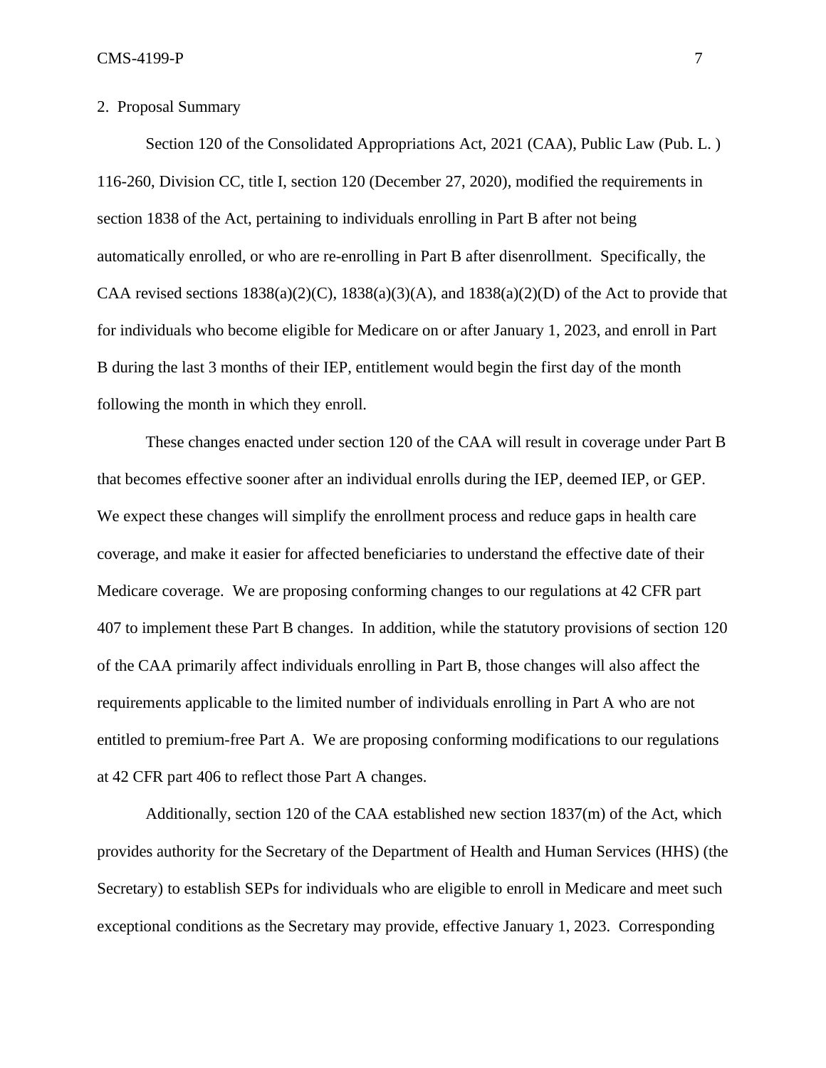2. Proposal Summary

Section 120 of the Consolidated Appropriations Act, 2021 (CAA), Public Law (Pub. L. ) 116-260, Division CC, title I, section 120 (December 27, 2020), modified the requirements in section 1838 of the Act, pertaining to individuals enrolling in Part B after not being automatically enrolled, or who are re-enrolling in Part B after disenrollment. Specifically, the CAA revised sections 1838(a)(2)(C), 1838(a)(3)(A), and 1838(a)(2)(D) of the Act to provide that for individuals who become eligible for Medicare on or after January 1, 2023, and enroll in Part B during the last 3 months of their IEP, entitlement would begin the first day of the month following the month in which they enroll.

These changes enacted under section 120 of the CAA will result in coverage under Part B that becomes effective sooner after an individual enrolls during the IEP, deemed IEP, or GEP. We expect these changes will simplify the enrollment process and reduce gaps in health care coverage, and make it easier for affected beneficiaries to understand the effective date of their Medicare coverage. We are proposing conforming changes to our regulations at 42 CFR part 407 to implement these Part B changes. In addition, while the statutory provisions of section 120 of the CAA primarily affect individuals enrolling in Part B, those changes will also affect the requirements applicable to the limited number of individuals enrolling in Part A who are not entitled to premium-free Part A. We are proposing conforming modifications to our regulations at 42 CFR part 406 to reflect those Part A changes.

Additionally, section 120 of the CAA established new section 1837(m) of the Act, which provides authority for the Secretary of the Department of Health and Human Services (HHS) (the Secretary) to establish SEPs for individuals who are eligible to enroll in Medicare and meet such exceptional conditions as the Secretary may provide, effective January 1, 2023. Corresponding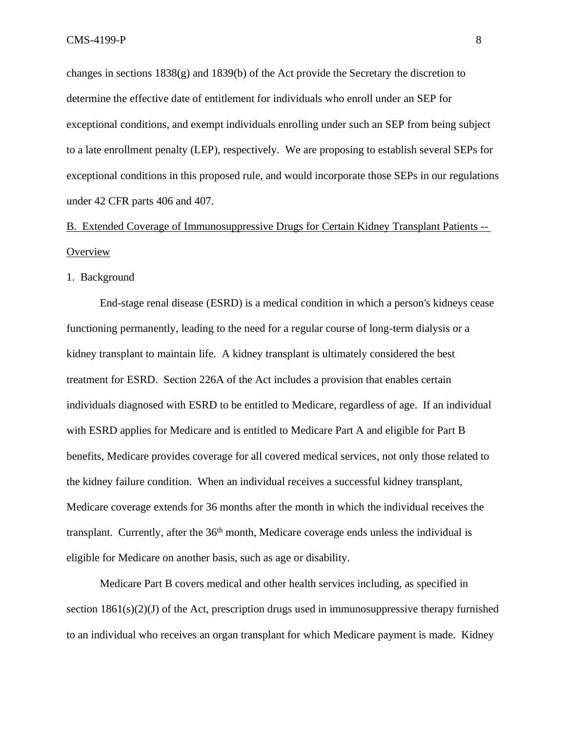changes in sections 1838(g) and 1839(b) of the Act provide the Secretary the discretion to determine the effective date of entitlement for individuals who enroll under an SEP for exceptional conditions, and exempt individuals enrolling under such an SEP from being subject to a late enrollment penalty (LEP), respectively. We are proposing to establish several SEPs for exceptional conditions in this proposed rule, and would incorporate those SEPs in our regulations under 42 CFR parts 406 and 407.

## B. Extended Coverage of Immunosuppressive Drugs for Certain Kidney Transplant Patients -- Overview

### 1. Background

End-stage renal disease (ESRD) is a medical condition in which a person's kidneys cease functioning permanently, leading to the need for a regular course of long-term dialysis or a kidney transplant to maintain life. A kidney transplant is ultimately considered the best treatment for ESRD. Section 226A of the Act includes a provision that enables certain individuals diagnosed with ESRD to be entitled to Medicare, regardless of age. If an individual with ESRD applies for Medicare and is entitled to Medicare Part A and eligible for Part B benefits, Medicare provides coverage for all covered medical services, not only those related to the kidney failure condition. When an individual receives a successful kidney transplant, Medicare coverage extends for 36 months after the month in which the individual receives the transplant. Currently, after the 36th month, Medicare coverage ends unless the individual is eligible for Medicare on another basis, such as age or disability.

Medicare Part B covers medical and other health services including, as specified in section 1861(s)(2)(J) of the Act, prescription drugs used in immunosuppressive therapy furnished to an individual who receives an organ transplant for which Medicare payment is made. Kidney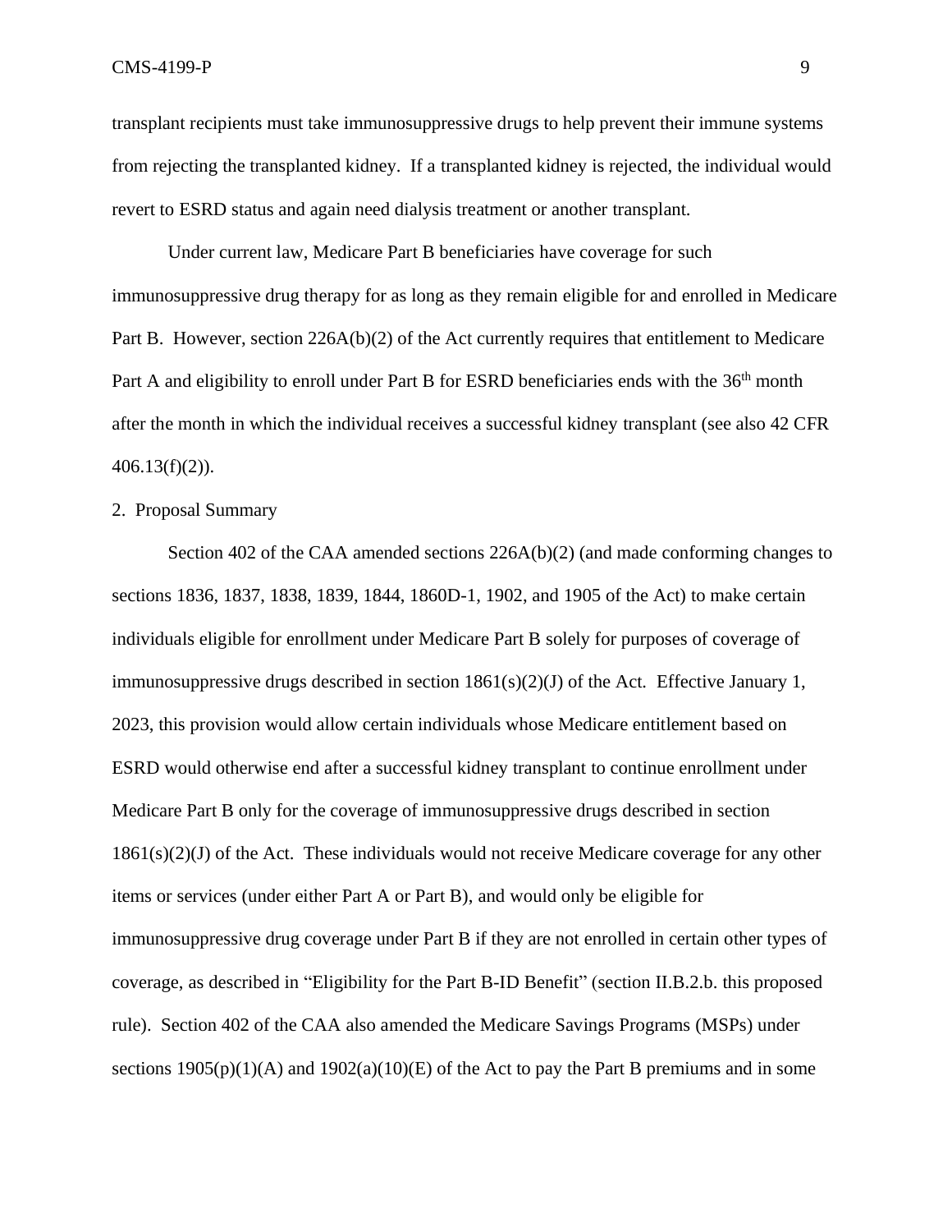transplant recipients must take immunosuppressive drugs to help prevent their immune systems from rejecting the transplanted kidney. If a transplanted kidney is rejected, the individual would revert to ESRD status and again need dialysis treatment or another transplant.

Under current law, Medicare Part B beneficiaries have coverage for such immunosuppressive drug therapy for as long as they remain eligible for and enrolled in Medicare Part B. However, section 226A(b)(2) of the Act currently requires that entitlement to Medicare Part A and eligibility to enroll under Part B for ESRD beneficiaries ends with the 36th month after the month in which the individual receives a successful kidney transplant (see also 42 CFR 406.13(f)(2)).

2. Proposal Summary

Section 402 of the CAA amended sections 226A(b)(2) (and made conforming changes to sections 1836, 1837, 1838, 1839, 1844, 1860D-1, 1902, and 1905 of the Act) to make certain individuals eligible for enrollment under Medicare Part B solely for purposes of coverage of immunosuppressive drugs described in section 1861(s)(2)(J) of the Act. Effective January 1, 2023, this provision would allow certain individuals whose Medicare entitlement based on ESRD would otherwise end after a successful kidney transplant to continue enrollment under Medicare Part B only for the coverage of immunosuppressive drugs described in section 1861(s)(2)(J) of the Act. These individuals would not receive Medicare coverage for any other items or services (under either Part A or Part B), and would only be eligible for immunosuppressive drug coverage under Part B if they are not enrolled in certain other types of coverage, as described in "Eligibility for the Part B-ID Benefit" (section II.B.2.b. this proposed rule). Section 402 of the CAA also amended the Medicare Savings Programs (MSPs) under sections 1905(p)(1)(A) and 1902(a)(10)(E) of the Act to pay the Part B premiums and in some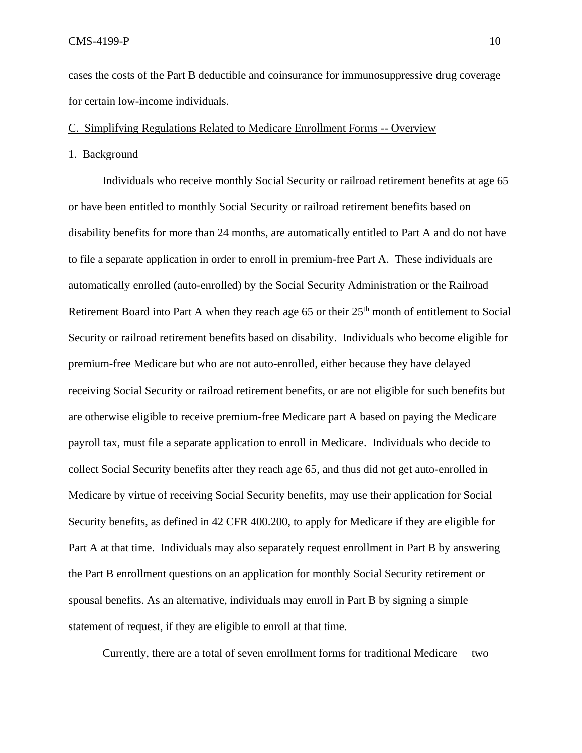cases the costs of the Part B deductible and coinsurance for immunosuppressive drug coverage for certain low-income individuals.

C. Simplifying Regulations Related to Medicare Enrollment Forms -- Overview

1. Background

Individuals who receive monthly Social Security or railroad retirement benefits at age 65 or have been entitled to monthly Social Security or railroad retirement benefits based on disability benefits for more than 24 months, are automatically entitled to Part A and do not have to file a separate application in order to enroll in premium-free Part A. These individuals are automatically enrolled (auto-enrolled) by the Social Security Administration or the Railroad Retirement Board into Part A when they reach age 65 or their 25th month of entitlement to Social Security or railroad retirement benefits based on disability. Individuals who become eligible for premium-free Medicare but who are not auto-enrolled, either because they have delayed receiving Social Security or railroad retirement benefits, or are not eligible for such benefits but are otherwise eligible to receive premium-free Medicare part A based on paying the Medicare payroll tax, must file a separate application to enroll in Medicare. Individuals who decide to collect Social Security benefits after they reach age 65, and thus did not get auto-enrolled in Medicare by virtue of receiving Social Security benefits, may use their application for Social Security benefits, as defined in 42 CFR 400.200, to apply for Medicare if they are eligible for Part A at that time. Individuals may also separately request enrollment in Part B by answering the Part B enrollment questions on an application for monthly Social Security retirement or spousal benefits. As an alternative, individuals may enroll in Part B by signing a simple statement of request, if they are eligible to enroll at that time.

Currently, there are a total of seven enrollment forms for traditional Medicare— two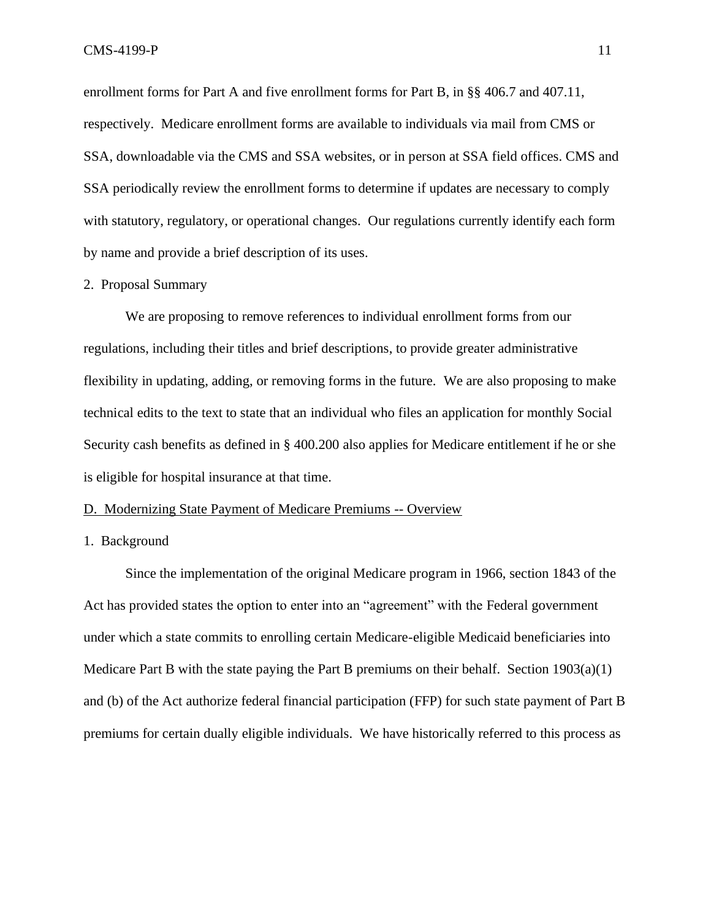enrollment forms for Part A and five enrollment forms for Part B, in §§ 406.7 and 407.11, respectively. Medicare enrollment forms are available to individuals via mail from CMS or SSA, downloadable via the CMS and SSA websites, or in person at SSA field offices. CMS and SSA periodically review the enrollment forms to determine if updates are necessary to comply with statutory, regulatory, or operational changes. Our regulations currently identify each form by name and provide a brief description of its uses.

2. Proposal Summary

We are proposing to remove references to individual enrollment forms from our regulations, including their titles and brief descriptions, to provide greater administrative flexibility in updating, adding, or removing forms in the future. We are also proposing to make technical edits to the text to state that an individual who files an application for monthly Social Security cash benefits as defined in § 400.200 also applies for Medicare entitlement if he or she is eligible for hospital insurance at that time.

## D. Modernizing State Payment of Medicare Premiums -- Overview

1. Background

Since the implementation of the original Medicare program in 1966, section 1843 of the Act has provided states the option to enter into an "agreement" with the Federal government under which a state commits to enrolling certain Medicare-eligible Medicaid beneficiaries into Medicare Part B with the state paying the Part B premiums on their behalf. Section 1903(a)(1) and (b) of the Act authorize federal financial participation (FFP) for such state payment of Part B premiums for certain dually eligible individuals. We have historically referred to this process as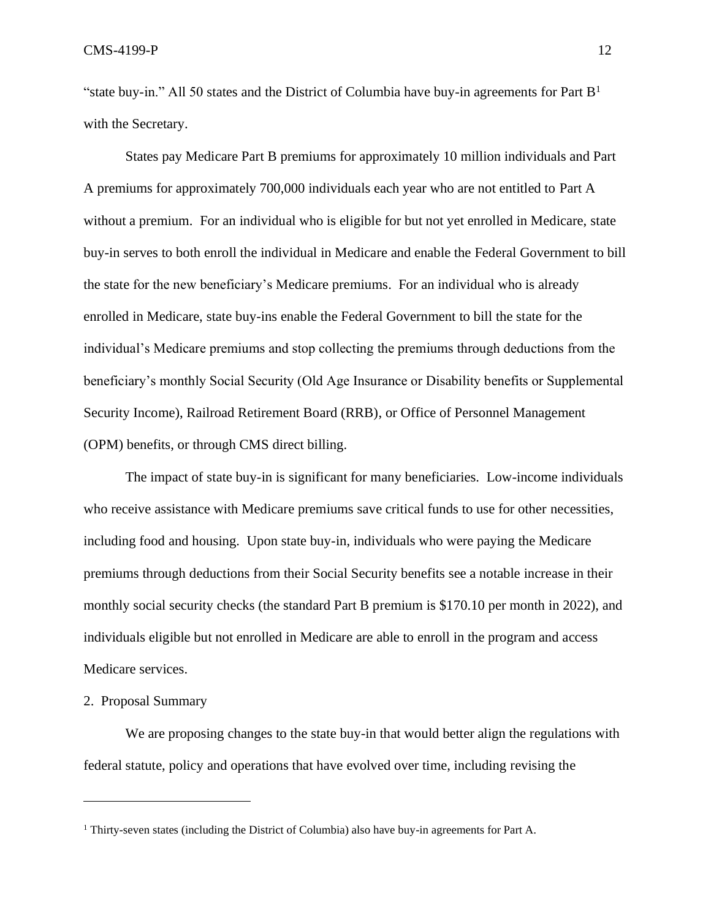"state buy-in." All 50 states and the District of Columbia have buy-in agreements for Part B[1] with the Secretary.

States pay Medicare Part B premiums for approximately 10 million individuals and Part A premiums for approximately 700,000 individuals each year who are not entitled to Part A without a premium. For an individual who is eligible for but not yet enrolled in Medicare, state buy-in serves to both enroll the individual in Medicare and enable the Federal Government to bill the state for the new beneficiary's Medicare premiums. For an individual who is already enrolled in Medicare, state buy-ins enable the Federal Government to bill the state for the individual's Medicare premiums and stop collecting the premiums through deductions from the beneficiary's monthly Social Security (Old Age Insurance or Disability benefits or Supplemental Security Income), Railroad Retirement Board (RRB), or Office of Personnel Management (OPM) benefits, or through CMS direct billing.

The impact of state buy-in is significant for many beneficiaries. Low-income individuals who receive assistance with Medicare premiums save critical funds to use for other necessities, including food and housing. Upon state buy-in, individuals who were paying the Medicare premiums through deductions from their Social Security benefits see a notable increase in their monthly social security checks (the standard Part B premium is $170.10 per month in 2022), and individuals eligible but not enrolled in Medicare are able to enroll in the program and access Medicare services.

2. Proposal Summary

We are proposing changes to the state buy-in that would better align the regulations with federal statute, policy and operations that have evolved over time, including revising the

[1] Thirty-seven states (including the District of Columbia) also have buy-in agreements for Part A.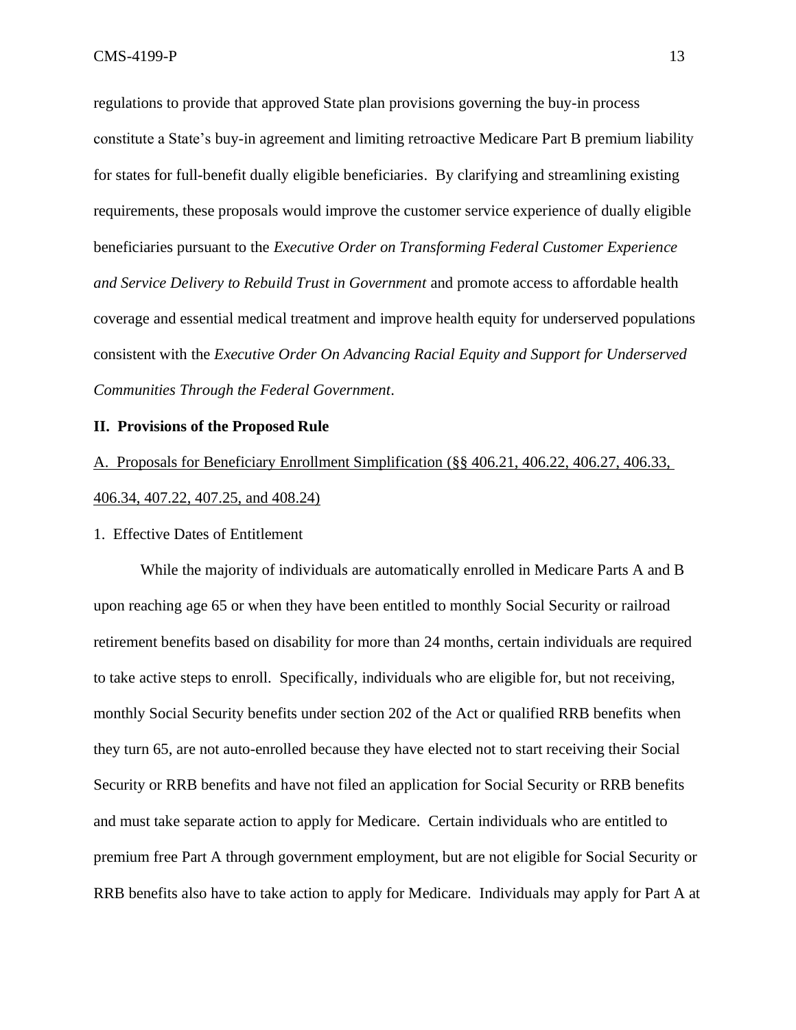regulations to provide that approved State plan provisions governing the buy-in process constitute a State's buy-in agreement and limiting retroactive Medicare Part B premium liability for states for full-benefit dually eligible beneficiaries. By clarifying and streamlining existing requirements, these proposals would improve the customer service experience of dually eligible beneficiaries pursuant to the *Executive Order on Transforming Federal Customer Experience and Service Delivery to Rebuild Trust in Government* and promote access to affordable health coverage and essential medical treatment and improve health equity for underserved populations consistent with the *Executive Order On Advancing Racial Equity and Support for Underserved Communities Through the Federal Government*.

## II. Provisions of the Proposed Rule

### A. Proposals for Beneficiary Enrollment Simplification (§§ 406.21, 406.22, 406.27, 406.33, 406.34, 407.22, 407.25, and 408.24)

#### 1. Effective Dates of Entitlement

While the majority of individuals are automatically enrolled in Medicare Parts A and B upon reaching age 65 or when they have been entitled to monthly Social Security or railroad retirement benefits based on disability for more than 24 months, certain individuals are required to take active steps to enroll. Specifically, individuals who are eligible for, but not receiving, monthly Social Security benefits under section 202 of the Act or qualified RRB benefits when they turn 65, are not auto-enrolled because they have elected not to start receiving their Social Security or RRB benefits and have not filed an application for Social Security or RRB benefits and must take separate action to apply for Medicare. Certain individuals who are entitled to premium free Part A through government employment, but are not eligible for Social Security or RRB benefits also have to take action to apply for Medicare. Individuals may apply for Part A at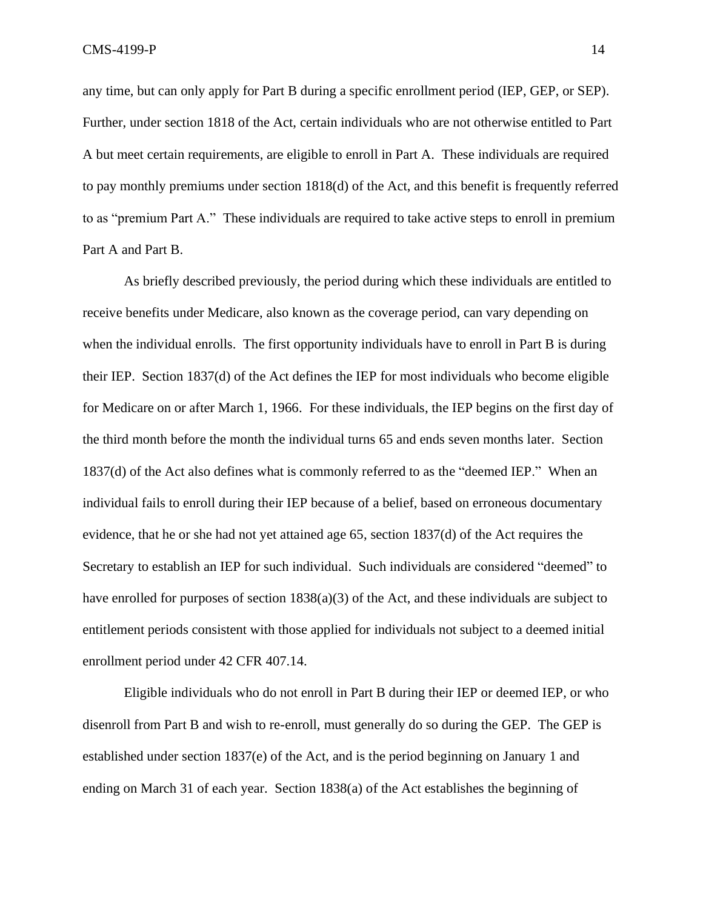any time, but can only apply for Part B during a specific enrollment period (IEP, GEP, or SEP). Further, under section 1818 of the Act, certain individuals who are not otherwise entitled to Part A but meet certain requirements, are eligible to enroll in Part A. These individuals are required to pay monthly premiums under section 1818(d) of the Act, and this benefit is frequently referred to as "premium Part A." These individuals are required to take active steps to enroll in premium Part A and Part B.

As briefly described previously, the period during which these individuals are entitled to receive benefits under Medicare, also known as the coverage period, can vary depending on when the individual enrolls. The first opportunity individuals have to enroll in Part B is during their IEP. Section 1837(d) of the Act defines the IEP for most individuals who become eligible for Medicare on or after March 1, 1966. For these individuals, the IEP begins on the first day of the third month before the month the individual turns 65 and ends seven months later. Section 1837(d) of the Act also defines what is commonly referred to as the "deemed IEP." When an individual fails to enroll during their IEP because of a belief, based on erroneous documentary evidence, that he or she had not yet attained age 65, section 1837(d) of the Act requires the Secretary to establish an IEP for such individual. Such individuals are considered "deemed" to have enrolled for purposes of section 1838(a)(3) of the Act, and these individuals are subject to entitlement periods consistent with those applied for individuals not subject to a deemed initial enrollment period under 42 CFR 407.14.

Eligible individuals who do not enroll in Part B during their IEP or deemed IEP, or who disenroll from Part B and wish to re-enroll, must generally do so during the GEP. The GEP is established under section 1837(e) of the Act, and is the period beginning on January 1 and ending on March 31 of each year. Section 1838(a) of the Act establishes the beginning of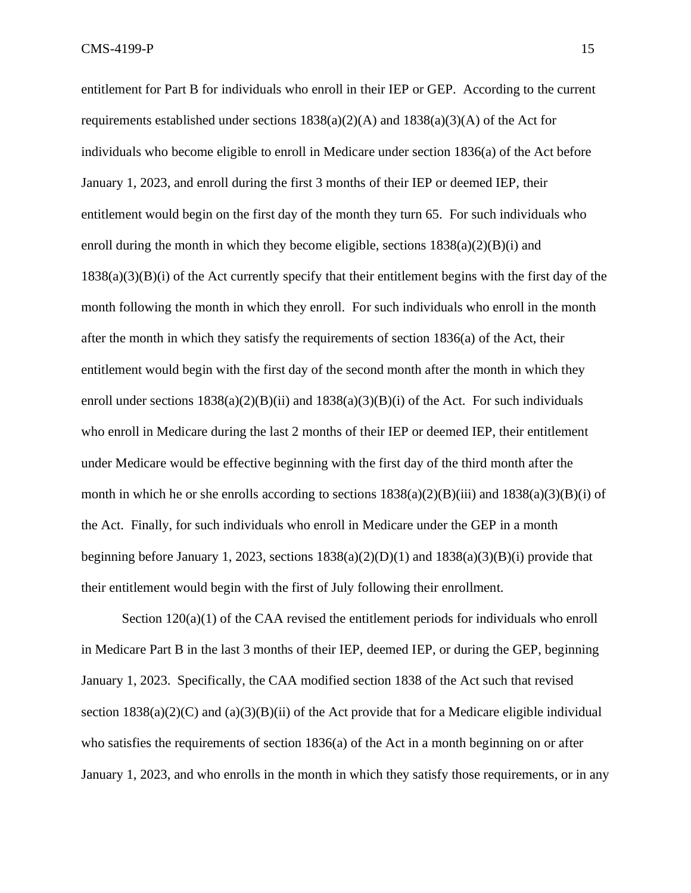entitlement for Part B for individuals who enroll in their IEP or GEP. According to the current requirements established under sections 1838(a)(2)(A) and 1838(a)(3)(A) of the Act for individuals who become eligible to enroll in Medicare under section 1836(a) of the Act before January 1, 2023, and enroll during the first 3 months of their IEP or deemed IEP, their entitlement would begin on the first day of the month they turn 65. For such individuals who enroll during the month in which they become eligible, sections 1838(a)(2)(B)(i) and 1838(a)(3)(B)(i) of the Act currently specify that their entitlement begins with the first day of the month following the month in which they enroll. For such individuals who enroll in the month after the month in which they satisfy the requirements of section 1836(a) of the Act, their entitlement would begin with the first day of the second month after the month in which they enroll under sections 1838(a)(2)(B)(ii) and 1838(a)(3)(B)(i) of the Act. For such individuals who enroll in Medicare during the last 2 months of their IEP or deemed IEP, their entitlement under Medicare would be effective beginning with the first day of the third month after the month in which he or she enrolls according to sections 1838(a)(2)(B)(iii) and 1838(a)(3)(B)(i) of the Act. Finally, for such individuals who enroll in Medicare under the GEP in a month beginning before January 1, 2023, sections 1838(a)(2)(D)(1) and 1838(a)(3)(B)(i) provide that their entitlement would begin with the first of July following their enrollment.

Section 120(a)(1) of the CAA revised the entitlement periods for individuals who enroll in Medicare Part B in the last 3 months of their IEP, deemed IEP, or during the GEP, beginning January 1, 2023. Specifically, the CAA modified section 1838 of the Act such that revised section 1838(a)(2)(C) and (a)(3)(B)(ii) of the Act provide that for a Medicare eligible individual who satisfies the requirements of section 1836(a) of the Act in a month beginning on or after January 1, 2023, and who enrolls in the month in which they satisfy those requirements, or in any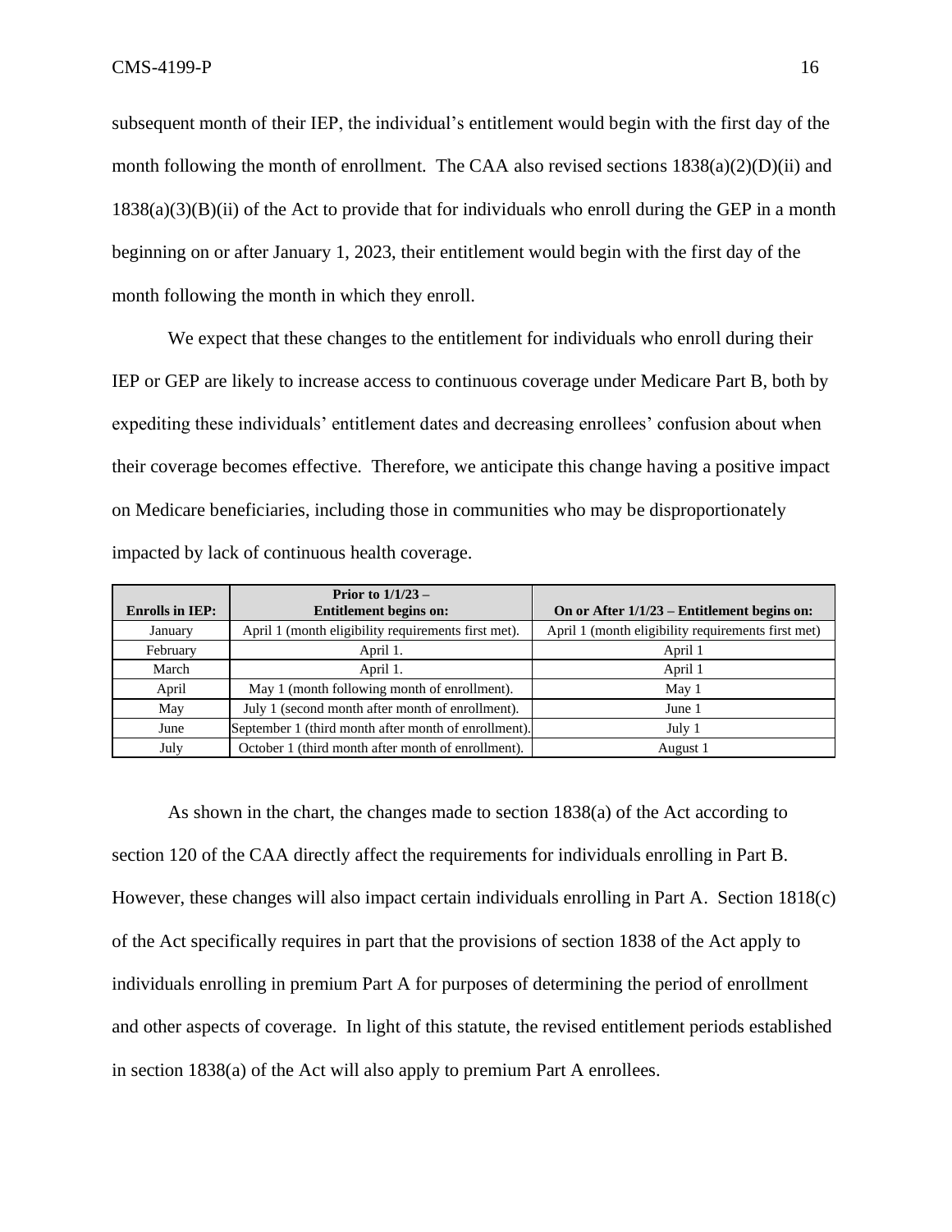subsequent month of their IEP, the individual's entitlement would begin with the first day of the month following the month of enrollment. The CAA also revised sections 1838(a)(2)(D)(ii) and 1838(a)(3)(B)(ii) of the Act to provide that for individuals who enroll during the GEP in a month beginning on or after January 1, 2023, their entitlement would begin with the first day of the month following the month in which they enroll.

We expect that these changes to the entitlement for individuals who enroll during their IEP or GEP are likely to increase access to continuous coverage under Medicare Part B, both by expediting these individuals' entitlement dates and decreasing enrollees' confusion about when their coverage becomes effective. Therefore, we anticipate this change having a positive impact on Medicare beneficiaries, including those in communities who may be disproportionately impacted by lack of continuous health coverage.

| Enrolls in IEP: | Prior to 1/1/23 – Entitlement begins on: | On or After 1/1/23 – Entitlement begins on: |
|---|---|---|
| January | April 1 (month eligibility requirements first met). | April 1 (month eligibility requirements first met) |
| February | April 1. | April 1 |
| March | April 1. | April 1 |
| April | May 1 (month following month of enrollment). | May 1 |
| May | July 1 (second month after month of enrollment). | June 1 |
| June | September 1 (third month after month of enrollment). | July 1 |
| July | October 1 (third month after month of enrollment). | August 1 |

As shown in the chart, the changes made to section 1838(a) of the Act according to section 120 of the CAA directly affect the requirements for individuals enrolling in Part B. However, these changes will also impact certain individuals enrolling in Part A. Section 1818(c) of the Act specifically requires in part that the provisions of section 1838 of the Act apply to individuals enrolling in premium Part A for purposes of determining the period of enrollment and other aspects of coverage. In light of this statute, the revised entitlement periods established in section 1838(a) of the Act will also apply to premium Part A enrollees.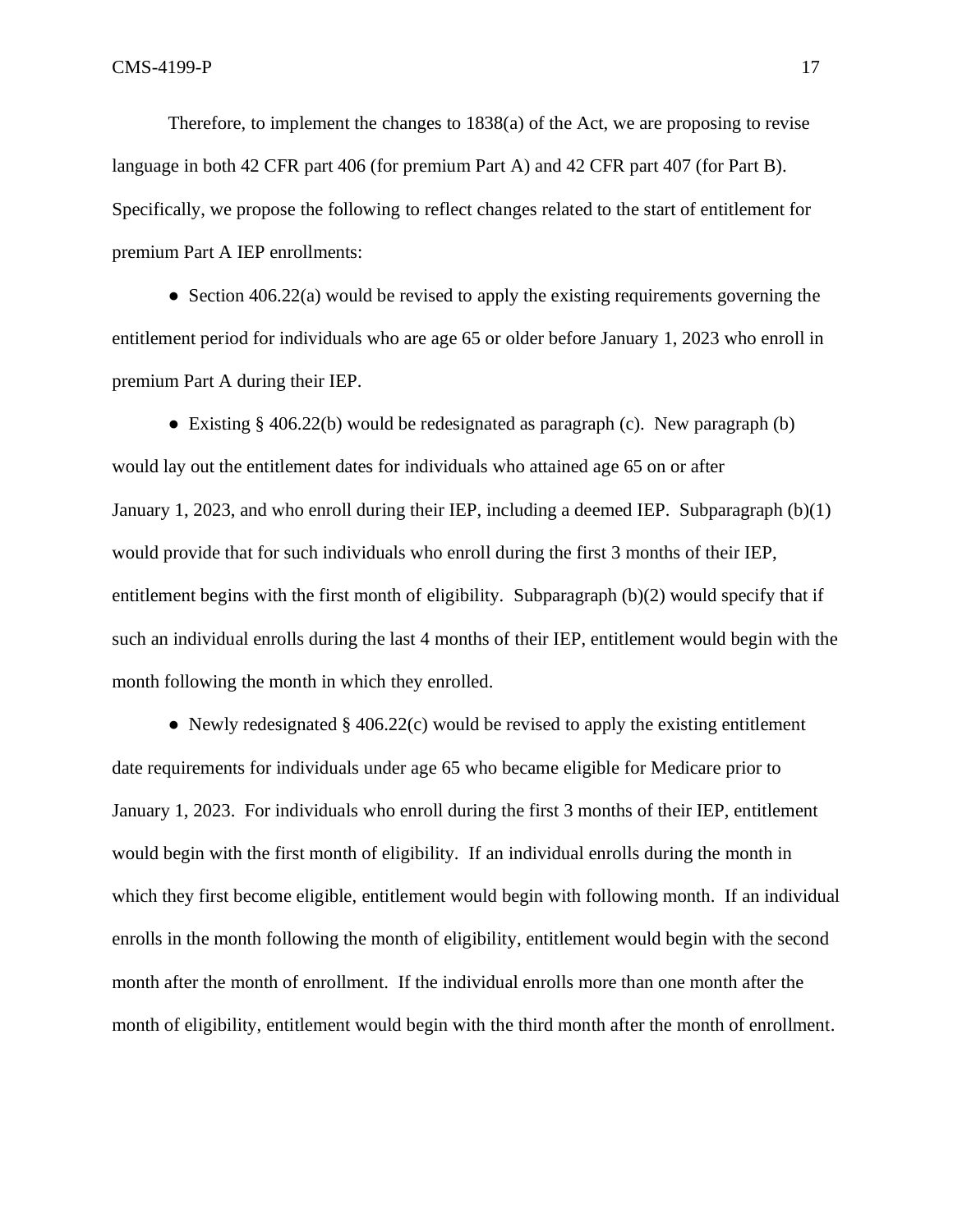Therefore, to implement the changes to 1838(a) of the Act, we are proposing to revise language in both 42 CFR part 406 (for premium Part A) and 42 CFR part 407 (for Part B). Specifically, we propose the following to reflect changes related to the start of entitlement for premium Part A IEP enrollments:

- Section 406.22(a) would be revised to apply the existing requirements governing the entitlement period for individuals who are age 65 or older before January 1, 2023 who enroll in premium Part A during their IEP.

- Existing § 406.22(b) would be redesignated as paragraph (c). New paragraph (b) would lay out the entitlement dates for individuals who attained age 65 on or after January 1, 2023, and who enroll during their IEP, including a deemed IEP. Subparagraph (b)(1) would provide that for such individuals who enroll during the first 3 months of their IEP, entitlement begins with the first month of eligibility. Subparagraph (b)(2) would specify that if such an individual enrolls during the last 4 months of their IEP, entitlement would begin with the month following the month in which they enrolled.

- Newly redesignated § 406.22(c) would be revised to apply the existing entitlement date requirements for individuals under age 65 who became eligible for Medicare prior to January 1, 2023. For individuals who enroll during the first 3 months of their IEP, entitlement would begin with the first month of eligibility. If an individual enrolls during the month in which they first become eligible, entitlement would begin with following month. If an individual enrolls in the month following the month of eligibility, entitlement would begin with the second month after the month of enrollment. If the individual enrolls more than one month after the month of eligibility, entitlement would begin with the third month after the month of enrollment.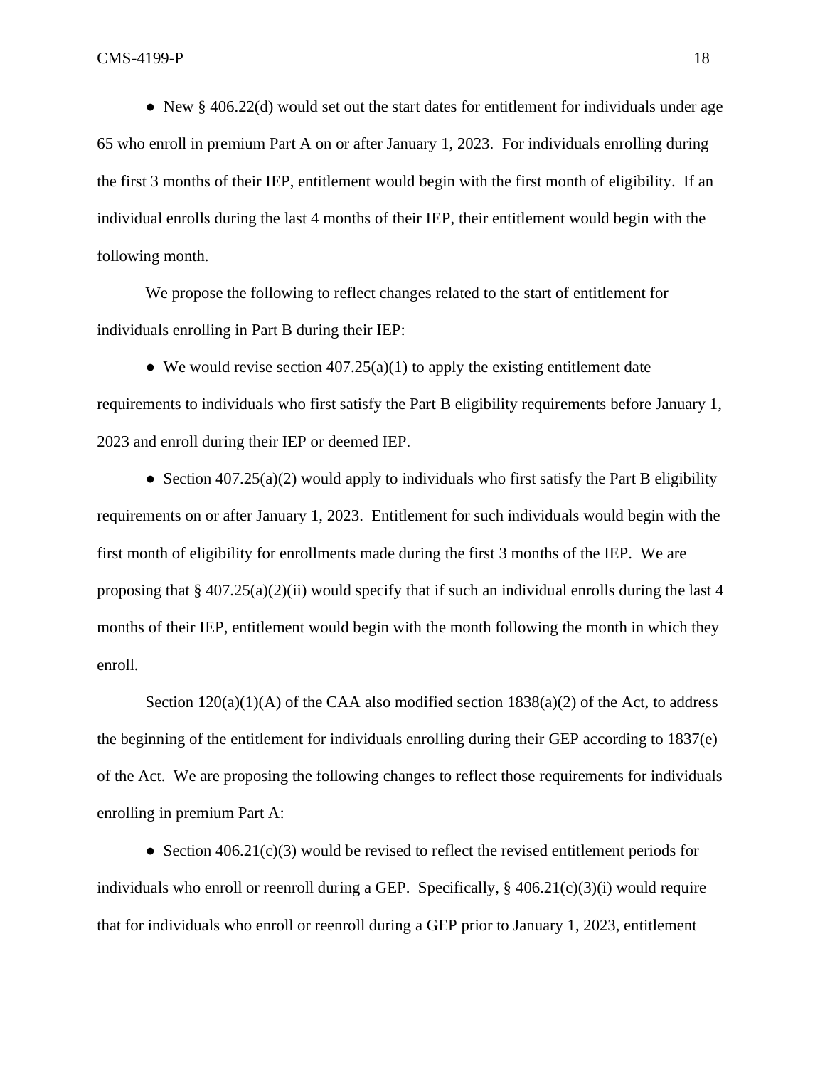- New § 406.22(d) would set out the start dates for entitlement for individuals under age 65 who enroll in premium Part A on or after January 1, 2023. For individuals enrolling during the first 3 months of their IEP, entitlement would begin with the first month of eligibility. If an individual enrolls during the last 4 months of their IEP, their entitlement would begin with the following month.

We propose the following to reflect changes related to the start of entitlement for individuals enrolling in Part B during their IEP:

- We would revise section 407.25(a)(1) to apply the existing entitlement date requirements to individuals who first satisfy the Part B eligibility requirements before January 1, 2023 and enroll during their IEP or deemed IEP.

- Section 407.25(a)(2) would apply to individuals who first satisfy the Part B eligibility requirements on or after January 1, 2023. Entitlement for such individuals would begin with the first month of eligibility for enrollments made during the first 3 months of the IEP. We are proposing that § 407.25(a)(2)(ii) would specify that if such an individual enrolls during the last 4 months of their IEP, entitlement would begin with the month following the month in which they enroll.

Section 120(a)(1)(A) of the CAA also modified section 1838(a)(2) of the Act, to address the beginning of the entitlement for individuals enrolling during their GEP according to 1837(e) of the Act. We are proposing the following changes to reflect those requirements for individuals enrolling in premium Part A:

- Section 406.21(c)(3) would be revised to reflect the revised entitlement periods for individuals who enroll or reenroll during a GEP. Specifically, § 406.21(c)(3)(i) would require that for individuals who enroll or reenroll during a GEP prior to January 1, 2023, entitlement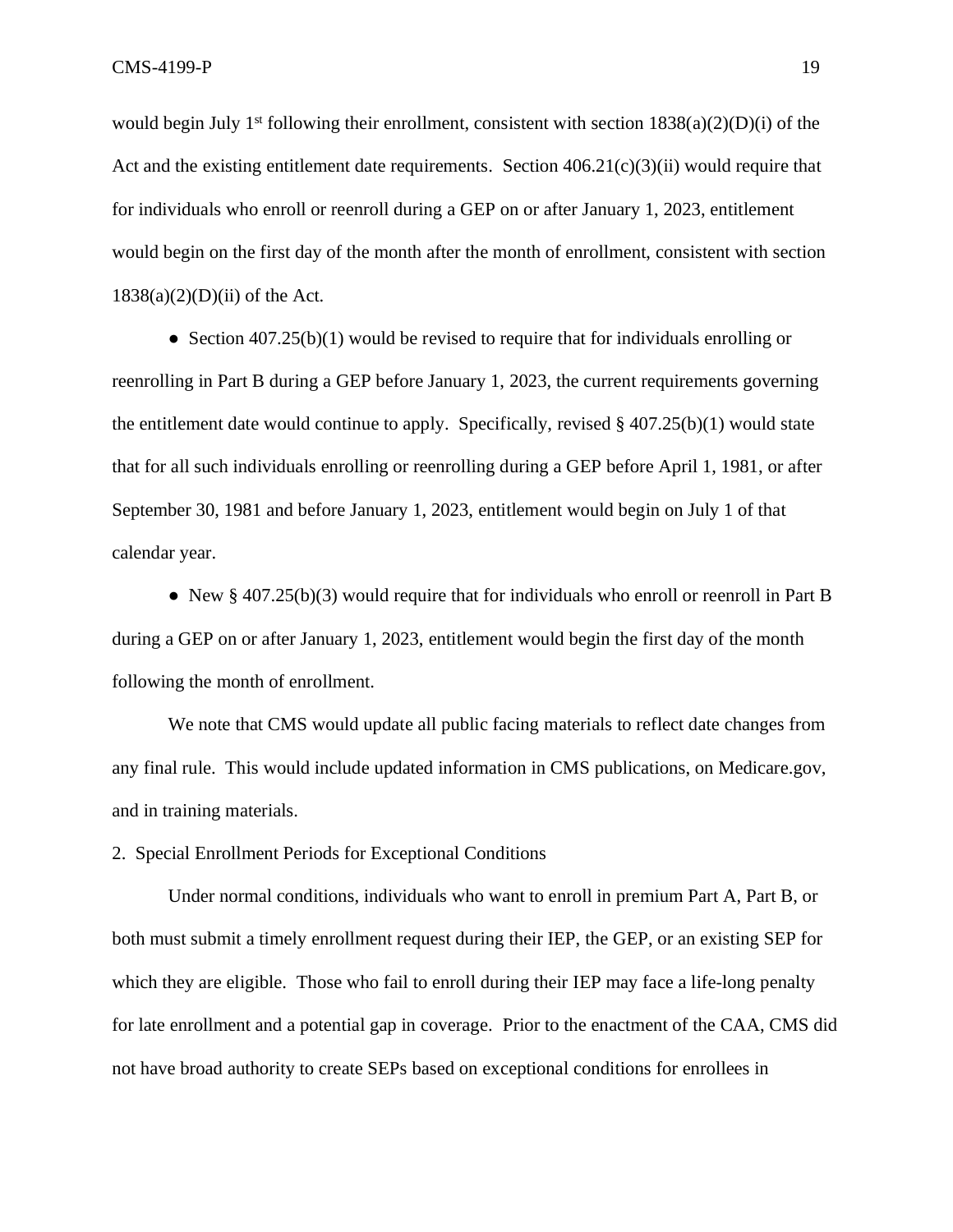would begin July 1st following their enrollment, consistent with section 1838(a)(2)(D)(i) of the Act and the existing entitlement date requirements. Section 406.21(c)(3)(ii) would require that for individuals who enroll or reenroll during a GEP on or after January 1, 2023, entitlement would begin on the first day of the month after the month of enrollment, consistent with section 1838(a)(2)(D)(ii) of the Act.

- Section 407.25(b)(1) would be revised to require that for individuals enrolling or reenrolling in Part B during a GEP before January 1, 2023, the current requirements governing the entitlement date would continue to apply. Specifically, revised § 407.25(b)(1) would state that for all such individuals enrolling or reenrolling during a GEP before April 1, 1981, or after September 30, 1981 and before January 1, 2023, entitlement would begin on July 1 of that calendar year.

- New § 407.25(b)(3) would require that for individuals who enroll or reenroll in Part B during a GEP on or after January 1, 2023, entitlement would begin the first day of the month following the month of enrollment.

We note that CMS would update all public facing materials to reflect date changes from any final rule. This would include updated information in CMS publications, on Medicare.gov, and in training materials.

2. Special Enrollment Periods for Exceptional Conditions

Under normal conditions, individuals who want to enroll in premium Part A, Part B, or both must submit a timely enrollment request during their IEP, the GEP, or an existing SEP for which they are eligible. Those who fail to enroll during their IEP may face a life-long penalty for late enrollment and a potential gap in coverage. Prior to the enactment of the CAA, CMS did not have broad authority to create SEPs based on exceptional conditions for enrollees in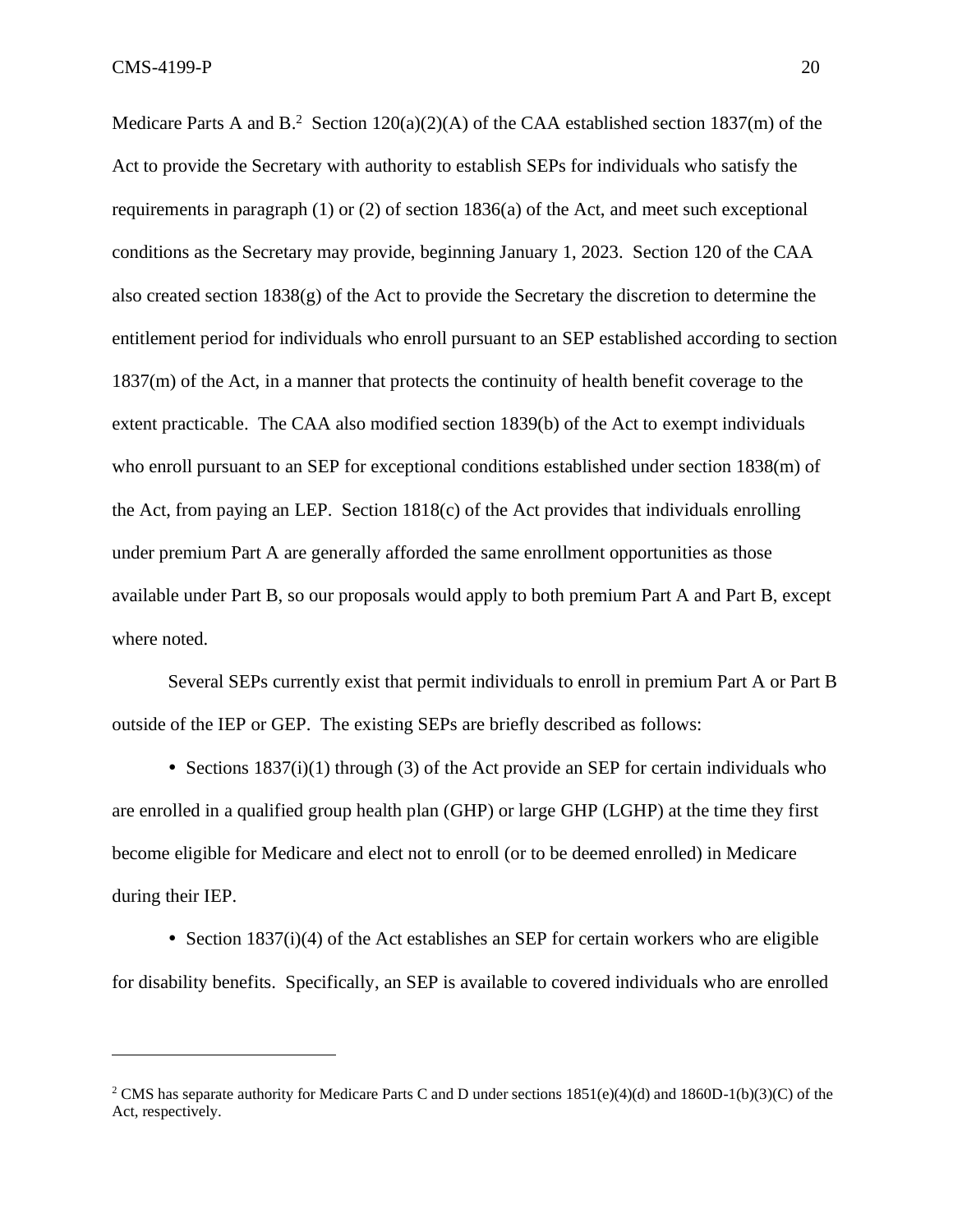Medicare Parts A and B.[2] Section 120(a)(2)(A) of the CAA established section 1837(m) of the Act to provide the Secretary with authority to establish SEPs for individuals who satisfy the requirements in paragraph (1) or (2) of section 1836(a) of the Act, and meet such exceptional conditions as the Secretary may provide, beginning January 1, 2023. Section 120 of the CAA also created section 1838(g) of the Act to provide the Secretary the discretion to determine the entitlement period for individuals who enroll pursuant to an SEP established according to section 1837(m) of the Act, in a manner that protects the continuity of health benefit coverage to the extent practicable. The CAA also modified section 1839(b) of the Act to exempt individuals who enroll pursuant to an SEP for exceptional conditions established under section 1838(m) of the Act, from paying an LEP. Section 1818(c) of the Act provides that individuals enrolling under premium Part A are generally afforded the same enrollment opportunities as those available under Part B, so our proposals would apply to both premium Part A and Part B, except where noted.

Several SEPs currently exist that permit individuals to enroll in premium Part A or Part B outside of the IEP or GEP. The existing SEPs are briefly described as follows:

- Sections 1837(i)(1) through (3) of the Act provide an SEP for certain individuals who are enrolled in a qualified group health plan (GHP) or large GHP (LGHP) at the time they first become eligible for Medicare and elect not to enroll (or to be deemed enrolled) in Medicare during their IEP.
- Section 1837(i)(4) of the Act establishes an SEP for certain workers who are eligible for disability benefits. Specifically, an SEP is available to covered individuals who are enrolled

---

[2] CMS has separate authority for Medicare Parts C and D under sections 1851(e)(4)(d) and 1860D-1(b)(3)(C) of the Act, respectively.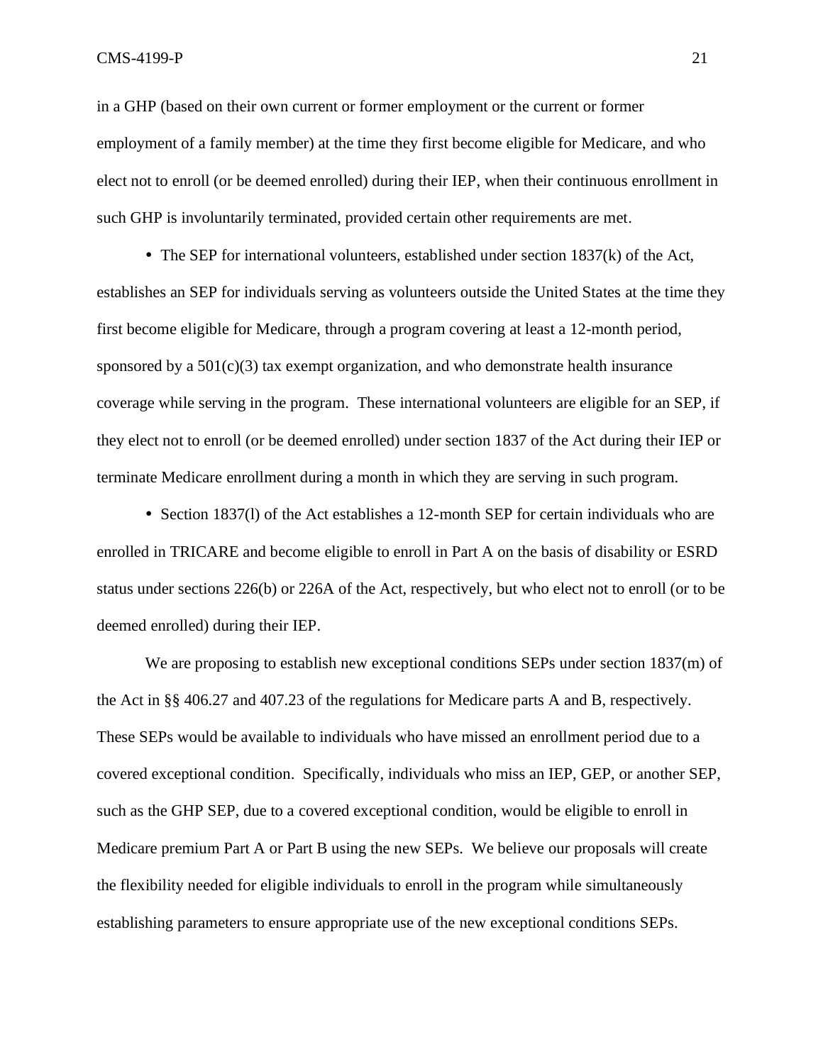in a GHP (based on their own current or former employment or the current or former employment of a family member) at the time they first become eligible for Medicare, and who elect not to enroll (or be deemed enrolled) during their IEP, when their continuous enrollment in such GHP is involuntarily terminated, provided certain other requirements are met.

- The SEP for international volunteers, established under section 1837(k) of the Act, establishes an SEP for individuals serving as volunteers outside the United States at the time they first become eligible for Medicare, through a program covering at least a 12-month period, sponsored by a 501(c)(3) tax exempt organization, and who demonstrate health insurance coverage while serving in the program. These international volunteers are eligible for an SEP, if they elect not to enroll (or be deemed enrolled) under section 1837 of the Act during their IEP or terminate Medicare enrollment during a month in which they are serving in such program.

- Section 1837(l) of the Act establishes a 12-month SEP for certain individuals who are enrolled in TRICARE and become eligible to enroll in Part A on the basis of disability or ESRD status under sections 226(b) or 226A of the Act, respectively, but who elect not to enroll (or to be deemed enrolled) during their IEP.

We are proposing to establish new exceptional conditions SEPs under section 1837(m) of the Act in §§ 406.27 and 407.23 of the regulations for Medicare parts A and B, respectively. These SEPs would be available to individuals who have missed an enrollment period due to a covered exceptional condition. Specifically, individuals who miss an IEP, GEP, or another SEP, such as the GHP SEP, due to a covered exceptional condition, would be eligible to enroll in Medicare premium Part A or Part B using the new SEPs. We believe our proposals will create the flexibility needed for eligible individuals to enroll in the program while simultaneously establishing parameters to ensure appropriate use of the new exceptional conditions SEPs.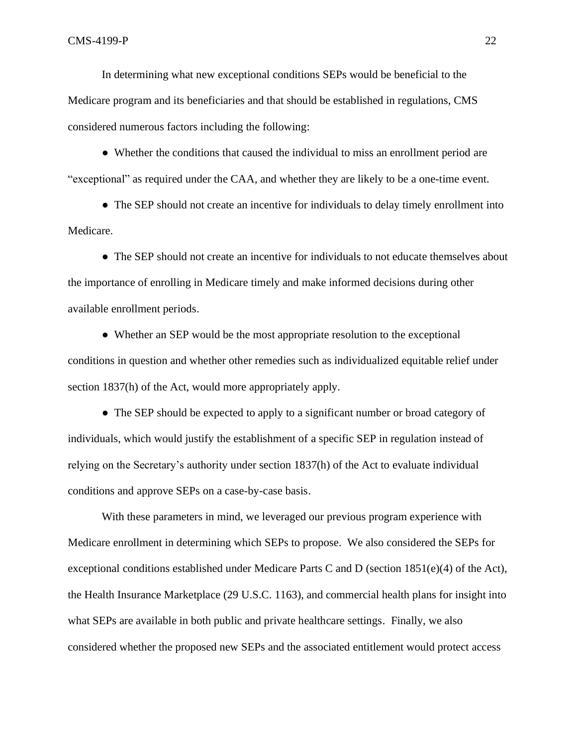In determining what new exceptional conditions SEPs would be beneficial to the Medicare program and its beneficiaries and that should be established in regulations, CMS considered numerous factors including the following:

- Whether the conditions that caused the individual to miss an enrollment period are "exceptional" as required under the CAA, and whether they are likely to be a one-time event.
- The SEP should not create an incentive for individuals to delay timely enrollment into Medicare.
- The SEP should not create an incentive for individuals to not educate themselves about the importance of enrolling in Medicare timely and make informed decisions during other available enrollment periods.
- Whether an SEP would be the most appropriate resolution to the exceptional conditions in question and whether other remedies such as individualized equitable relief under section 1837(h) of the Act, would more appropriately apply.
- The SEP should be expected to apply to a significant number or broad category of individuals, which would justify the establishment of a specific SEP in regulation instead of relying on the Secretary's authority under section 1837(h) of the Act to evaluate individual conditions and approve SEPs on a case-by-case basis.

With these parameters in mind, we leveraged our previous program experience with Medicare enrollment in determining which SEPs to propose. We also considered the SEPs for exceptional conditions established under Medicare Parts C and D (section 1851(e)(4) of the Act), the Health Insurance Marketplace (29 U.S.C. 1163), and commercial health plans for insight into what SEPs are available in both public and private healthcare settings. Finally, we also considered whether the proposed new SEPs and the associated entitlement would protect access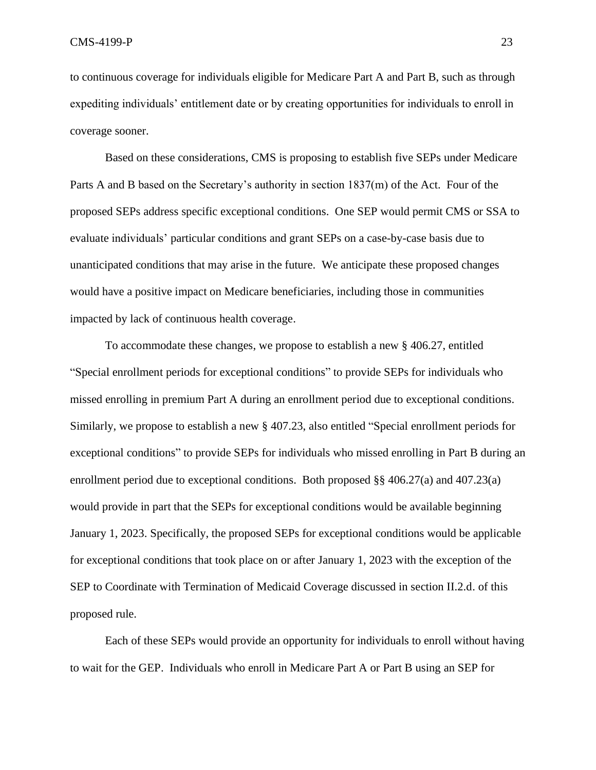to continuous coverage for individuals eligible for Medicare Part A and Part B, such as through expediting individuals' entitlement date or by creating opportunities for individuals to enroll in coverage sooner.

Based on these considerations, CMS is proposing to establish five SEPs under Medicare Parts A and B based on the Secretary's authority in section 1837(m) of the Act. Four of the proposed SEPs address specific exceptional conditions. One SEP would permit CMS or SSA to evaluate individuals' particular conditions and grant SEPs on a case-by-case basis due to unanticipated conditions that may arise in the future. We anticipate these proposed changes would have a positive impact on Medicare beneficiaries, including those in communities impacted by lack of continuous health coverage.

To accommodate these changes, we propose to establish a new § 406.27, entitled "Special enrollment periods for exceptional conditions" to provide SEPs for individuals who missed enrolling in premium Part A during an enrollment period due to exceptional conditions. Similarly, we propose to establish a new § 407.23, also entitled "Special enrollment periods for exceptional conditions" to provide SEPs for individuals who missed enrolling in Part B during an enrollment period due to exceptional conditions. Both proposed §§ 406.27(a) and 407.23(a) would provide in part that the SEPs for exceptional conditions would be available beginning January 1, 2023. Specifically, the proposed SEPs for exceptional conditions would be applicable for exceptional conditions that took place on or after January 1, 2023 with the exception of the SEP to Coordinate with Termination of Medicaid Coverage discussed in section II.2.d. of this proposed rule.

Each of these SEPs would provide an opportunity for individuals to enroll without having to wait for the GEP. Individuals who enroll in Medicare Part A or Part B using an SEP for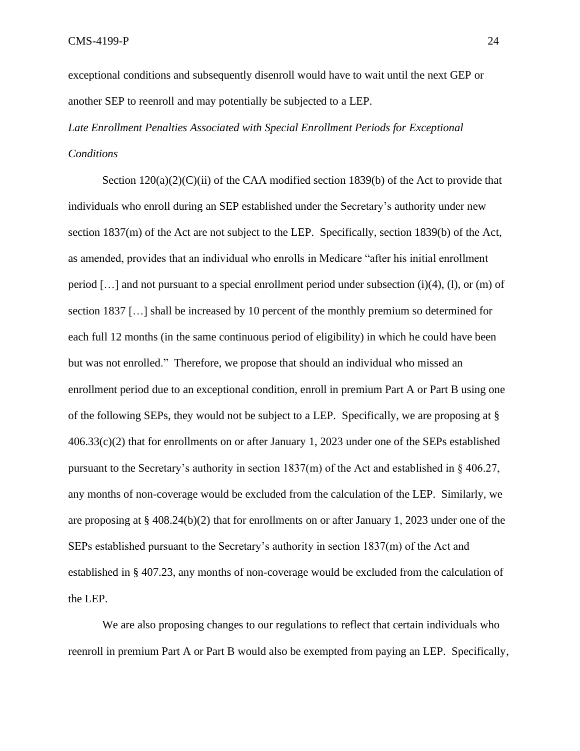exceptional conditions and subsequently disenroll would have to wait until the next GEP or another SEP to reenroll and may potentially be subjected to a LEP.

*Late Enrollment Penalties Associated with Special Enrollment Periods for Exceptional Conditions*

Section 120(a)(2)(C)(ii) of the CAA modified section 1839(b) of the Act to provide that individuals who enroll during an SEP established under the Secretary's authority under new section 1837(m) of the Act are not subject to the LEP. Specifically, section 1839(b) of the Act, as amended, provides that an individual who enrolls in Medicare "after his initial enrollment period […] and not pursuant to a special enrollment period under subsection (i)(4), (l), or (m) of section 1837 […] shall be increased by 10 percent of the monthly premium so determined for each full 12 months (in the same continuous period of eligibility) in which he could have been but was not enrolled." Therefore, we propose that should an individual who missed an enrollment period due to an exceptional condition, enroll in premium Part A or Part B using one of the following SEPs, they would not be subject to a LEP. Specifically, we are proposing at § 406.33(c)(2) that for enrollments on or after January 1, 2023 under one of the SEPs established pursuant to the Secretary's authority in section 1837(m) of the Act and established in § 406.27, any months of non-coverage would be excluded from the calculation of the LEP. Similarly, we are proposing at § 408.24(b)(2) that for enrollments on or after January 1, 2023 under one of the SEPs established pursuant to the Secretary's authority in section 1837(m) of the Act and established in § 407.23, any months of non-coverage would be excluded from the calculation of the LEP.

We are also proposing changes to our regulations to reflect that certain individuals who reenroll in premium Part A or Part B would also be exempted from paying an LEP. Specifically,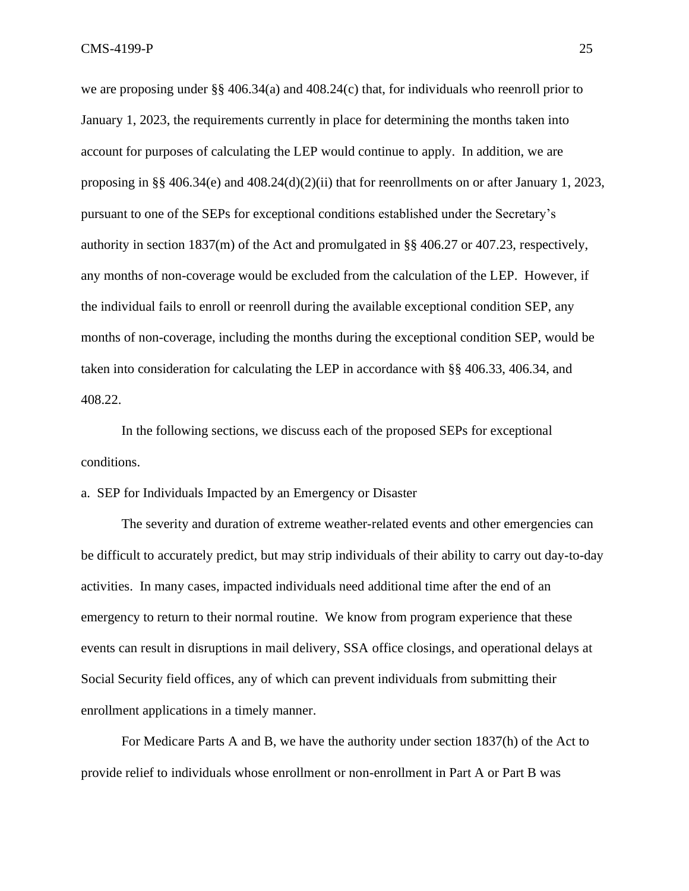we are proposing under §§ 406.34(a) and 408.24(c) that, for individuals who reenroll prior to January 1, 2023, the requirements currently in place for determining the months taken into account for purposes of calculating the LEP would continue to apply. In addition, we are proposing in §§ 406.34(e) and 408.24(d)(2)(ii) that for reenrollments on or after January 1, 2023, pursuant to one of the SEPs for exceptional conditions established under the Secretary's authority in section 1837(m) of the Act and promulgated in §§ 406.27 or 407.23, respectively, any months of non-coverage would be excluded from the calculation of the LEP. However, if the individual fails to enroll or reenroll during the available exceptional condition SEP, any months of non-coverage, including the months during the exceptional condition SEP, would be taken into consideration for calculating the LEP in accordance with §§ 406.33, 406.34, and 408.22.

In the following sections, we discuss each of the proposed SEPs for exceptional conditions.

a. SEP for Individuals Impacted by an Emergency or Disaster

The severity and duration of extreme weather-related events and other emergencies can be difficult to accurately predict, but may strip individuals of their ability to carry out day-to-day activities. In many cases, impacted individuals need additional time after the end of an emergency to return to their normal routine. We know from program experience that these events can result in disruptions in mail delivery, SSA office closings, and operational delays at Social Security field offices, any of which can prevent individuals from submitting their enrollment applications in a timely manner.

For Medicare Parts A and B, we have the authority under section 1837(h) of the Act to provide relief to individuals whose enrollment or non-enrollment in Part A or Part B was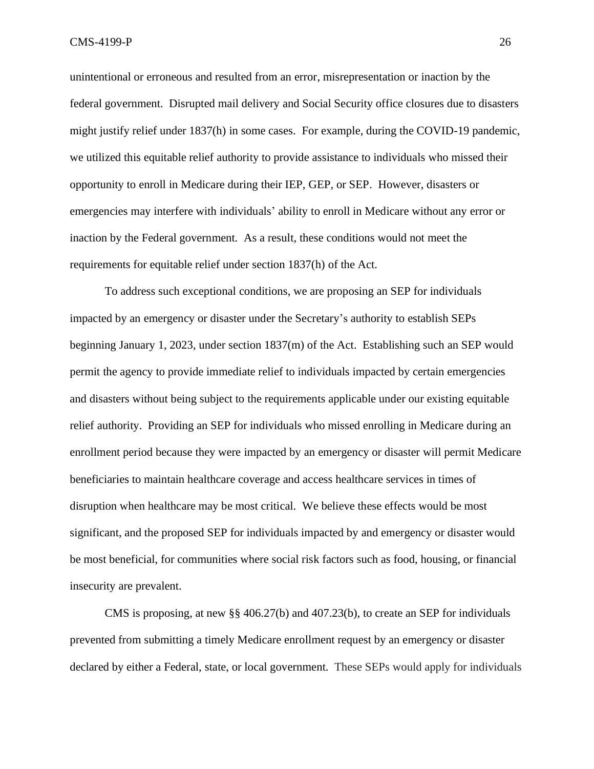unintentional or erroneous and resulted from an error, misrepresentation or inaction by the federal government. Disrupted mail delivery and Social Security office closures due to disasters might justify relief under 1837(h) in some cases. For example, during the COVID-19 pandemic, we utilized this equitable relief authority to provide assistance to individuals who missed their opportunity to enroll in Medicare during their IEP, GEP, or SEP. However, disasters or emergencies may interfere with individuals' ability to enroll in Medicare without any error or inaction by the Federal government. As a result, these conditions would not meet the requirements for equitable relief under section 1837(h) of the Act.

To address such exceptional conditions, we are proposing an SEP for individuals impacted by an emergency or disaster under the Secretary's authority to establish SEPs beginning January 1, 2023, under section 1837(m) of the Act. Establishing such an SEP would permit the agency to provide immediate relief to individuals impacted by certain emergencies and disasters without being subject to the requirements applicable under our existing equitable relief authority. Providing an SEP for individuals who missed enrolling in Medicare during an enrollment period because they were impacted by an emergency or disaster will permit Medicare beneficiaries to maintain healthcare coverage and access healthcare services in times of disruption when healthcare may be most critical. We believe these effects would be most significant, and the proposed SEP for individuals impacted by and emergency or disaster would be most beneficial, for communities where social risk factors such as food, housing, or financial insecurity are prevalent.

CMS is proposing, at new §§ 406.27(b) and 407.23(b), to create an SEP for individuals prevented from submitting a timely Medicare enrollment request by an emergency or disaster declared by either a Federal, state, or local government. These SEPs would apply for individuals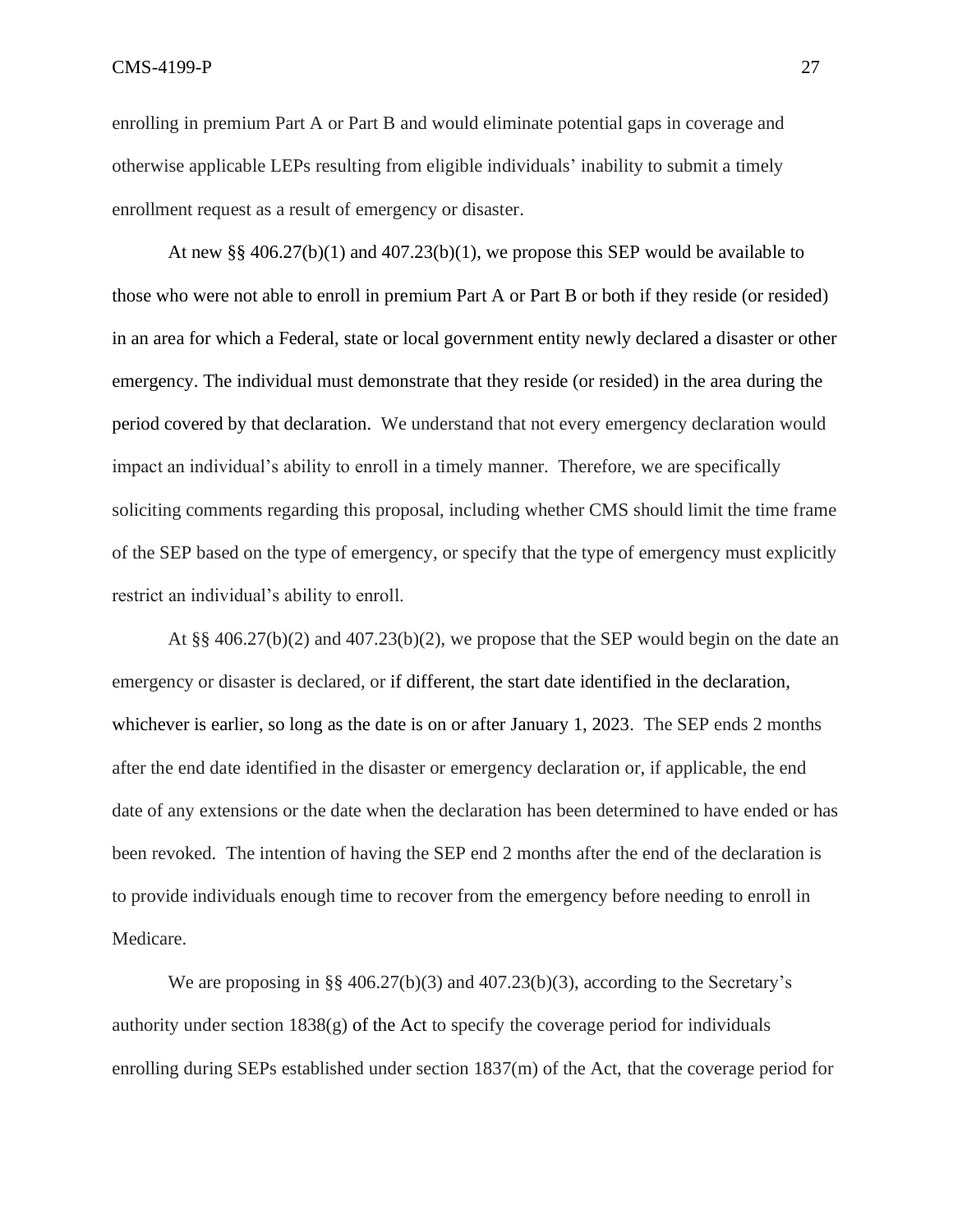enrolling in premium Part A or Part B and would eliminate potential gaps in coverage and otherwise applicable LEPs resulting from eligible individuals' inability to submit a timely enrollment request as a result of emergency or disaster.

At new §§ 406.27(b)(1) and 407.23(b)(1), we propose this SEP would be available to those who were not able to enroll in premium Part A or Part B or both if they reside (or resided) in an area for which a Federal, state or local government entity newly declared a disaster or other emergency. The individual must demonstrate that they reside (or resided) in the area during the period covered by that declaration. We understand that not every emergency declaration would impact an individual's ability to enroll in a timely manner. Therefore, we are specifically soliciting comments regarding this proposal, including whether CMS should limit the time frame of the SEP based on the type of emergency, or specify that the type of emergency must explicitly restrict an individual's ability to enroll.

At §§ 406.27(b)(2) and 407.23(b)(2), we propose that the SEP would begin on the date an emergency or disaster is declared, or if different, the start date identified in the declaration, whichever is earlier, so long as the date is on or after January 1, 2023. The SEP ends 2 months after the end date identified in the disaster or emergency declaration or, if applicable, the end date of any extensions or the date when the declaration has been determined to have ended or has been revoked. The intention of having the SEP end 2 months after the end of the declaration is to provide individuals enough time to recover from the emergency before needing to enroll in Medicare.

We are proposing in §§ 406.27(b)(3) and 407.23(b)(3), according to the Secretary's authority under section 1838(g) of the Act to specify the coverage period for individuals enrolling during SEPs established under section 1837(m) of the Act, that the coverage period for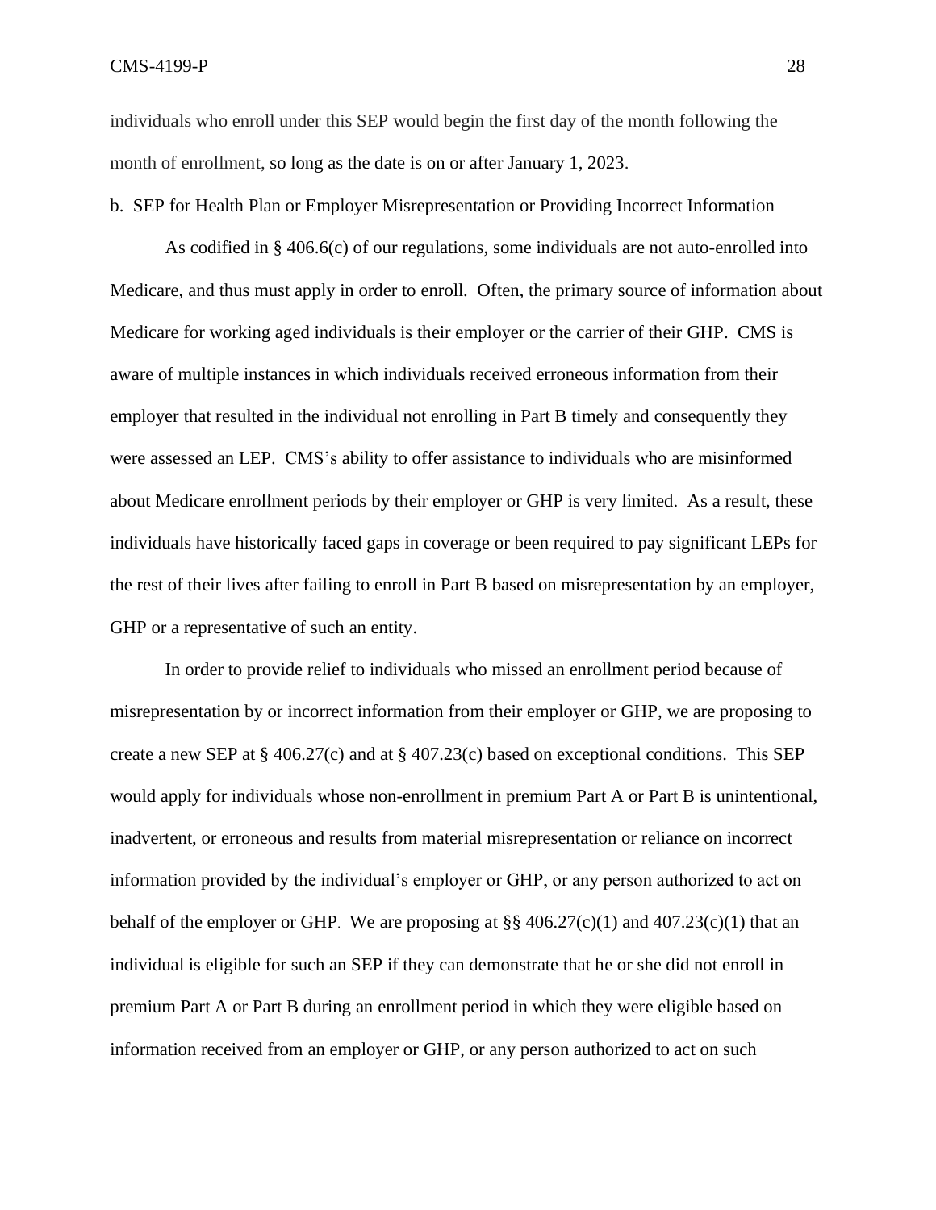individuals who enroll under this SEP would begin the first day of the month following the month of enrollment, so long as the date is on or after January 1, 2023.

b. SEP for Health Plan or Employer Misrepresentation or Providing Incorrect Information

As codified in § 406.6(c) of our regulations, some individuals are not auto-enrolled into Medicare, and thus must apply in order to enroll. Often, the primary source of information about Medicare for working aged individuals is their employer or the carrier of their GHP. CMS is aware of multiple instances in which individuals received erroneous information from their employer that resulted in the individual not enrolling in Part B timely and consequently they were assessed an LEP. CMS's ability to offer assistance to individuals who are misinformed about Medicare enrollment periods by their employer or GHP is very limited. As a result, these individuals have historically faced gaps in coverage or been required to pay significant LEPs for the rest of their lives after failing to enroll in Part B based on misrepresentation by an employer, GHP or a representative of such an entity.

In order to provide relief to individuals who missed an enrollment period because of misrepresentation by or incorrect information from their employer or GHP, we are proposing to create a new SEP at § 406.27(c) and at § 407.23(c) based on exceptional conditions. This SEP would apply for individuals whose non-enrollment in premium Part A or Part B is unintentional, inadvertent, or erroneous and results from material misrepresentation or reliance on incorrect information provided by the individual's employer or GHP, or any person authorized to act on behalf of the employer or GHP. We are proposing at §§ 406.27(c)(1) and 407.23(c)(1) that an individual is eligible for such an SEP if they can demonstrate that he or she did not enroll in premium Part A or Part B during an enrollment period in which they were eligible based on information received from an employer or GHP, or any person authorized to act on such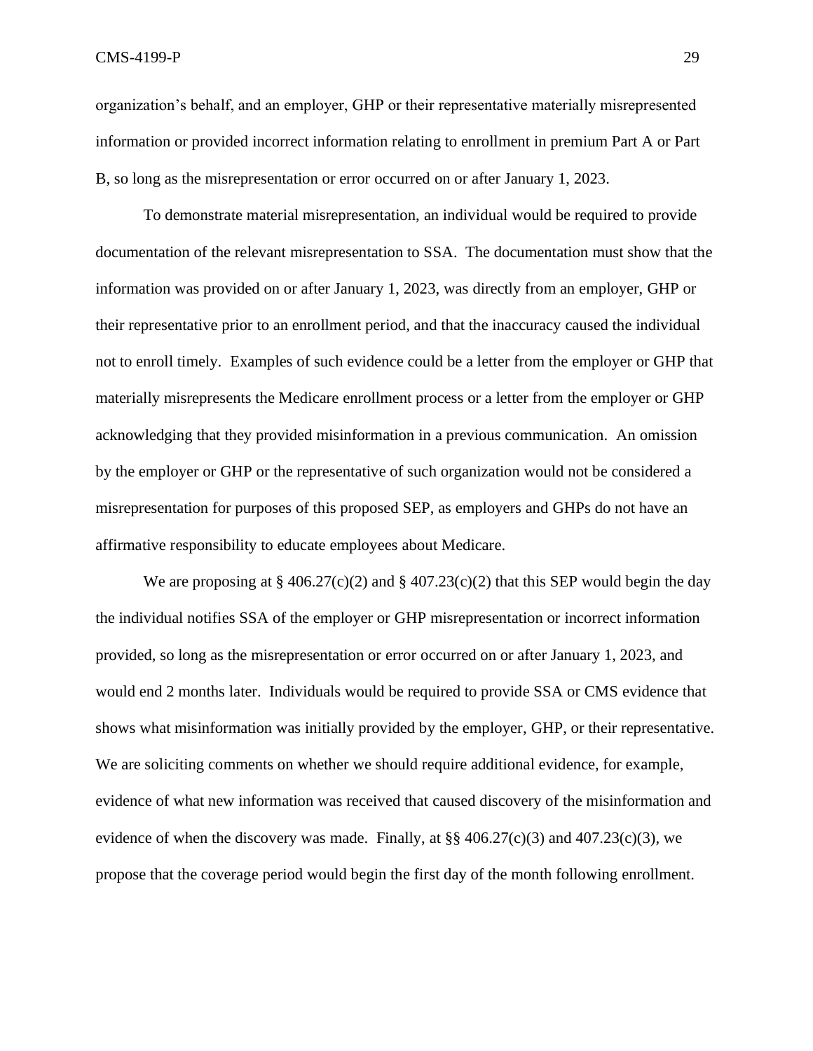organization's behalf, and an employer, GHP or their representative materially misrepresented information or provided incorrect information relating to enrollment in premium Part A or Part B, so long as the misrepresentation or error occurred on or after January 1, 2023.

To demonstrate material misrepresentation, an individual would be required to provide documentation of the relevant misrepresentation to SSA. The documentation must show that the information was provided on or after January 1, 2023, was directly from an employer, GHP or their representative prior to an enrollment period, and that the inaccuracy caused the individual not to enroll timely. Examples of such evidence could be a letter from the employer or GHP that materially misrepresents the Medicare enrollment process or a letter from the employer or GHP acknowledging that they provided misinformation in a previous communication. An omission by the employer or GHP or the representative of such organization would not be considered a misrepresentation for purposes of this proposed SEP, as employers and GHPs do not have an affirmative responsibility to educate employees about Medicare.

We are proposing at § 406.27(c)(2) and § 407.23(c)(2) that this SEP would begin the day the individual notifies SSA of the employer or GHP misrepresentation or incorrect information provided, so long as the misrepresentation or error occurred on or after January 1, 2023, and would end 2 months later. Individuals would be required to provide SSA or CMS evidence that shows what misinformation was initially provided by the employer, GHP, or their representative. We are soliciting comments on whether we should require additional evidence, for example, evidence of what new information was received that caused discovery of the misinformation and evidence of when the discovery was made. Finally, at §§ 406.27(c)(3) and 407.23(c)(3), we propose that the coverage period would begin the first day of the month following enrollment.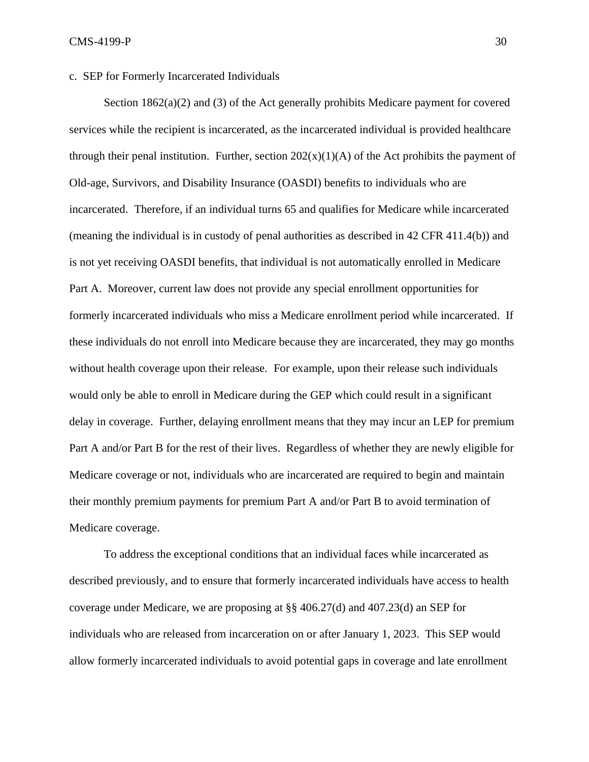### c. SEP for Formerly Incarcerated Individuals

Section 1862(a)(2) and (3) of the Act generally prohibits Medicare payment for covered services while the recipient is incarcerated, as the incarcerated individual is provided healthcare through their penal institution. Further, section 202(x)(1)(A) of the Act prohibits the payment of Old-age, Survivors, and Disability Insurance (OASDI) benefits to individuals who are incarcerated. Therefore, if an individual turns 65 and qualifies for Medicare while incarcerated (meaning the individual is in custody of penal authorities as described in 42 CFR 411.4(b)) and is not yet receiving OASDI benefits, that individual is not automatically enrolled in Medicare Part A. Moreover, current law does not provide any special enrollment opportunities for formerly incarcerated individuals who miss a Medicare enrollment period while incarcerated. If these individuals do not enroll into Medicare because they are incarcerated, they may go months without health coverage upon their release. For example, upon their release such individuals would only be able to enroll in Medicare during the GEP which could result in a significant delay in coverage. Further, delaying enrollment means that they may incur an LEP for premium Part A and/or Part B for the rest of their lives. Regardless of whether they are newly eligible for Medicare coverage or not, individuals who are incarcerated are required to begin and maintain their monthly premium payments for premium Part A and/or Part B to avoid termination of Medicare coverage.

To address the exceptional conditions that an individual faces while incarcerated as described previously, and to ensure that formerly incarcerated individuals have access to health coverage under Medicare, we are proposing at §§ 406.27(d) and 407.23(d) an SEP for individuals who are released from incarceration on or after January 1, 2023. This SEP would allow formerly incarcerated individuals to avoid potential gaps in coverage and late enrollment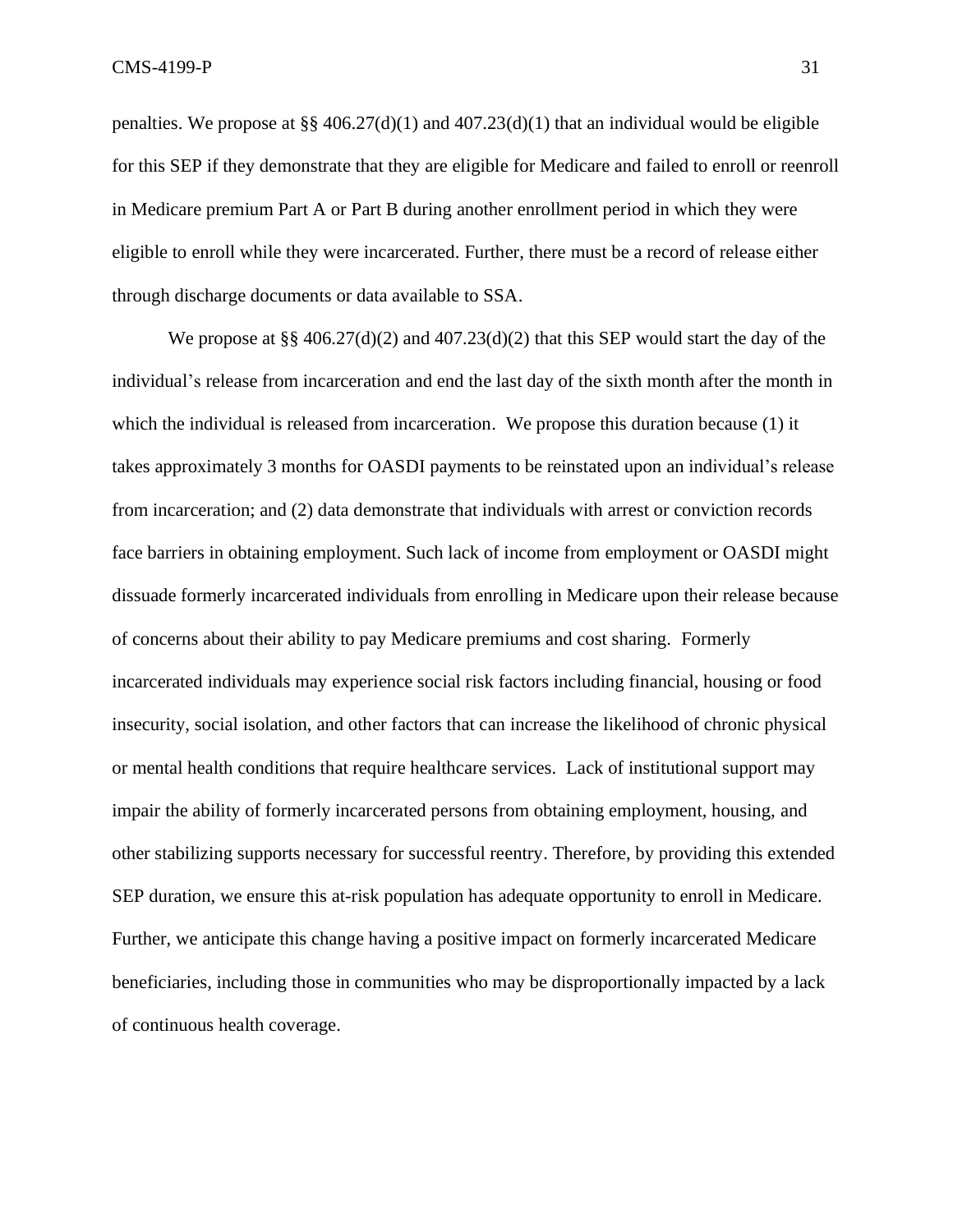penalties. We propose at §§ 406.27(d)(1) and 407.23(d)(1) that an individual would be eligible for this SEP if they demonstrate that they are eligible for Medicare and failed to enroll or reenroll in Medicare premium Part A or Part B during another enrollment period in which they were eligible to enroll while they were incarcerated. Further, there must be a record of release either through discharge documents or data available to SSA.

We propose at §§ 406.27(d)(2) and 407.23(d)(2) that this SEP would start the day of the individual's release from incarceration and end the last day of the sixth month after the month in which the individual is released from incarceration. We propose this duration because (1) it takes approximately 3 months for OASDI payments to be reinstated upon an individual's release from incarceration; and (2) data demonstrate that individuals with arrest or conviction records face barriers in obtaining employment. Such lack of income from employment or OASDI might dissuade formerly incarcerated individuals from enrolling in Medicare upon their release because of concerns about their ability to pay Medicare premiums and cost sharing. Formerly incarcerated individuals may experience social risk factors including financial, housing or food insecurity, social isolation, and other factors that can increase the likelihood of chronic physical or mental health conditions that require healthcare services. Lack of institutional support may impair the ability of formerly incarcerated persons from obtaining employment, housing, and other stabilizing supports necessary for successful reentry. Therefore, by providing this extended SEP duration, we ensure this at-risk population has adequate opportunity to enroll in Medicare. Further, we anticipate this change having a positive impact on formerly incarcerated Medicare beneficiaries, including those in communities who may be disproportionally impacted by a lack of continuous health coverage.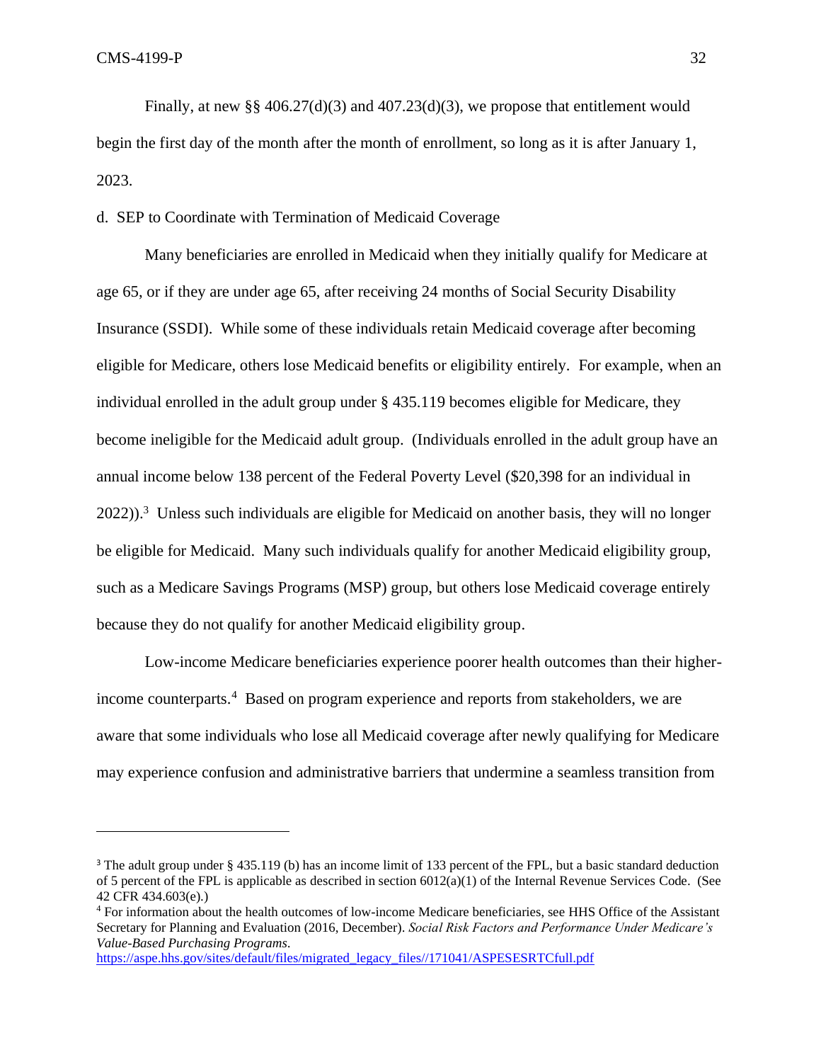Finally, at new §§ 406.27(d)(3) and 407.23(d)(3), we propose that entitlement would begin the first day of the month after the month of enrollment, so long as it is after January 1, 2023.

d. SEP to Coordinate with Termination of Medicaid Coverage

Many beneficiaries are enrolled in Medicaid when they initially qualify for Medicare at age 65, or if they are under age 65, after receiving 24 months of Social Security Disability Insurance (SSDI). While some of these individuals retain Medicaid coverage after becoming eligible for Medicare, others lose Medicaid benefits or eligibility entirely. For example, when an individual enrolled in the adult group under § 435.119 becomes eligible for Medicare, they become ineligible for the Medicaid adult group. (Individuals enrolled in the adult group have an annual income below 138 percent of the Federal Poverty Level ($20,398 for an individual in 2022)).[3] Unless such individuals are eligible for Medicaid on another basis, they will no longer be eligible for Medicaid. Many such individuals qualify for another Medicaid eligibility group, such as a Medicare Savings Programs (MSP) group, but others lose Medicaid coverage entirely because they do not qualify for another Medicaid eligibility group.

Low-income Medicare beneficiaries experience poorer health outcomes than their higher-income counterparts.[4] Based on program experience and reports from stakeholders, we are aware that some individuals who lose all Medicaid coverage after newly qualifying for Medicare may experience confusion and administrative barriers that undermine a seamless transition from

---

[3] The adult group under § 435.119 (b) has an income limit of 133 percent of the FPL, but a basic standard deduction of 5 percent of the FPL is applicable as described in section 6012(a)(1) of the Internal Revenue Services Code. (See 42 CFR 434.603(e).)

[4] For information about the health outcomes of low-income Medicare beneficiaries, see HHS Office of the Assistant Secretary for Planning and Evaluation (2016, December). *Social Risk Factors and Performance Under Medicare's Value-Based Purchasing Programs*. https://aspe.hhs.gov/sites/default/files/migrated_legacy_files//171041/ASPESESRTCfull.pdf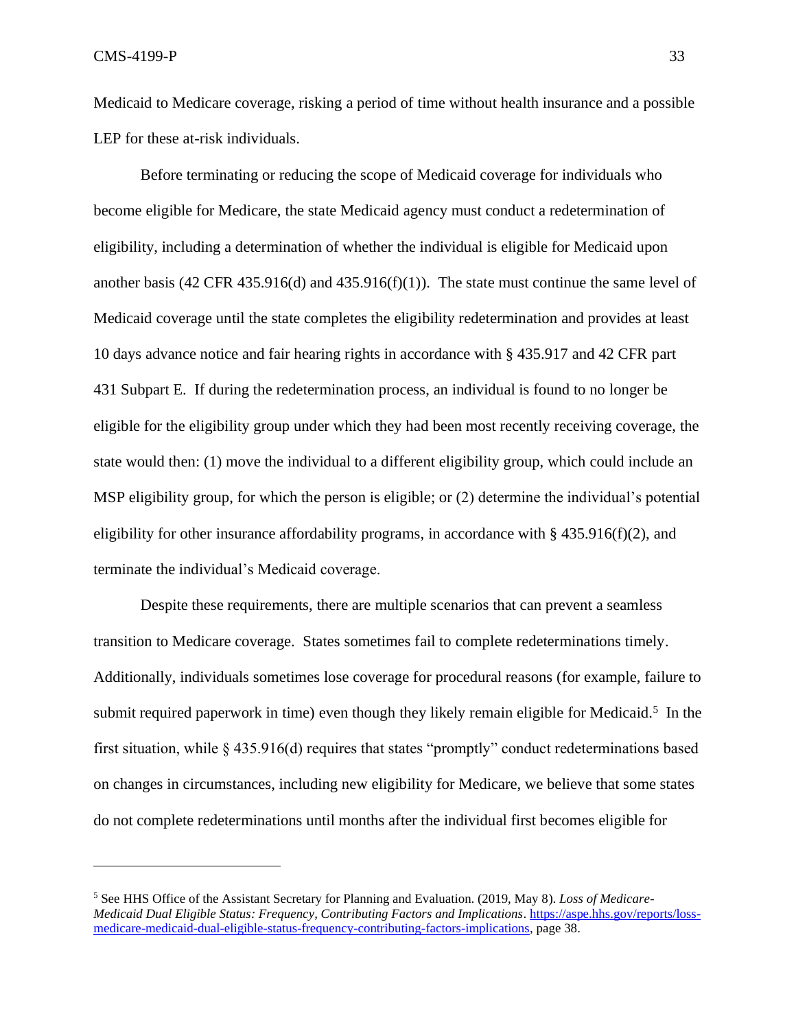Medicaid to Medicare coverage, risking a period of time without health insurance and a possible LEP for these at-risk individuals.

Before terminating or reducing the scope of Medicaid coverage for individuals who become eligible for Medicare, the state Medicaid agency must conduct a redetermination of eligibility, including a determination of whether the individual is eligible for Medicaid upon another basis (42 CFR 435.916(d) and 435.916(f)(1)). The state must continue the same level of Medicaid coverage until the state completes the eligibility redetermination and provides at least 10 days advance notice and fair hearing rights in accordance with § 435.917 and 42 CFR part 431 Subpart E. If during the redetermination process, an individual is found to no longer be eligible for the eligibility group under which they had been most recently receiving coverage, the state would then: (1) move the individual to a different eligibility group, which could include an MSP eligibility group, for which the person is eligible; or (2) determine the individual's potential eligibility for other insurance affordability programs, in accordance with § 435.916(f)(2), and terminate the individual's Medicaid coverage.

Despite these requirements, there are multiple scenarios that can prevent a seamless transition to Medicare coverage. States sometimes fail to complete redeterminations timely. Additionally, individuals sometimes lose coverage for procedural reasons (for example, failure to submit required paperwork in time) even though they likely remain eligible for Medicaid.[5] In the first situation, while § 435.916(d) requires that states "promptly" conduct redeterminations based on changes in circumstances, including new eligibility for Medicare, we believe that some states do not complete redeterminations until months after the individual first becomes eligible for

---

[5] See HHS Office of the Assistant Secretary for Planning and Evaluation. (2019, May 8). *Loss of Medicare-Medicaid Dual Eligible Status: Frequency, Contributing Factors and Implications*. https://aspe.hhs.gov/reports/loss-medicare-medicaid-dual-eligible-status-frequency-contributing-factors-implications, page 38.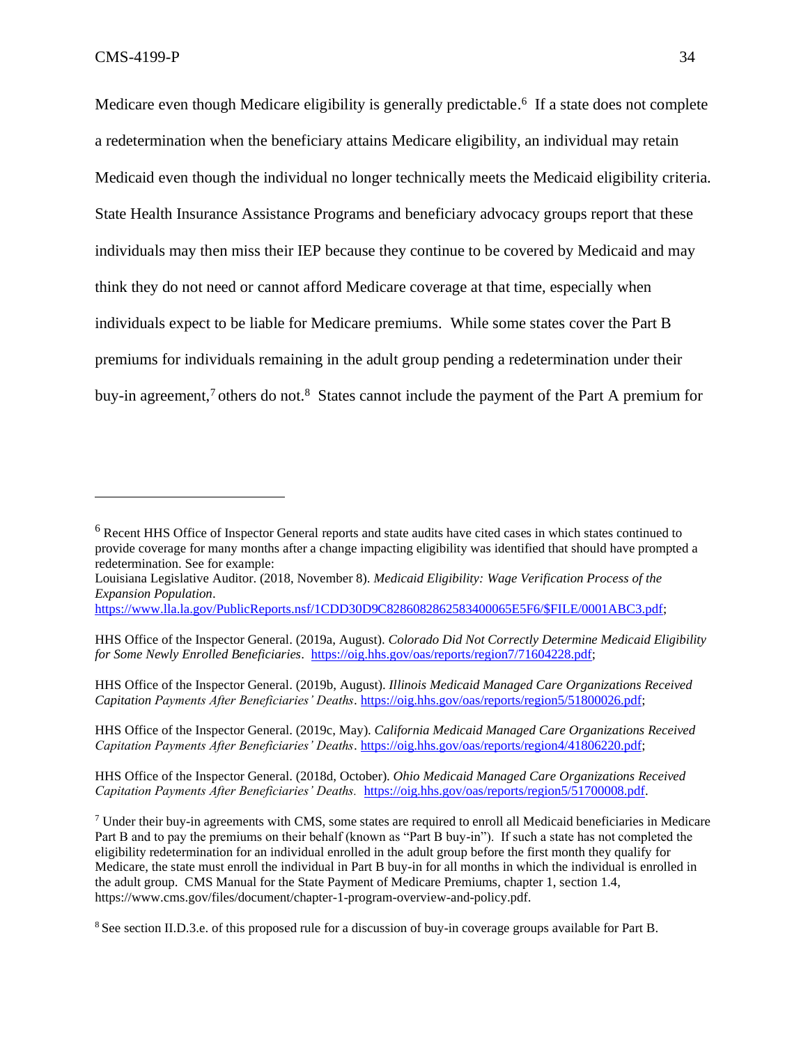Medicare even though Medicare eligibility is generally predictable.[6] If a state does not complete a redetermination when the beneficiary attains Medicare eligibility, an individual may retain Medicaid even though the individual no longer technically meets the Medicaid eligibility criteria. State Health Insurance Assistance Programs and beneficiary advocacy groups report that these individuals may then miss their IEP because they continue to be covered by Medicaid and may think they do not need or cannot afford Medicare coverage at that time, especially when individuals expect to be liable for Medicare premiums. While some states cover the Part B premiums for individuals remaining in the adult group pending a redetermination under their buy-in agreement,[7] others do not.[8] States cannot include the payment of the Part A premium for

---

[6] Recent HHS Office of Inspector General reports and state audits have cited cases in which states continued to provide coverage for many months after a change impacting eligibility was identified that should have prompted a redetermination. See for example:

Louisiana Legislative Auditor. (2018, November 8). *Medicaid Eligibility: Wage Verification Process of the Expansion Population*. https://www.lla.la.gov/PublicReports.nsf/1CDD30D9C8286082862583400065E5F6/$FILE/0001ABC3.pdf;

HHS Office of the Inspector General. (2019a, August). *Colorado Did Not Correctly Determine Medicaid Eligibility for Some Newly Enrolled Beneficiaries*. https://oig.hhs.gov/oas/reports/region7/71604228.pdf;

HHS Office of the Inspector General. (2019b, August). *Illinois Medicaid Managed Care Organizations Received Capitation Payments After Beneficiaries' Deaths*. https://oig.hhs.gov/oas/reports/region5/51800026.pdf;

HHS Office of the Inspector General. (2019c, May). *California Medicaid Managed Care Organizations Received Capitation Payments After Beneficiaries' Deaths*. https://oig.hhs.gov/oas/reports/region4/41806220.pdf;

HHS Office of the Inspector General. (2018d, October). *Ohio Medicaid Managed Care Organizations Received Capitation Payments After Beneficiaries' Deaths*. https://oig.hhs.gov/oas/reports/region5/51700008.pdf.

[7] Under their buy-in agreements with CMS, some states are required to enroll all Medicaid beneficiaries in Medicare Part B and to pay the premiums on their behalf (known as "Part B buy-in"). If such a state has not completed the eligibility redetermination for an individual enrolled in the adult group before the first month they qualify for Medicare, the state must enroll the individual in Part B buy-in for all months in which the individual is enrolled in the adult group. CMS Manual for the State Payment of Medicare Premiums, chapter 1, section 1.4, https://www.cms.gov/files/document/chapter-1-program-overview-and-policy.pdf.

[8] See section II.D.3.e. of this proposed rule for a discussion of buy-in coverage groups available for Part B.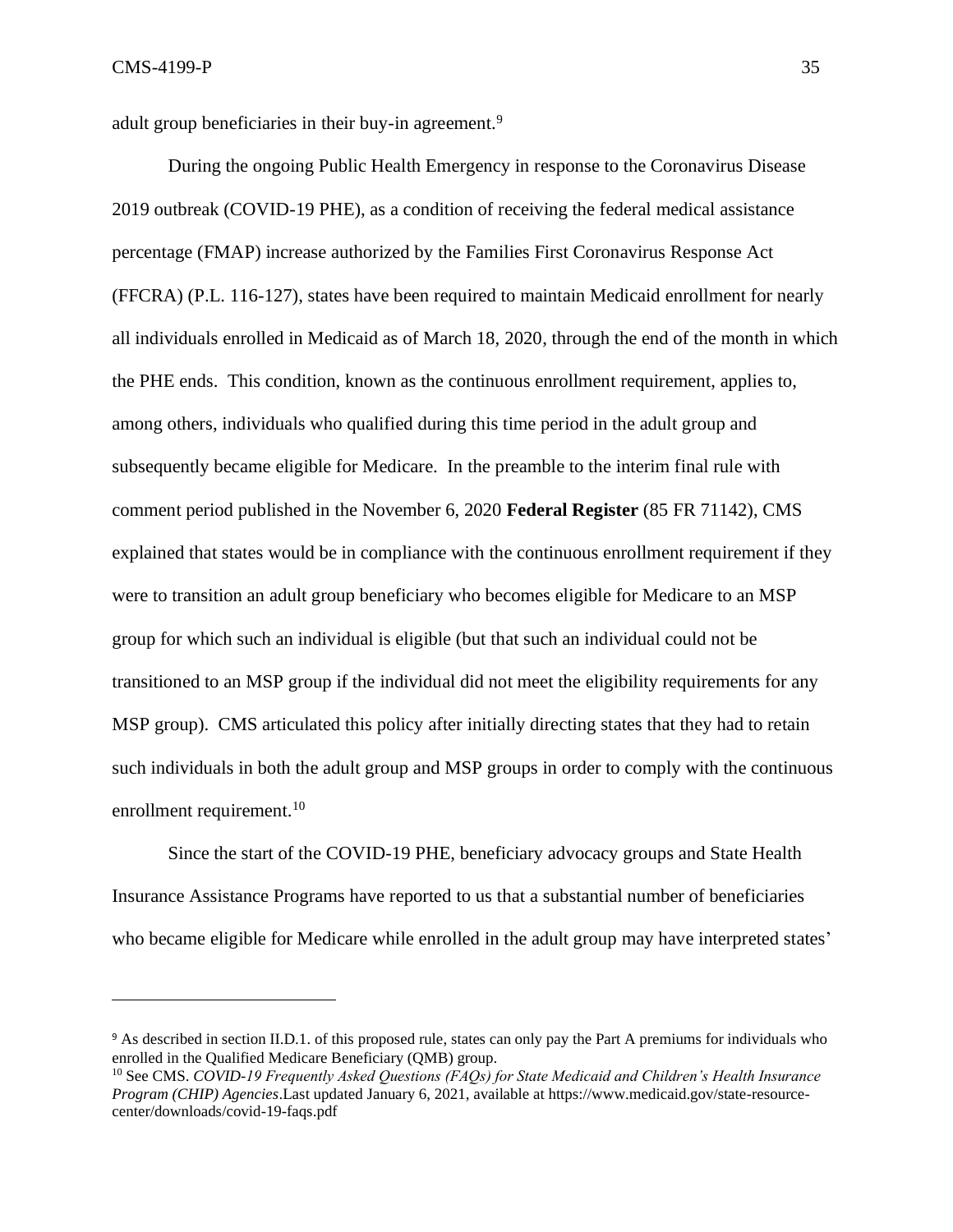adult group beneficiaries in their buy-in agreement.[9]

During the ongoing Public Health Emergency in response to the Coronavirus Disease 2019 outbreak (COVID-19 PHE), as a condition of receiving the federal medical assistance percentage (FMAP) increase authorized by the Families First Coronavirus Response Act (FFCRA) (P.L. 116-127), states have been required to maintain Medicaid enrollment for nearly all individuals enrolled in Medicaid as of March 18, 2020, through the end of the month in which the PHE ends. This condition, known as the continuous enrollment requirement, applies to, among others, individuals who qualified during this time period in the adult group and subsequently became eligible for Medicare. In the preamble to the interim final rule with comment period published in the November 6, 2020 **Federal Register** (85 FR 71142), CMS explained that states would be in compliance with the continuous enrollment requirement if they were to transition an adult group beneficiary who becomes eligible for Medicare to an MSP group for which such an individual is eligible (but that such an individual could not be transitioned to an MSP group if the individual did not meet the eligibility requirements for any MSP group). CMS articulated this policy after initially directing states that they had to retain such individuals in both the adult group and MSP groups in order to comply with the continuous enrollment requirement.[10]

Since the start of the COVID-19 PHE, beneficiary advocacy groups and State Health Insurance Assistance Programs have reported to us that a substantial number of beneficiaries who became eligible for Medicare while enrolled in the adult group may have interpreted states'

---

[9] As described in section II.D.1. of this proposed rule, states can only pay the Part A premiums for individuals who enrolled in the Qualified Medicare Beneficiary (QMB) group.

[10] See CMS. *COVID-19 Frequently Asked Questions (FAQs) for State Medicaid and Children's Health Insurance Program (CHIP) Agencies*.Last updated January 6, 2021, available at https://www.medicaid.gov/state-resource-center/downloads/covid-19-faqs.pdf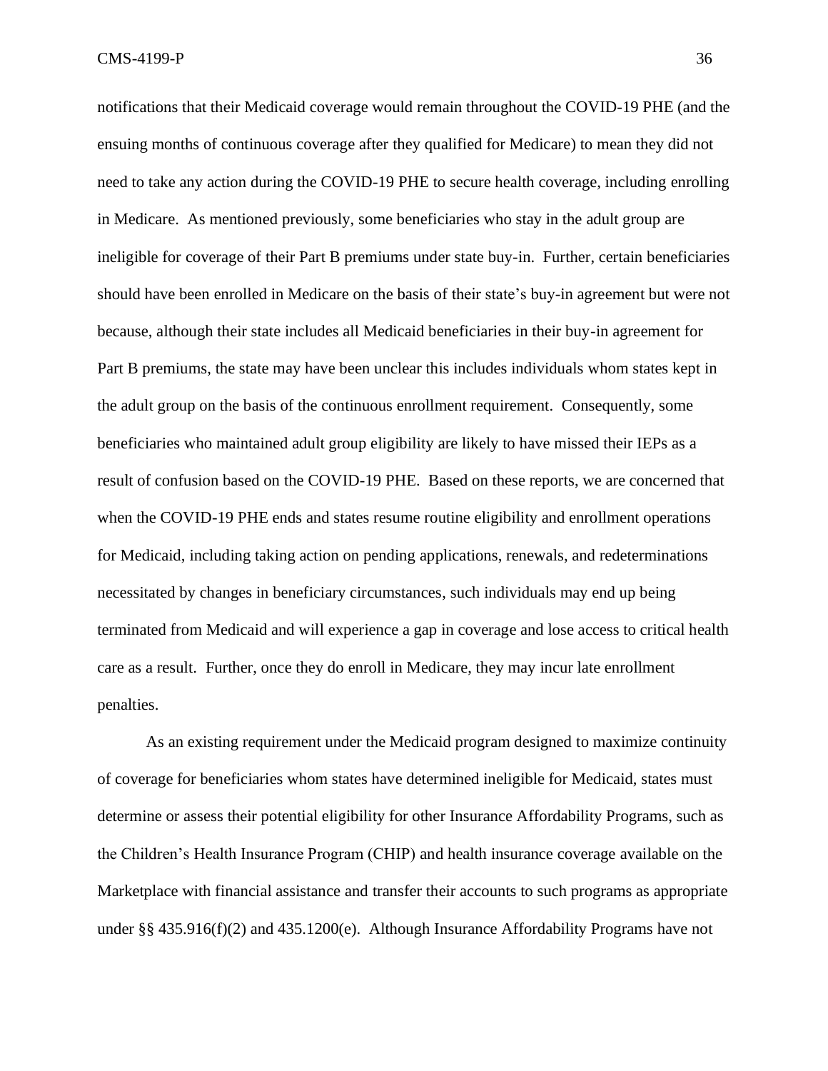notifications that their Medicaid coverage would remain throughout the COVID-19 PHE (and the ensuing months of continuous coverage after they qualified for Medicare) to mean they did not need to take any action during the COVID-19 PHE to secure health coverage, including enrolling in Medicare. As mentioned previously, some beneficiaries who stay in the adult group are ineligible for coverage of their Part B premiums under state buy-in. Further, certain beneficiaries should have been enrolled in Medicare on the basis of their state's buy-in agreement but were not because, although their state includes all Medicaid beneficiaries in their buy-in agreement for Part B premiums, the state may have been unclear this includes individuals whom states kept in the adult group on the basis of the continuous enrollment requirement. Consequently, some beneficiaries who maintained adult group eligibility are likely to have missed their IEPs as a result of confusion based on the COVID-19 PHE. Based on these reports, we are concerned that when the COVID-19 PHE ends and states resume routine eligibility and enrollment operations for Medicaid, including taking action on pending applications, renewals, and redeterminations necessitated by changes in beneficiary circumstances, such individuals may end up being terminated from Medicaid and will experience a gap in coverage and lose access to critical health care as a result. Further, once they do enroll in Medicare, they may incur late enrollment penalties.

As an existing requirement under the Medicaid program designed to maximize continuity of coverage for beneficiaries whom states have determined ineligible for Medicaid, states must determine or assess their potential eligibility for other Insurance Affordability Programs, such as the Children's Health Insurance Program (CHIP) and health insurance coverage available on the Marketplace with financial assistance and transfer their accounts to such programs as appropriate under §§ 435.916(f)(2) and 435.1200(e). Although Insurance Affordability Programs have not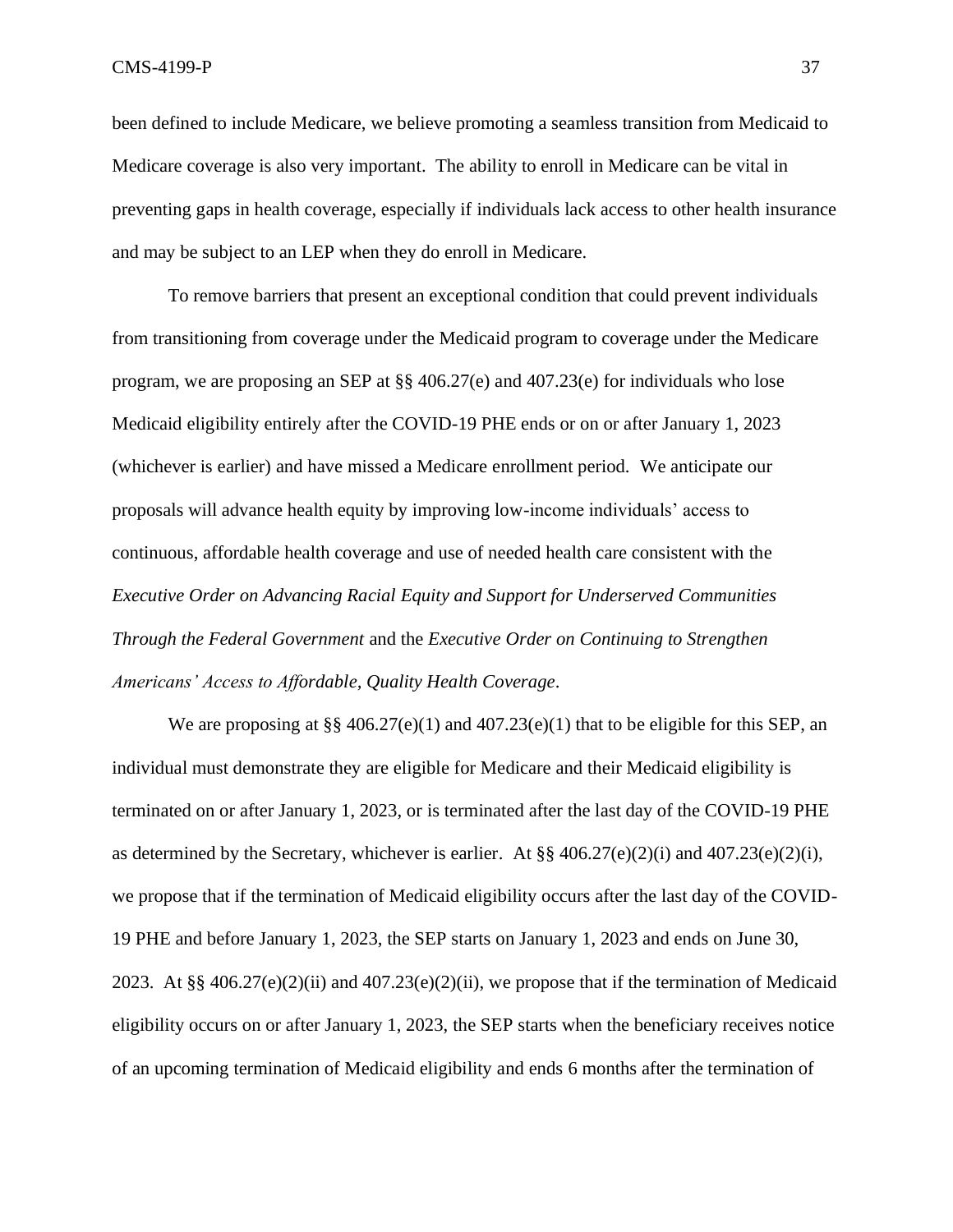been defined to include Medicare, we believe promoting a seamless transition from Medicaid to Medicare coverage is also very important. The ability to enroll in Medicare can be vital in preventing gaps in health coverage, especially if individuals lack access to other health insurance and may be subject to an LEP when they do enroll in Medicare.

To remove barriers that present an exceptional condition that could prevent individuals from transitioning from coverage under the Medicaid program to coverage under the Medicare program, we are proposing an SEP at §§ 406.27(e) and 407.23(e) for individuals who lose Medicaid eligibility entirely after the COVID-19 PHE ends or on or after January 1, 2023 (whichever is earlier) and have missed a Medicare enrollment period. We anticipate our proposals will advance health equity by improving low-income individuals' access to continuous, affordable health coverage and use of needed health care consistent with the *Executive Order on Advancing Racial Equity and Support for Underserved Communities Through the Federal Government* and the *Executive Order on Continuing to Strengthen Americans' Access to Affordable, Quality Health Coverage*.

We are proposing at §§ 406.27(e)(1) and 407.23(e)(1) that to be eligible for this SEP, an individual must demonstrate they are eligible for Medicare and their Medicaid eligibility is terminated on or after January 1, 2023, or is terminated after the last day of the COVID-19 PHE as determined by the Secretary, whichever is earlier. At §§ 406.27(e)(2)(i) and 407.23(e)(2)(i), we propose that if the termination of Medicaid eligibility occurs after the last day of the COVID-19 PHE and before January 1, 2023, the SEP starts on January 1, 2023 and ends on June 30, 2023. At §§ 406.27(e)(2)(ii) and 407.23(e)(2)(ii), we propose that if the termination of Medicaid eligibility occurs on or after January 1, 2023, the SEP starts when the beneficiary receives notice of an upcoming termination of Medicaid eligibility and ends 6 months after the termination of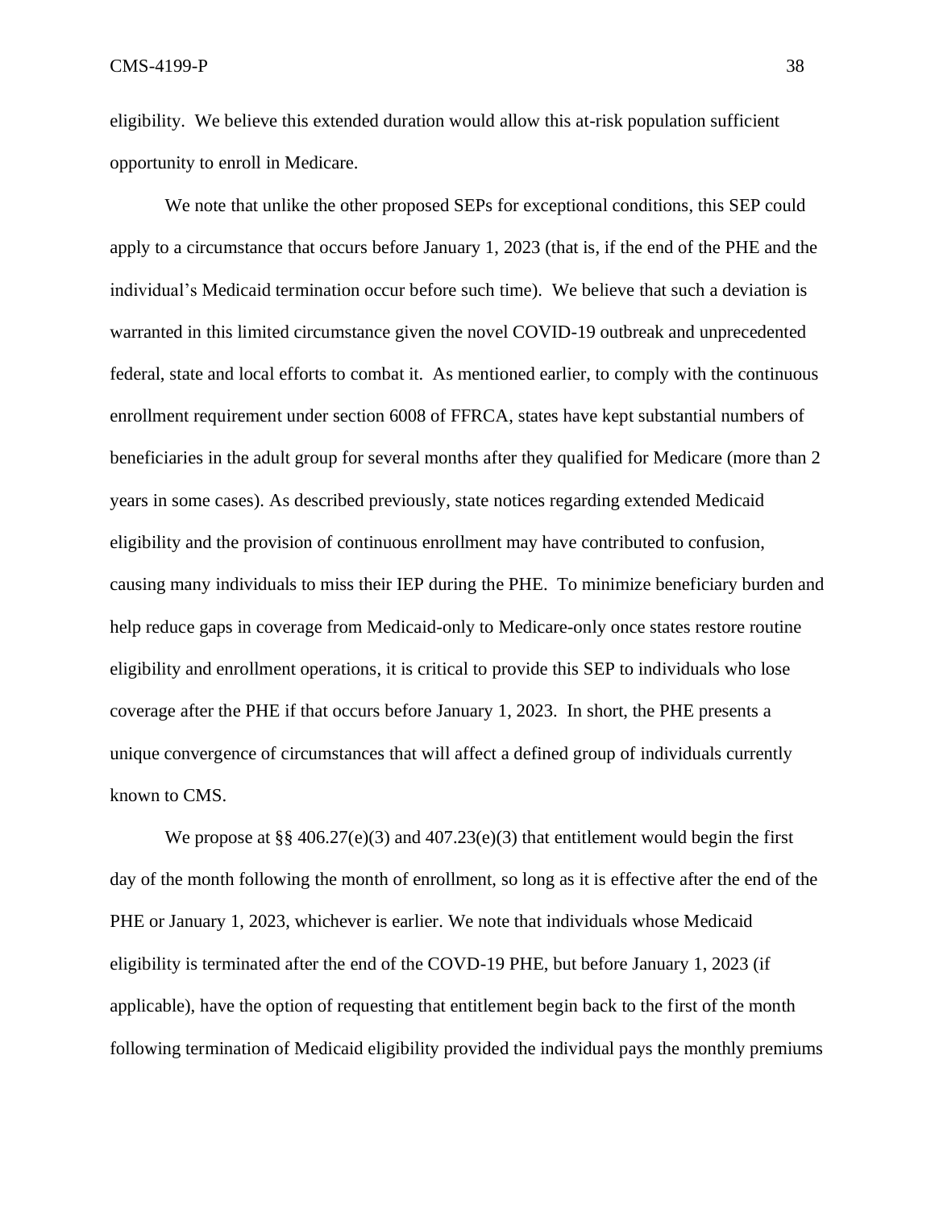eligibility. We believe this extended duration would allow this at-risk population sufficient opportunity to enroll in Medicare.

We note that unlike the other proposed SEPs for exceptional conditions, this SEP could apply to a circumstance that occurs before January 1, 2023 (that is, if the end of the PHE and the individual's Medicaid termination occur before such time). We believe that such a deviation is warranted in this limited circumstance given the novel COVID-19 outbreak and unprecedented federal, state and local efforts to combat it. As mentioned earlier, to comply with the continuous enrollment requirement under section 6008 of FFRCA, states have kept substantial numbers of beneficiaries in the adult group for several months after they qualified for Medicare (more than 2 years in some cases). As described previously, state notices regarding extended Medicaid eligibility and the provision of continuous enrollment may have contributed to confusion, causing many individuals to miss their IEP during the PHE. To minimize beneficiary burden and help reduce gaps in coverage from Medicaid-only to Medicare-only once states restore routine eligibility and enrollment operations, it is critical to provide this SEP to individuals who lose coverage after the PHE if that occurs before January 1, 2023. In short, the PHE presents a unique convergence of circumstances that will affect a defined group of individuals currently known to CMS.

We propose at §§ 406.27(e)(3) and 407.23(e)(3) that entitlement would begin the first day of the month following the month of enrollment, so long as it is effective after the end of the PHE or January 1, 2023, whichever is earlier. We note that individuals whose Medicaid eligibility is terminated after the end of the COVD-19 PHE, but before January 1, 2023 (if applicable), have the option of requesting that entitlement begin back to the first of the month following termination of Medicaid eligibility provided the individual pays the monthly premiums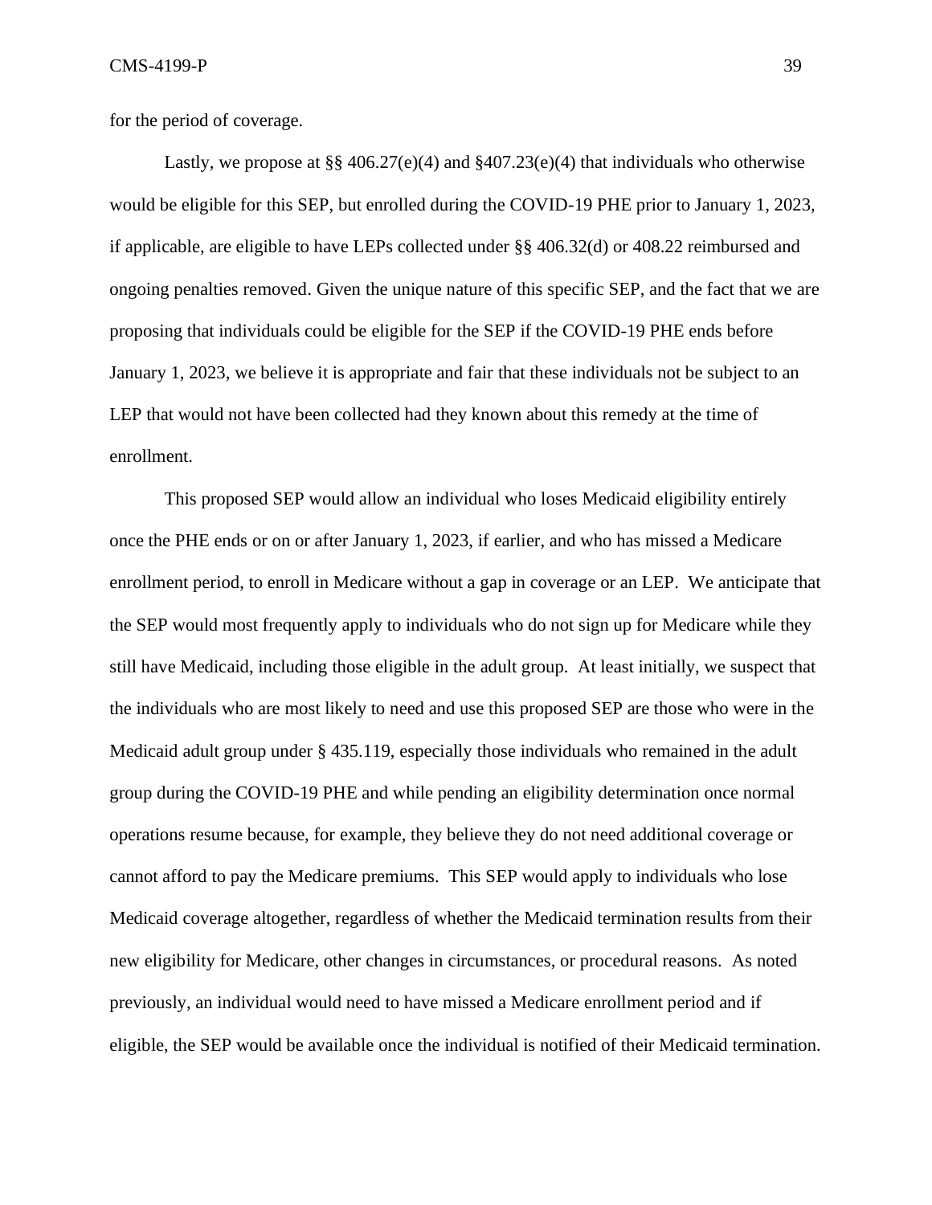for the period of coverage.

Lastly, we propose at §§ 406.27(e)(4) and §407.23(e)(4) that individuals who otherwise would be eligible for this SEP, but enrolled during the COVID-19 PHE prior to January 1, 2023, if applicable, are eligible to have LEPs collected under §§ 406.32(d) or 408.22 reimbursed and ongoing penalties removed. Given the unique nature of this specific SEP, and the fact that we are proposing that individuals could be eligible for the SEP if the COVID-19 PHE ends before January 1, 2023, we believe it is appropriate and fair that these individuals not be subject to an LEP that would not have been collected had they known about this remedy at the time of enrollment.

This proposed SEP would allow an individual who loses Medicaid eligibility entirely once the PHE ends or on or after January 1, 2023, if earlier, and who has missed a Medicare enrollment period, to enroll in Medicare without a gap in coverage or an LEP. We anticipate that the SEP would most frequently apply to individuals who do not sign up for Medicare while they still have Medicaid, including those eligible in the adult group. At least initially, we suspect that the individuals who are most likely to need and use this proposed SEP are those who were in the Medicaid adult group under § 435.119, especially those individuals who remained in the adult group during the COVID-19 PHE and while pending an eligibility determination once normal operations resume because, for example, they believe they do not need additional coverage or cannot afford to pay the Medicare premiums. This SEP would apply to individuals who lose Medicaid coverage altogether, regardless of whether the Medicaid termination results from their new eligibility for Medicare, other changes in circumstances, or procedural reasons. As noted previously, an individual would need to have missed a Medicare enrollment period and if eligible, the SEP would be available once the individual is notified of their Medicaid termination.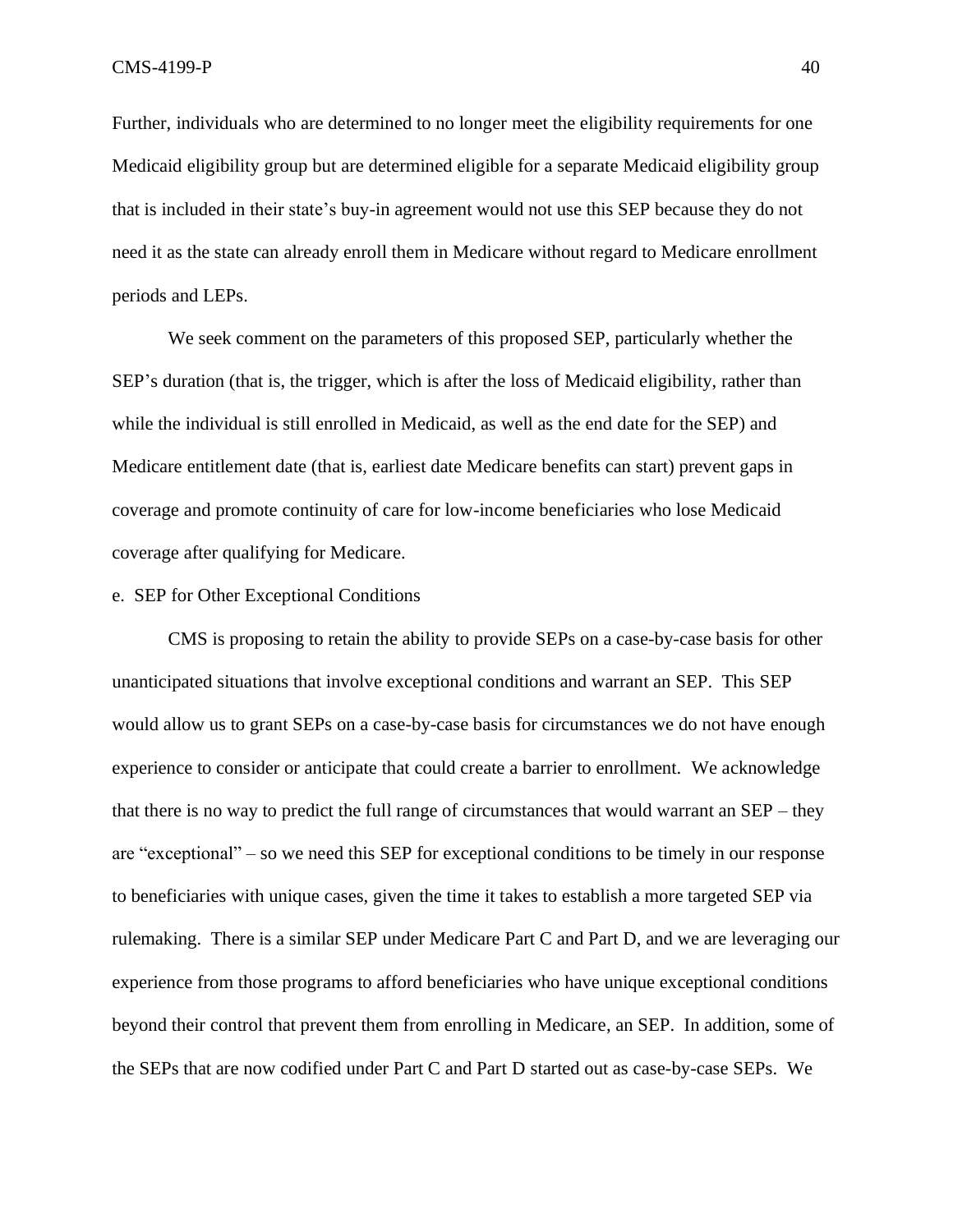Further, individuals who are determined to no longer meet the eligibility requirements for one Medicaid eligibility group but are determined eligible for a separate Medicaid eligibility group that is included in their state's buy-in agreement would not use this SEP because they do not need it as the state can already enroll them in Medicare without regard to Medicare enrollment periods and LEPs.

We seek comment on the parameters of this proposed SEP, particularly whether the SEP's duration (that is, the trigger, which is after the loss of Medicaid eligibility, rather than while the individual is still enrolled in Medicaid, as well as the end date for the SEP) and Medicare entitlement date (that is, earliest date Medicare benefits can start) prevent gaps in coverage and promote continuity of care for low-income beneficiaries who lose Medicaid coverage after qualifying for Medicare.

e. SEP for Other Exceptional Conditions

CMS is proposing to retain the ability to provide SEPs on a case-by-case basis for other unanticipated situations that involve exceptional conditions and warrant an SEP. This SEP would allow us to grant SEPs on a case-by-case basis for circumstances we do not have enough experience to consider or anticipate that could create a barrier to enrollment. We acknowledge that there is no way to predict the full range of circumstances that would warrant an SEP – they are "exceptional" – so we need this SEP for exceptional conditions to be timely in our response to beneficiaries with unique cases, given the time it takes to establish a more targeted SEP via rulemaking. There is a similar SEP under Medicare Part C and Part D, and we are leveraging our experience from those programs to afford beneficiaries who have unique exceptional conditions beyond their control that prevent them from enrolling in Medicare, an SEP. In addition, some of the SEPs that are now codified under Part C and Part D started out as case-by-case SEPs. We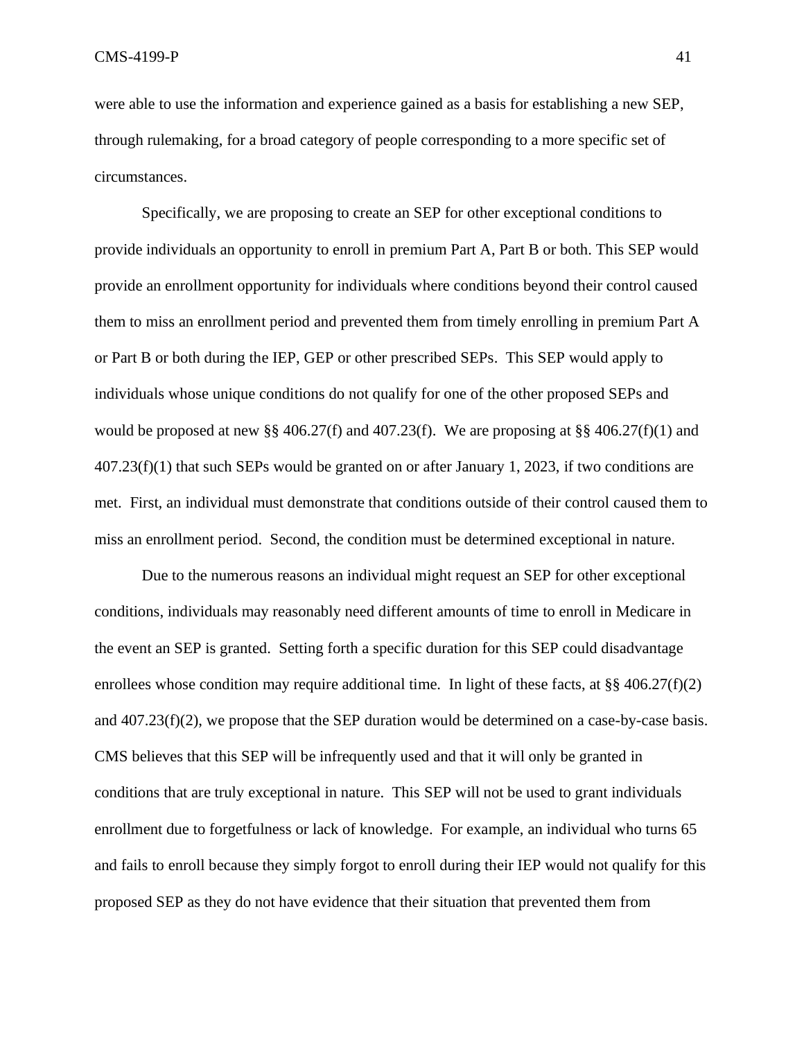were able to use the information and experience gained as a basis for establishing a new SEP, through rulemaking, for a broad category of people corresponding to a more specific set of circumstances.

Specifically, we are proposing to create an SEP for other exceptional conditions to provide individuals an opportunity to enroll in premium Part A, Part B or both. This SEP would provide an enrollment opportunity for individuals where conditions beyond their control caused them to miss an enrollment period and prevented them from timely enrolling in premium Part A or Part B or both during the IEP, GEP or other prescribed SEPs. This SEP would apply to individuals whose unique conditions do not qualify for one of the other proposed SEPs and would be proposed at new §§ 406.27(f) and 407.23(f). We are proposing at §§ 406.27(f)(1) and 407.23(f)(1) that such SEPs would be granted on or after January 1, 2023, if two conditions are met. First, an individual must demonstrate that conditions outside of their control caused them to miss an enrollment period. Second, the condition must be determined exceptional in nature.

Due to the numerous reasons an individual might request an SEP for other exceptional conditions, individuals may reasonably need different amounts of time to enroll in Medicare in the event an SEP is granted. Setting forth a specific duration for this SEP could disadvantage enrollees whose condition may require additional time. In light of these facts, at §§ 406.27(f)(2) and 407.23(f)(2), we propose that the SEP duration would be determined on a case-by-case basis. CMS believes that this SEP will be infrequently used and that it will only be granted in conditions that are truly exceptional in nature. This SEP will not be used to grant individuals enrollment due to forgetfulness or lack of knowledge. For example, an individual who turns 65 and fails to enroll because they simply forgot to enroll during their IEP would not qualify for this proposed SEP as they do not have evidence that their situation that prevented them from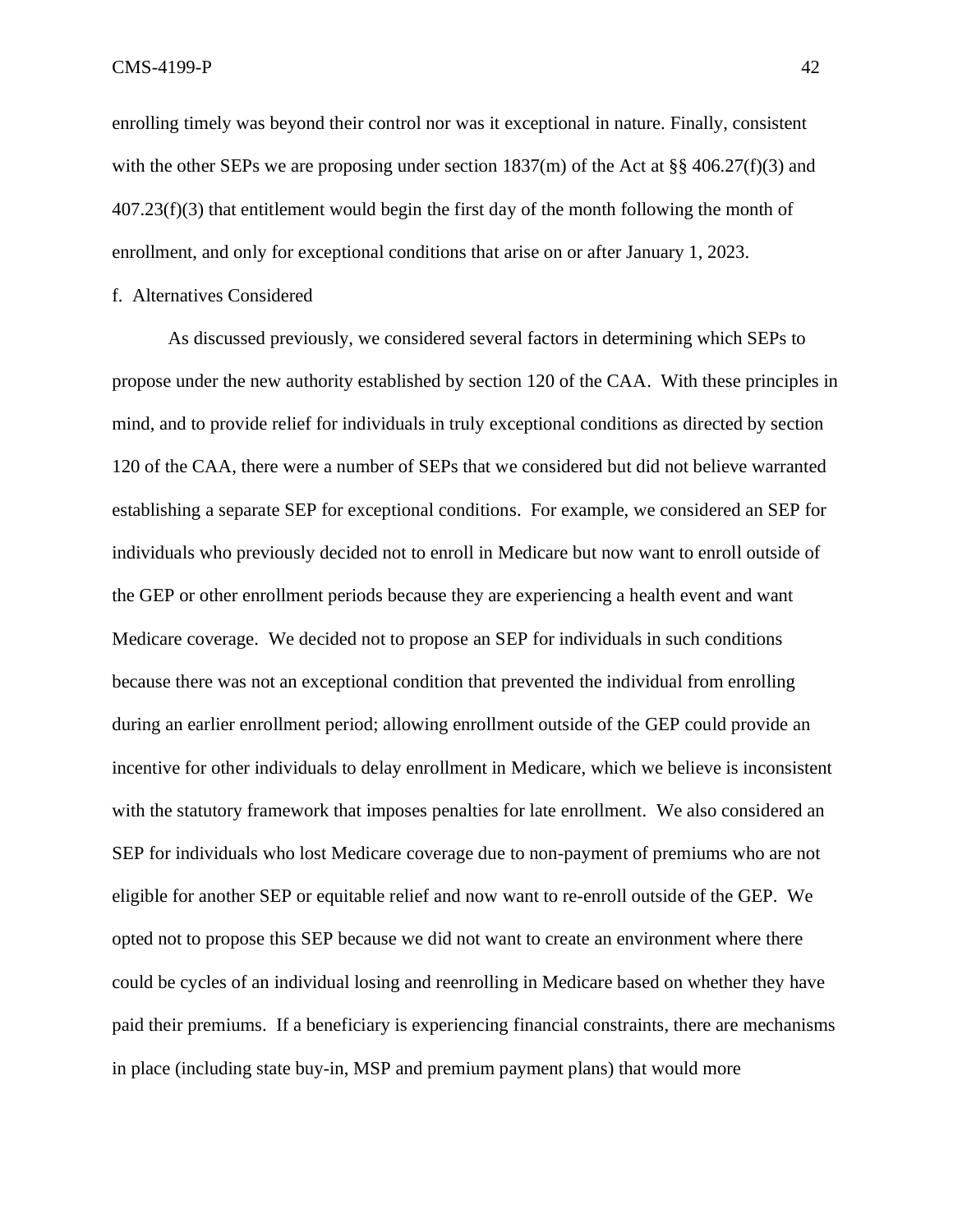enrolling timely was beyond their control nor was it exceptional in nature. Finally, consistent with the other SEPs we are proposing under section 1837(m) of the Act at §§ 406.27(f)(3) and 407.23(f)(3) that entitlement would begin the first day of the month following the month of enrollment, and only for exceptional conditions that arise on or after January 1, 2023.

f. Alternatives Considered

As discussed previously, we considered several factors in determining which SEPs to propose under the new authority established by section 120 of the CAA. With these principles in mind, and to provide relief for individuals in truly exceptional conditions as directed by section 120 of the CAA, there were a number of SEPs that we considered but did not believe warranted establishing a separate SEP for exceptional conditions. For example, we considered an SEP for individuals who previously decided not to enroll in Medicare but now want to enroll outside of the GEP or other enrollment periods because they are experiencing a health event and want Medicare coverage. We decided not to propose an SEP for individuals in such conditions because there was not an exceptional condition that prevented the individual from enrolling during an earlier enrollment period; allowing enrollment outside of the GEP could provide an incentive for other individuals to delay enrollment in Medicare, which we believe is inconsistent with the statutory framework that imposes penalties for late enrollment. We also considered an SEP for individuals who lost Medicare coverage due to non-payment of premiums who are not eligible for another SEP or equitable relief and now want to re-enroll outside of the GEP. We opted not to propose this SEP because we did not want to create an environment where there could be cycles of an individual losing and reenrolling in Medicare based on whether they have paid their premiums. If a beneficiary is experiencing financial constraints, there are mechanisms in place (including state buy-in, MSP and premium payment plans) that would more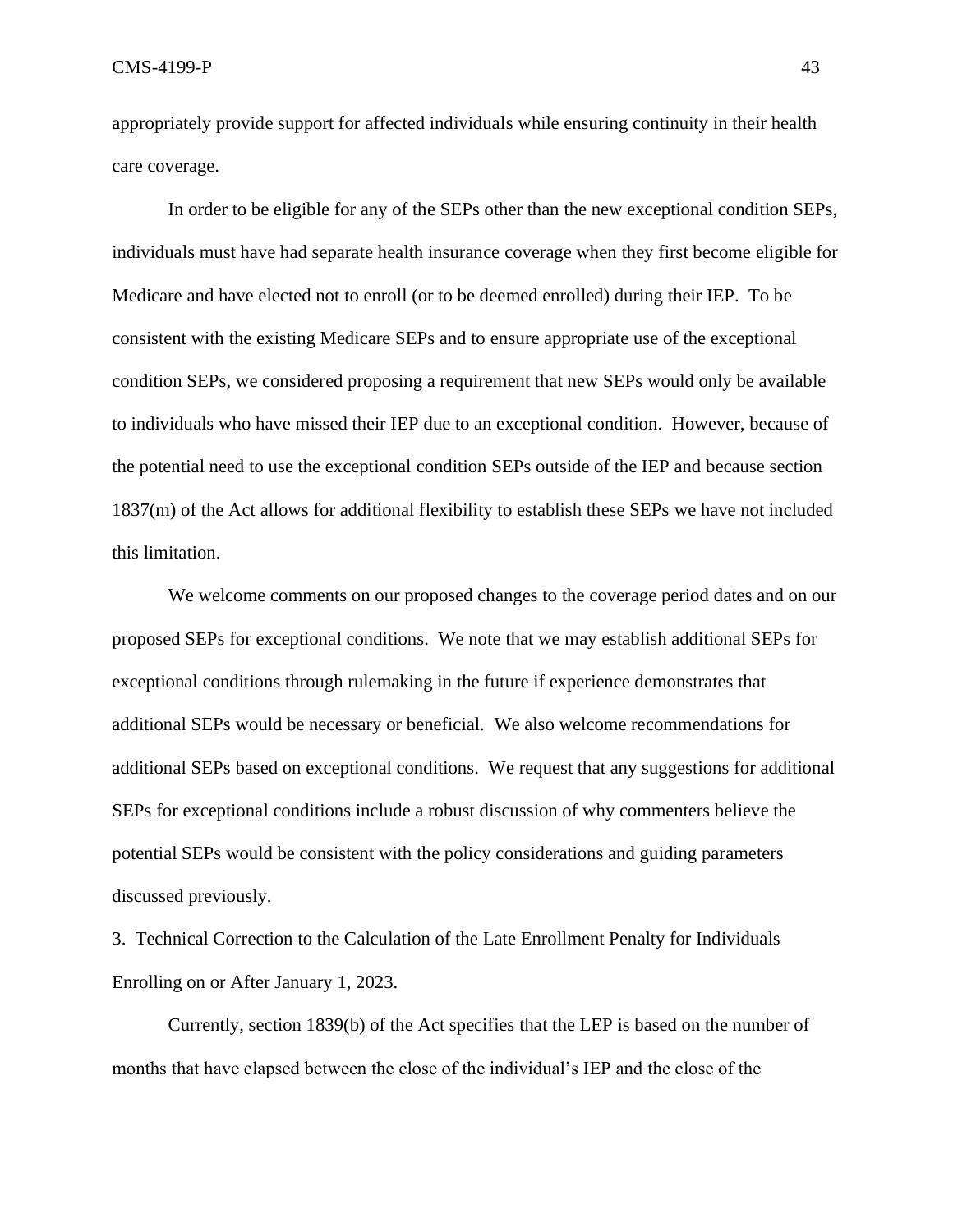appropriately provide support for affected individuals while ensuring continuity in their health care coverage.

In order to be eligible for any of the SEPs other than the new exceptional condition SEPs, individuals must have had separate health insurance coverage when they first become eligible for Medicare and have elected not to enroll (or to be deemed enrolled) during their IEP. To be consistent with the existing Medicare SEPs and to ensure appropriate use of the exceptional condition SEPs, we considered proposing a requirement that new SEPs would only be available to individuals who have missed their IEP due to an exceptional condition. However, because of the potential need to use the exceptional condition SEPs outside of the IEP and because section 1837(m) of the Act allows for additional flexibility to establish these SEPs we have not included this limitation.

We welcome comments on our proposed changes to the coverage period dates and on our proposed SEPs for exceptional conditions. We note that we may establish additional SEPs for exceptional conditions through rulemaking in the future if experience demonstrates that additional SEPs would be necessary or beneficial. We also welcome recommendations for additional SEPs based on exceptional conditions. We request that any suggestions for additional SEPs for exceptional conditions include a robust discussion of why commenters believe the potential SEPs would be consistent with the policy considerations and guiding parameters discussed previously.

3. Technical Correction to the Calculation of the Late Enrollment Penalty for Individuals Enrolling on or After January 1, 2023.

Currently, section 1839(b) of the Act specifies that the LEP is based on the number of months that have elapsed between the close of the individual's IEP and the close of the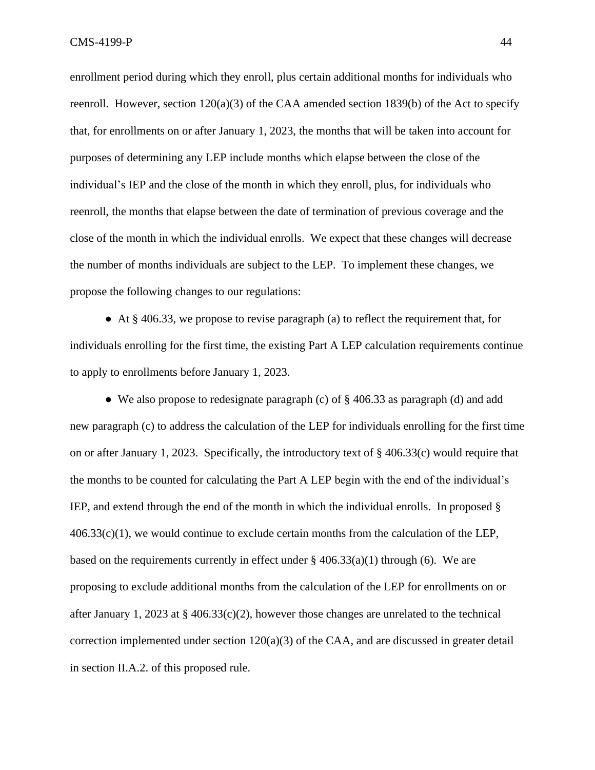enrollment period during which they enroll, plus certain additional months for individuals who reenroll. However, section 120(a)(3) of the CAA amended section 1839(b) of the Act to specify that, for enrollments on or after January 1, 2023, the months that will be taken into account for purposes of determining any LEP include months which elapse between the close of the individual's IEP and the close of the month in which they enroll, plus, for individuals who reenroll, the months that elapse between the date of termination of previous coverage and the close of the month in which the individual enrolls. We expect that these changes will decrease the number of months individuals are subject to the LEP. To implement these changes, we propose the following changes to our regulations:

- At § 406.33, we propose to revise paragraph (a) to reflect the requirement that, for individuals enrolling for the first time, the existing Part A LEP calculation requirements continue to apply to enrollments before January 1, 2023.

- We also propose to redesignate paragraph (c) of § 406.33 as paragraph (d) and add new paragraph (c) to address the calculation of the LEP for individuals enrolling for the first time on or after January 1, 2023. Specifically, the introductory text of § 406.33(c) would require that the months to be counted for calculating the Part A LEP begin with the end of the individual's IEP, and extend through the end of the month in which the individual enrolls. In proposed § 406.33(c)(1), we would continue to exclude certain months from the calculation of the LEP, based on the requirements currently in effect under § 406.33(a)(1) through (6). We are proposing to exclude additional months from the calculation of the LEP for enrollments on or after January 1, 2023 at § 406.33(c)(2), however those changes are unrelated to the technical correction implemented under section 120(a)(3) of the CAA, and are discussed in greater detail in section II.A.2. of this proposed rule.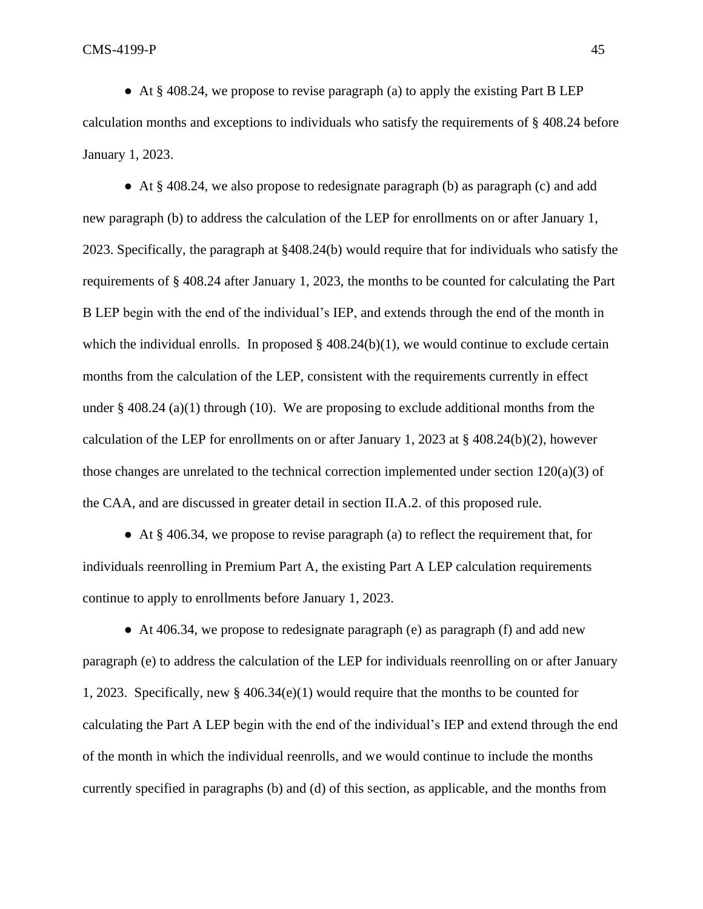● At § 408.24, we propose to revise paragraph (a) to apply the existing Part B LEP calculation months and exceptions to individuals who satisfy the requirements of § 408.24 before January 1, 2023.

● At § 408.24, we also propose to redesignate paragraph (b) as paragraph (c) and add new paragraph (b) to address the calculation of the LEP for enrollments on or after January 1, 2023. Specifically, the paragraph at §408.24(b) would require that for individuals who satisfy the requirements of § 408.24 after January 1, 2023, the months to be counted for calculating the Part B LEP begin with the end of the individual's IEP, and extends through the end of the month in which the individual enrolls. In proposed § 408.24(b)(1), we would continue to exclude certain months from the calculation of the LEP, consistent with the requirements currently in effect under § 408.24 (a)(1) through (10). We are proposing to exclude additional months from the calculation of the LEP for enrollments on or after January 1, 2023 at § 408.24(b)(2), however those changes are unrelated to the technical correction implemented under section 120(a)(3) of the CAA, and are discussed in greater detail in section II.A.2. of this proposed rule.

● At § 406.34, we propose to revise paragraph (a) to reflect the requirement that, for individuals reenrolling in Premium Part A, the existing Part A LEP calculation requirements continue to apply to enrollments before January 1, 2023.

● At 406.34, we propose to redesignate paragraph (e) as paragraph (f) and add new paragraph (e) to address the calculation of the LEP for individuals reenrolling on or after January 1, 2023. Specifically, new § 406.34(e)(1) would require that the months to be counted for calculating the Part A LEP begin with the end of the individual's IEP and extend through the end of the month in which the individual reenrolls, and we would continue to include the months currently specified in paragraphs (b) and (d) of this section, as applicable, and the months from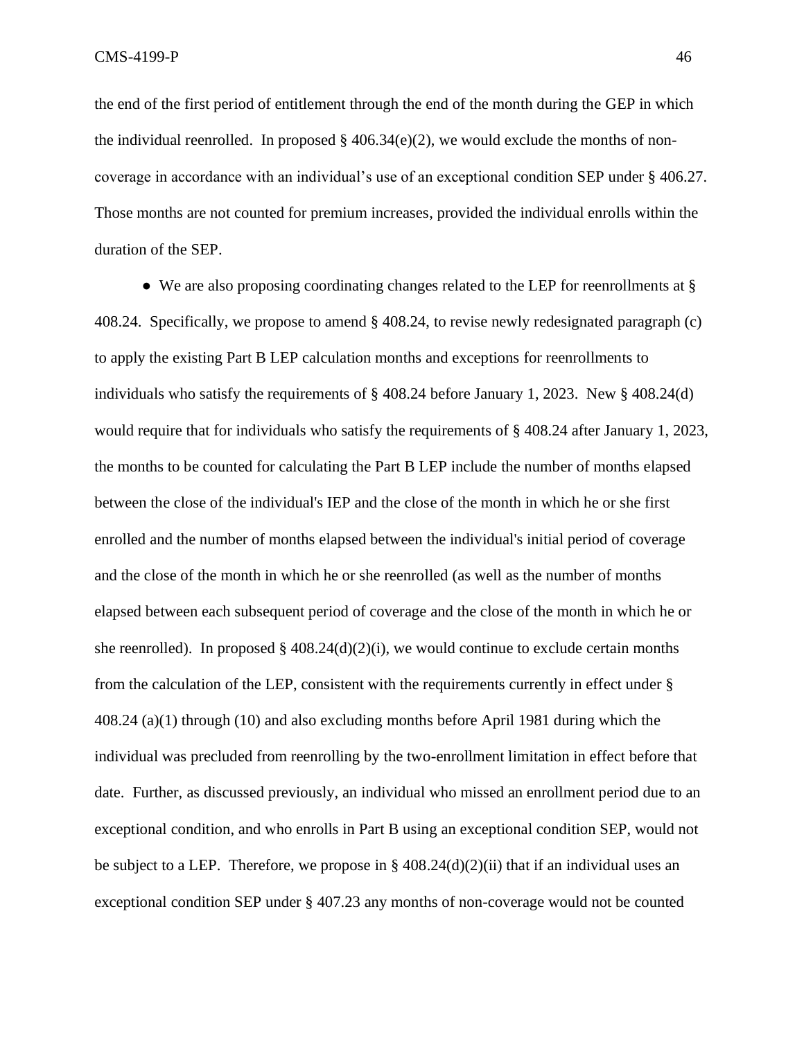the end of the first period of entitlement through the end of the month during the GEP in which the individual reenrolled. In proposed § 406.34(e)(2), we would exclude the months of non-coverage in accordance with an individual's use of an exceptional condition SEP under § 406.27. Those months are not counted for premium increases, provided the individual enrolls within the duration of the SEP.

- We are also proposing coordinating changes related to the LEP for reenrollments at § 408.24. Specifically, we propose to amend § 408.24, to revise newly redesignated paragraph (c) to apply the existing Part B LEP calculation months and exceptions for reenrollments to individuals who satisfy the requirements of § 408.24 before January 1, 2023. New § 408.24(d) would require that for individuals who satisfy the requirements of § 408.24 after January 1, 2023, the months to be counted for calculating the Part B LEP include the number of months elapsed between the close of the individual's IEP and the close of the month in which he or she first enrolled and the number of months elapsed between the individual's initial period of coverage and the close of the month in which he or she reenrolled (as well as the number of months elapsed between each subsequent period of coverage and the close of the month in which he or she reenrolled). In proposed § 408.24(d)(2)(i), we would continue to exclude certain months from the calculation of the LEP, consistent with the requirements currently in effect under § 408.24 (a)(1) through (10) and also excluding months before April 1981 during which the individual was precluded from reenrolling by the two-enrollment limitation in effect before that date. Further, as discussed previously, an individual who missed an enrollment period due to an exceptional condition, and who enrolls in Part B using an exceptional condition SEP, would not be subject to a LEP. Therefore, we propose in § 408.24(d)(2)(ii) that if an individual uses an exceptional condition SEP under § 407.23 any months of non-coverage would not be counted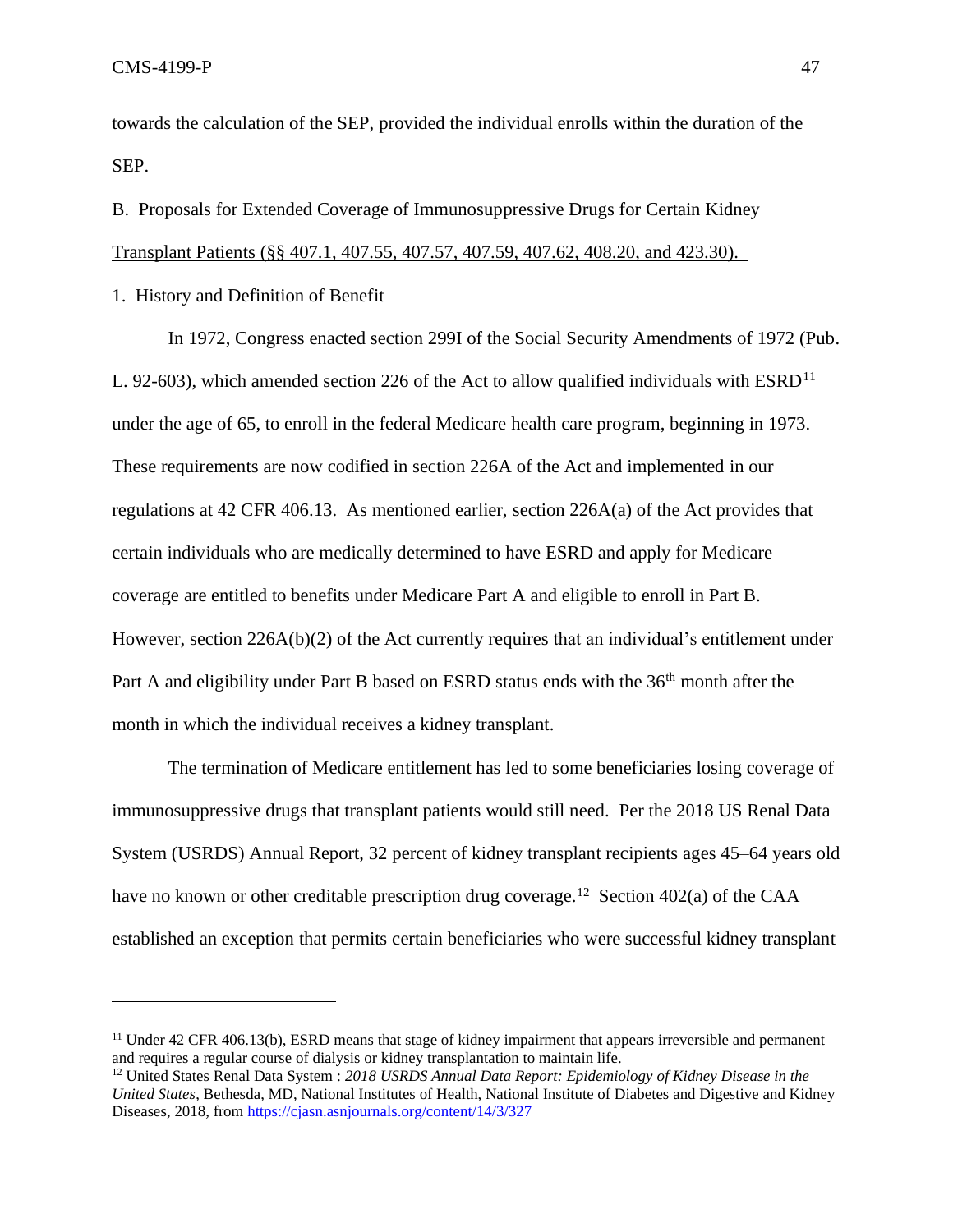towards the calculation of the SEP, provided the individual enrolls within the duration of the SEP.

## B. Proposals for Extended Coverage of Immunosuppressive Drugs for Certain Kidney Transplant Patients (§§ 407.1, 407.55, 407.57, 407.59, 407.62, 408.20, and 423.30).

### 1. History and Definition of Benefit

In 1972, Congress enacted section 299I of the Social Security Amendments of 1972 (Pub. L. 92-603), which amended section 226 of the Act to allow qualified individuals with ESRD[11] under the age of 65, to enroll in the federal Medicare health care program, beginning in 1973. These requirements are now codified in section 226A of the Act and implemented in our regulations at 42 CFR 406.13. As mentioned earlier, section 226A(a) of the Act provides that certain individuals who are medically determined to have ESRD and apply for Medicare coverage are entitled to benefits under Medicare Part A and eligible to enroll in Part B. However, section 226A(b)(2) of the Act currently requires that an individual's entitlement under Part A and eligibility under Part B based on ESRD status ends with the 36th month after the month in which the individual receives a kidney transplant.

The termination of Medicare entitlement has led to some beneficiaries losing coverage of immunosuppressive drugs that transplant patients would still need. Per the 2018 US Renal Data System (USRDS) Annual Report, 32 percent of kidney transplant recipients ages 45–64 years old have no known or other creditable prescription drug coverage.[12] Section 402(a) of the CAA established an exception that permits certain beneficiaries who were successful kidney transplant

---

[11] Under 42 CFR 406.13(b), ESRD means that stage of kidney impairment that appears irreversible and permanent and requires a regular course of dialysis or kidney transplantation to maintain life.

[12] United States Renal Data System : *2018 USRDS Annual Data Report: Epidemiology of Kidney Disease in the United States*, Bethesda, MD, National Institutes of Health, National Institute of Diabetes and Digestive and Kidney Diseases, 2018, from https://cjasn.asnjournals.org/content/14/3/327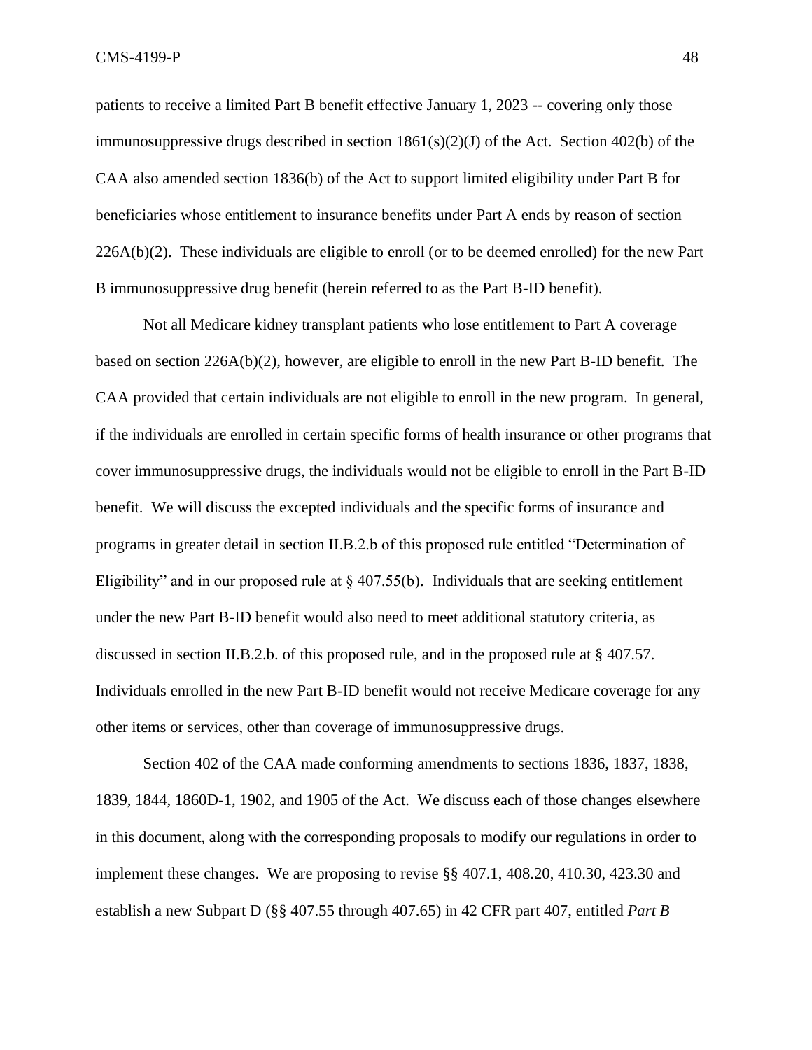patients to receive a limited Part B benefit effective January 1, 2023 -- covering only those immunosuppressive drugs described in section 1861(s)(2)(J) of the Act. Section 402(b) of the CAA also amended section 1836(b) of the Act to support limited eligibility under Part B for beneficiaries whose entitlement to insurance benefits under Part A ends by reason of section 226A(b)(2). These individuals are eligible to enroll (or to be deemed enrolled) for the new Part B immunosuppressive drug benefit (herein referred to as the Part B-ID benefit).

Not all Medicare kidney transplant patients who lose entitlement to Part A coverage based on section 226A(b)(2), however, are eligible to enroll in the new Part B-ID benefit. The CAA provided that certain individuals are not eligible to enroll in the new program. In general, if the individuals are enrolled in certain specific forms of health insurance or other programs that cover immunosuppressive drugs, the individuals would not be eligible to enroll in the Part B-ID benefit. We will discuss the excepted individuals and the specific forms of insurance and programs in greater detail in section II.B.2.b of this proposed rule entitled "Determination of Eligibility" and in our proposed rule at § 407.55(b). Individuals that are seeking entitlement under the new Part B-ID benefit would also need to meet additional statutory criteria, as discussed in section II.B.2.b. of this proposed rule, and in the proposed rule at § 407.57. Individuals enrolled in the new Part B-ID benefit would not receive Medicare coverage for any other items or services, other than coverage of immunosuppressive drugs.

Section 402 of the CAA made conforming amendments to sections 1836, 1837, 1838, 1839, 1844, 1860D-1, 1902, and 1905 of the Act. We discuss each of those changes elsewhere in this document, along with the corresponding proposals to modify our regulations in order to implement these changes. We are proposing to revise §§ 407.1, 408.20, 410.30, 423.30 and establish a new Subpart D (§§ 407.55 through 407.65) in 42 CFR part 407, entitled *Part B*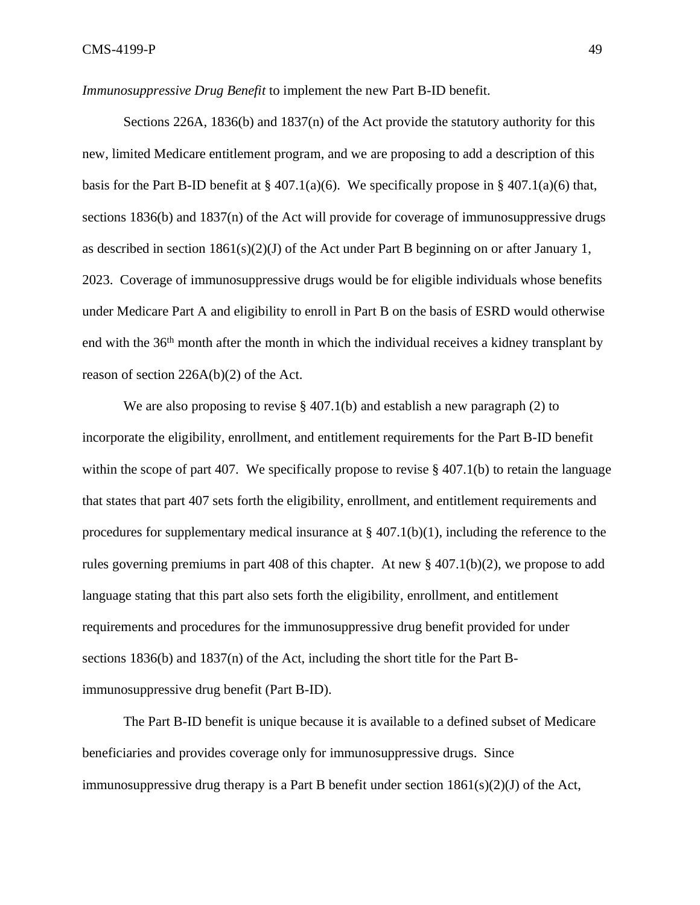*Immunosuppressive Drug Benefit* to implement the new Part B-ID benefit.

Sections 226A, 1836(b) and 1837(n) of the Act provide the statutory authority for this new, limited Medicare entitlement program, and we are proposing to add a description of this basis for the Part B-ID benefit at § 407.1(a)(6). We specifically propose in § 407.1(a)(6) that, sections 1836(b) and 1837(n) of the Act will provide for coverage of immunosuppressive drugs as described in section 1861(s)(2)(J) of the Act under Part B beginning on or after January 1, 2023. Coverage of immunosuppressive drugs would be for eligible individuals whose benefits under Medicare Part A and eligibility to enroll in Part B on the basis of ESRD would otherwise end with the 36th month after the month in which the individual receives a kidney transplant by reason of section 226A(b)(2) of the Act.

We are also proposing to revise § 407.1(b) and establish a new paragraph (2) to incorporate the eligibility, enrollment, and entitlement requirements for the Part B-ID benefit within the scope of part 407. We specifically propose to revise § 407.1(b) to retain the language that states that part 407 sets forth the eligibility, enrollment, and entitlement requirements and procedures for supplementary medical insurance at § 407.1(b)(1), including the reference to the rules governing premiums in part 408 of this chapter. At new § 407.1(b)(2), we propose to add language stating that this part also sets forth the eligibility, enrollment, and entitlement requirements and procedures for the immunosuppressive drug benefit provided for under sections 1836(b) and 1837(n) of the Act, including the short title for the Part B-immunosuppressive drug benefit (Part B-ID).

The Part B-ID benefit is unique because it is available to a defined subset of Medicare beneficiaries and provides coverage only for immunosuppressive drugs. Since immunosuppressive drug therapy is a Part B benefit under section 1861(s)(2)(J) of the Act,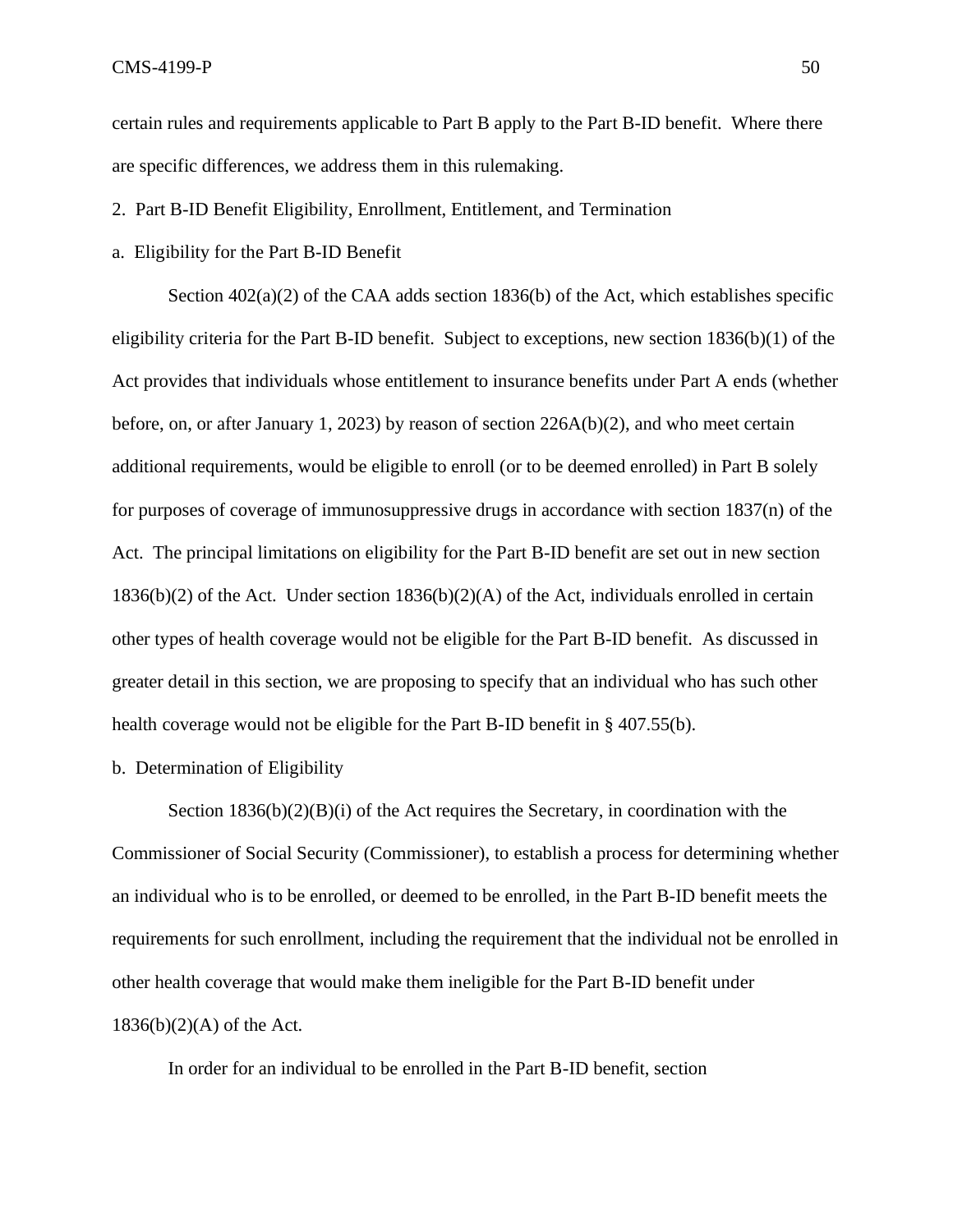certain rules and requirements applicable to Part B apply to the Part B-ID benefit. Where there are specific differences, we address them in this rulemaking.

## 2. Part B-ID Benefit Eligibility, Enrollment, Entitlement, and Termination

### a. Eligibility for the Part B-ID Benefit

Section 402(a)(2) of the CAA adds section 1836(b) of the Act, which establishes specific eligibility criteria for the Part B-ID benefit. Subject to exceptions, new section 1836(b)(1) of the Act provides that individuals whose entitlement to insurance benefits under Part A ends (whether before, on, or after January 1, 2023) by reason of section 226A(b)(2), and who meet certain additional requirements, would be eligible to enroll (or to be deemed enrolled) in Part B solely for purposes of coverage of immunosuppressive drugs in accordance with section 1837(n) of the Act. The principal limitations on eligibility for the Part B-ID benefit are set out in new section 1836(b)(2) of the Act. Under section 1836(b)(2)(A) of the Act, individuals enrolled in certain other types of health coverage would not be eligible for the Part B-ID benefit. As discussed in greater detail in this section, we are proposing to specify that an individual who has such other health coverage would not be eligible for the Part B-ID benefit in § 407.55(b).

### b. Determination of Eligibility

Section 1836(b)(2)(B)(i) of the Act requires the Secretary, in coordination with the Commissioner of Social Security (Commissioner), to establish a process for determining whether an individual who is to be enrolled, or deemed to be enrolled, in the Part B-ID benefit meets the requirements for such enrollment, including the requirement that the individual not be enrolled in other health coverage that would make them ineligible for the Part B-ID benefit under 1836(b)(2)(A) of the Act.

In order for an individual to be enrolled in the Part B-ID benefit, section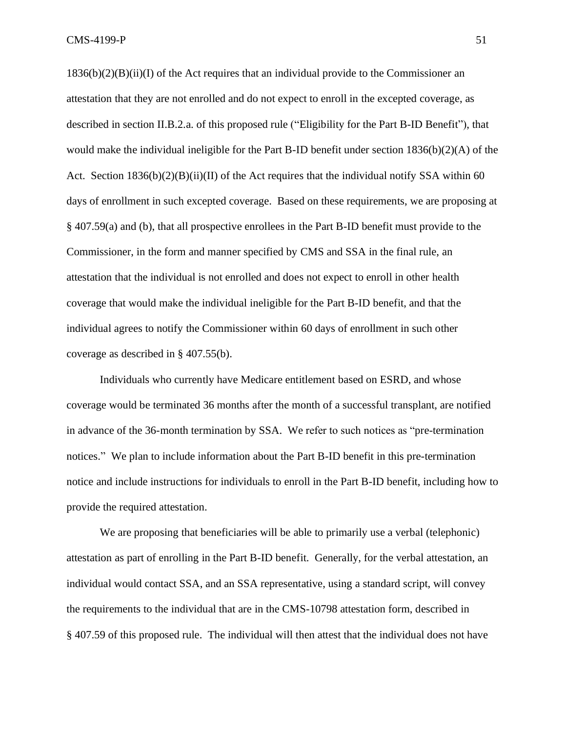1836(b)(2)(B)(ii)(I) of the Act requires that an individual provide to the Commissioner an attestation that they are not enrolled and do not expect to enroll in the excepted coverage, as described in section II.B.2.a. of this proposed rule ("Eligibility for the Part B-ID Benefit"), that would make the individual ineligible for the Part B-ID benefit under section 1836(b)(2)(A) of the Act. Section 1836(b)(2)(B)(ii)(II) of the Act requires that the individual notify SSA within 60 days of enrollment in such excepted coverage. Based on these requirements, we are proposing at § 407.59(a) and (b), that all prospective enrollees in the Part B-ID benefit must provide to the Commissioner, in the form and manner specified by CMS and SSA in the final rule, an attestation that the individual is not enrolled and does not expect to enroll in other health coverage that would make the individual ineligible for the Part B-ID benefit, and that the individual agrees to notify the Commissioner within 60 days of enrollment in such other coverage as described in § 407.55(b).

Individuals who currently have Medicare entitlement based on ESRD, and whose coverage would be terminated 36 months after the month of a successful transplant, are notified in advance of the 36-month termination by SSA. We refer to such notices as "pre-termination notices." We plan to include information about the Part B-ID benefit in this pre-termination notice and include instructions for individuals to enroll in the Part B-ID benefit, including how to provide the required attestation.

We are proposing that beneficiaries will be able to primarily use a verbal (telephonic) attestation as part of enrolling in the Part B-ID benefit. Generally, for the verbal attestation, an individual would contact SSA, and an SSA representative, using a standard script, will convey the requirements to the individual that are in the CMS-10798 attestation form, described in § 407.59 of this proposed rule. The individual will then attest that the individual does not have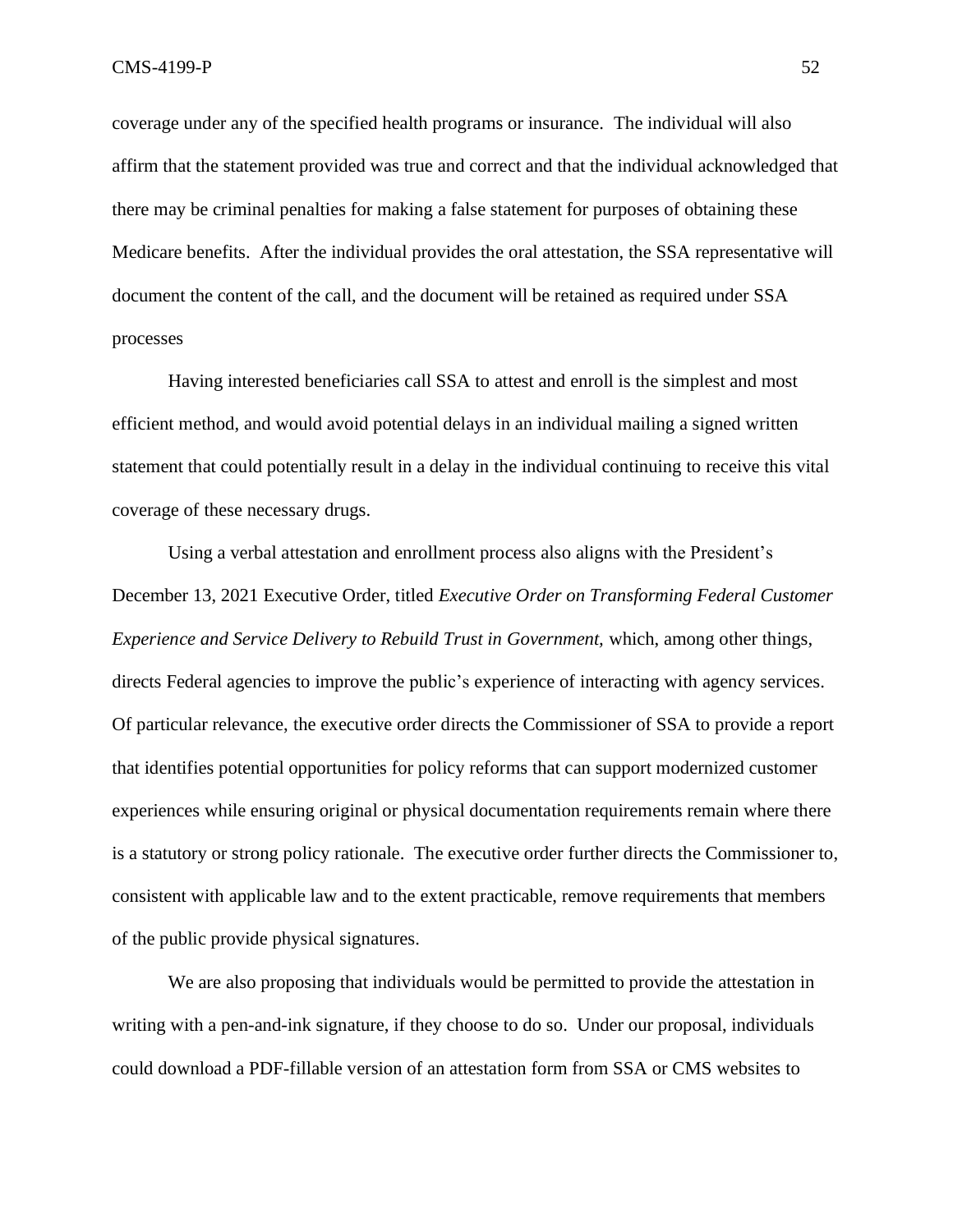coverage under any of the specified health programs or insurance. The individual will also affirm that the statement provided was true and correct and that the individual acknowledged that there may be criminal penalties for making a false statement for purposes of obtaining these Medicare benefits. After the individual provides the oral attestation, the SSA representative will document the content of the call, and the document will be retained as required under SSA processes

Having interested beneficiaries call SSA to attest and enroll is the simplest and most efficient method, and would avoid potential delays in an individual mailing a signed written statement that could potentially result in a delay in the individual continuing to receive this vital coverage of these necessary drugs.

Using a verbal attestation and enrollment process also aligns with the President's December 13, 2021 Executive Order, titled *Executive Order on Transforming Federal Customer Experience and Service Delivery to Rebuild Trust in Government,* which, among other things, directs Federal agencies to improve the public's experience of interacting with agency services. Of particular relevance, the executive order directs the Commissioner of SSA to provide a report that identifies potential opportunities for policy reforms that can support modernized customer experiences while ensuring original or physical documentation requirements remain where there is a statutory or strong policy rationale. The executive order further directs the Commissioner to, consistent with applicable law and to the extent practicable, remove requirements that members of the public provide physical signatures.

We are also proposing that individuals would be permitted to provide the attestation in writing with a pen-and-ink signature, if they choose to do so. Under our proposal, individuals could download a PDF-fillable version of an attestation form from SSA or CMS websites to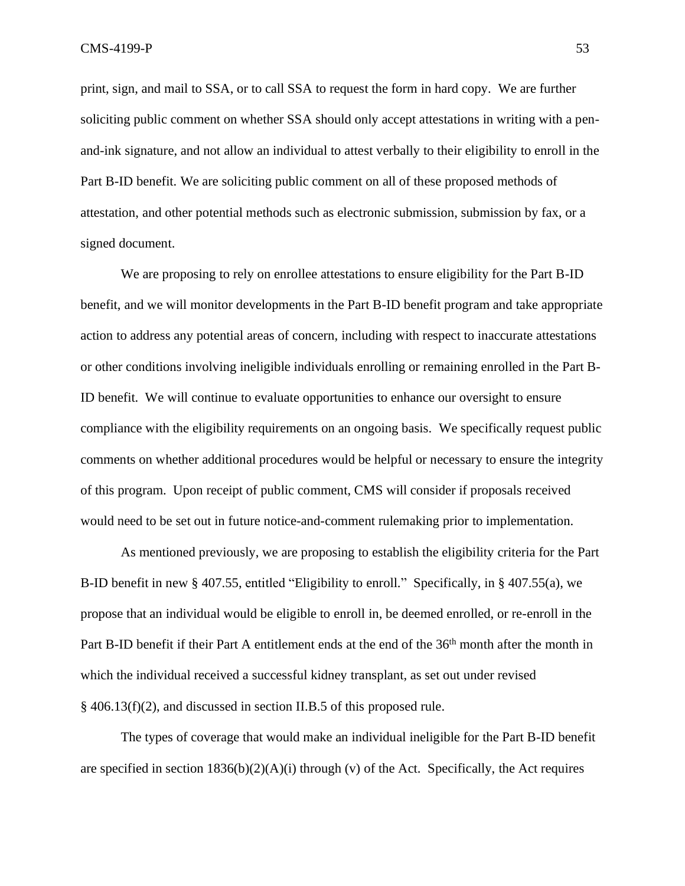print, sign, and mail to SSA, or to call SSA to request the form in hard copy. We are further soliciting public comment on whether SSA should only accept attestations in writing with a pen-and-ink signature, and not allow an individual to attest verbally to their eligibility to enroll in the Part B-ID benefit. We are soliciting public comment on all of these proposed methods of attestation, and other potential methods such as electronic submission, submission by fax, or a signed document.

We are proposing to rely on enrollee attestations to ensure eligibility for the Part B-ID benefit, and we will monitor developments in the Part B-ID benefit program and take appropriate action to address any potential areas of concern, including with respect to inaccurate attestations or other conditions involving ineligible individuals enrolling or remaining enrolled in the Part B-ID benefit. We will continue to evaluate opportunities to enhance our oversight to ensure compliance with the eligibility requirements on an ongoing basis. We specifically request public comments on whether additional procedures would be helpful or necessary to ensure the integrity of this program. Upon receipt of public comment, CMS will consider if proposals received would need to be set out in future notice-and-comment rulemaking prior to implementation.

As mentioned previously, we are proposing to establish the eligibility criteria for the Part B-ID benefit in new § 407.55, entitled "Eligibility to enroll." Specifically, in § 407.55(a), we propose that an individual would be eligible to enroll in, be deemed enrolled, or re-enroll in the Part B-ID benefit if their Part A entitlement ends at the end of the 36th month after the month in which the individual received a successful kidney transplant, as set out under revised § 406.13(f)(2), and discussed in section II.B.5 of this proposed rule.

The types of coverage that would make an individual ineligible for the Part B-ID benefit are specified in section 1836(b)(2)(A)(i) through (v) of the Act. Specifically, the Act requires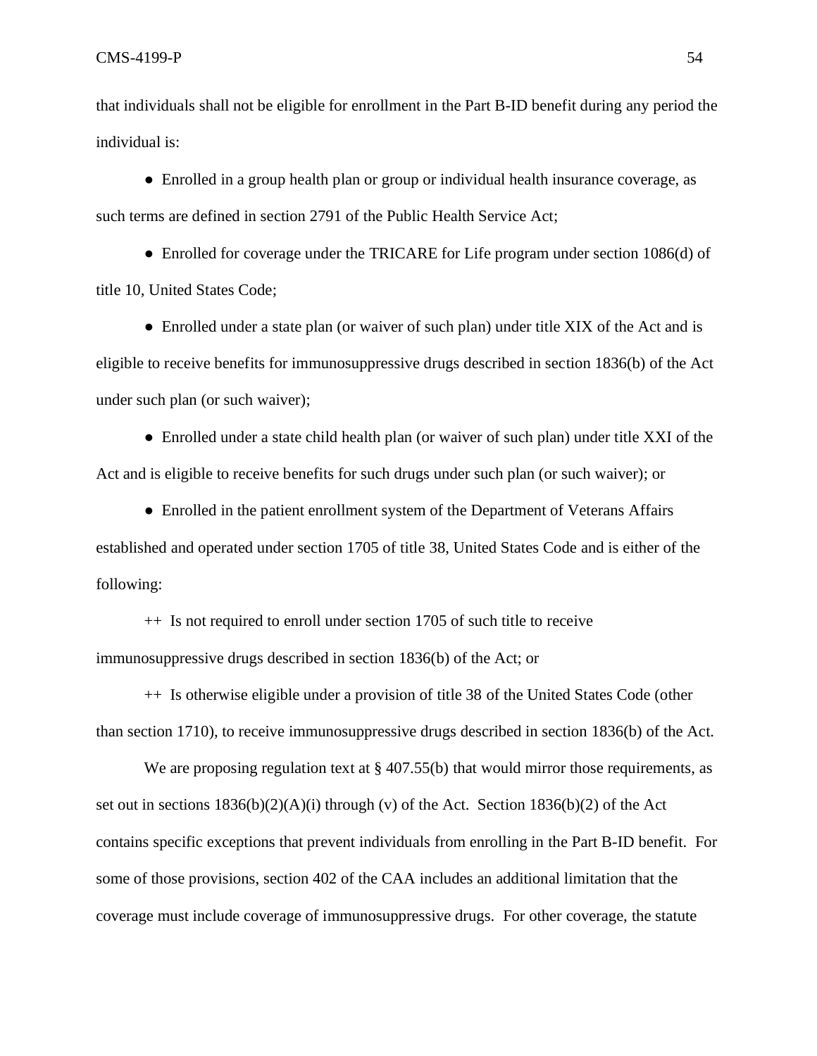that individuals shall not be eligible for enrollment in the Part B-ID benefit during any period the individual is:

- Enrolled in a group health plan or group or individual health insurance coverage, as such terms are defined in section 2791 of the Public Health Service Act;
- Enrolled for coverage under the TRICARE for Life program under section 1086(d) of title 10, United States Code;
- Enrolled under a state plan (or waiver of such plan) under title XIX of the Act and is eligible to receive benefits for immunosuppressive drugs described in section 1836(b) of the Act under such plan (or such waiver);
- Enrolled under a state child health plan (or waiver of such plan) under title XXI of the Act and is eligible to receive benefits for such drugs under such plan (or such waiver); or
- Enrolled in the patient enrollment system of the Department of Veterans Affairs established and operated under section 1705 of title 38, United States Code and is either of the following:

++ Is not required to enroll under section 1705 of such title to receive immunosuppressive drugs described in section 1836(b) of the Act; or

++ Is otherwise eligible under a provision of title 38 of the United States Code (other than section 1710), to receive immunosuppressive drugs described in section 1836(b) of the Act.

We are proposing regulation text at § 407.55(b) that would mirror those requirements, as set out in sections 1836(b)(2)(A)(i) through (v) of the Act. Section 1836(b)(2) of the Act contains specific exceptions that prevent individuals from enrolling in the Part B-ID benefit. For some of those provisions, section 402 of the CAA includes an additional limitation that the coverage must include coverage of immunosuppressive drugs. For other coverage, the statute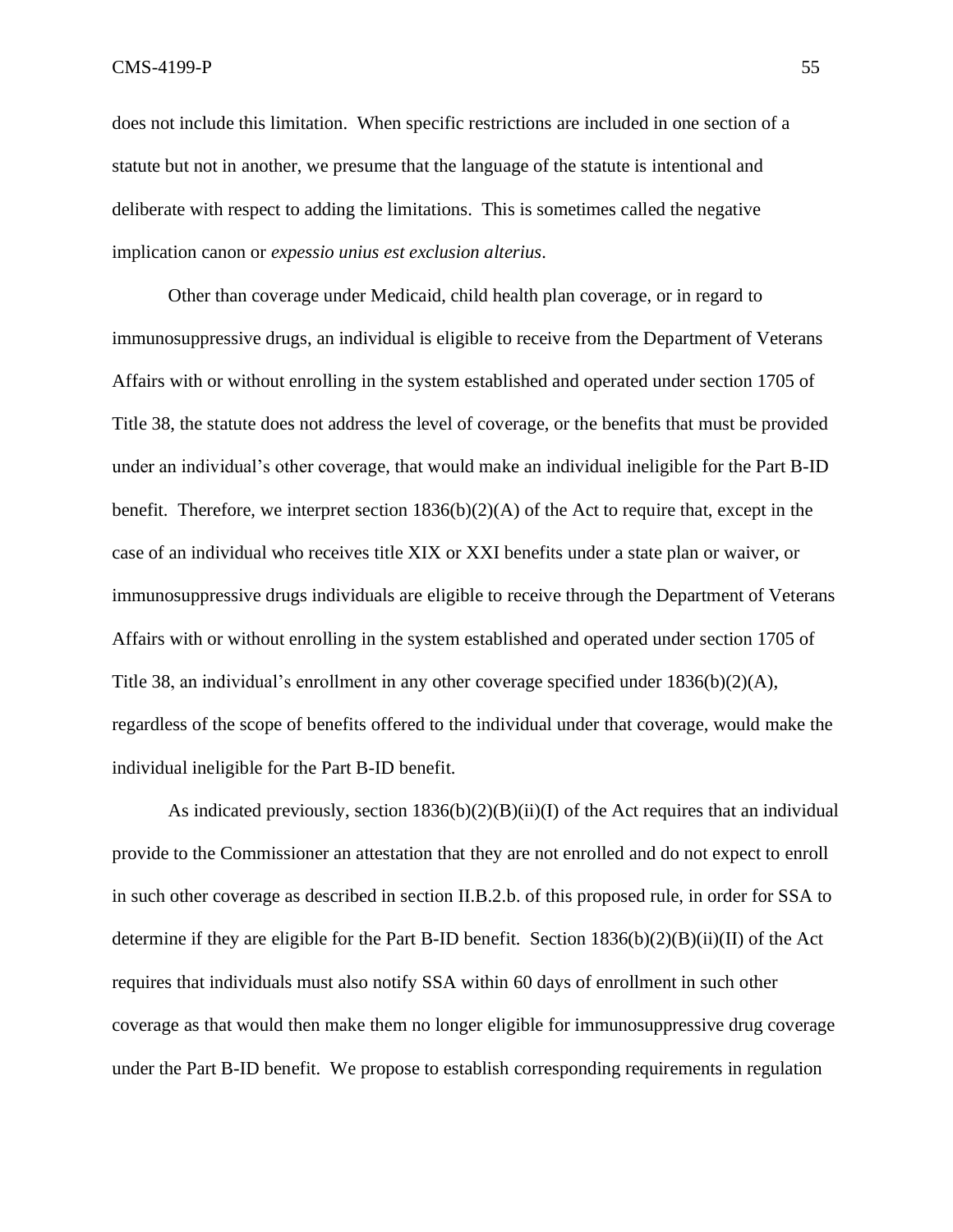does not include this limitation. When specific restrictions are included in one section of a statute but not in another, we presume that the language of the statute is intentional and deliberate with respect to adding the limitations. This is sometimes called the negative implication canon or *expessio unius est exclusion alterius*.

Other than coverage under Medicaid, child health plan coverage, or in regard to immunosuppressive drugs, an individual is eligible to receive from the Department of Veterans Affairs with or without enrolling in the system established and operated under section 1705 of Title 38, the statute does not address the level of coverage, or the benefits that must be provided under an individual's other coverage, that would make an individual ineligible for the Part B-ID benefit. Therefore, we interpret section 1836(b)(2)(A) of the Act to require that, except in the case of an individual who receives title XIX or XXI benefits under a state plan or waiver, or immunosuppressive drugs individuals are eligible to receive through the Department of Veterans Affairs with or without enrolling in the system established and operated under section 1705 of Title 38, an individual's enrollment in any other coverage specified under 1836(b)(2)(A), regardless of the scope of benefits offered to the individual under that coverage, would make the individual ineligible for the Part B-ID benefit.

As indicated previously, section 1836(b)(2)(B)(ii)(I) of the Act requires that an individual provide to the Commissioner an attestation that they are not enrolled and do not expect to enroll in such other coverage as described in section II.B.2.b. of this proposed rule, in order for SSA to determine if they are eligible for the Part B-ID benefit. Section 1836(b)(2)(B)(ii)(II) of the Act requires that individuals must also notify SSA within 60 days of enrollment in such other coverage as that would then make them no longer eligible for immunosuppressive drug coverage under the Part B-ID benefit. We propose to establish corresponding requirements in regulation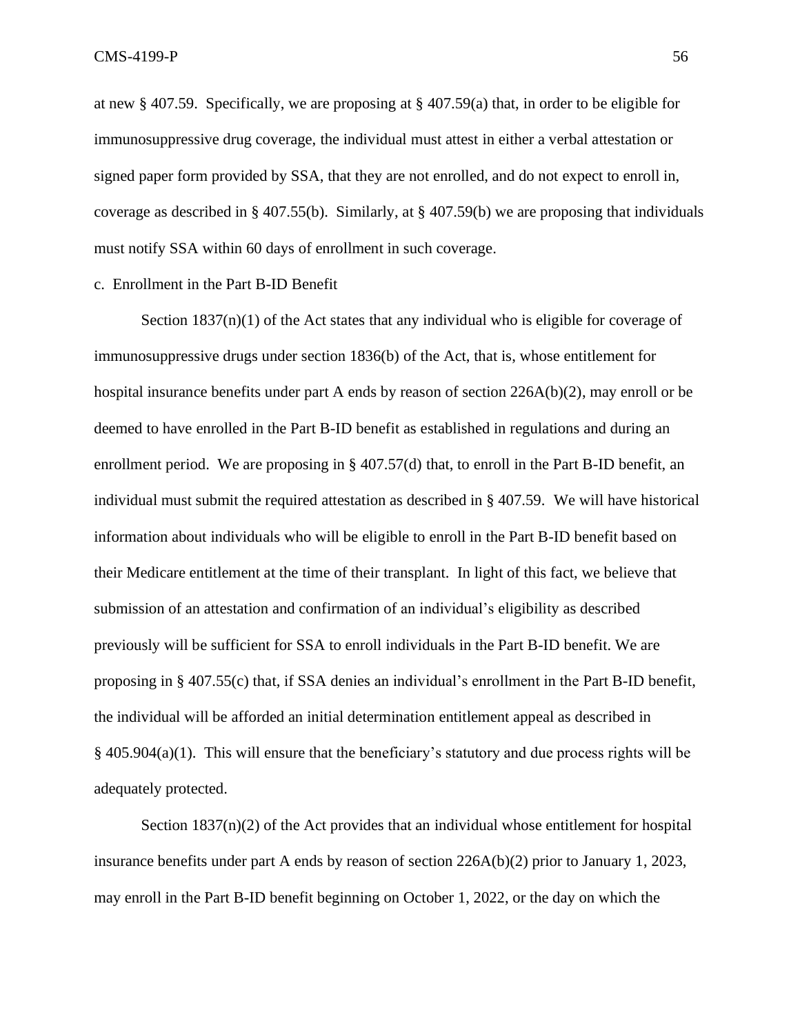at new § 407.59. Specifically, we are proposing at § 407.59(a) that, in order to be eligible for immunosuppressive drug coverage, the individual must attest in either a verbal attestation or signed paper form provided by SSA, that they are not enrolled, and do not expect to enroll in, coverage as described in § 407.55(b). Similarly, at § 407.59(b) we are proposing that individuals must notify SSA within 60 days of enrollment in such coverage.

c. Enrollment in the Part B-ID Benefit

Section 1837(n)(1) of the Act states that any individual who is eligible for coverage of immunosuppressive drugs under section 1836(b) of the Act, that is, whose entitlement for hospital insurance benefits under part A ends by reason of section 226A(b)(2), may enroll or be deemed to have enrolled in the Part B-ID benefit as established in regulations and during an enrollment period. We are proposing in § 407.57(d) that, to enroll in the Part B-ID benefit, an individual must submit the required attestation as described in § 407.59. We will have historical information about individuals who will be eligible to enroll in the Part B-ID benefit based on their Medicare entitlement at the time of their transplant. In light of this fact, we believe that submission of an attestation and confirmation of an individual's eligibility as described previously will be sufficient for SSA to enroll individuals in the Part B-ID benefit. We are proposing in § 407.55(c) that, if SSA denies an individual's enrollment in the Part B-ID benefit, the individual will be afforded an initial determination entitlement appeal as described in § 405.904(a)(1). This will ensure that the beneficiary's statutory and due process rights will be adequately protected.

Section 1837(n)(2) of the Act provides that an individual whose entitlement for hospital insurance benefits under part A ends by reason of section 226A(b)(2) prior to January 1, 2023, may enroll in the Part B-ID benefit beginning on October 1, 2022, or the day on which the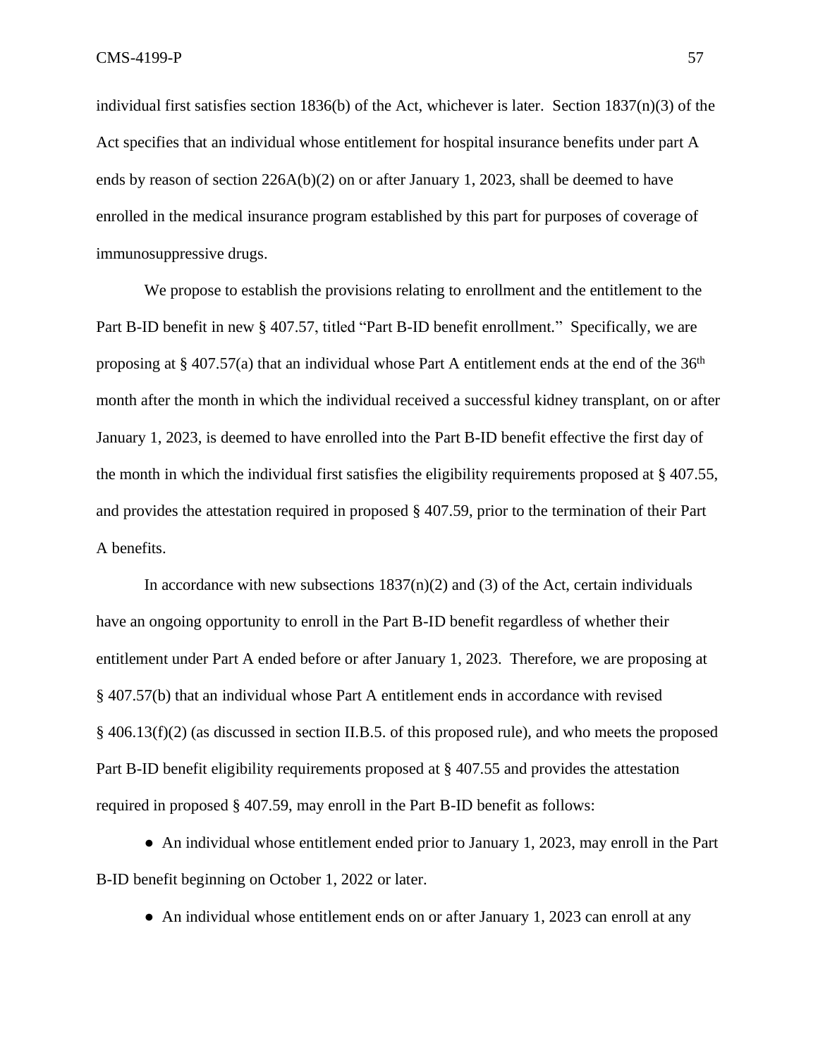individual first satisfies section 1836(b) of the Act, whichever is later. Section 1837(n)(3) of the Act specifies that an individual whose entitlement for hospital insurance benefits under part A ends by reason of section 226A(b)(2) on or after January 1, 2023, shall be deemed to have enrolled in the medical insurance program established by this part for purposes of coverage of immunosuppressive drugs.

We propose to establish the provisions relating to enrollment and the entitlement to the Part B-ID benefit in new § 407.57, titled "Part B-ID benefit enrollment." Specifically, we are proposing at § 407.57(a) that an individual whose Part A entitlement ends at the end of the 36th month after the month in which the individual received a successful kidney transplant, on or after January 1, 2023, is deemed to have enrolled into the Part B-ID benefit effective the first day of the month in which the individual first satisfies the eligibility requirements proposed at § 407.55, and provides the attestation required in proposed § 407.59, prior to the termination of their Part A benefits.

In accordance with new subsections 1837(n)(2) and (3) of the Act, certain individuals have an ongoing opportunity to enroll in the Part B-ID benefit regardless of whether their entitlement under Part A ended before or after January 1, 2023. Therefore, we are proposing at § 407.57(b) that an individual whose Part A entitlement ends in accordance with revised § 406.13(f)(2) (as discussed in section II.B.5. of this proposed rule), and who meets the proposed Part B-ID benefit eligibility requirements proposed at § 407.55 and provides the attestation required in proposed § 407.59, may enroll in the Part B-ID benefit as follows:

- An individual whose entitlement ended prior to January 1, 2023, may enroll in the Part B-ID benefit beginning on October 1, 2022 or later.
- An individual whose entitlement ends on or after January 1, 2023 can enroll at any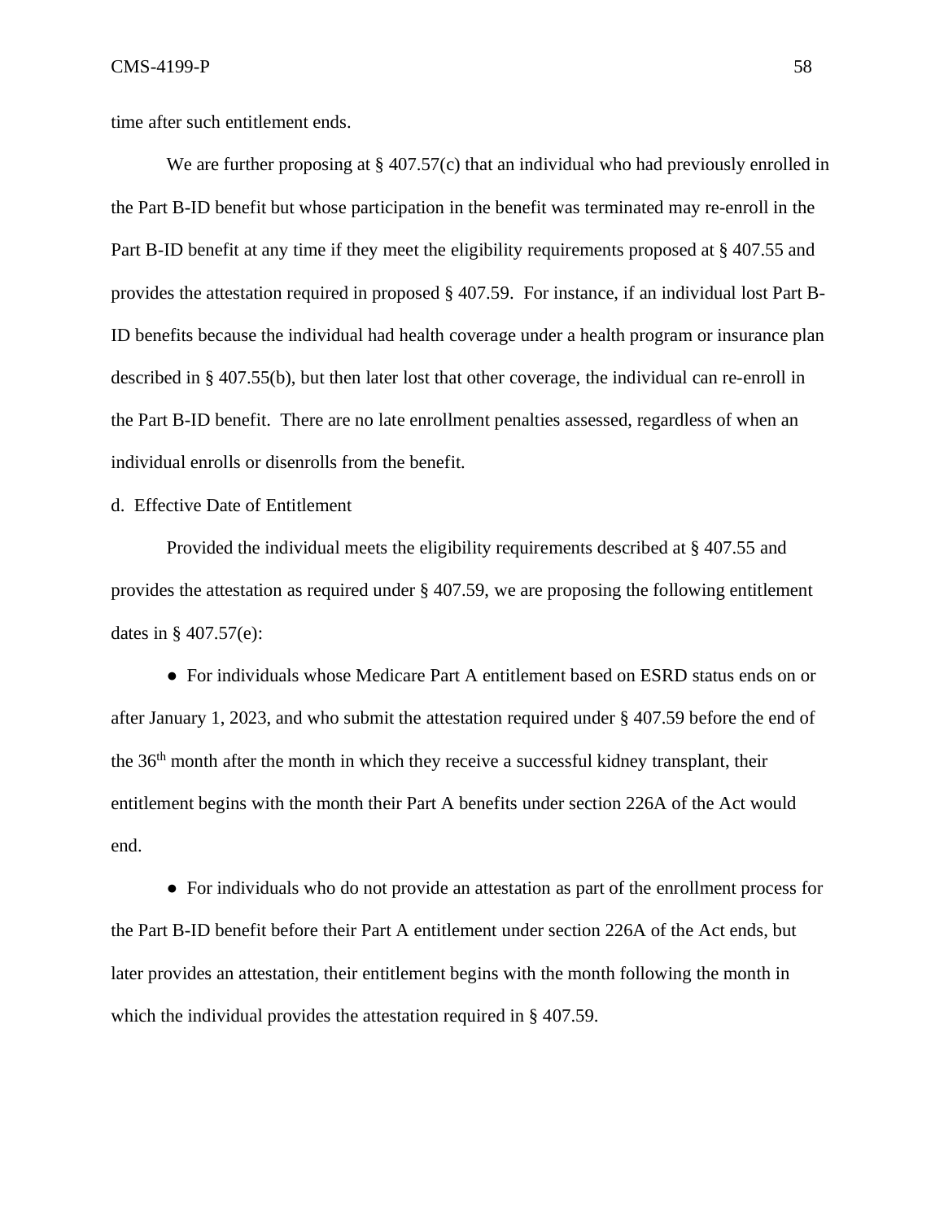time after such entitlement ends.

We are further proposing at § 407.57(c) that an individual who had previously enrolled in the Part B-ID benefit but whose participation in the benefit was terminated may re-enroll in the Part B-ID benefit at any time if they meet the eligibility requirements proposed at § 407.55 and provides the attestation required in proposed § 407.59. For instance, if an individual lost Part B-ID benefits because the individual had health coverage under a health program or insurance plan described in § 407.55(b), but then later lost that other coverage, the individual can re-enroll in the Part B-ID benefit. There are no late enrollment penalties assessed, regardless of when an individual enrolls or disenrolls from the benefit.

d. Effective Date of Entitlement

Provided the individual meets the eligibility requirements described at § 407.55 and provides the attestation as required under § 407.59, we are proposing the following entitlement dates in § 407.57(e):

- For individuals whose Medicare Part A entitlement based on ESRD status ends on or after January 1, 2023, and who submit the attestation required under § 407.59 before the end of the 36th month after the month in which they receive a successful kidney transplant, their entitlement begins with the month their Part A benefits under section 226A of the Act would end.

- For individuals who do not provide an attestation as part of the enrollment process for the Part B-ID benefit before their Part A entitlement under section 226A of the Act ends, but later provides an attestation, their entitlement begins with the month following the month in which the individual provides the attestation required in § 407.59.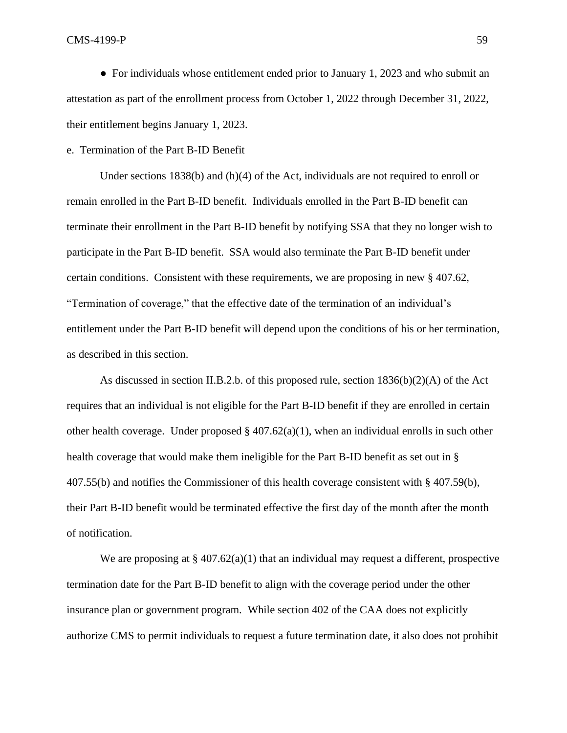- For individuals whose entitlement ended prior to January 1, 2023 and who submit an attestation as part of the enrollment process from October 1, 2022 through December 31, 2022, their entitlement begins January 1, 2023.

e. Termination of the Part B-ID Benefit

Under sections 1838(b) and (h)(4) of the Act, individuals are not required to enroll or remain enrolled in the Part B-ID benefit. Individuals enrolled in the Part B-ID benefit can terminate their enrollment in the Part B-ID benefit by notifying SSA that they no longer wish to participate in the Part B-ID benefit. SSA would also terminate the Part B-ID benefit under certain conditions. Consistent with these requirements, we are proposing in new § 407.62, "Termination of coverage," that the effective date of the termination of an individual's entitlement under the Part B-ID benefit will depend upon the conditions of his or her termination, as described in this section.

As discussed in section II.B.2.b. of this proposed rule, section 1836(b)(2)(A) of the Act requires that an individual is not eligible for the Part B-ID benefit if they are enrolled in certain other health coverage. Under proposed § 407.62(a)(1), when an individual enrolls in such other health coverage that would make them ineligible for the Part B-ID benefit as set out in § 407.55(b) and notifies the Commissioner of this health coverage consistent with § 407.59(b), their Part B-ID benefit would be terminated effective the first day of the month after the month of notification.

We are proposing at § 407.62(a)(1) that an individual may request a different, prospective termination date for the Part B-ID benefit to align with the coverage period under the other insurance plan or government program. While section 402 of the CAA does not explicitly authorize CMS to permit individuals to request a future termination date, it also does not prohibit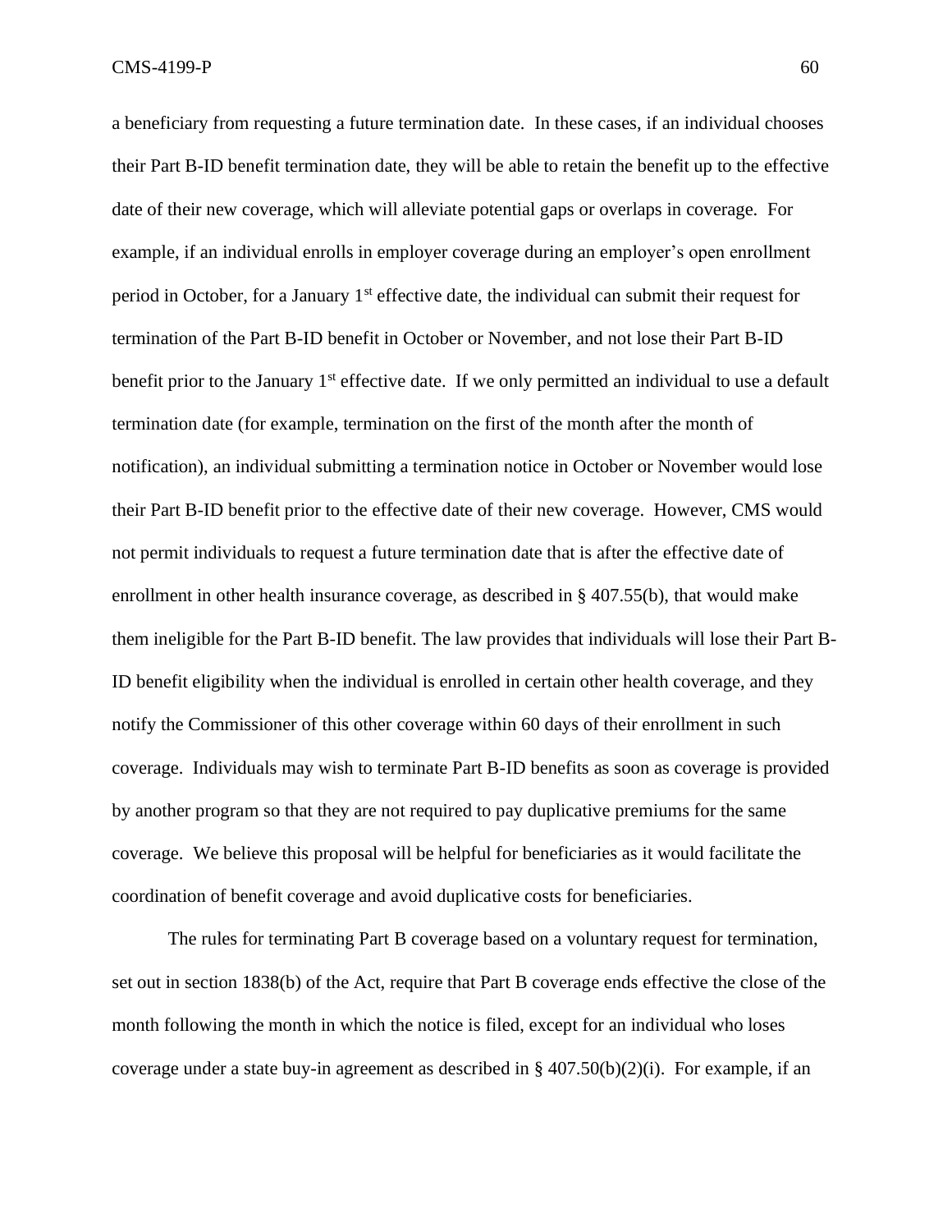a beneficiary from requesting a future termination date. In these cases, if an individual chooses their Part B-ID benefit termination date, they will be able to retain the benefit up to the effective date of their new coverage, which will alleviate potential gaps or overlaps in coverage. For example, if an individual enrolls in employer coverage during an employer's open enrollment period in October, for a January 1st effective date, the individual can submit their request for termination of the Part B-ID benefit in October or November, and not lose their Part B-ID benefit prior to the January 1st effective date. If we only permitted an individual to use a default termination date (for example, termination on the first of the month after the month of notification), an individual submitting a termination notice in October or November would lose their Part B-ID benefit prior to the effective date of their new coverage. However, CMS would not permit individuals to request a future termination date that is after the effective date of enrollment in other health insurance coverage, as described in § 407.55(b), that would make them ineligible for the Part B-ID benefit. The law provides that individuals will lose their Part B-ID benefit eligibility when the individual is enrolled in certain other health coverage, and they notify the Commissioner of this other coverage within 60 days of their enrollment in such coverage. Individuals may wish to terminate Part B-ID benefits as soon as coverage is provided by another program so that they are not required to pay duplicative premiums for the same coverage. We believe this proposal will be helpful for beneficiaries as it would facilitate the coordination of benefit coverage and avoid duplicative costs for beneficiaries.

The rules for terminating Part B coverage based on a voluntary request for termination, set out in section 1838(b) of the Act, require that Part B coverage ends effective the close of the month following the month in which the notice is filed, except for an individual who loses coverage under a state buy-in agreement as described in § 407.50(b)(2)(i). For example, if an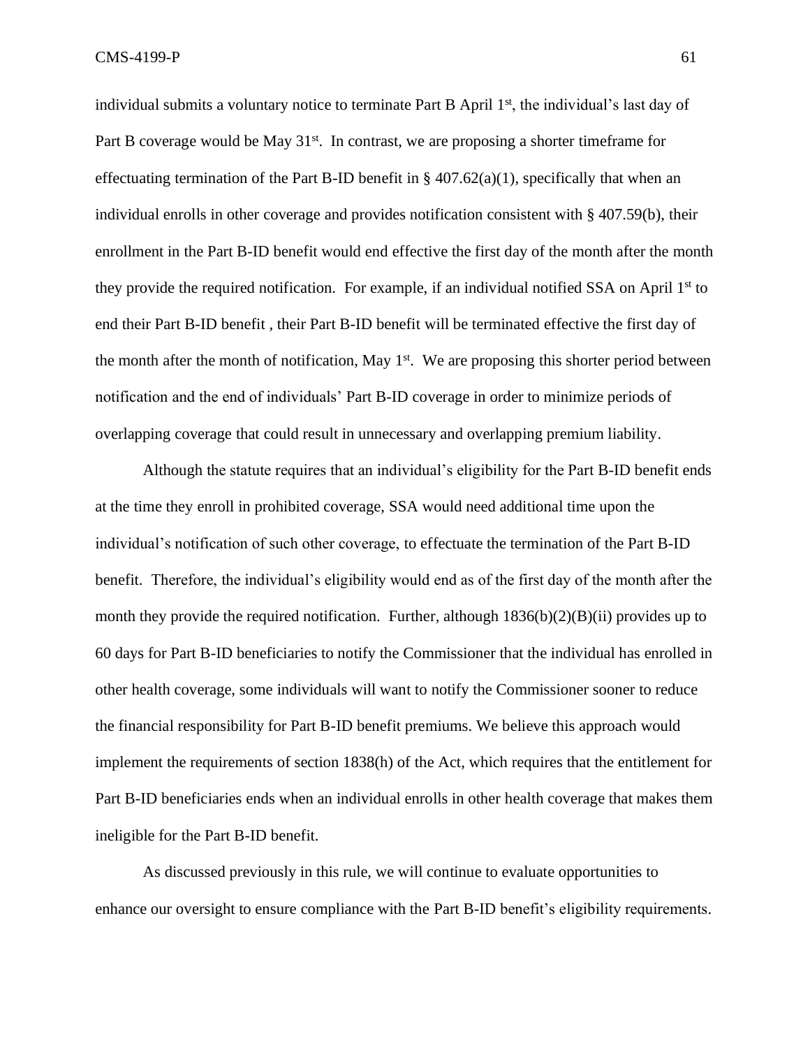individual submits a voluntary notice to terminate Part B April 1st, the individual's last day of Part B coverage would be May 31st. In contrast, we are proposing a shorter timeframe for effectuating termination of the Part B-ID benefit in § 407.62(a)(1), specifically that when an individual enrolls in other coverage and provides notification consistent with § 407.59(b), their enrollment in the Part B-ID benefit would end effective the first day of the month after the month they provide the required notification. For example, if an individual notified SSA on April 1st to end their Part B-ID benefit , their Part B-ID benefit will be terminated effective the first day of the month after the month of notification, May 1st. We are proposing this shorter period between notification and the end of individuals' Part B-ID coverage in order to minimize periods of overlapping coverage that could result in unnecessary and overlapping premium liability.

Although the statute requires that an individual's eligibility for the Part B-ID benefit ends at the time they enroll in prohibited coverage, SSA would need additional time upon the individual's notification of such other coverage, to effectuate the termination of the Part B-ID benefit. Therefore, the individual's eligibility would end as of the first day of the month after the month they provide the required notification. Further, although 1836(b)(2)(B)(ii) provides up to 60 days for Part B-ID beneficiaries to notify the Commissioner that the individual has enrolled in other health coverage, some individuals will want to notify the Commissioner sooner to reduce the financial responsibility for Part B-ID benefit premiums. We believe this approach would implement the requirements of section 1838(h) of the Act, which requires that the entitlement for Part B-ID beneficiaries ends when an individual enrolls in other health coverage that makes them ineligible for the Part B-ID benefit.

As discussed previously in this rule, we will continue to evaluate opportunities to enhance our oversight to ensure compliance with the Part B-ID benefit's eligibility requirements.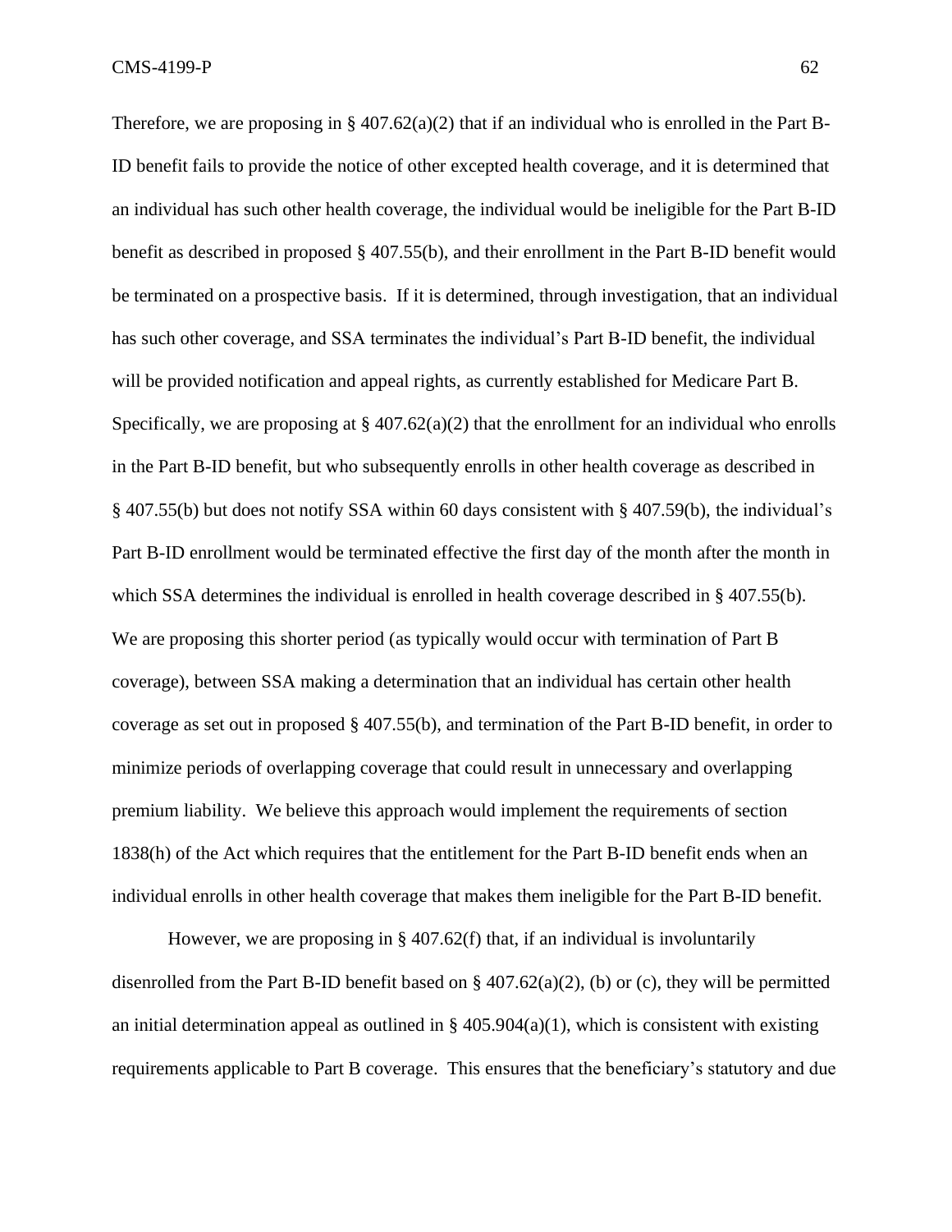Therefore, we are proposing in § 407.62(a)(2) that if an individual who is enrolled in the Part B-ID benefit fails to provide the notice of other excepted health coverage, and it is determined that an individual has such other health coverage, the individual would be ineligible for the Part B-ID benefit as described in proposed § 407.55(b), and their enrollment in the Part B-ID benefit would be terminated on a prospective basis. If it is determined, through investigation, that an individual has such other coverage, and SSA terminates the individual's Part B-ID benefit, the individual will be provided notification and appeal rights, as currently established for Medicare Part B. Specifically, we are proposing at § 407.62(a)(2) that the enrollment for an individual who enrolls in the Part B-ID benefit, but who subsequently enrolls in other health coverage as described in § 407.55(b) but does not notify SSA within 60 days consistent with § 407.59(b), the individual's Part B-ID enrollment would be terminated effective the first day of the month after the month in which SSA determines the individual is enrolled in health coverage described in § 407.55(b). We are proposing this shorter period (as typically would occur with termination of Part B coverage), between SSA making a determination that an individual has certain other health coverage as set out in proposed § 407.55(b), and termination of the Part B-ID benefit, in order to minimize periods of overlapping coverage that could result in unnecessary and overlapping premium liability. We believe this approach would implement the requirements of section 1838(h) of the Act which requires that the entitlement for the Part B-ID benefit ends when an individual enrolls in other health coverage that makes them ineligible for the Part B-ID benefit.

However, we are proposing in § 407.62(f) that, if an individual is involuntarily disenrolled from the Part B-ID benefit based on § 407.62(a)(2), (b) or (c), they will be permitted an initial determination appeal as outlined in § 405.904(a)(1), which is consistent with existing requirements applicable to Part B coverage. This ensures that the beneficiary's statutory and due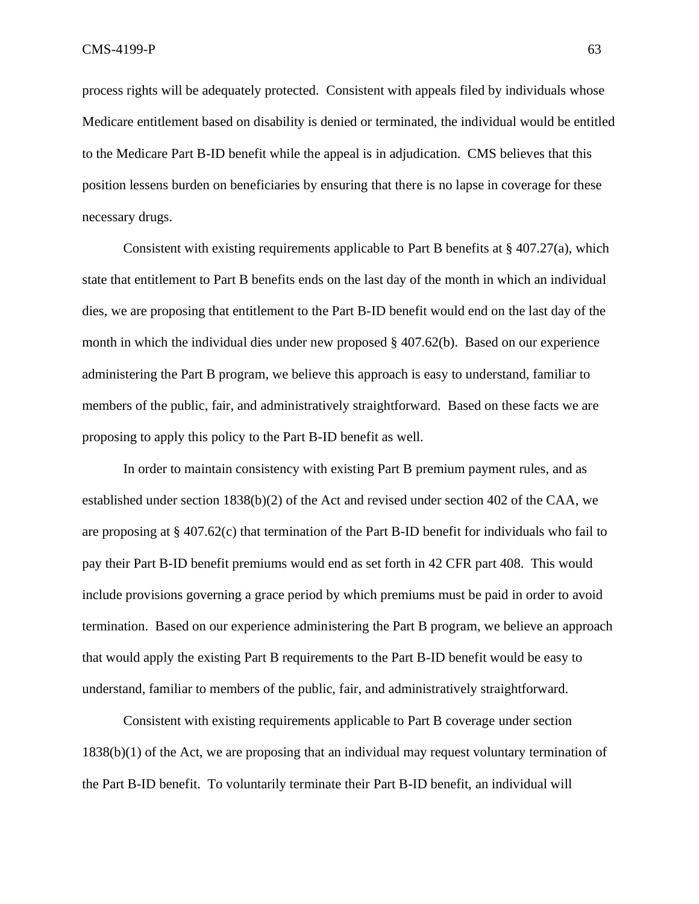process rights will be adequately protected. Consistent with appeals filed by individuals whose Medicare entitlement based on disability is denied or terminated, the individual would be entitled to the Medicare Part B-ID benefit while the appeal is in adjudication. CMS believes that this position lessens burden on beneficiaries by ensuring that there is no lapse in coverage for these necessary drugs.

Consistent with existing requirements applicable to Part B benefits at § 407.27(a), which state that entitlement to Part B benefits ends on the last day of the month in which an individual dies, we are proposing that entitlement to the Part B-ID benefit would end on the last day of the month in which the individual dies under new proposed § 407.62(b). Based on our experience administering the Part B program, we believe this approach is easy to understand, familiar to members of the public, fair, and administratively straightforward. Based on these facts we are proposing to apply this policy to the Part B-ID benefit as well.

In order to maintain consistency with existing Part B premium payment rules, and as established under section 1838(b)(2) of the Act and revised under section 402 of the CAA, we are proposing at § 407.62(c) that termination of the Part B-ID benefit for individuals who fail to pay their Part B-ID benefit premiums would end as set forth in 42 CFR part 408. This would include provisions governing a grace period by which premiums must be paid in order to avoid termination. Based on our experience administering the Part B program, we believe an approach that would apply the existing Part B requirements to the Part B-ID benefit would be easy to understand, familiar to members of the public, fair, and administratively straightforward.

Consistent with existing requirements applicable to Part B coverage under section 1838(b)(1) of the Act, we are proposing that an individual may request voluntary termination of the Part B-ID benefit. To voluntarily terminate their Part B-ID benefit, an individual will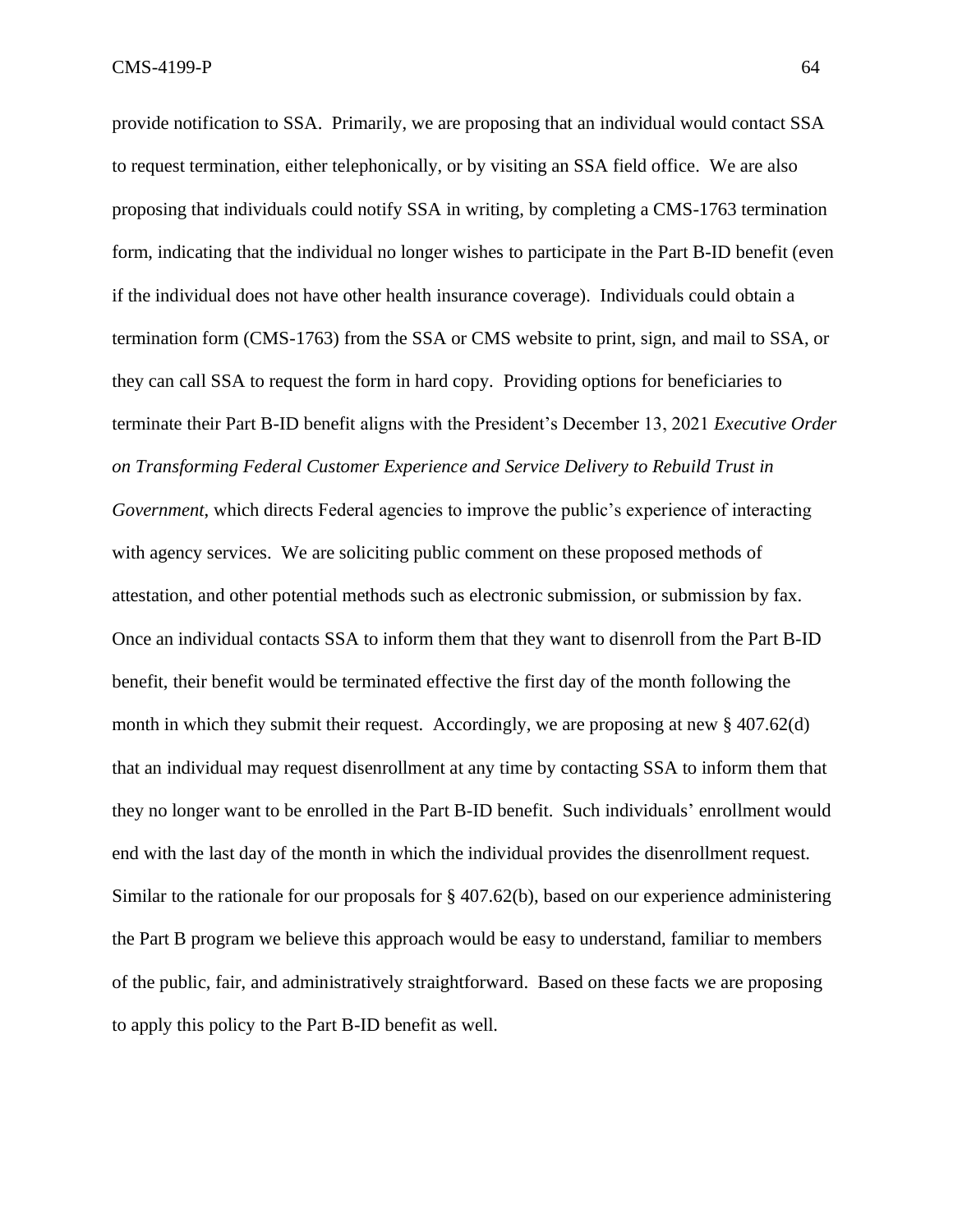provide notification to SSA. Primarily, we are proposing that an individual would contact SSA to request termination, either telephonically, or by visiting an SSA field office. We are also proposing that individuals could notify SSA in writing, by completing a CMS-1763 termination form, indicating that the individual no longer wishes to participate in the Part B-ID benefit (even if the individual does not have other health insurance coverage). Individuals could obtain a termination form (CMS-1763) from the SSA or CMS website to print, sign, and mail to SSA, or they can call SSA to request the form in hard copy. Providing options for beneficiaries to terminate their Part B-ID benefit aligns with the President's December 13, 2021 *Executive Order on Transforming Federal Customer Experience and Service Delivery to Rebuild Trust in Government*, which directs Federal agencies to improve the public's experience of interacting with agency services. We are soliciting public comment on these proposed methods of attestation, and other potential methods such as electronic submission, or submission by fax. Once an individual contacts SSA to inform them that they want to disenroll from the Part B-ID benefit, their benefit would be terminated effective the first day of the month following the month in which they submit their request. Accordingly, we are proposing at new § 407.62(d) that an individual may request disenrollment at any time by contacting SSA to inform them that they no longer want to be enrolled in the Part B-ID benefit. Such individuals' enrollment would end with the last day of the month in which the individual provides the disenrollment request. Similar to the rationale for our proposals for § 407.62(b), based on our experience administering the Part B program we believe this approach would be easy to understand, familiar to members of the public, fair, and administratively straightforward. Based on these facts we are proposing to apply this policy to the Part B-ID benefit as well.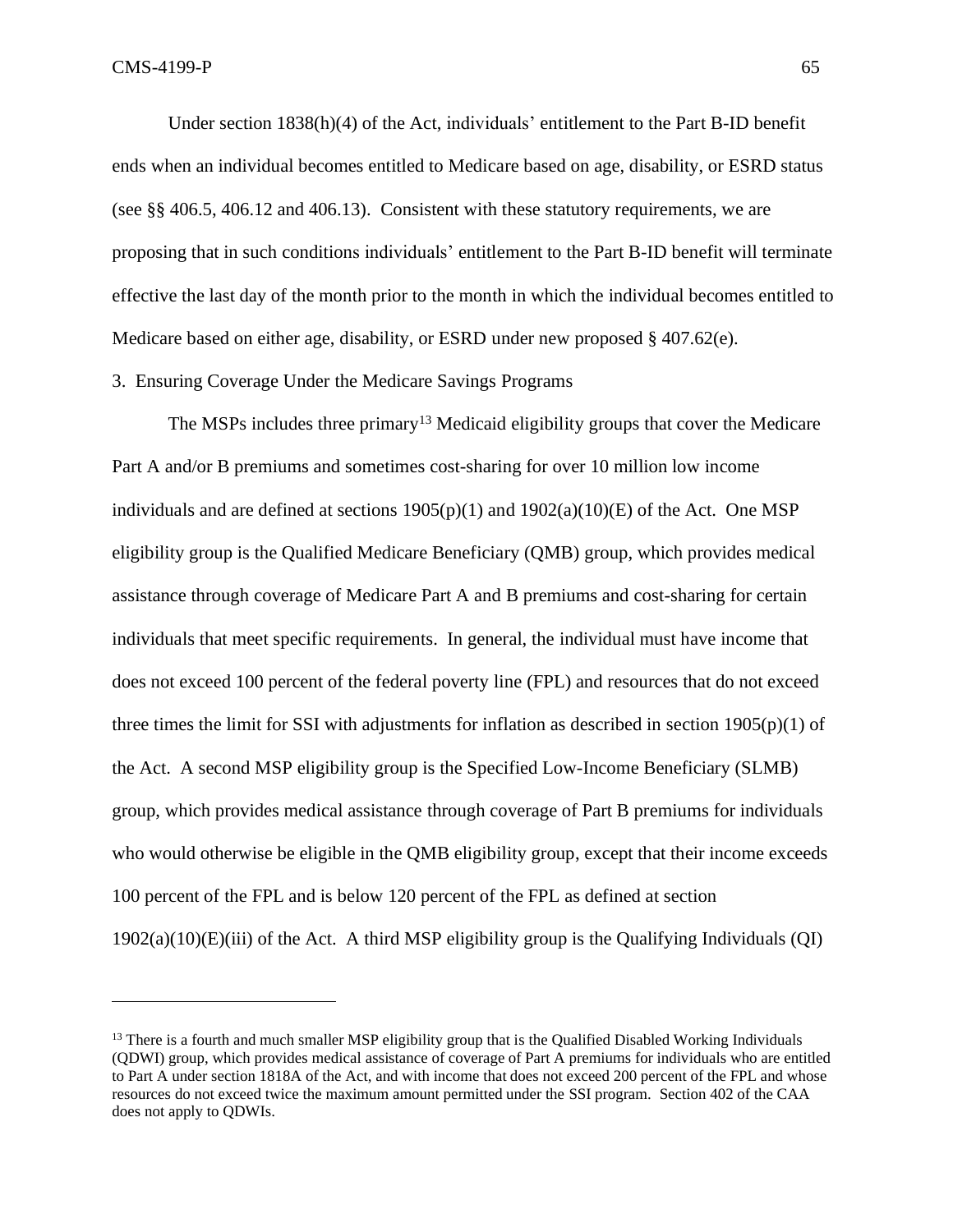Under section 1838(h)(4) of the Act, individuals' entitlement to the Part B-ID benefit ends when an individual becomes entitled to Medicare based on age, disability, or ESRD status (see §§ 406.5, 406.12 and 406.13). Consistent with these statutory requirements, we are proposing that in such conditions individuals' entitlement to the Part B-ID benefit will terminate effective the last day of the month prior to the month in which the individual becomes entitled to Medicare based on either age, disability, or ESRD under new proposed § 407.62(e).

3. Ensuring Coverage Under the Medicare Savings Programs

The MSPs includes three primary[13] Medicaid eligibility groups that cover the Medicare Part A and/or B premiums and sometimes cost-sharing for over 10 million low income individuals and are defined at sections 1905(p)(1) and 1902(a)(10)(E) of the Act. One MSP eligibility group is the Qualified Medicare Beneficiary (QMB) group, which provides medical assistance through coverage of Medicare Part A and B premiums and cost-sharing for certain individuals that meet specific requirements. In general, the individual must have income that does not exceed 100 percent of the federal poverty line (FPL) and resources that do not exceed three times the limit for SSI with adjustments for inflation as described in section 1905(p)(1) of the Act. A second MSP eligibility group is the Specified Low-Income Beneficiary (SLMB) group, which provides medical assistance through coverage of Part B premiums for individuals who would otherwise be eligible in the QMB eligibility group, except that their income exceeds 100 percent of the FPL and is below 120 percent of the FPL as defined at section 1902(a)(10)(E)(iii) of the Act. A third MSP eligibility group is the Qualifying Individuals (QI)

---

[13] There is a fourth and much smaller MSP eligibility group that is the Qualified Disabled Working Individuals (QDWI) group, which provides medical assistance of coverage of Part A premiums for individuals who are entitled to Part A under section 1818A of the Act, and with income that does not exceed 200 percent of the FPL and whose resources do not exceed twice the maximum amount permitted under the SSI program. Section 402 of the CAA does not apply to QDWIs.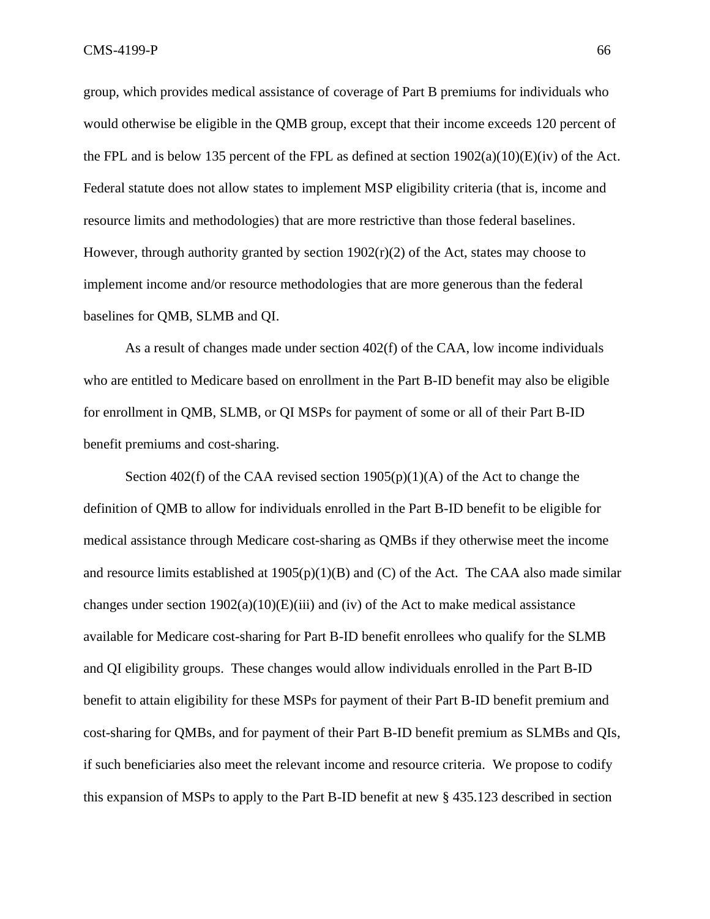group, which provides medical assistance of coverage of Part B premiums for individuals who would otherwise be eligible in the QMB group, except that their income exceeds 120 percent of the FPL and is below 135 percent of the FPL as defined at section 1902(a)(10)(E)(iv) of the Act. Federal statute does not allow states to implement MSP eligibility criteria (that is, income and resource limits and methodologies) that are more restrictive than those federal baselines. However, through authority granted by section 1902(r)(2) of the Act, states may choose to implement income and/or resource methodologies that are more generous than the federal baselines for QMB, SLMB and QI.

As a result of changes made under section 402(f) of the CAA, low income individuals who are entitled to Medicare based on enrollment in the Part B-ID benefit may also be eligible for enrollment in QMB, SLMB, or QI MSPs for payment of some or all of their Part B-ID benefit premiums and cost-sharing.

Section 402(f) of the CAA revised section 1905(p)(1)(A) of the Act to change the definition of QMB to allow for individuals enrolled in the Part B-ID benefit to be eligible for medical assistance through Medicare cost-sharing as QMBs if they otherwise meet the income and resource limits established at 1905(p)(1)(B) and (C) of the Act. The CAA also made similar changes under section 1902(a)(10)(E)(iii) and (iv) of the Act to make medical assistance available for Medicare cost-sharing for Part B-ID benefit enrollees who qualify for the SLMB and QI eligibility groups. These changes would allow individuals enrolled in the Part B-ID benefit to attain eligibility for these MSPs for payment of their Part B-ID benefit premium and cost-sharing for QMBs, and for payment of their Part B-ID benefit premium as SLMBs and QIs, if such beneficiaries also meet the relevant income and resource criteria. We propose to codify this expansion of MSPs to apply to the Part B-ID benefit at new § 435.123 described in section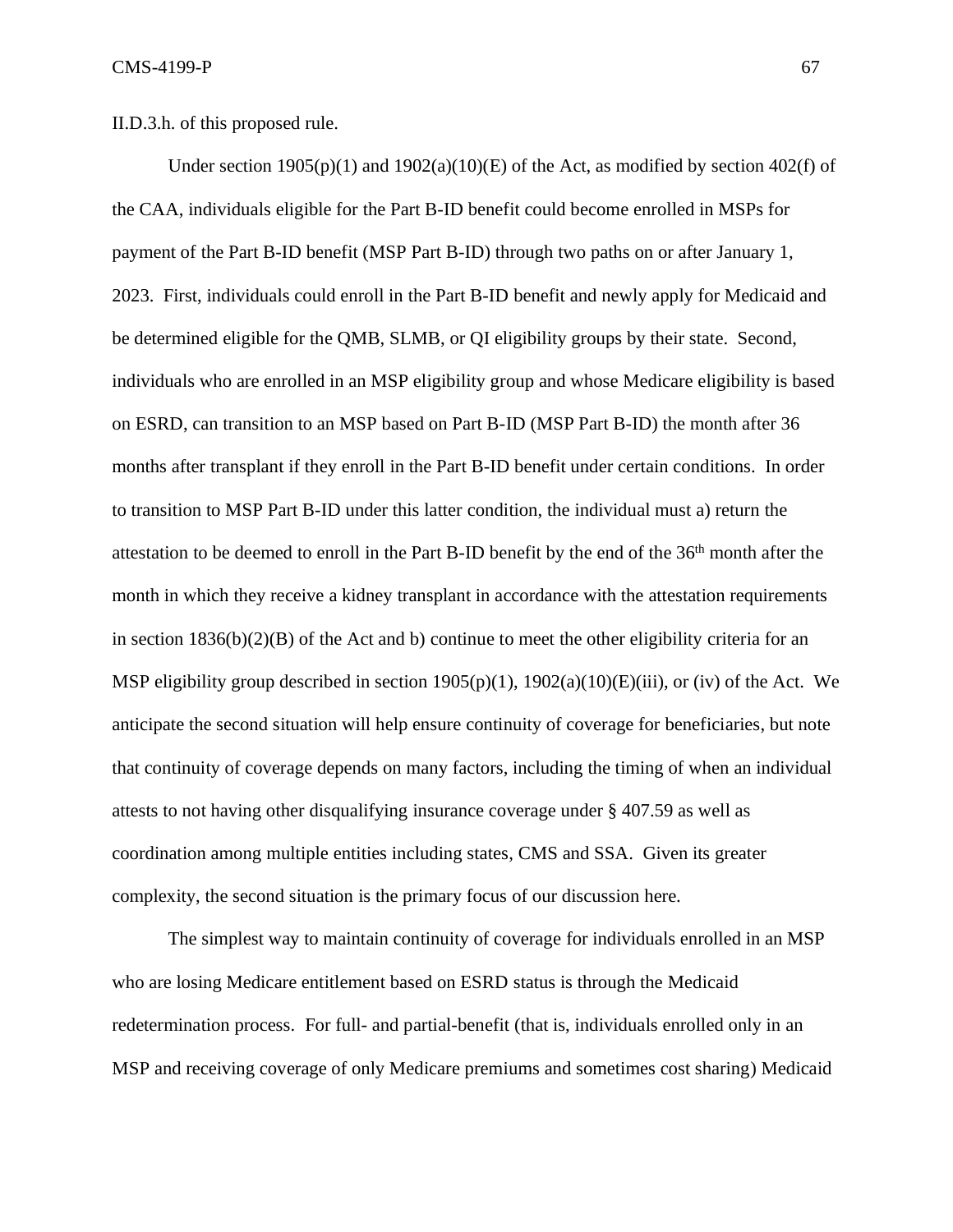II.D.3.h. of this proposed rule.

Under section 1905(p)(1) and 1902(a)(10)(E) of the Act, as modified by section 402(f) of the CAA, individuals eligible for the Part B-ID benefit could become enrolled in MSPs for payment of the Part B-ID benefit (MSP Part B-ID) through two paths on or after January 1, 2023. First, individuals could enroll in the Part B-ID benefit and newly apply for Medicaid and be determined eligible for the QMB, SLMB, or QI eligibility groups by their state. Second, individuals who are enrolled in an MSP eligibility group and whose Medicare eligibility is based on ESRD, can transition to an MSP based on Part B-ID (MSP Part B-ID) the month after 36 months after transplant if they enroll in the Part B-ID benefit under certain conditions. In order to transition to MSP Part B-ID under this latter condition, the individual must a) return the attestation to be deemed to enroll in the Part B-ID benefit by the end of the 36th month after the month in which they receive a kidney transplant in accordance with the attestation requirements in section 1836(b)(2)(B) of the Act and b) continue to meet the other eligibility criteria for an MSP eligibility group described in section 1905(p)(1), 1902(a)(10)(E)(iii), or (iv) of the Act. We anticipate the second situation will help ensure continuity of coverage for beneficiaries, but note that continuity of coverage depends on many factors, including the timing of when an individual attests to not having other disqualifying insurance coverage under § 407.59 as well as coordination among multiple entities including states, CMS and SSA. Given its greater complexity, the second situation is the primary focus of our discussion here.

The simplest way to maintain continuity of coverage for individuals enrolled in an MSP who are losing Medicare entitlement based on ESRD status is through the Medicaid redetermination process. For full- and partial-benefit (that is, individuals enrolled only in an MSP and receiving coverage of only Medicare premiums and sometimes cost sharing) Medicaid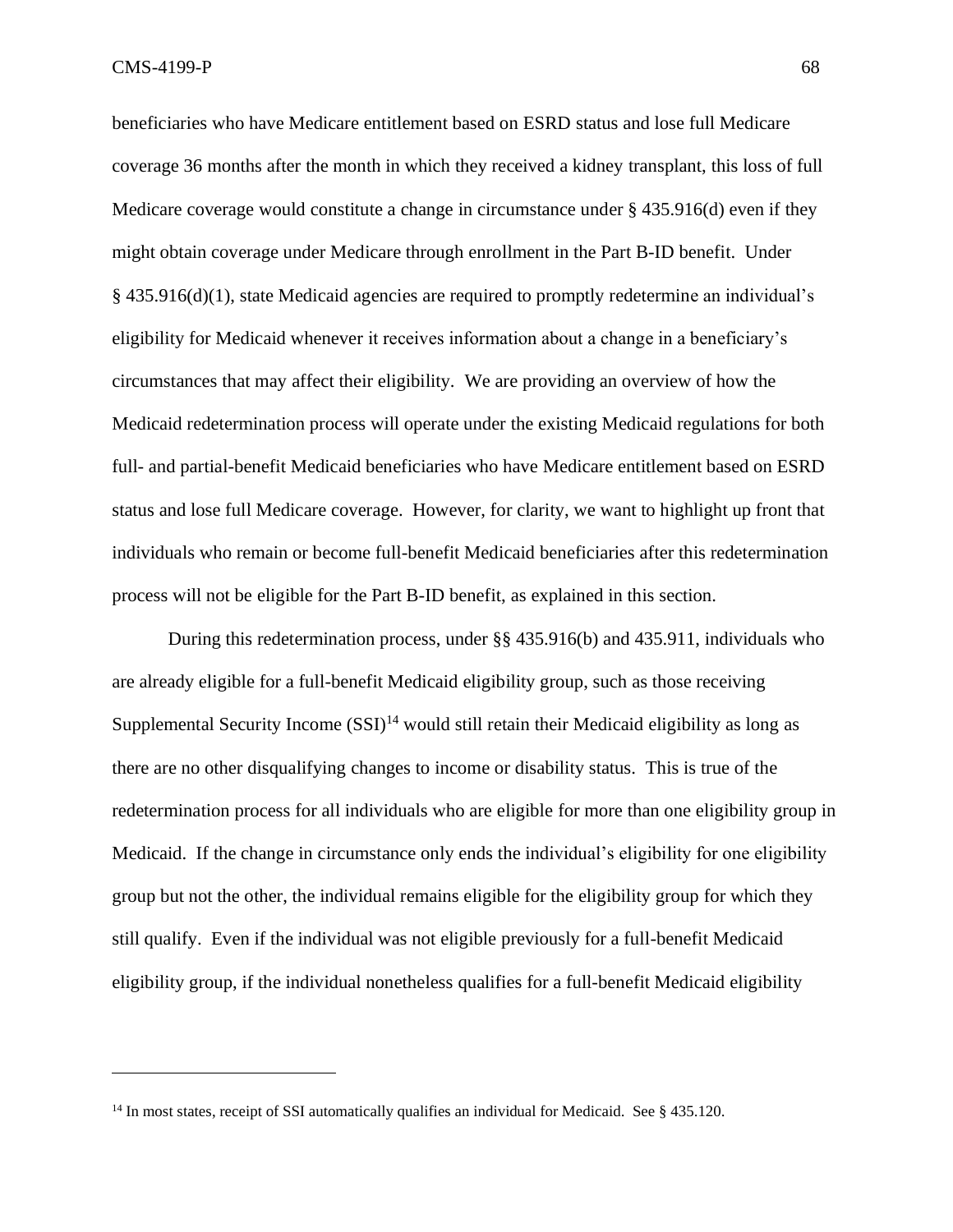beneficiaries who have Medicare entitlement based on ESRD status and lose full Medicare coverage 36 months after the month in which they received a kidney transplant, this loss of full Medicare coverage would constitute a change in circumstance under § 435.916(d) even if they might obtain coverage under Medicare through enrollment in the Part B-ID benefit. Under § 435.916(d)(1), state Medicaid agencies are required to promptly redetermine an individual's eligibility for Medicaid whenever it receives information about a change in a beneficiary's circumstances that may affect their eligibility. We are providing an overview of how the Medicaid redetermination process will operate under the existing Medicaid regulations for both full- and partial-benefit Medicaid beneficiaries who have Medicare entitlement based on ESRD status and lose full Medicare coverage. However, for clarity, we want to highlight up front that individuals who remain or become full-benefit Medicaid beneficiaries after this redetermination process will not be eligible for the Part B-ID benefit, as explained in this section.

During this redetermination process, under §§ 435.916(b) and 435.911, individuals who are already eligible for a full-benefit Medicaid eligibility group, such as those receiving Supplemental Security Income (SSI)[14] would still retain their Medicaid eligibility as long as there are no other disqualifying changes to income or disability status. This is true of the redetermination process for all individuals who are eligible for more than one eligibility group in Medicaid. If the change in circumstance only ends the individual's eligibility for one eligibility group but not the other, the individual remains eligible for the eligibility group for which they still qualify. Even if the individual was not eligible previously for a full-benefit Medicaid eligibility group, if the individual nonetheless qualifies for a full-benefit Medicaid eligibility

[14] In most states, receipt of SSI automatically qualifies an individual for Medicaid. See § 435.120.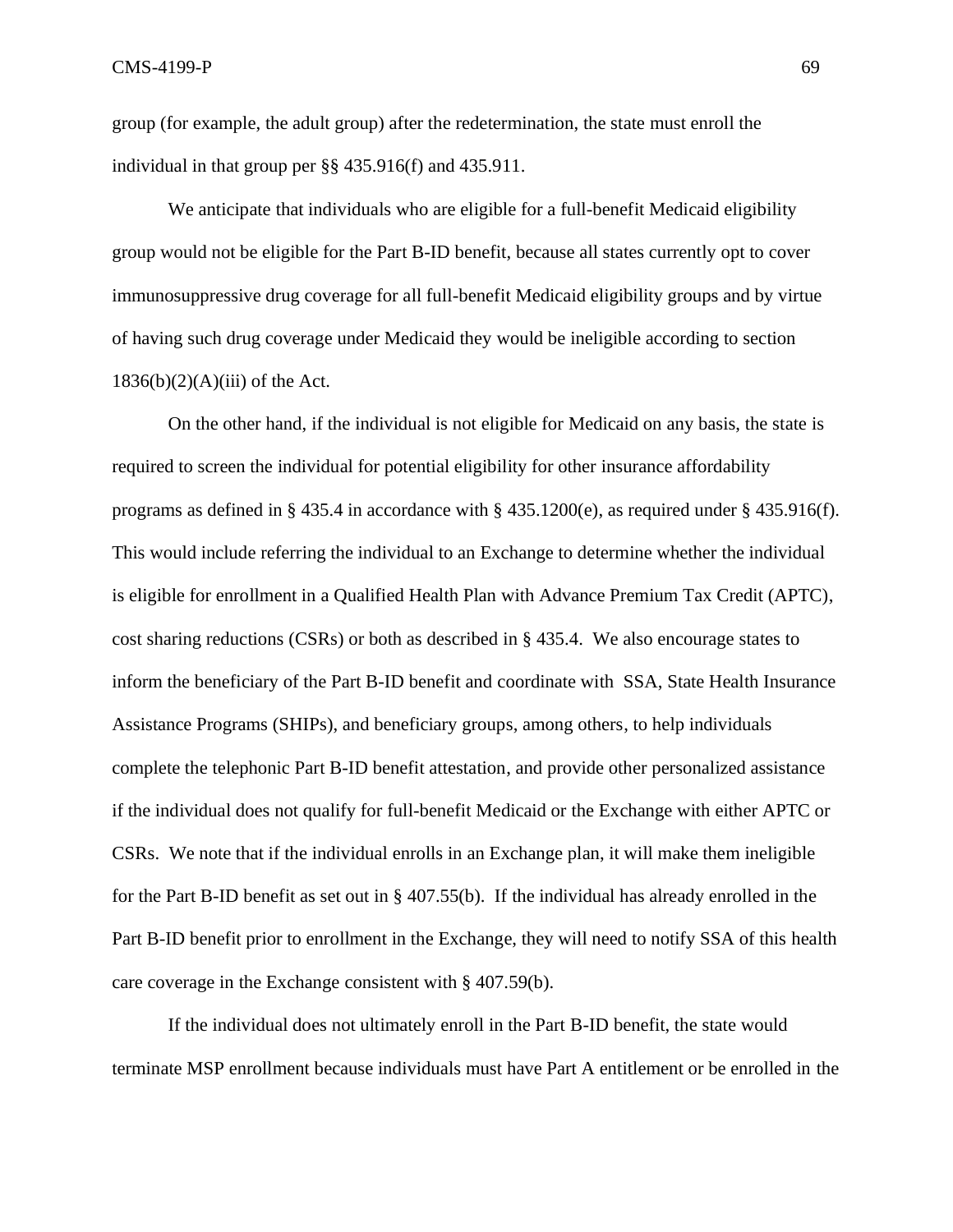group (for example, the adult group) after the redetermination, the state must enroll the individual in that group per §§ 435.916(f) and 435.911.

We anticipate that individuals who are eligible for a full-benefit Medicaid eligibility group would not be eligible for the Part B-ID benefit, because all states currently opt to cover immunosuppressive drug coverage for all full-benefit Medicaid eligibility groups and by virtue of having such drug coverage under Medicaid they would be ineligible according to section 1836(b)(2)(A)(iii) of the Act.

On the other hand, if the individual is not eligible for Medicaid on any basis, the state is required to screen the individual for potential eligibility for other insurance affordability programs as defined in § 435.4 in accordance with § 435.1200(e), as required under § 435.916(f). This would include referring the individual to an Exchange to determine whether the individual is eligible for enrollment in a Qualified Health Plan with Advance Premium Tax Credit (APTC), cost sharing reductions (CSRs) or both as described in § 435.4. We also encourage states to inform the beneficiary of the Part B-ID benefit and coordinate with SSA, State Health Insurance Assistance Programs (SHIPs), and beneficiary groups, among others, to help individuals complete the telephonic Part B-ID benefit attestation, and provide other personalized assistance if the individual does not qualify for full-benefit Medicaid or the Exchange with either APTC or CSRs. We note that if the individual enrolls in an Exchange plan, it will make them ineligible for the Part B-ID benefit as set out in § 407.55(b). If the individual has already enrolled in the Part B-ID benefit prior to enrollment in the Exchange, they will need to notify SSA of this health care coverage in the Exchange consistent with § 407.59(b).

If the individual does not ultimately enroll in the Part B-ID benefit, the state would terminate MSP enrollment because individuals must have Part A entitlement or be enrolled in the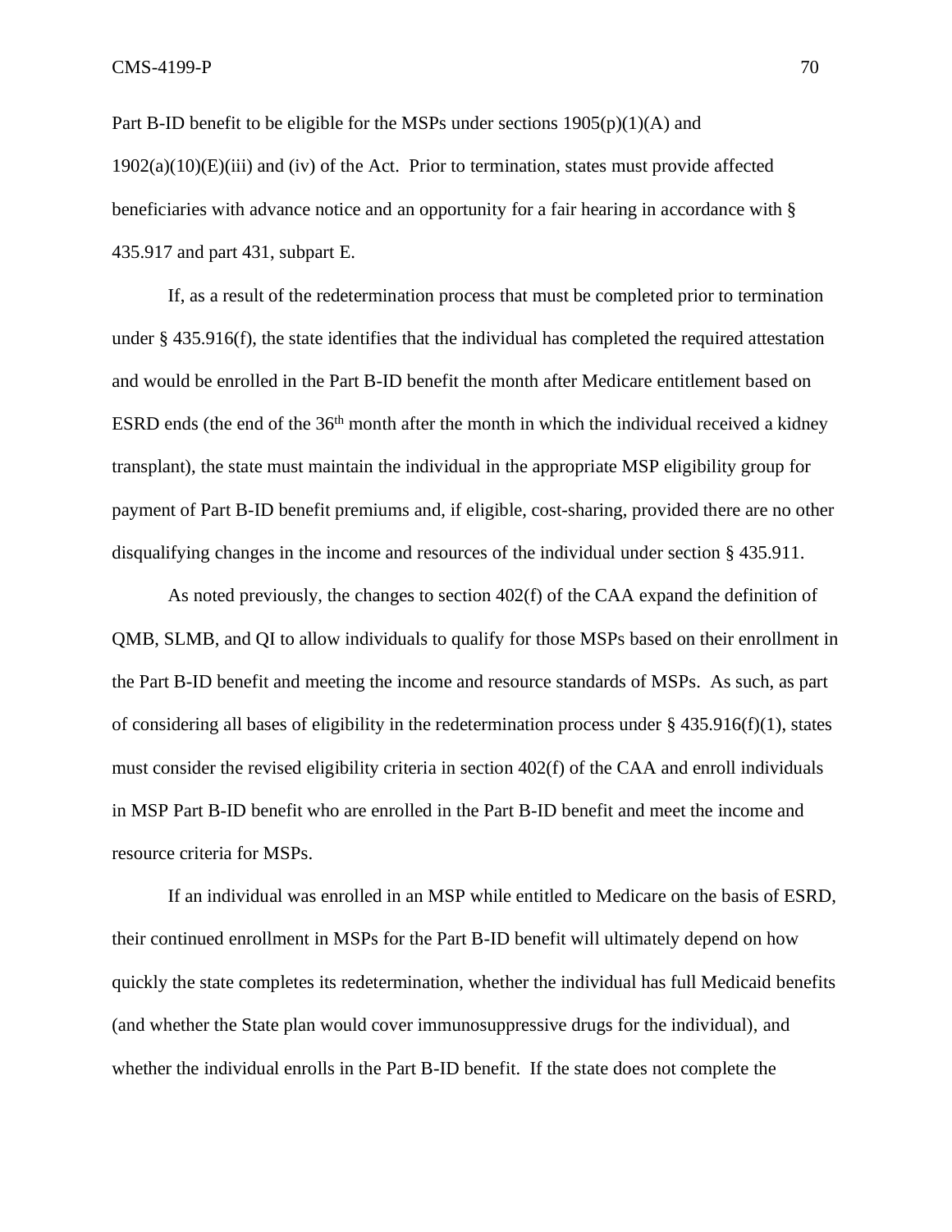Part B-ID benefit to be eligible for the MSPs under sections 1905(p)(1)(A) and 1902(a)(10)(E)(iii) and (iv) of the Act. Prior to termination, states must provide affected beneficiaries with advance notice and an opportunity for a fair hearing in accordance with § 435.917 and part 431, subpart E.

If, as a result of the redetermination process that must be completed prior to termination under § 435.916(f), the state identifies that the individual has completed the required attestation and would be enrolled in the Part B-ID benefit the month after Medicare entitlement based on ESRD ends (the end of the 36th month after the month in which the individual received a kidney transplant), the state must maintain the individual in the appropriate MSP eligibility group for payment of Part B-ID benefit premiums and, if eligible, cost-sharing, provided there are no other disqualifying changes in the income and resources of the individual under section § 435.911.

As noted previously, the changes to section 402(f) of the CAA expand the definition of QMB, SLMB, and QI to allow individuals to qualify for those MSPs based on their enrollment in the Part B-ID benefit and meeting the income and resource standards of MSPs. As such, as part of considering all bases of eligibility in the redetermination process under § 435.916(f)(1), states must consider the revised eligibility criteria in section 402(f) of the CAA and enroll individuals in MSP Part B-ID benefit who are enrolled in the Part B-ID benefit and meet the income and resource criteria for MSPs.

If an individual was enrolled in an MSP while entitled to Medicare on the basis of ESRD, their continued enrollment in MSPs for the Part B-ID benefit will ultimately depend on how quickly the state completes its redetermination, whether the individual has full Medicaid benefits (and whether the State plan would cover immunosuppressive drugs for the individual), and whether the individual enrolls in the Part B-ID benefit. If the state does not complete the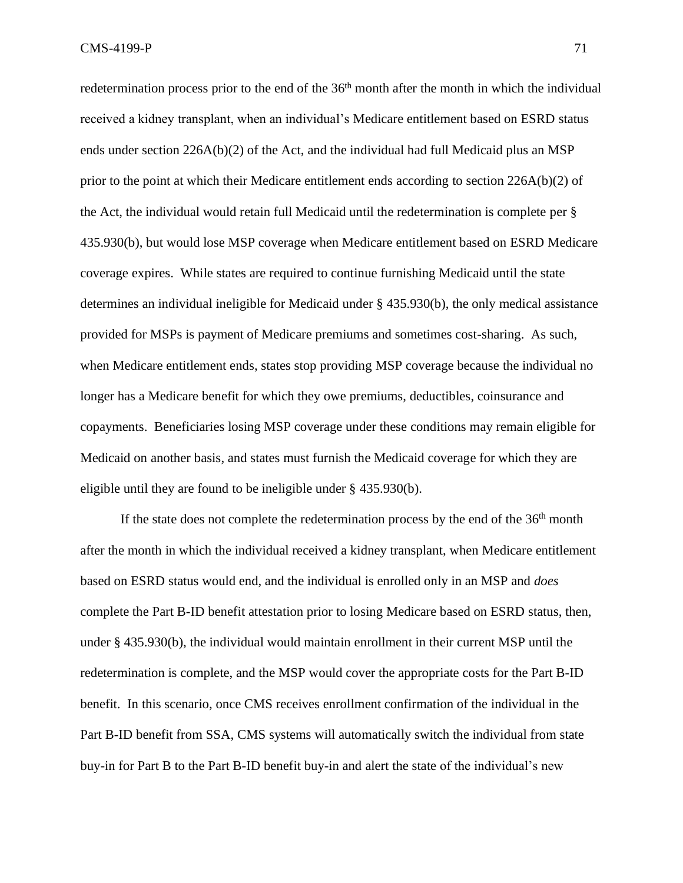redetermination process prior to the end of the 36th month after the month in which the individual received a kidney transplant, when an individual's Medicare entitlement based on ESRD status ends under section 226A(b)(2) of the Act, and the individual had full Medicaid plus an MSP prior to the point at which their Medicare entitlement ends according to section 226A(b)(2) of the Act, the individual would retain full Medicaid until the redetermination is complete per § 435.930(b), but would lose MSP coverage when Medicare entitlement based on ESRD Medicare coverage expires. While states are required to continue furnishing Medicaid until the state determines an individual ineligible for Medicaid under § 435.930(b), the only medical assistance provided for MSPs is payment of Medicare premiums and sometimes cost-sharing. As such, when Medicare entitlement ends, states stop providing MSP coverage because the individual no longer has a Medicare benefit for which they owe premiums, deductibles, coinsurance and copayments. Beneficiaries losing MSP coverage under these conditions may remain eligible for Medicaid on another basis, and states must furnish the Medicaid coverage for which they are eligible until they are found to be ineligible under § 435.930(b).

If the state does not complete the redetermination process by the end of the 36th month after the month in which the individual received a kidney transplant, when Medicare entitlement based on ESRD status would end, and the individual is enrolled only in an MSP and *does* complete the Part B-ID benefit attestation prior to losing Medicare based on ESRD status, then, under § 435.930(b), the individual would maintain enrollment in their current MSP until the redetermination is complete, and the MSP would cover the appropriate costs for the Part B-ID benefit. In this scenario, once CMS receives enrollment confirmation of the individual in the Part B-ID benefit from SSA, CMS systems will automatically switch the individual from state buy-in for Part B to the Part B-ID benefit buy-in and alert the state of the individual's new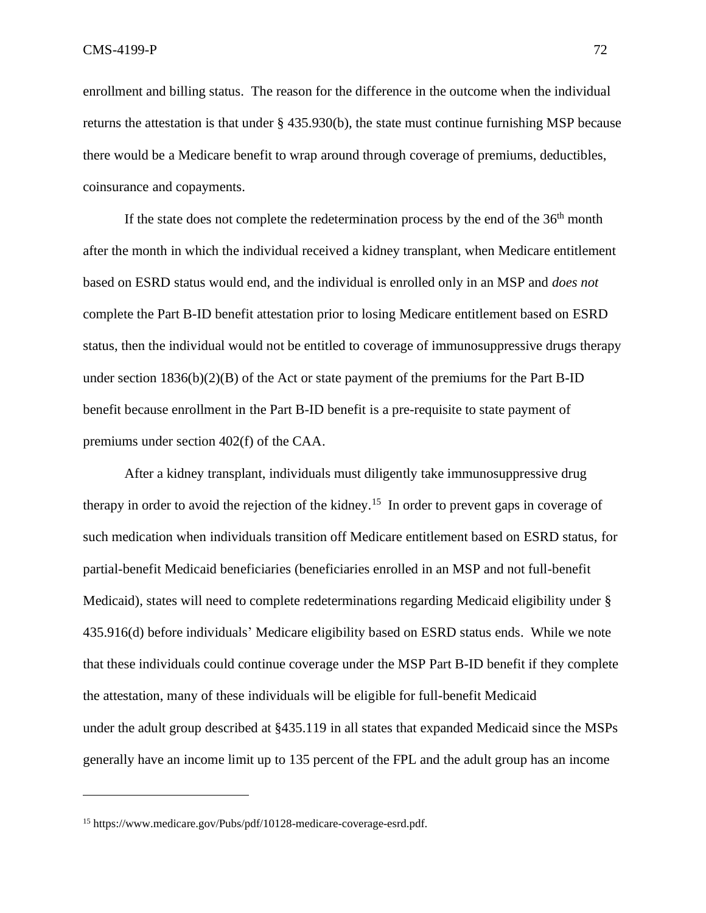enrollment and billing status. The reason for the difference in the outcome when the individual returns the attestation is that under § 435.930(b), the state must continue furnishing MSP because there would be a Medicare benefit to wrap around through coverage of premiums, deductibles, coinsurance and copayments.

If the state does not complete the redetermination process by the end of the 36th month after the month in which the individual received a kidney transplant, when Medicare entitlement based on ESRD status would end, and the individual is enrolled only in an MSP and *does not* complete the Part B-ID benefit attestation prior to losing Medicare entitlement based on ESRD status, then the individual would not be entitled to coverage of immunosuppressive drugs therapy under section 1836(b)(2)(B) of the Act or state payment of the premiums for the Part B-ID benefit because enrollment in the Part B-ID benefit is a pre-requisite to state payment of premiums under section 402(f) of the CAA.

After a kidney transplant, individuals must diligently take immunosuppressive drug therapy in order to avoid the rejection of the kidney.[15] In order to prevent gaps in coverage of such medication when individuals transition off Medicare entitlement based on ESRD status, for partial-benefit Medicaid beneficiaries (beneficiaries enrolled in an MSP and not full-benefit Medicaid), states will need to complete redeterminations regarding Medicaid eligibility under § 435.916(d) before individuals' Medicare eligibility based on ESRD status ends. While we note that these individuals could continue coverage under the MSP Part B-ID benefit if they complete the attestation, many of these individuals will be eligible for full-benefit Medicaid under the adult group described at §435.119 in all states that expanded Medicaid since the MSPs generally have an income limit up to 135 percent of the FPL and the adult group has an income

[15] https://www.medicare.gov/Pubs/pdf/10128-medicare-coverage-esrd.pdf.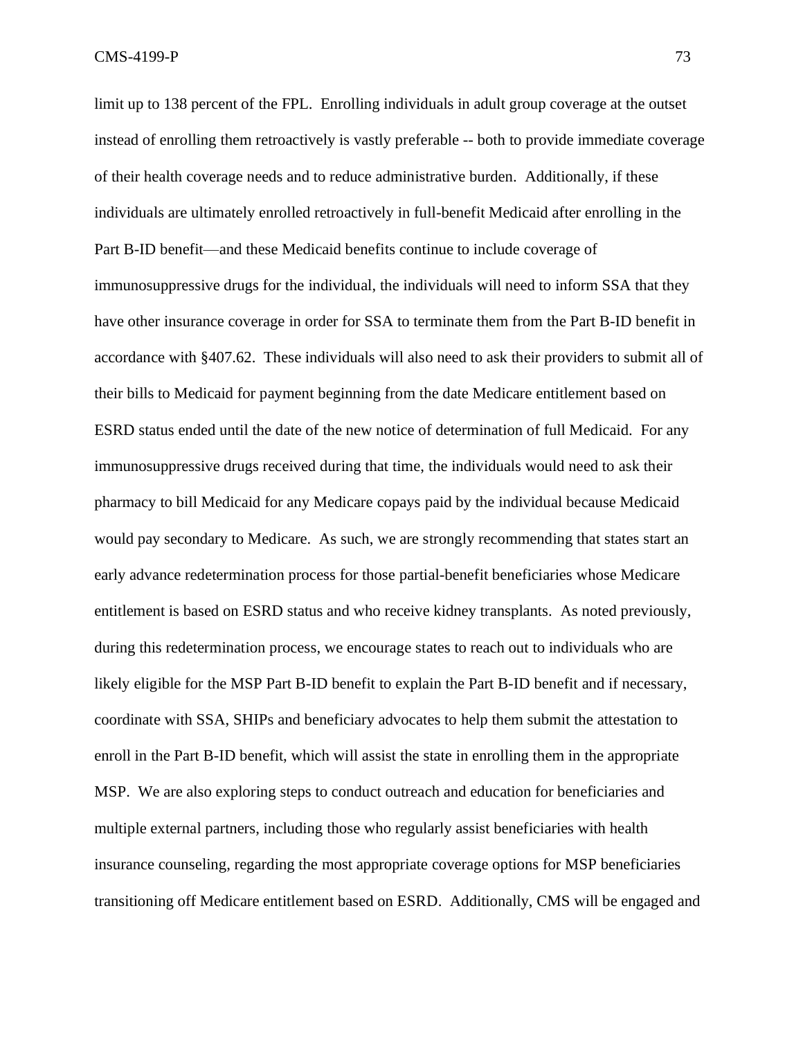limit up to 138 percent of the FPL. Enrolling individuals in adult group coverage at the outset instead of enrolling them retroactively is vastly preferable -- both to provide immediate coverage of their health coverage needs and to reduce administrative burden. Additionally, if these individuals are ultimately enrolled retroactively in full-benefit Medicaid after enrolling in the Part B-ID benefit—and these Medicaid benefits continue to include coverage of immunosuppressive drugs for the individual, the individuals will need to inform SSA that they have other insurance coverage in order for SSA to terminate them from the Part B-ID benefit in accordance with §407.62. These individuals will also need to ask their providers to submit all of their bills to Medicaid for payment beginning from the date Medicare entitlement based on ESRD status ended until the date of the new notice of determination of full Medicaid. For any immunosuppressive drugs received during that time, the individuals would need to ask their pharmacy to bill Medicaid for any Medicare copays paid by the individual because Medicaid would pay secondary to Medicare. As such, we are strongly recommending that states start an early advance redetermination process for those partial-benefit beneficiaries whose Medicare entitlement is based on ESRD status and who receive kidney transplants. As noted previously, during this redetermination process, we encourage states to reach out to individuals who are likely eligible for the MSP Part B-ID benefit to explain the Part B-ID benefit and if necessary, coordinate with SSA, SHIPs and beneficiary advocates to help them submit the attestation to enroll in the Part B-ID benefit, which will assist the state in enrolling them in the appropriate MSP. We are also exploring steps to conduct outreach and education for beneficiaries and multiple external partners, including those who regularly assist beneficiaries with health insurance counseling, regarding the most appropriate coverage options for MSP beneficiaries transitioning off Medicare entitlement based on ESRD. Additionally, CMS will be engaged and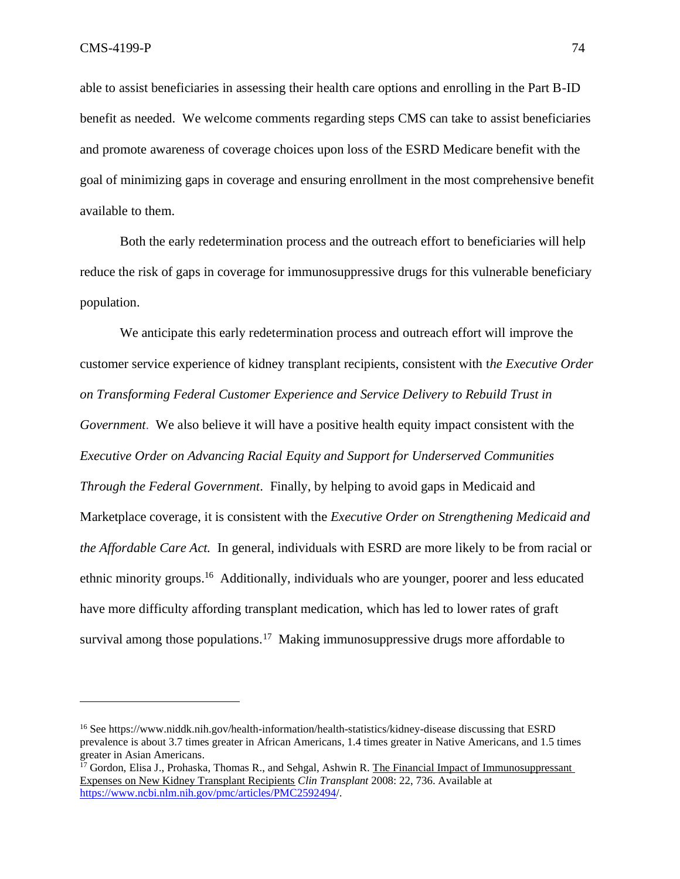able to assist beneficiaries in assessing their health care options and enrolling in the Part B-ID benefit as needed. We welcome comments regarding steps CMS can take to assist beneficiaries and promote awareness of coverage choices upon loss of the ESRD Medicare benefit with the goal of minimizing gaps in coverage and ensuring enrollment in the most comprehensive benefit available to them.

Both the early redetermination process and the outreach effort to beneficiaries will help reduce the risk of gaps in coverage for immunosuppressive drugs for this vulnerable beneficiary population.

We anticipate this early redetermination process and outreach effort will improve the customer service experience of kidney transplant recipients, consistent with t*he Executive Order on Transforming Federal Customer Experience and Service Delivery to Rebuild Trust in Government*. We also believe it will have a positive health equity impact consistent with the *Executive Order on Advancing Racial Equity and Support for Underserved Communities Through the Federal Government*. Finally, by helping to avoid gaps in Medicaid and Marketplace coverage, it is consistent with the *Executive Order on Strengthening Medicaid and the Affordable Care Act.* In general, individuals with ESRD are more likely to be from racial or ethnic minority groups.[16] Additionally, individuals who are younger, poorer and less educated have more difficulty affording transplant medication, which has led to lower rates of graft survival among those populations.[17] Making immunosuppressive drugs more affordable to

---

[16] See https://www.niddk.nih.gov/health-information/health-statistics/kidney-disease discussing that ESRD prevalence is about 3.7 times greater in African Americans, 1.4 times greater in Native Americans, and 1.5 times greater in Asian Americans.

[17] Gordon, Elisa J., Prohaska, Thomas R., and Sehgal, Ashwin R. The Financial Impact of Immunosuppressant Expenses on New Kidney Transplant Recipients *Clin Transplant* 2008: 22, 736. Available at https://www.ncbi.nlm.nih.gov/pmc/articles/PMC2592494/.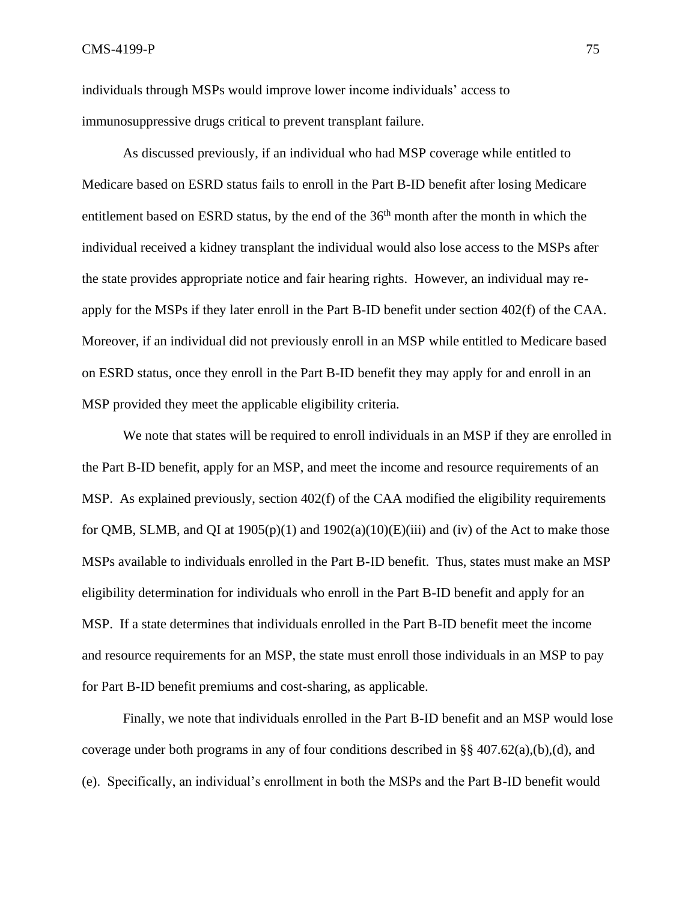individuals through MSPs would improve lower income individuals' access to immunosuppressive drugs critical to prevent transplant failure.

As discussed previously, if an individual who had MSP coverage while entitled to Medicare based on ESRD status fails to enroll in the Part B-ID benefit after losing Medicare entitlement based on ESRD status, by the end of the 36th month after the month in which the individual received a kidney transplant the individual would also lose access to the MSPs after the state provides appropriate notice and fair hearing rights. However, an individual may re-apply for the MSPs if they later enroll in the Part B-ID benefit under section 402(f) of the CAA. Moreover, if an individual did not previously enroll in an MSP while entitled to Medicare based on ESRD status, once they enroll in the Part B-ID benefit they may apply for and enroll in an MSP provided they meet the applicable eligibility criteria.

We note that states will be required to enroll individuals in an MSP if they are enrolled in the Part B-ID benefit, apply for an MSP, and meet the income and resource requirements of an MSP. As explained previously, section 402(f) of the CAA modified the eligibility requirements for QMB, SLMB, and QI at 1905(p)(1) and 1902(a)(10)(E)(iii) and (iv) of the Act to make those MSPs available to individuals enrolled in the Part B-ID benefit. Thus, states must make an MSP eligibility determination for individuals who enroll in the Part B-ID benefit and apply for an MSP. If a state determines that individuals enrolled in the Part B-ID benefit meet the income and resource requirements for an MSP, the state must enroll those individuals in an MSP to pay for Part B-ID benefit premiums and cost-sharing, as applicable.

Finally, we note that individuals enrolled in the Part B-ID benefit and an MSP would lose coverage under both programs in any of four conditions described in §§ 407.62(a),(b),(d), and (e). Specifically, an individual's enrollment in both the MSPs and the Part B-ID benefit would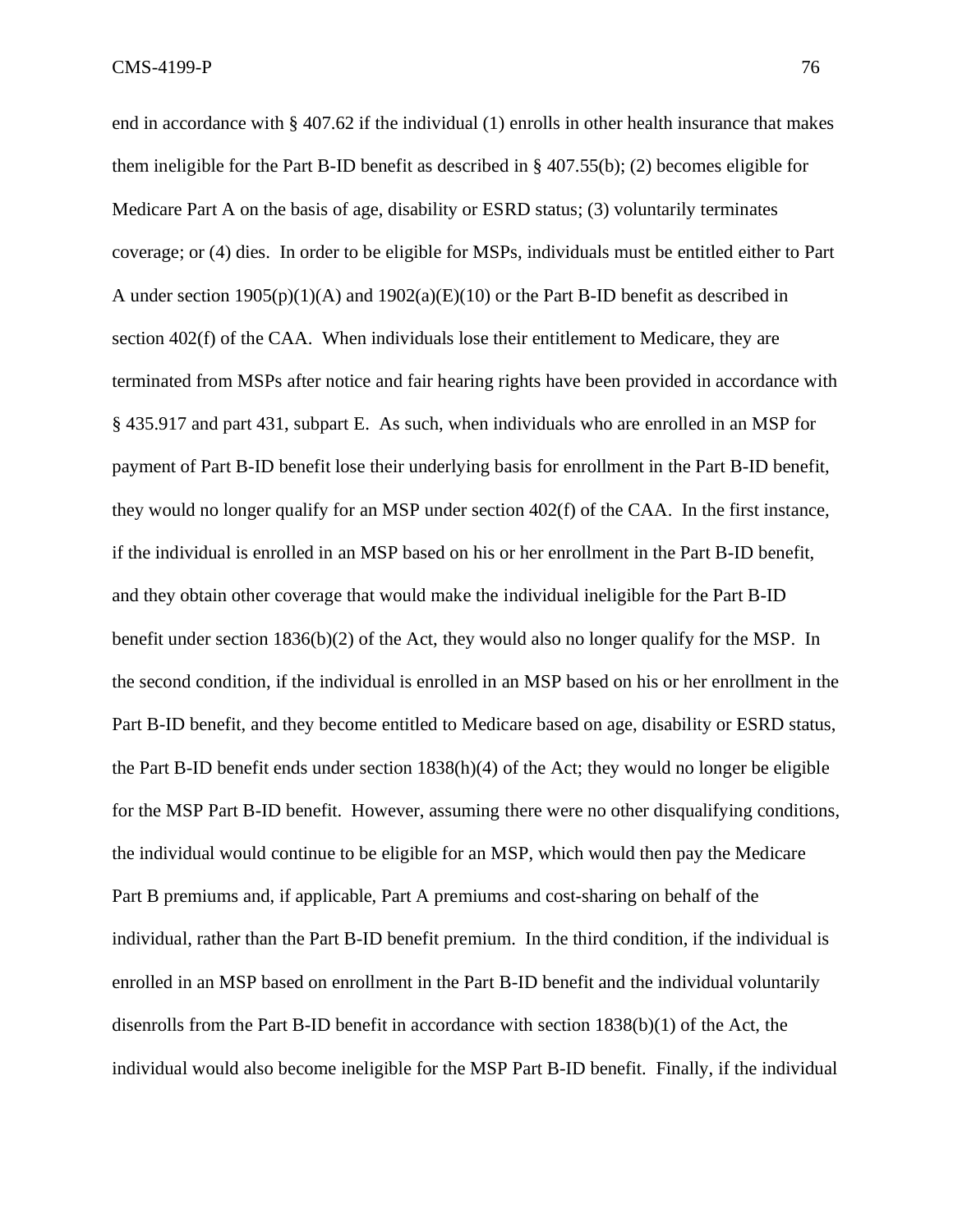end in accordance with § 407.62 if the individual (1) enrolls in other health insurance that makes them ineligible for the Part B-ID benefit as described in § 407.55(b); (2) becomes eligible for Medicare Part A on the basis of age, disability or ESRD status; (3) voluntarily terminates coverage; or (4) dies. In order to be eligible for MSPs, individuals must be entitled either to Part A under section 1905(p)(1)(A) and 1902(a)(E)(10) or the Part B-ID benefit as described in section 402(f) of the CAA. When individuals lose their entitlement to Medicare, they are terminated from MSPs after notice and fair hearing rights have been provided in accordance with § 435.917 and part 431, subpart E. As such, when individuals who are enrolled in an MSP for payment of Part B-ID benefit lose their underlying basis for enrollment in the Part B-ID benefit, they would no longer qualify for an MSP under section 402(f) of the CAA. In the first instance, if the individual is enrolled in an MSP based on his or her enrollment in the Part B-ID benefit, and they obtain other coverage that would make the individual ineligible for the Part B-ID benefit under section 1836(b)(2) of the Act, they would also no longer qualify for the MSP. In the second condition, if the individual is enrolled in an MSP based on his or her enrollment in the Part B-ID benefit, and they become entitled to Medicare based on age, disability or ESRD status, the Part B-ID benefit ends under section 1838(h)(4) of the Act; they would no longer be eligible for the MSP Part B-ID benefit. However, assuming there were no other disqualifying conditions, the individual would continue to be eligible for an MSP, which would then pay the Medicare Part B premiums and, if applicable, Part A premiums and cost-sharing on behalf of the individual, rather than the Part B-ID benefit premium. In the third condition, if the individual is enrolled in an MSP based on enrollment in the Part B-ID benefit and the individual voluntarily disenrolls from the Part B-ID benefit in accordance with section 1838(b)(1) of the Act, the individual would also become ineligible for the MSP Part B-ID benefit. Finally, if the individual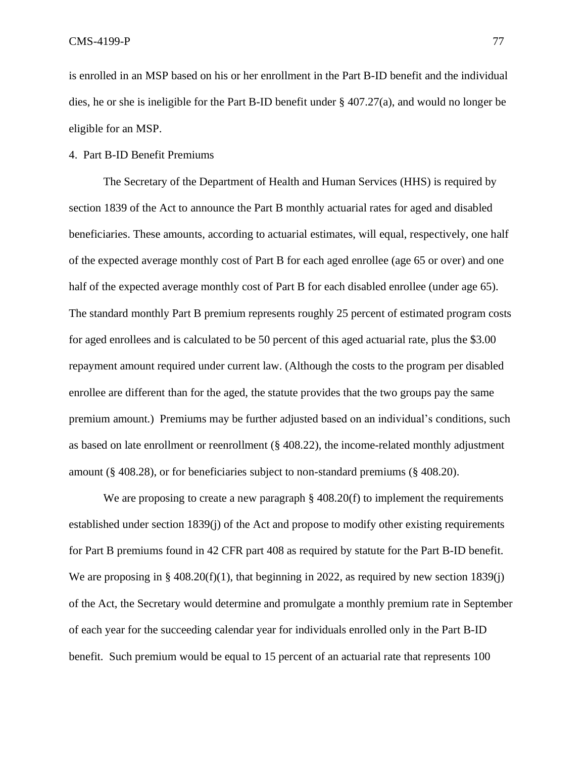is enrolled in an MSP based on his or her enrollment in the Part B-ID benefit and the individual dies, he or she is ineligible for the Part B-ID benefit under § 407.27(a), and would no longer be eligible for an MSP.

4. Part B-ID Benefit Premiums

The Secretary of the Department of Health and Human Services (HHS) is required by section 1839 of the Act to announce the Part B monthly actuarial rates for aged and disabled beneficiaries. These amounts, according to actuarial estimates, will equal, respectively, one half of the expected average monthly cost of Part B for each aged enrollee (age 65 or over) and one half of the expected average monthly cost of Part B for each disabled enrollee (under age 65). The standard monthly Part B premium represents roughly 25 percent of estimated program costs for aged enrollees and is calculated to be 50 percent of this aged actuarial rate, plus the $3.00 repayment amount required under current law. (Although the costs to the program per disabled enrollee are different than for the aged, the statute provides that the two groups pay the same premium amount.) Premiums may be further adjusted based on an individual's conditions, such as based on late enrollment or reenrollment (§ 408.22), the income-related monthly adjustment amount (§ 408.28), or for beneficiaries subject to non-standard premiums (§ 408.20).

We are proposing to create a new paragraph § 408.20(f) to implement the requirements established under section 1839(j) of the Act and propose to modify other existing requirements for Part B premiums found in 42 CFR part 408 as required by statute for the Part B-ID benefit. We are proposing in § 408.20(f)(1), that beginning in 2022, as required by new section 1839(j) of the Act, the Secretary would determine and promulgate a monthly premium rate in September of each year for the succeeding calendar year for individuals enrolled only in the Part B-ID benefit. Such premium would be equal to 15 percent of an actuarial rate that represents 100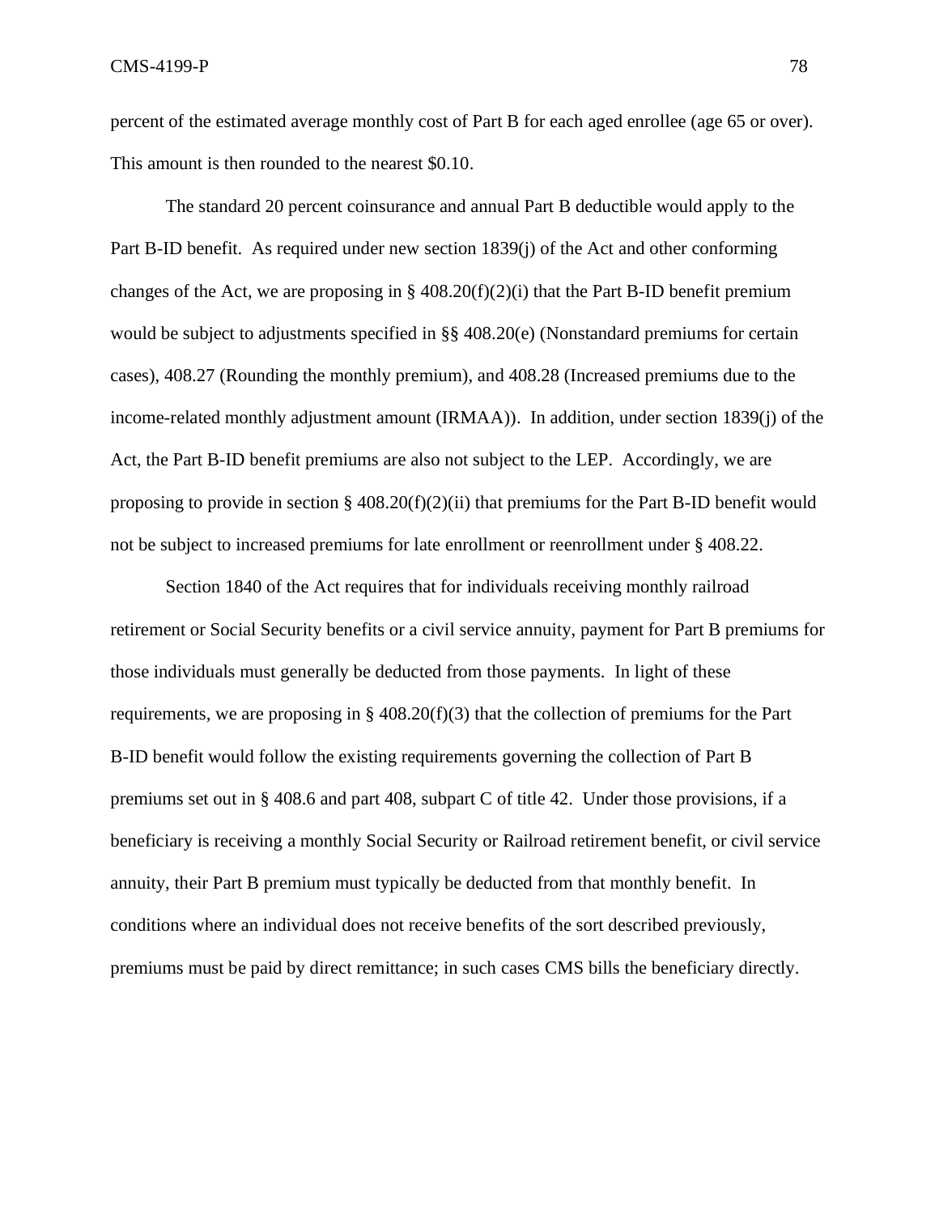percent of the estimated average monthly cost of Part B for each aged enrollee (age 65 or over). This amount is then rounded to the nearest $0.10.

The standard 20 percent coinsurance and annual Part B deductible would apply to the Part B-ID benefit. As required under new section 1839(j) of the Act and other conforming changes of the Act, we are proposing in § 408.20(f)(2)(i) that the Part B-ID benefit premium would be subject to adjustments specified in §§ 408.20(e) (Nonstandard premiums for certain cases), 408.27 (Rounding the monthly premium), and 408.28 (Increased premiums due to the income-related monthly adjustment amount (IRMAA)). In addition, under section 1839(j) of the Act, the Part B-ID benefit premiums are also not subject to the LEP. Accordingly, we are proposing to provide in section § 408.20(f)(2)(ii) that premiums for the Part B-ID benefit would not be subject to increased premiums for late enrollment or reenrollment under § 408.22.

Section 1840 of the Act requires that for individuals receiving monthly railroad retirement or Social Security benefits or a civil service annuity, payment for Part B premiums for those individuals must generally be deducted from those payments. In light of these requirements, we are proposing in § 408.20(f)(3) that the collection of premiums for the Part B-ID benefit would follow the existing requirements governing the collection of Part B premiums set out in § 408.6 and part 408, subpart C of title 42. Under those provisions, if a beneficiary is receiving a monthly Social Security or Railroad retirement benefit, or civil service annuity, their Part B premium must typically be deducted from that monthly benefit. In conditions where an individual does not receive benefits of the sort described previously, premiums must be paid by direct remittance; in such cases CMS bills the beneficiary directly.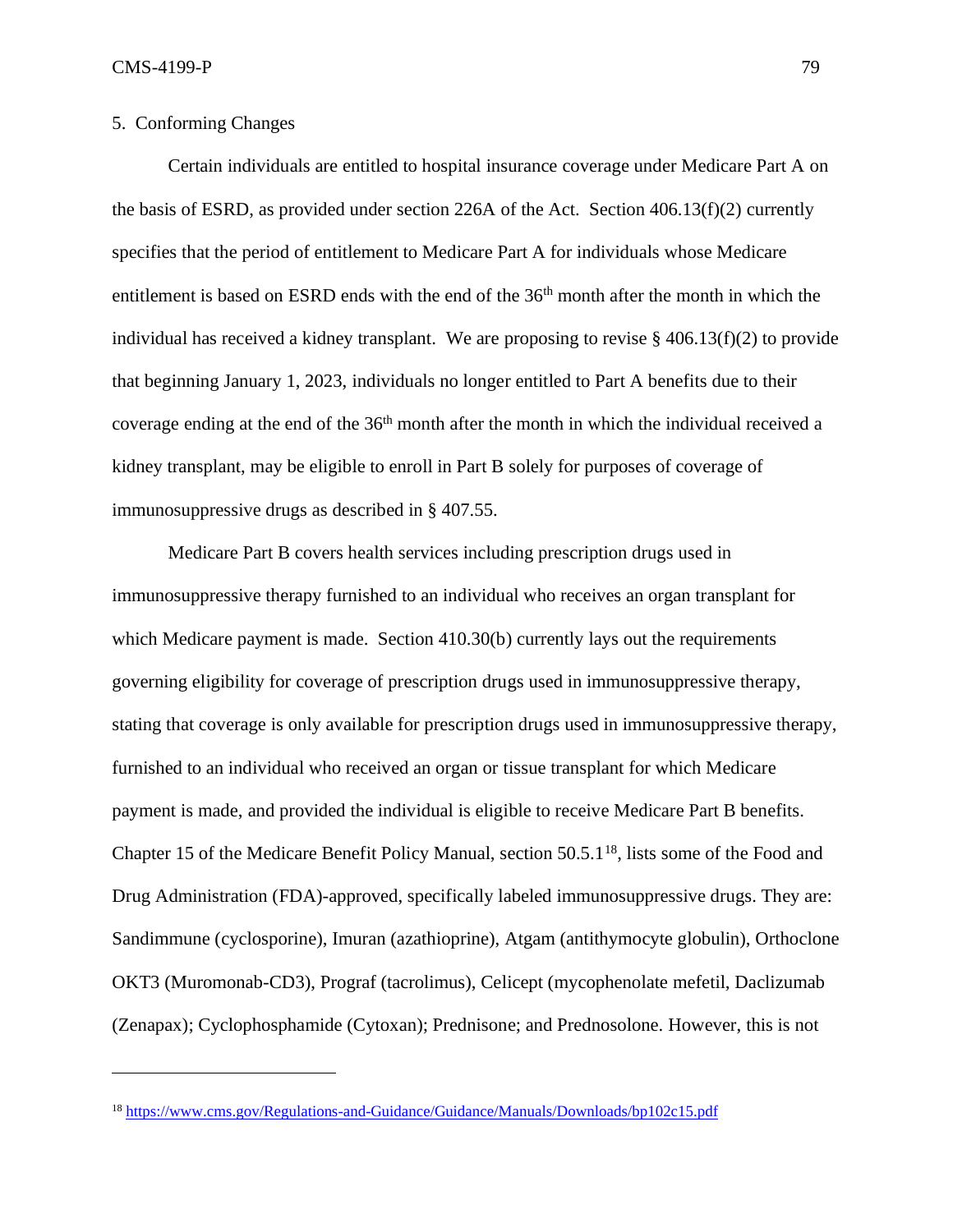5. Conforming Changes

Certain individuals are entitled to hospital insurance coverage under Medicare Part A on the basis of ESRD, as provided under section 226A of the Act. Section 406.13(f)(2) currently specifies that the period of entitlement to Medicare Part A for individuals whose Medicare entitlement is based on ESRD ends with the end of the 36th month after the month in which the individual has received a kidney transplant. We are proposing to revise § 406.13(f)(2) to provide that beginning January 1, 2023, individuals no longer entitled to Part A benefits due to their coverage ending at the end of the 36th month after the month in which the individual received a kidney transplant, may be eligible to enroll in Part B solely for purposes of coverage of immunosuppressive drugs as described in § 407.55.

Medicare Part B covers health services including prescription drugs used in immunosuppressive therapy furnished to an individual who receives an organ transplant for which Medicare payment is made. Section 410.30(b) currently lays out the requirements governing eligibility for coverage of prescription drugs used in immunosuppressive therapy, stating that coverage is only available for prescription drugs used in immunosuppressive therapy, furnished to an individual who received an organ or tissue transplant for which Medicare payment is made, and provided the individual is eligible to receive Medicare Part B benefits. Chapter 15 of the Medicare Benefit Policy Manual, section 50.5.1[18], lists some of the Food and Drug Administration (FDA)-approved, specifically labeled immunosuppressive drugs. They are: Sandimmune (cyclosporine), Imuran (azathioprine), Atgam (antithymocyte globulin), Orthoclone OKT3 (Muromonab-CD3), Prograf (tacrolimus), Celicept (mycophenolate mefetil, Daclizumab (Zenapax); Cyclophosphamide (Cytoxan); Prednisone; and Prednosolone. However, this is not

---

[18] https://www.cms.gov/Regulations-and-Guidance/Guidance/Manuals/Downloads/bp102c15.pdf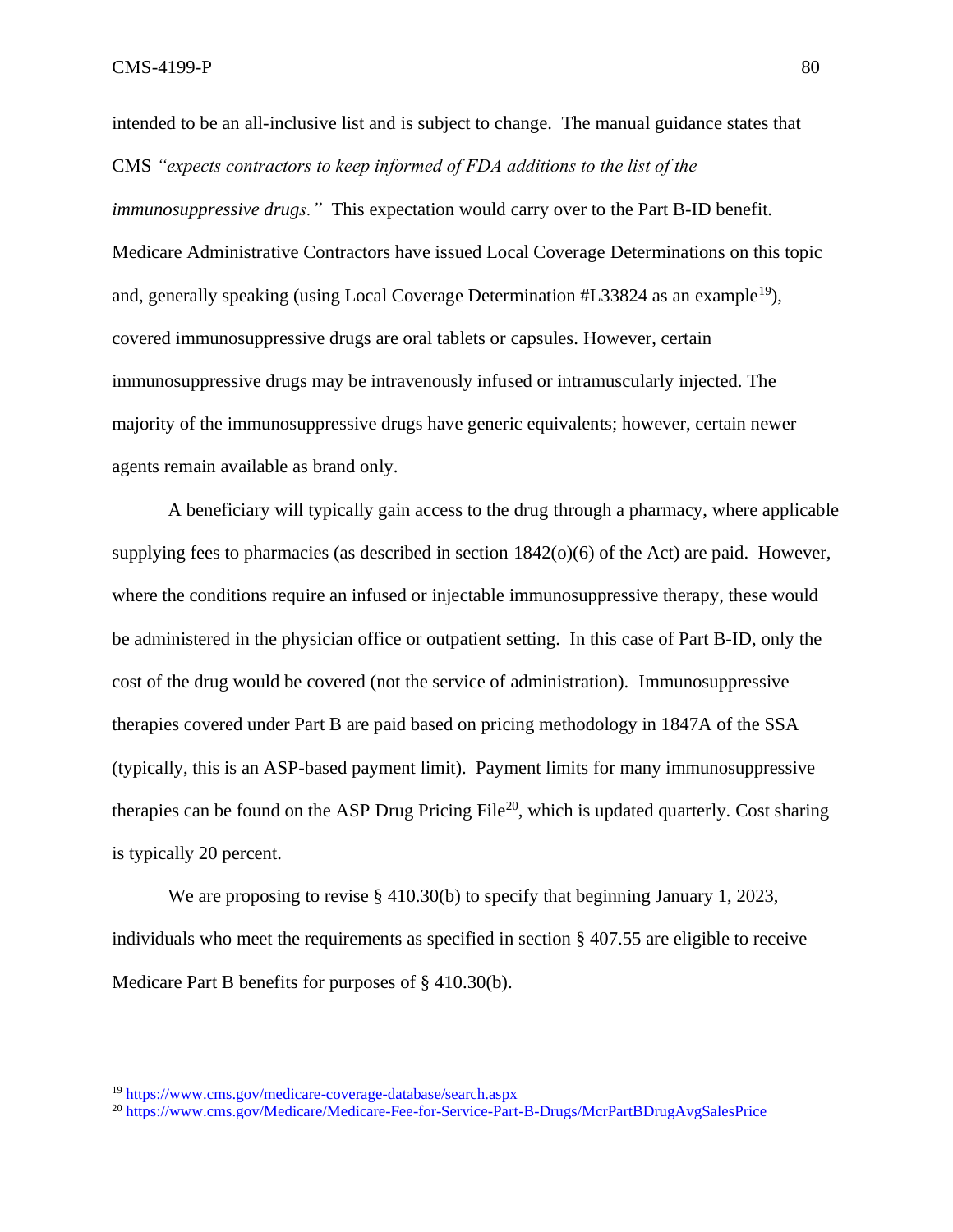intended to be an all-inclusive list and is subject to change. The manual guidance states that CMS *"expects contractors to keep informed of FDA additions to the list of the immunosuppressive drugs."* This expectation would carry over to the Part B-ID benefit. Medicare Administrative Contractors have issued Local Coverage Determinations on this topic and, generally speaking (using Local Coverage Determination #L33824 as an example[19]), covered immunosuppressive drugs are oral tablets or capsules. However, certain immunosuppressive drugs may be intravenously infused or intramuscularly injected. The majority of the immunosuppressive drugs have generic equivalents; however, certain newer agents remain available as brand only.

A beneficiary will typically gain access to the drug through a pharmacy, where applicable supplying fees to pharmacies (as described in section 1842(o)(6) of the Act) are paid. However, where the conditions require an infused or injectable immunosuppressive therapy, these would be administered in the physician office or outpatient setting. In this case of Part B-ID, only the cost of the drug would be covered (not the service of administration). Immunosuppressive therapies covered under Part B are paid based on pricing methodology in 1847A of the SSA (typically, this is an ASP-based payment limit). Payment limits for many immunosuppressive therapies can be found on the ASP Drug Pricing File[20], which is updated quarterly. Cost sharing is typically 20 percent.

We are proposing to revise § 410.30(b) to specify that beginning January 1, 2023, individuals who meet the requirements as specified in section § 407.55 are eligible to receive Medicare Part B benefits for purposes of § 410.30(b).

---

[19] https://www.cms.gov/medicare-coverage-database/search.aspx

[20] https://www.cms.gov/Medicare/Medicare-Fee-for-Service-Part-B-Drugs/McrPartBDrugAvgSalesPrice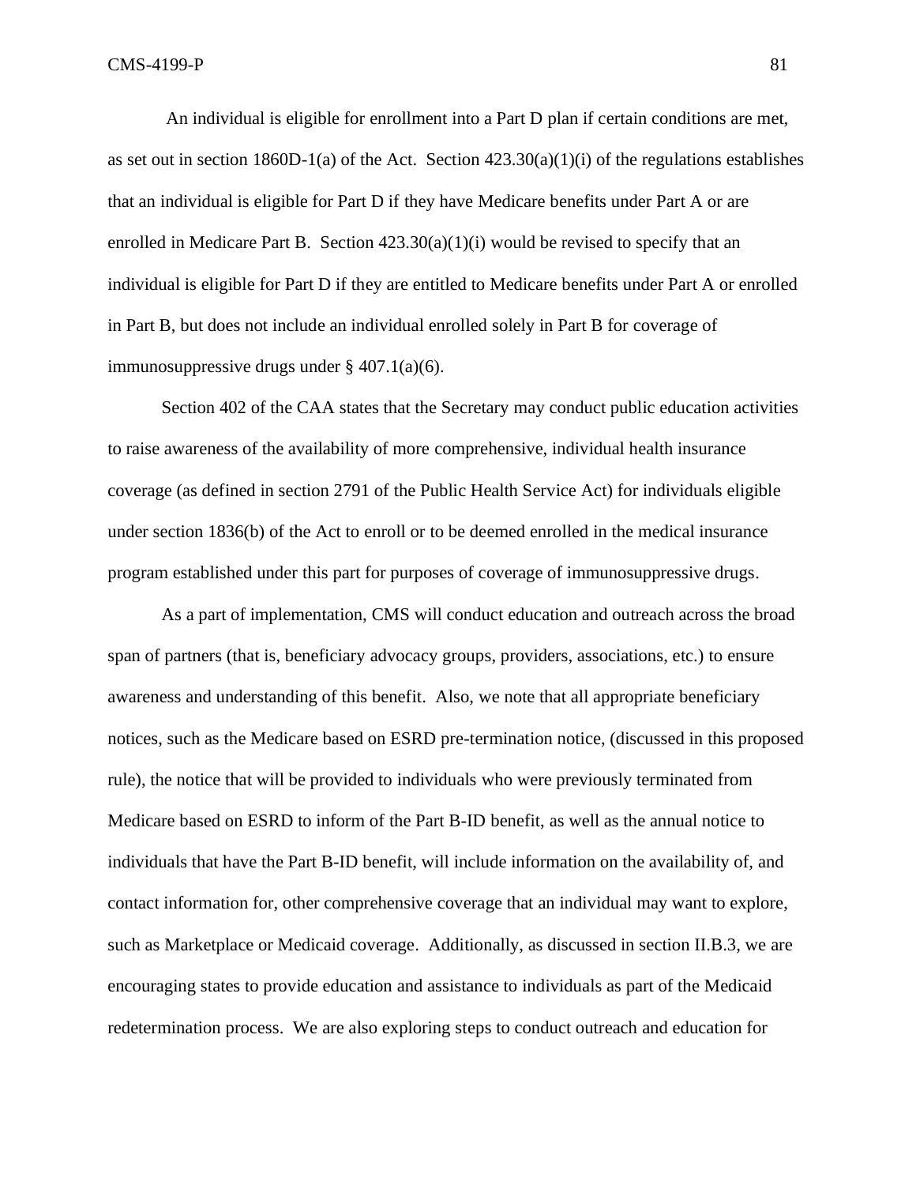An individual is eligible for enrollment into a Part D plan if certain conditions are met, as set out in section 1860D-1(a) of the Act. Section 423.30(a)(1)(i) of the regulations establishes that an individual is eligible for Part D if they have Medicare benefits under Part A or are enrolled in Medicare Part B. Section 423.30(a)(1)(i) would be revised to specify that an individual is eligible for Part D if they are entitled to Medicare benefits under Part A or enrolled in Part B, but does not include an individual enrolled solely in Part B for coverage of immunosuppressive drugs under § 407.1(a)(6).

Section 402 of the CAA states that the Secretary may conduct public education activities to raise awareness of the availability of more comprehensive, individual health insurance coverage (as defined in section 2791 of the Public Health Service Act) for individuals eligible under section 1836(b) of the Act to enroll or to be deemed enrolled in the medical insurance program established under this part for purposes of coverage of immunosuppressive drugs.

As a part of implementation, CMS will conduct education and outreach across the broad span of partners (that is, beneficiary advocacy groups, providers, associations, etc.) to ensure awareness and understanding of this benefit. Also, we note that all appropriate beneficiary notices, such as the Medicare based on ESRD pre-termination notice, (discussed in this proposed rule), the notice that will be provided to individuals who were previously terminated from Medicare based on ESRD to inform of the Part B-ID benefit, as well as the annual notice to individuals that have the Part B-ID benefit, will include information on the availability of, and contact information for, other comprehensive coverage that an individual may want to explore, such as Marketplace or Medicaid coverage. Additionally, as discussed in section II.B.3, we are encouraging states to provide education and assistance to individuals as part of the Medicaid redetermination process. We are also exploring steps to conduct outreach and education for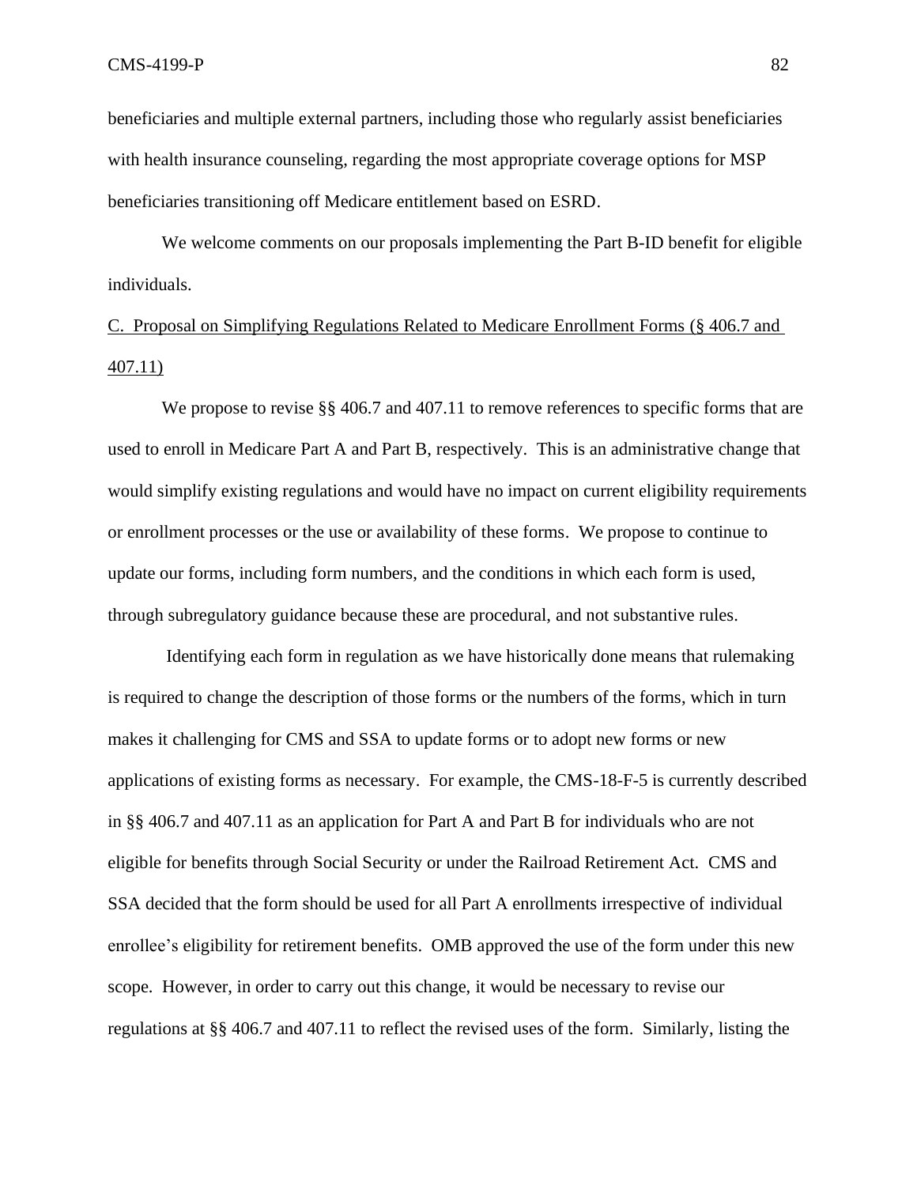beneficiaries and multiple external partners, including those who regularly assist beneficiaries with health insurance counseling, regarding the most appropriate coverage options for MSP beneficiaries transitioning off Medicare entitlement based on ESRD.

We welcome comments on our proposals implementing the Part B-ID benefit for eligible individuals.

C. Proposal on Simplifying Regulations Related to Medicare Enrollment Forms (§ 406.7 and 407.11)

We propose to revise §§ 406.7 and 407.11 to remove references to specific forms that are used to enroll in Medicare Part A and Part B, respectively. This is an administrative change that would simplify existing regulations and would have no impact on current eligibility requirements or enrollment processes or the use or availability of these forms. We propose to continue to update our forms, including form numbers, and the conditions in which each form is used, through subregulatory guidance because these are procedural, and not substantive rules.

Identifying each form in regulation as we have historically done means that rulemaking is required to change the description of those forms or the numbers of the forms, which in turn makes it challenging for CMS and SSA to update forms or to adopt new forms or new applications of existing forms as necessary. For example, the CMS-18-F-5 is currently described in §§ 406.7 and 407.11 as an application for Part A and Part B for individuals who are not eligible for benefits through Social Security or under the Railroad Retirement Act. CMS and SSA decided that the form should be used for all Part A enrollments irrespective of individual enrollee's eligibility for retirement benefits. OMB approved the use of the form under this new scope. However, in order to carry out this change, it would be necessary to revise our regulations at §§ 406.7 and 407.11 to reflect the revised uses of the form. Similarly, listing the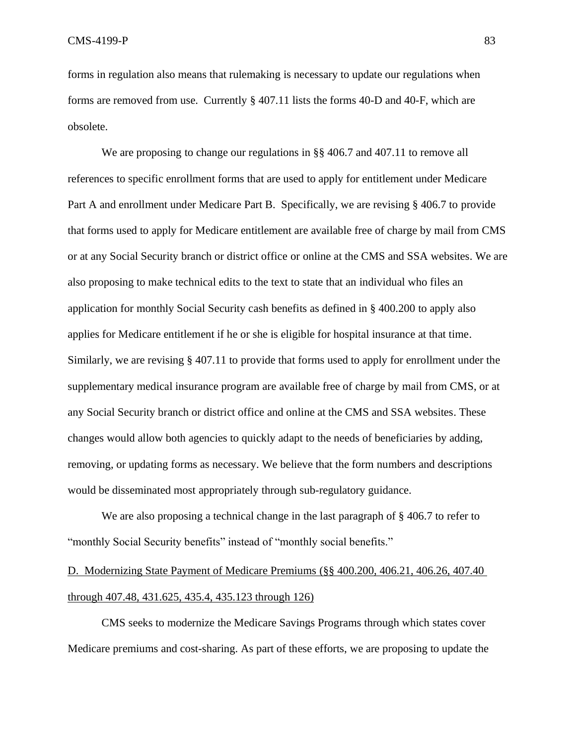forms in regulation also means that rulemaking is necessary to update our regulations when forms are removed from use. Currently § 407.11 lists the forms 40-D and 40-F, which are obsolete.

We are proposing to change our regulations in §§ 406.7 and 407.11 to remove all references to specific enrollment forms that are used to apply for entitlement under Medicare Part A and enrollment under Medicare Part B. Specifically, we are revising § 406.7 to provide that forms used to apply for Medicare entitlement are available free of charge by mail from CMS or at any Social Security branch or district office or online at the CMS and SSA websites. We are also proposing to make technical edits to the text to state that an individual who files an application for monthly Social Security cash benefits as defined in § 400.200 to apply also applies for Medicare entitlement if he or she is eligible for hospital insurance at that time. Similarly, we are revising § 407.11 to provide that forms used to apply for enrollment under the supplementary medical insurance program are available free of charge by mail from CMS, or at any Social Security branch or district office and online at the CMS and SSA websites. These changes would allow both agencies to quickly adapt to the needs of beneficiaries by adding, removing, or updating forms as necessary. We believe that the form numbers and descriptions would be disseminated most appropriately through sub-regulatory guidance.

We are also proposing a technical change in the last paragraph of § 406.7 to refer to "monthly Social Security benefits" instead of "monthly social benefits."

## D. Modernizing State Payment of Medicare Premiums (§§ 400.200, 406.21, 406.26, 407.40 through 407.48, 431.625, 435.4, 435.123 through 126)

CMS seeks to modernize the Medicare Savings Programs through which states cover Medicare premiums and cost-sharing. As part of these efforts, we are proposing to update the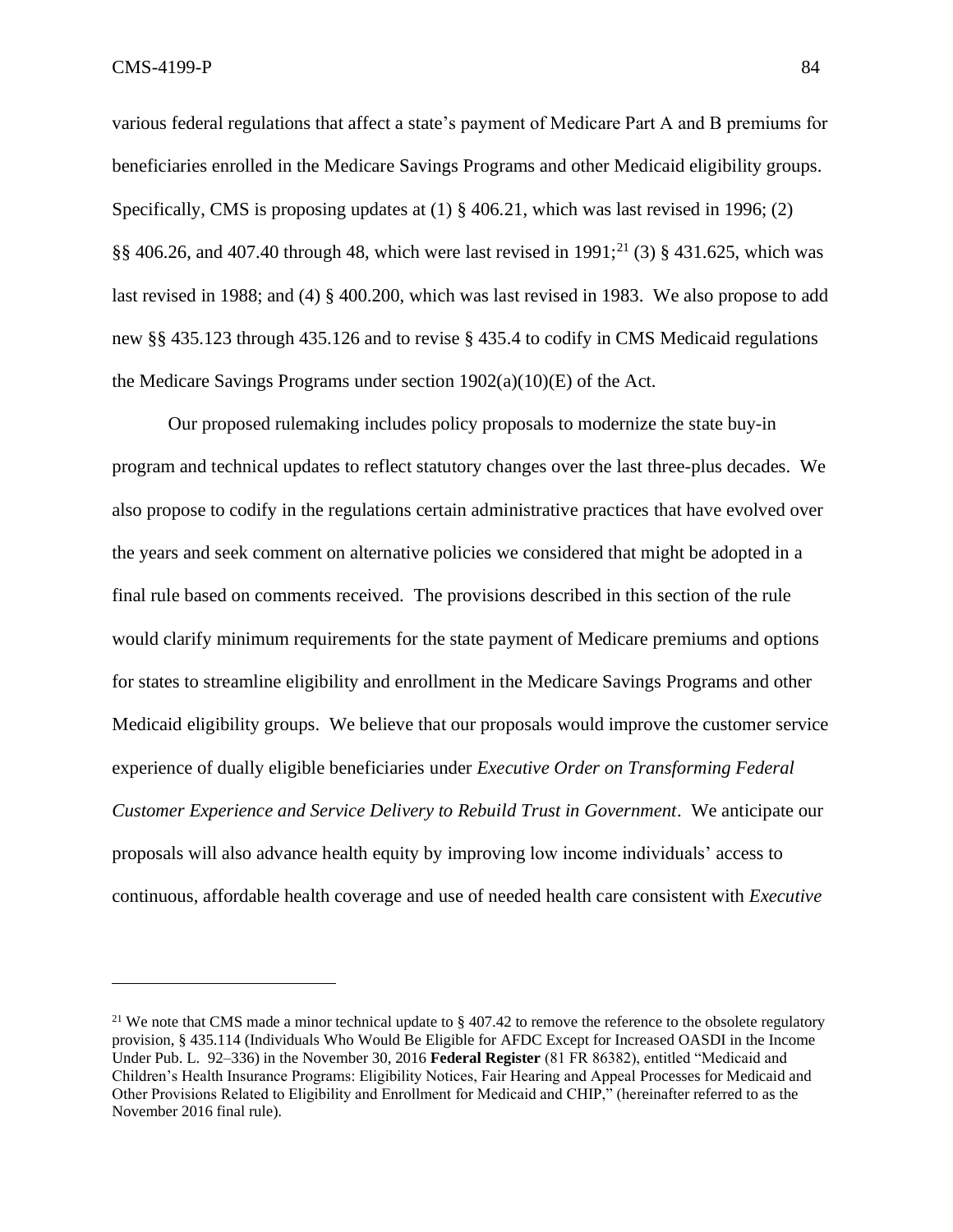various federal regulations that affect a state's payment of Medicare Part A and B premiums for beneficiaries enrolled in the Medicare Savings Programs and other Medicaid eligibility groups. Specifically, CMS is proposing updates at (1) § 406.21, which was last revised in 1996; (2) §§ 406.26, and 407.40 through 48, which were last revised in 1991;[21] (3) § 431.625, which was last revised in 1988; and (4) § 400.200, which was last revised in 1983. We also propose to add new §§ 435.123 through 435.126 and to revise § 435.4 to codify in CMS Medicaid regulations the Medicare Savings Programs under section 1902(a)(10)(E) of the Act.

Our proposed rulemaking includes policy proposals to modernize the state buy-in program and technical updates to reflect statutory changes over the last three-plus decades. We also propose to codify in the regulations certain administrative practices that have evolved over the years and seek comment on alternative policies we considered that might be adopted in a final rule based on comments received. The provisions described in this section of the rule would clarify minimum requirements for the state payment of Medicare premiums and options for states to streamline eligibility and enrollment in the Medicare Savings Programs and other Medicaid eligibility groups. We believe that our proposals would improve the customer service experience of dually eligible beneficiaries under *Executive Order on Transforming Federal Customer Experience and Service Delivery to Rebuild Trust in Government*. We anticipate our proposals will also advance health equity by improving low income individuals' access to continuous, affordable health coverage and use of needed health care consistent with *Executive*

---

[21] We note that CMS made a minor technical update to § 407.42 to remove the reference to the obsolete regulatory provision, § 435.114 (Individuals Who Would Be Eligible for AFDC Except for Increased OASDI in the Income Under Pub. L. 92–336) in the November 30, 2016 **Federal Register** (81 FR 86382), entitled "Medicaid and Children's Health Insurance Programs: Eligibility Notices, Fair Hearing and Appeal Processes for Medicaid and Other Provisions Related to Eligibility and Enrollment for Medicaid and CHIP," (hereinafter referred to as the November 2016 final rule).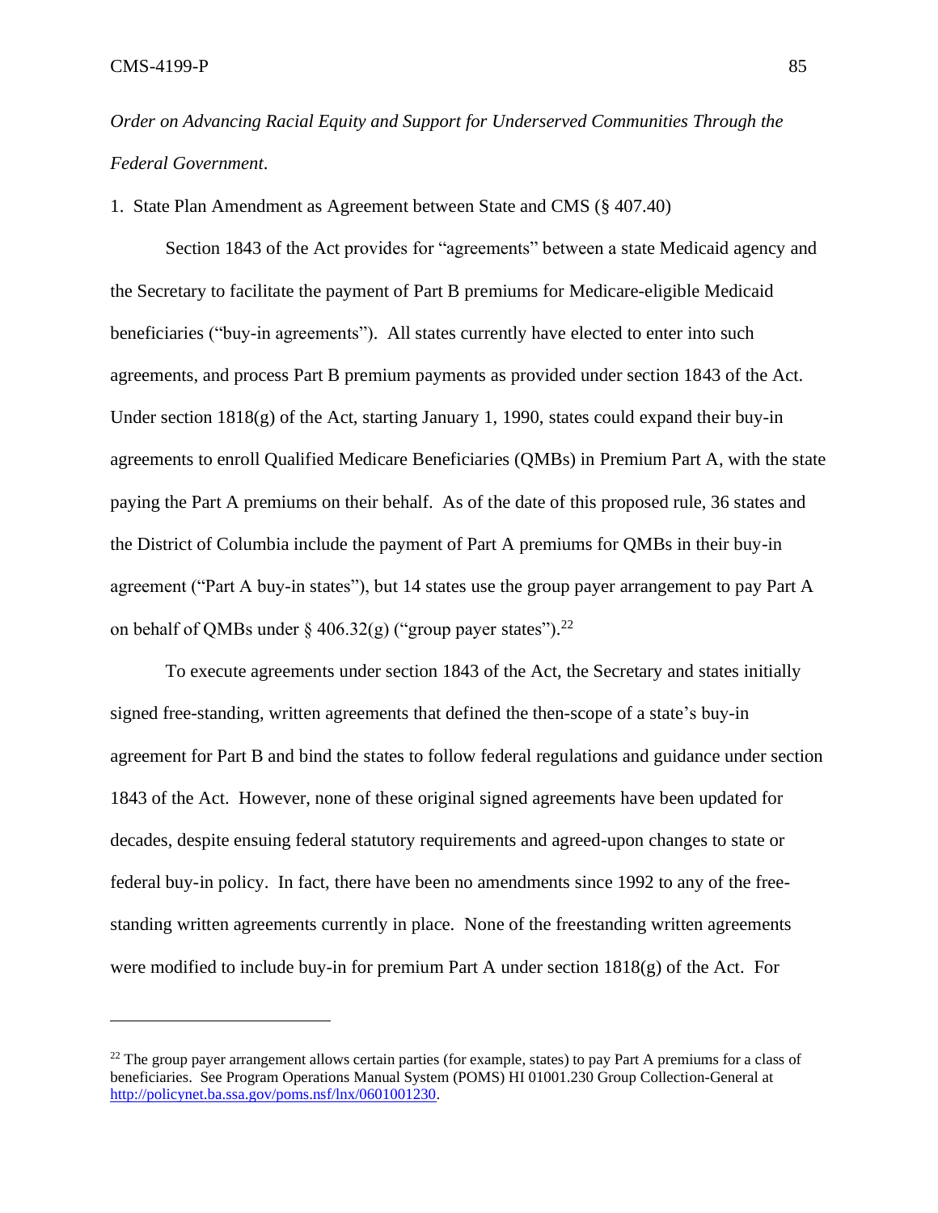*Order on Advancing Racial Equity and Support for Underserved Communities Through the Federal Government*.

1. State Plan Amendment as Agreement between State and CMS (§ 407.40)

Section 1843 of the Act provides for "agreements" between a state Medicaid agency and the Secretary to facilitate the payment of Part B premiums for Medicare-eligible Medicaid beneficiaries ("buy-in agreements"). All states currently have elected to enter into such agreements, and process Part B premium payments as provided under section 1843 of the Act. Under section 1818(g) of the Act, starting January 1, 1990, states could expand their buy-in agreements to enroll Qualified Medicare Beneficiaries (QMBs) in Premium Part A, with the state paying the Part A premiums on their behalf. As of the date of this proposed rule, 36 states and the District of Columbia include the payment of Part A premiums for QMBs in their buy-in agreement ("Part A buy-in states"), but 14 states use the group payer arrangement to pay Part A on behalf of QMBs under § 406.32(g) ("group payer states").[22]

To execute agreements under section 1843 of the Act, the Secretary and states initially signed free-standing, written agreements that defined the then-scope of a state's buy-in agreement for Part B and bind the states to follow federal regulations and guidance under section 1843 of the Act. However, none of these original signed agreements have been updated for decades, despite ensuing federal statutory requirements and agreed-upon changes to state or federal buy-in policy. In fact, there have been no amendments since 1992 to any of the free-standing written agreements currently in place. None of the freestanding written agreements were modified to include buy-in for premium Part A under section 1818(g) of the Act. For

[22] The group payer arrangement allows certain parties (for example, states) to pay Part A premiums for a class of beneficiaries. See Program Operations Manual System (POMS) HI 01001.230 Group Collection-General at http://policynet.ba.ssa.gov/poms.nsf/lnx/0601001230.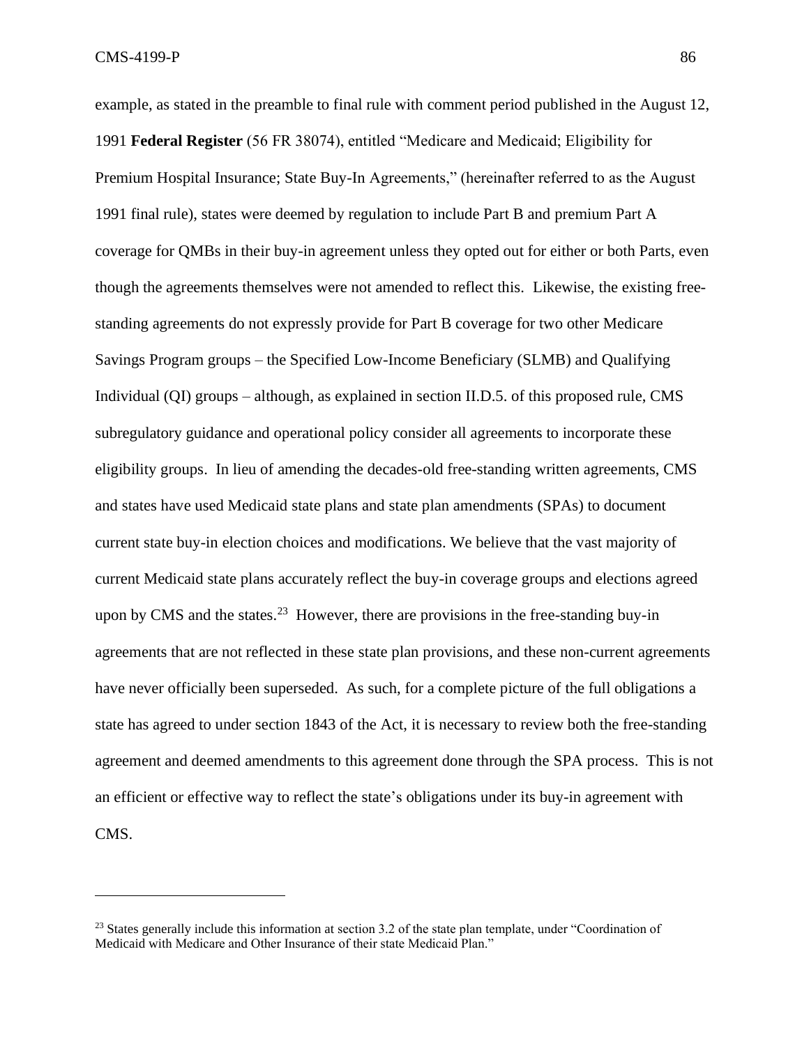example, as stated in the preamble to final rule with comment period published in the August 12, 1991 **Federal Register** (56 FR 38074), entitled "Medicare and Medicaid; Eligibility for Premium Hospital Insurance; State Buy-In Agreements," (hereinafter referred to as the August 1991 final rule), states were deemed by regulation to include Part B and premium Part A coverage for QMBs in their buy-in agreement unless they opted out for either or both Parts, even though the agreements themselves were not amended to reflect this. Likewise, the existing free-standing agreements do not expressly provide for Part B coverage for two other Medicare Savings Program groups – the Specified Low-Income Beneficiary (SLMB) and Qualifying Individual (QI) groups – although, as explained in section II.D.5. of this proposed rule, CMS subregulatory guidance and operational policy consider all agreements to incorporate these eligibility groups. In lieu of amending the decades-old free-standing written agreements, CMS and states have used Medicaid state plans and state plan amendments (SPAs) to document current state buy-in election choices and modifications. We believe that the vast majority of current Medicaid state plans accurately reflect the buy-in coverage groups and elections agreed upon by CMS and the states.[23] However, there are provisions in the free-standing buy-in agreements that are not reflected in these state plan provisions, and these non-current agreements have never officially been superseded. As such, for a complete picture of the full obligations a state has agreed to under section 1843 of the Act, it is necessary to review both the free-standing agreement and deemed amendments to this agreement done through the SPA process. This is not an efficient or effective way to reflect the state's obligations under its buy-in agreement with CMS.

---

[23] States generally include this information at section 3.2 of the state plan template, under "Coordination of Medicaid with Medicare and Other Insurance of their state Medicaid Plan."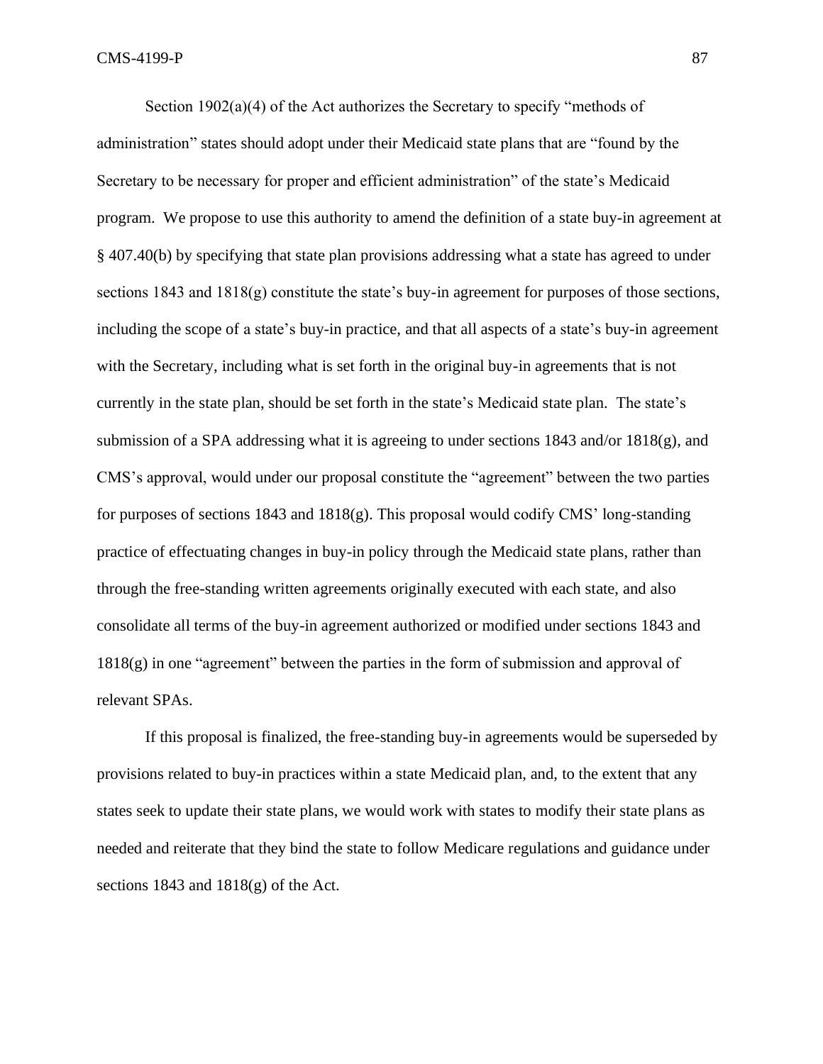Section 1902(a)(4) of the Act authorizes the Secretary to specify "methods of administration" states should adopt under their Medicaid state plans that are "found by the Secretary to be necessary for proper and efficient administration" of the state's Medicaid program. We propose to use this authority to amend the definition of a state buy-in agreement at § 407.40(b) by specifying that state plan provisions addressing what a state has agreed to under sections 1843 and 1818(g) constitute the state's buy-in agreement for purposes of those sections, including the scope of a state's buy-in practice, and that all aspects of a state's buy-in agreement with the Secretary, including what is set forth in the original buy-in agreements that is not currently in the state plan, should be set forth in the state's Medicaid state plan. The state's submission of a SPA addressing what it is agreeing to under sections 1843 and/or 1818(g), and CMS's approval, would under our proposal constitute the "agreement" between the two parties for purposes of sections 1843 and 1818(g). This proposal would codify CMS' long-standing practice of effectuating changes in buy-in policy through the Medicaid state plans, rather than through the free-standing written agreements originally executed with each state, and also consolidate all terms of the buy-in agreement authorized or modified under sections 1843 and 1818(g) in one "agreement" between the parties in the form of submission and approval of relevant SPAs.

If this proposal is finalized, the free-standing buy-in agreements would be superseded by provisions related to buy-in practices within a state Medicaid plan, and, to the extent that any states seek to update their state plans, we would work with states to modify their state plans as needed and reiterate that they bind the state to follow Medicare regulations and guidance under sections 1843 and 1818(g) of the Act.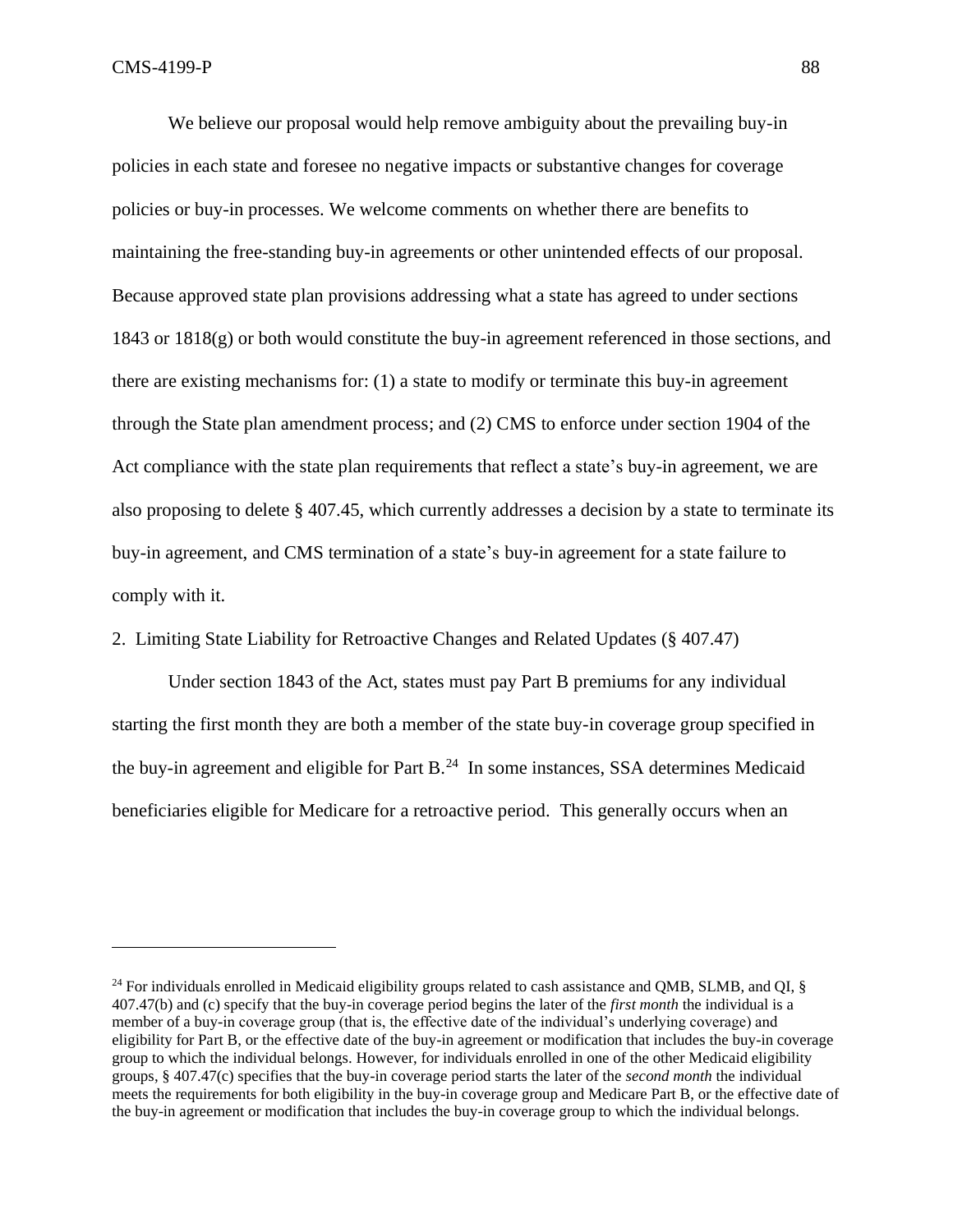We believe our proposal would help remove ambiguity about the prevailing buy-in policies in each state and foresee no negative impacts or substantive changes for coverage policies or buy-in processes. We welcome comments on whether there are benefits to maintaining the free-standing buy-in agreements or other unintended effects of our proposal. Because approved state plan provisions addressing what a state has agreed to under sections 1843 or 1818(g) or both would constitute the buy-in agreement referenced in those sections, and there are existing mechanisms for: (1) a state to modify or terminate this buy-in agreement through the State plan amendment process; and (2) CMS to enforce under section 1904 of the Act compliance with the state plan requirements that reflect a state's buy-in agreement, we are also proposing to delete § 407.45, which currently addresses a decision by a state to terminate its buy-in agreement, and CMS termination of a state's buy-in agreement for a state failure to comply with it.

2. Limiting State Liability for Retroactive Changes and Related Updates (§ 407.47)

Under section 1843 of the Act, states must pay Part B premiums for any individual starting the first month they are both a member of the state buy-in coverage group specified in the buy-in agreement and eligible for Part B.[24] In some instances, SSA determines Medicaid beneficiaries eligible for Medicare for a retroactive period. This generally occurs when an

[24] For individuals enrolled in Medicaid eligibility groups related to cash assistance and QMB, SLMB, and QI, § 407.47(b) and (c) specify that the buy-in coverage period begins the later of the *first month* the individual is a member of a buy-in coverage group (that is, the effective date of the individual's underlying coverage) and eligibility for Part B, or the effective date of the buy-in agreement or modification that includes the buy-in coverage group to which the individual belongs. However, for individuals enrolled in one of the other Medicaid eligibility groups, § 407.47(c) specifies that the buy-in coverage period starts the later of the *second month* the individual meets the requirements for both eligibility in the buy-in coverage group and Medicare Part B, or the effective date of the buy-in agreement or modification that includes the buy-in coverage group to which the individual belongs.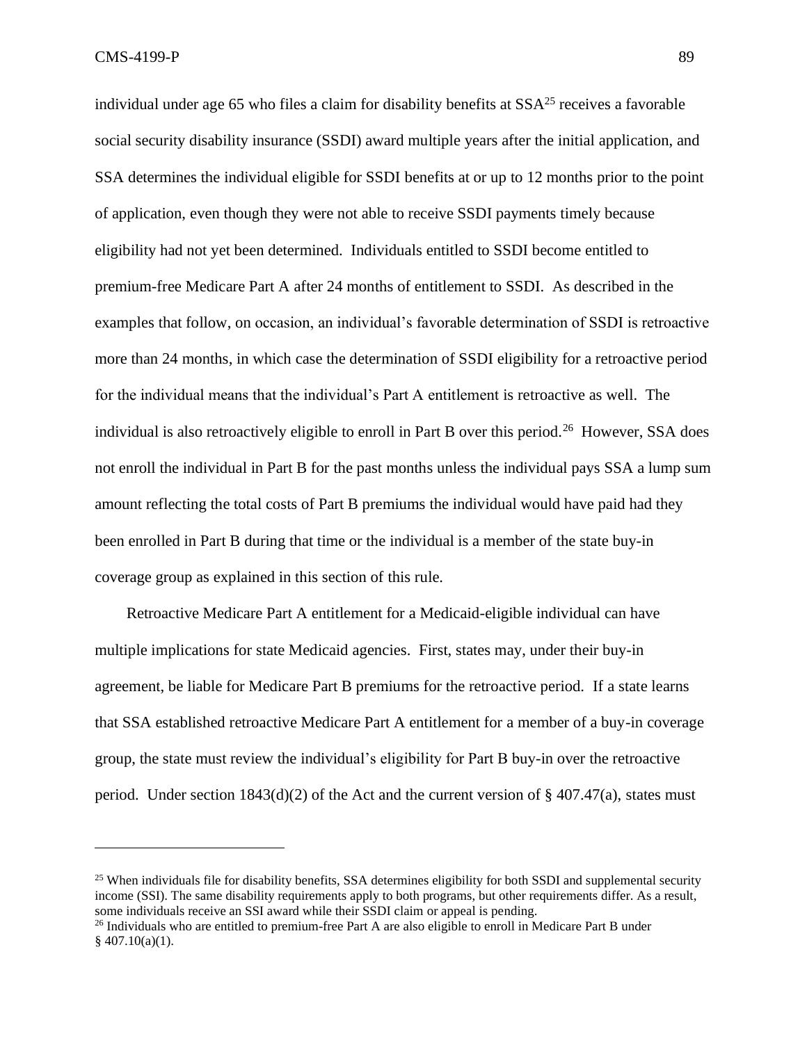individual under age 65 who files a claim for disability benefits at SSA[25] receives a favorable social security disability insurance (SSDI) award multiple years after the initial application, and SSA determines the individual eligible for SSDI benefits at or up to 12 months prior to the point of application, even though they were not able to receive SSDI payments timely because eligibility had not yet been determined. Individuals entitled to SSDI become entitled to premium-free Medicare Part A after 24 months of entitlement to SSDI. As described in the examples that follow, on occasion, an individual's favorable determination of SSDI is retroactive more than 24 months, in which case the determination of SSDI eligibility for a retroactive period for the individual means that the individual's Part A entitlement is retroactive as well. The individual is also retroactively eligible to enroll in Part B over this period.[26] However, SSA does not enroll the individual in Part B for the past months unless the individual pays SSA a lump sum amount reflecting the total costs of Part B premiums the individual would have paid had they been enrolled in Part B during that time or the individual is a member of the state buy-in coverage group as explained in this section of this rule.

Retroactive Medicare Part A entitlement for a Medicaid-eligible individual can have multiple implications for state Medicaid agencies. First, states may, under their buy-in agreement, be liable for Medicare Part B premiums for the retroactive period. If a state learns that SSA established retroactive Medicare Part A entitlement for a member of a buy-in coverage group, the state must review the individual's eligibility for Part B buy-in over the retroactive period. Under section 1843(d)(2) of the Act and the current version of § 407.47(a), states must

---

[25] When individuals file for disability benefits, SSA determines eligibility for both SSDI and supplemental security income (SSI). The same disability requirements apply to both programs, but other requirements differ. As a result, some individuals receive an SSI award while their SSDI claim or appeal is pending.

[26] Individuals who are entitled to premium-free Part A are also eligible to enroll in Medicare Part B under § 407.10(a)(1).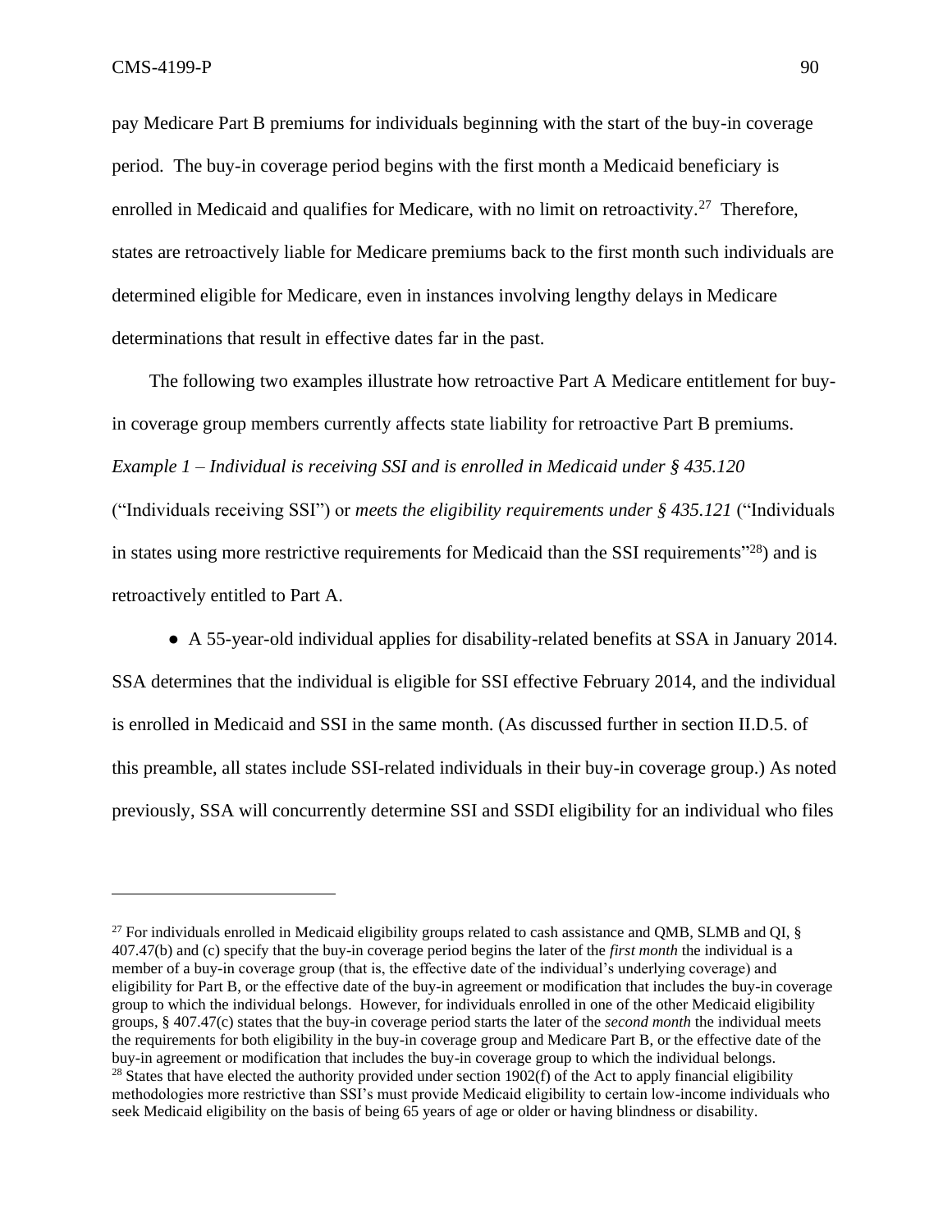pay Medicare Part B premiums for individuals beginning with the start of the buy-in coverage period. The buy-in coverage period begins with the first month a Medicaid beneficiary is enrolled in Medicaid and qualifies for Medicare, with no limit on retroactivity.[27] Therefore, states are retroactively liable for Medicare premiums back to the first month such individuals are determined eligible for Medicare, even in instances involving lengthy delays in Medicare determinations that result in effective dates far in the past.

The following two examples illustrate how retroactive Part A Medicare entitlement for buy-in coverage group members currently affects state liability for retroactive Part B premiums.

*Example 1 – Individual is receiving SSI and is enrolled in Medicaid under § 435.120* ("Individuals receiving SSI") or *meets the eligibility requirements under § 435.121* ("Individuals in states using more restrictive requirements for Medicaid than the SSI requirements"[28]) and is retroactively entitled to Part A.

- A 55-year-old individual applies for disability-related benefits at SSA in January 2014. SSA determines that the individual is eligible for SSI effective February 2014, and the individual is enrolled in Medicaid and SSI in the same month. (As discussed further in section II.D.5. of this preamble, all states include SSI-related individuals in their buy-in coverage group.) As noted previously, SSA will concurrently determine SSI and SSDI eligibility for an individual who files

---

[27] For individuals enrolled in Medicaid eligibility groups related to cash assistance and QMB, SLMB and QI, § 407.47(b) and (c) specify that the buy-in coverage period begins the later of the *first month* the individual is a member of a buy-in coverage group (that is, the effective date of the individual's underlying coverage) and eligibility for Part B, or the effective date of the buy-in agreement or modification that includes the buy-in coverage group to which the individual belongs. However, for individuals enrolled in one of the other Medicaid eligibility groups, § 407.47(c) states that the buy-in coverage period starts the later of the *second month* the individual meets the requirements for both eligibility in the buy-in coverage group and Medicare Part B, or the effective date of the buy-in agreement or modification that includes the buy-in coverage group to which the individual belongs.

[28] States that have elected the authority provided under section 1902(f) of the Act to apply financial eligibility methodologies more restrictive than SSI's must provide Medicaid eligibility to certain low-income individuals who seek Medicaid eligibility on the basis of being 65 years of age or older or having blindness or disability.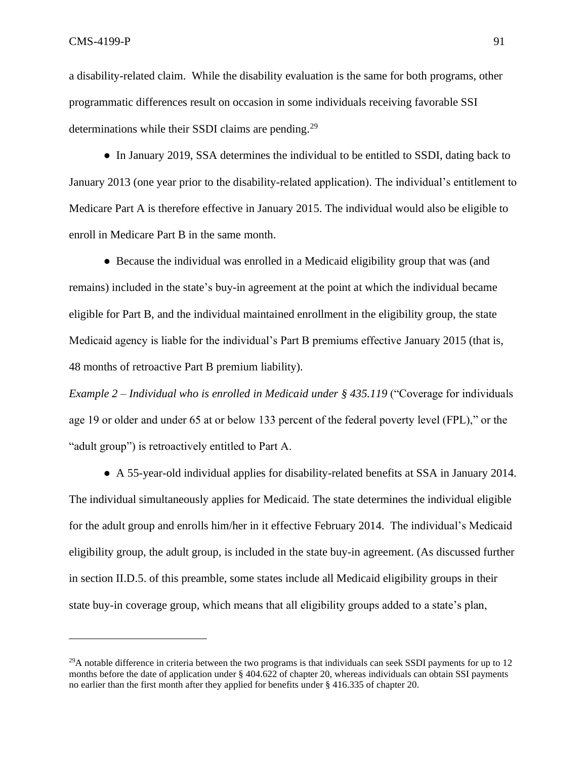a disability-related claim. While the disability evaluation is the same for both programs, other programmatic differences result on occasion in some individuals receiving favorable SSI determinations while their SSDI claims are pending.[29]

- In January 2019, SSA determines the individual to be entitled to SSDI, dating back to January 2013 (one year prior to the disability-related application). The individual's entitlement to Medicare Part A is therefore effective in January 2015. The individual would also be eligible to enroll in Medicare Part B in the same month.

- Because the individual was enrolled in a Medicaid eligibility group that was (and remains) included in the state's buy-in agreement at the point at which the individual became eligible for Part B, and the individual maintained enrollment in the eligibility group, the state Medicaid agency is liable for the individual's Part B premiums effective January 2015 (that is, 48 months of retroactive Part B premium liability).

*Example 2 – Individual who is enrolled in Medicaid under § 435.119* ("Coverage for individuals age 19 or older and under 65 at or below 133 percent of the federal poverty level (FPL)," or the "adult group") is retroactively entitled to Part A.

- A 55-year-old individual applies for disability-related benefits at SSA in January 2014. The individual simultaneously applies for Medicaid. The state determines the individual eligible for the adult group and enrolls him/her in it effective February 2014. The individual's Medicaid eligibility group, the adult group, is included in the state buy-in agreement. (As discussed further in section II.D.5. of this preamble, some states include all Medicaid eligibility groups in their state buy-in coverage group, which means that all eligibility groups added to a state's plan,

---

[29]A notable difference in criteria between the two programs is that individuals can seek SSDI payments for up to 12 months before the date of application under § 404.622 of chapter 20, whereas individuals can obtain SSI payments no earlier than the first month after they applied for benefits under § 416.335 of chapter 20.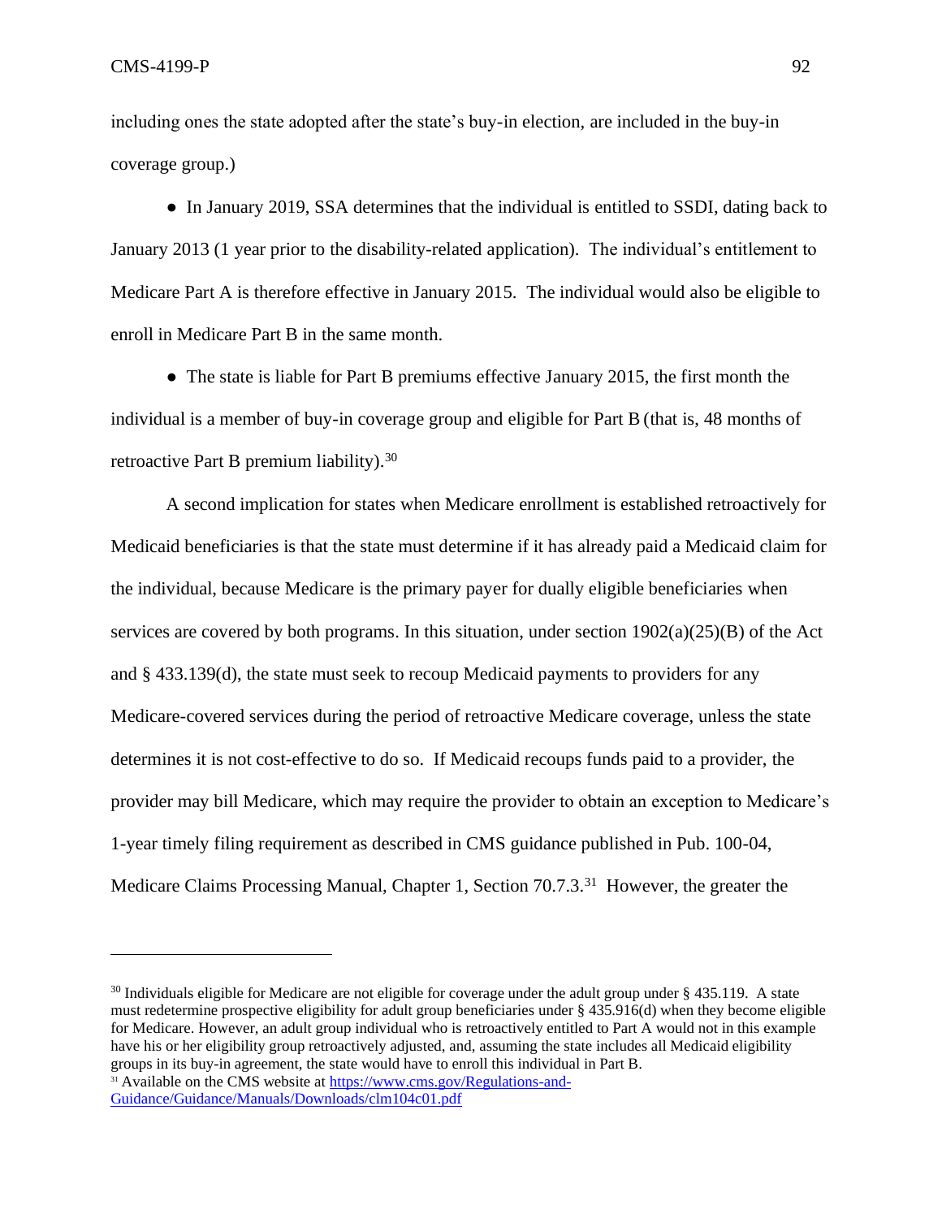including ones the state adopted after the state's buy-in election, are included in the buy-in coverage group.)

- In January 2019, SSA determines that the individual is entitled to SSDI, dating back to January 2013 (1 year prior to the disability-related application). The individual's entitlement to Medicare Part A is therefore effective in January 2015. The individual would also be eligible to enroll in Medicare Part B in the same month.

- The state is liable for Part B premiums effective January 2015, the first month the individual is a member of buy-in coverage group and eligible for Part B (that is, 48 months of retroactive Part B premium liability).[30]

A second implication for states when Medicare enrollment is established retroactively for Medicaid beneficiaries is that the state must determine if it has already paid a Medicaid claim for the individual, because Medicare is the primary payer for dually eligible beneficiaries when services are covered by both programs. In this situation, under section 1902(a)(25)(B) of the Act and § 433.139(d), the state must seek to recoup Medicaid payments to providers for any Medicare-covered services during the period of retroactive Medicare coverage, unless the state determines it is not cost-effective to do so. If Medicaid recoups funds paid to a provider, the provider may bill Medicare, which may require the provider to obtain an exception to Medicare's 1-year timely filing requirement as described in CMS guidance published in Pub. 100-04, Medicare Claims Processing Manual, Chapter 1, Section 70.7.3.[31] However, the greater the

---

[30] Individuals eligible for Medicare are not eligible for coverage under the adult group under § 435.119. A state must redetermine prospective eligibility for adult group beneficiaries under § 435.916(d) when they become eligible for Medicare. However, an adult group individual who is retroactively entitled to Part A would not in this example have his or her eligibility group retroactively adjusted, and, assuming the state includes all Medicaid eligibility groups in its buy-in agreement, the state would have to enroll this individual in Part B.

[31] Available on the CMS website at https://www.cms.gov/Regulations-and-Guidance/Guidance/Manuals/Downloads/clm104c01.pdf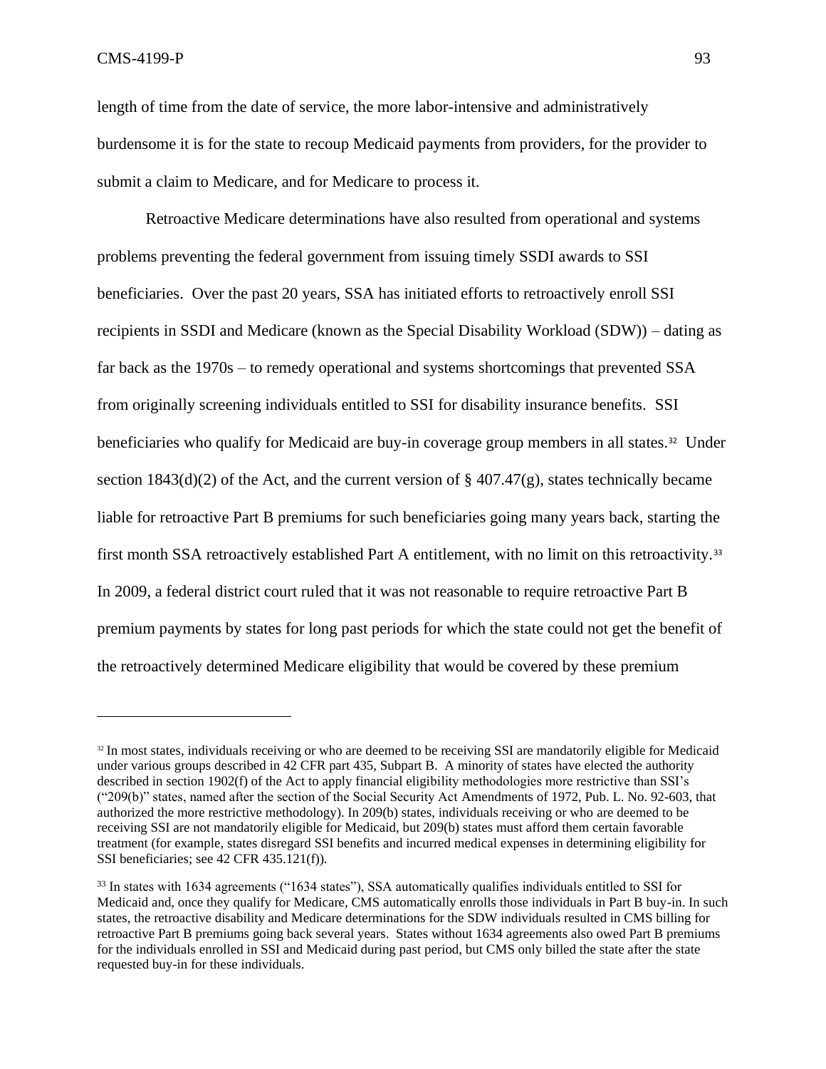length of time from the date of service, the more labor-intensive and administratively burdensome it is for the state to recoup Medicaid payments from providers, for the provider to submit a claim to Medicare, and for Medicare to process it.

Retroactive Medicare determinations have also resulted from operational and systems problems preventing the federal government from issuing timely SSDI awards to SSI beneficiaries. Over the past 20 years, SSA has initiated efforts to retroactively enroll SSI recipients in SSDI and Medicare (known as the Special Disability Workload (SDW)) – dating as far back as the 1970s – to remedy operational and systems shortcomings that prevented SSA from originally screening individuals entitled to SSI for disability insurance benefits. SSI beneficiaries who qualify for Medicaid are buy-in coverage group members in all states.[32] Under section 1843(d)(2) of the Act, and the current version of § 407.47(g), states technically became liable for retroactive Part B premiums for such beneficiaries going many years back, starting the first month SSA retroactively established Part A entitlement, with no limit on this retroactivity.[33] In 2009, a federal district court ruled that it was not reasonable to require retroactive Part B premium payments by states for long past periods for which the state could not get the benefit of the retroactively determined Medicare eligibility that would be covered by these premium

---

[32] In most states, individuals receiving or who are deemed to be receiving SSI are mandatorily eligible for Medicaid under various groups described in 42 CFR part 435, Subpart B. A minority of states have elected the authority described in section 1902(f) of the Act to apply financial eligibility methodologies more restrictive than SSI's ("209(b)" states, named after the section of the Social Security Act Amendments of 1972, Pub. L. No. 92-603, that authorized the more restrictive methodology). In 209(b) states, individuals receiving or who are deemed to be receiving SSI are not mandatorily eligible for Medicaid, but 209(b) states must afford them certain favorable treatment (for example, states disregard SSI benefits and incurred medical expenses in determining eligibility for SSI beneficiaries; see 42 CFR 435.121(f)).

[33] In states with 1634 agreements ("1634 states"), SSA automatically qualifies individuals entitled to SSI for Medicaid and, once they qualify for Medicare, CMS automatically enrolls those individuals in Part B buy-in. In such states, the retroactive disability and Medicare determinations for the SDW individuals resulted in CMS billing for retroactive Part B premiums going back several years. States without 1634 agreements also owed Part B premiums for the individuals enrolled in SSI and Medicaid during past period, but CMS only billed the state after the state requested buy-in for these individuals.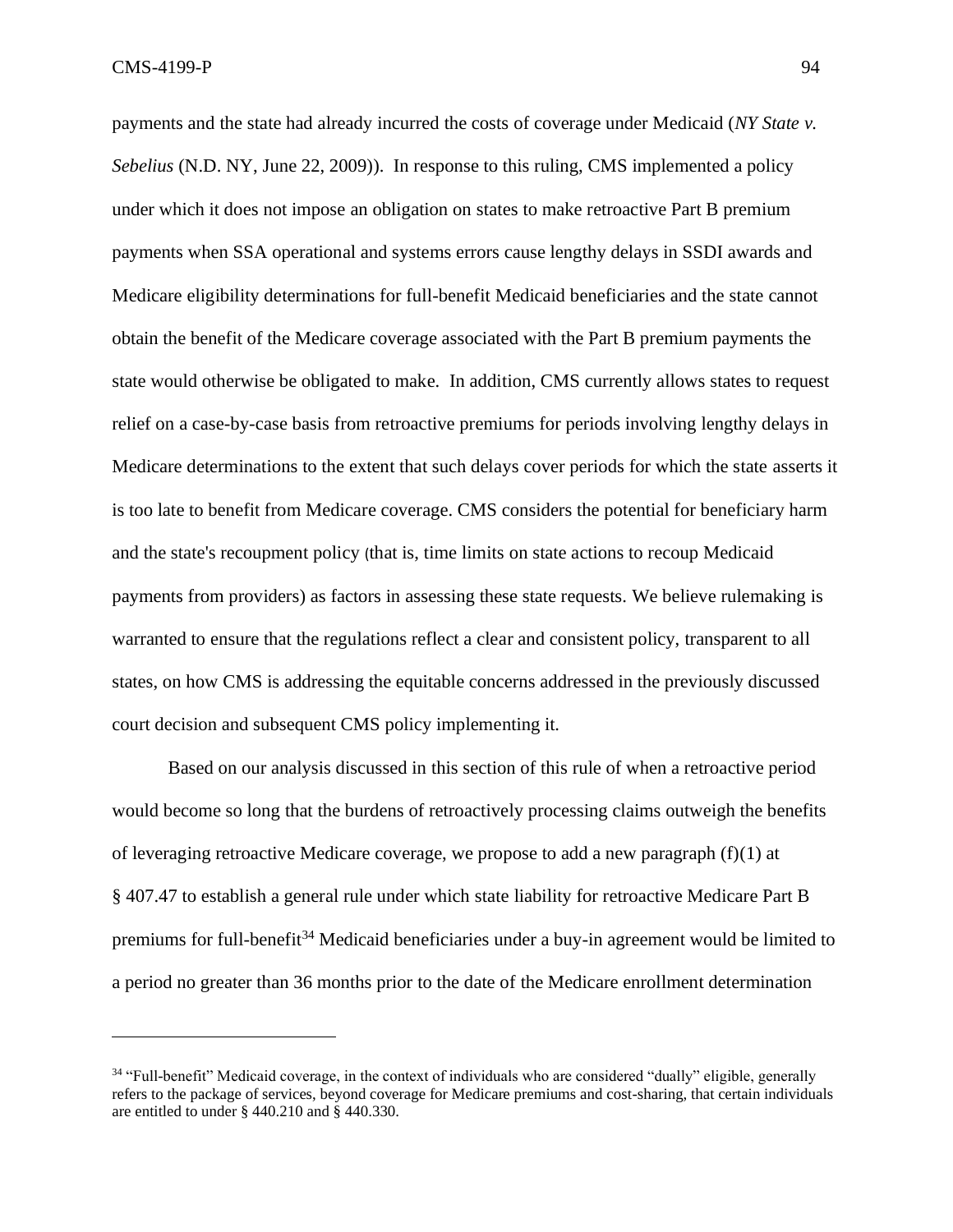payments and the state had already incurred the costs of coverage under Medicaid (*NY State v. Sebelius* (N.D. NY, June 22, 2009)). In response to this ruling, CMS implemented a policy under which it does not impose an obligation on states to make retroactive Part B premium payments when SSA operational and systems errors cause lengthy delays in SSDI awards and Medicare eligibility determinations for full-benefit Medicaid beneficiaries and the state cannot obtain the benefit of the Medicare coverage associated with the Part B premium payments the state would otherwise be obligated to make. In addition, CMS currently allows states to request relief on a case-by-case basis from retroactive premiums for periods involving lengthy delays in Medicare determinations to the extent that such delays cover periods for which the state asserts it is too late to benefit from Medicare coverage. CMS considers the potential for beneficiary harm and the state's recoupment policy (that is, time limits on state actions to recoup Medicaid payments from providers) as factors in assessing these state requests. We believe rulemaking is warranted to ensure that the regulations reflect a clear and consistent policy, transparent to all states, on how CMS is addressing the equitable concerns addressed in the previously discussed court decision and subsequent CMS policy implementing it.

Based on our analysis discussed in this section of this rule of when a retroactive period would become so long that the burdens of retroactively processing claims outweigh the benefits of leveraging retroactive Medicare coverage, we propose to add a new paragraph (f)(1) at § 407.47 to establish a general rule under which state liability for retroactive Medicare Part B premiums for full-benefit[34] Medicaid beneficiaries under a buy-in agreement would be limited to a period no greater than 36 months prior to the date of the Medicare enrollment determination

[34] "Full-benefit" Medicaid coverage, in the context of individuals who are considered "dually" eligible, generally refers to the package of services, beyond coverage for Medicare premiums and cost-sharing, that certain individuals are entitled to under § 440.210 and § 440.330.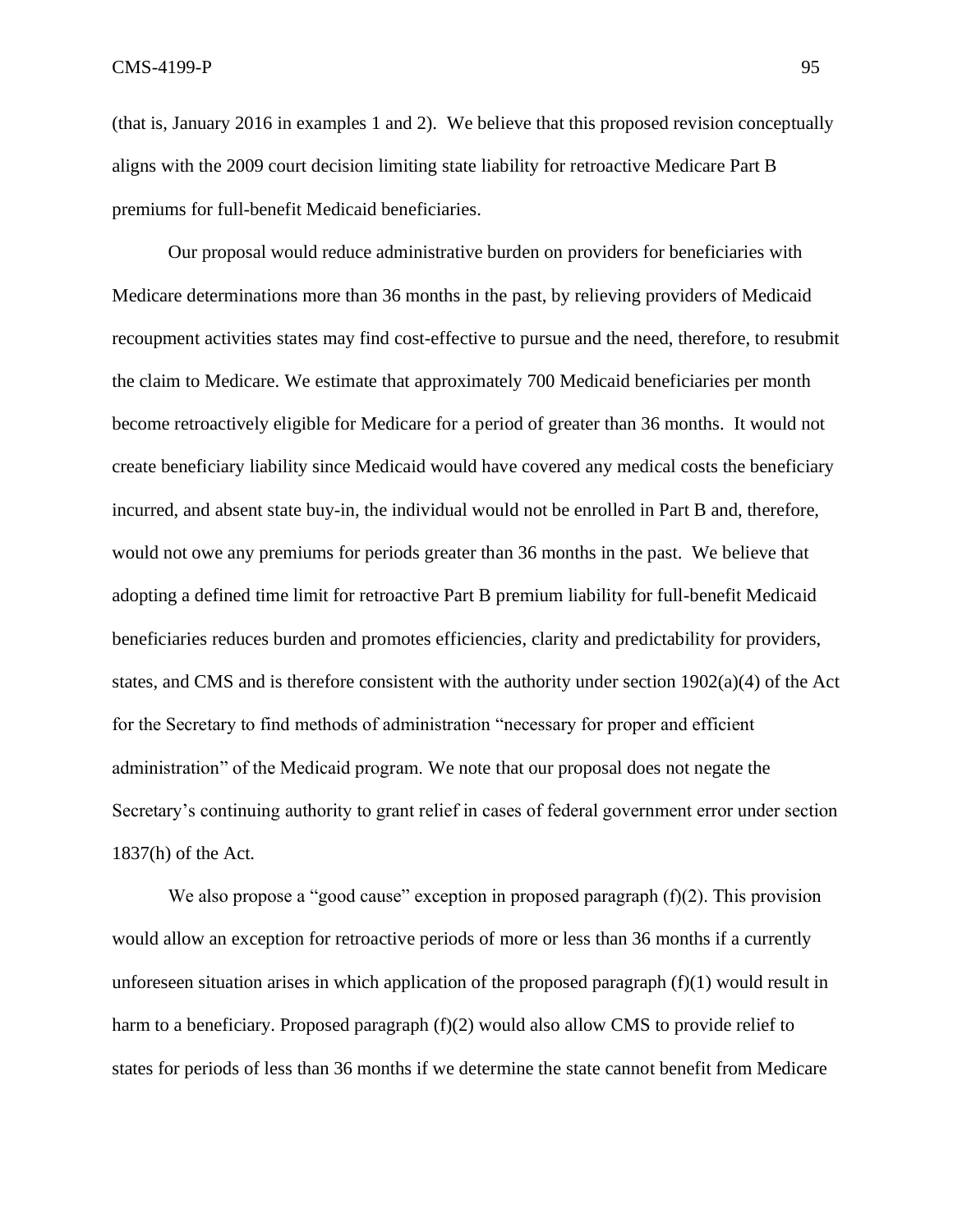(that is, January 2016 in examples 1 and 2). We believe that this proposed revision conceptually aligns with the 2009 court decision limiting state liability for retroactive Medicare Part B premiums for full-benefit Medicaid beneficiaries.

Our proposal would reduce administrative burden on providers for beneficiaries with Medicare determinations more than 36 months in the past, by relieving providers of Medicaid recoupment activities states may find cost-effective to pursue and the need, therefore, to resubmit the claim to Medicare. We estimate that approximately 700 Medicaid beneficiaries per month become retroactively eligible for Medicare for a period of greater than 36 months. It would not create beneficiary liability since Medicaid would have covered any medical costs the beneficiary incurred, and absent state buy-in, the individual would not be enrolled in Part B and, therefore, would not owe any premiums for periods greater than 36 months in the past. We believe that adopting a defined time limit for retroactive Part B premium liability for full-benefit Medicaid beneficiaries reduces burden and promotes efficiencies, clarity and predictability for providers, states, and CMS and is therefore consistent with the authority under section 1902(a)(4) of the Act for the Secretary to find methods of administration "necessary for proper and efficient administration" of the Medicaid program. We note that our proposal does not negate the Secretary's continuing authority to grant relief in cases of federal government error under section 1837(h) of the Act.

We also propose a "good cause" exception in proposed paragraph (f)(2). This provision would allow an exception for retroactive periods of more or less than 36 months if a currently unforeseen situation arises in which application of the proposed paragraph (f)(1) would result in harm to a beneficiary. Proposed paragraph (f)(2) would also allow CMS to provide relief to states for periods of less than 36 months if we determine the state cannot benefit from Medicare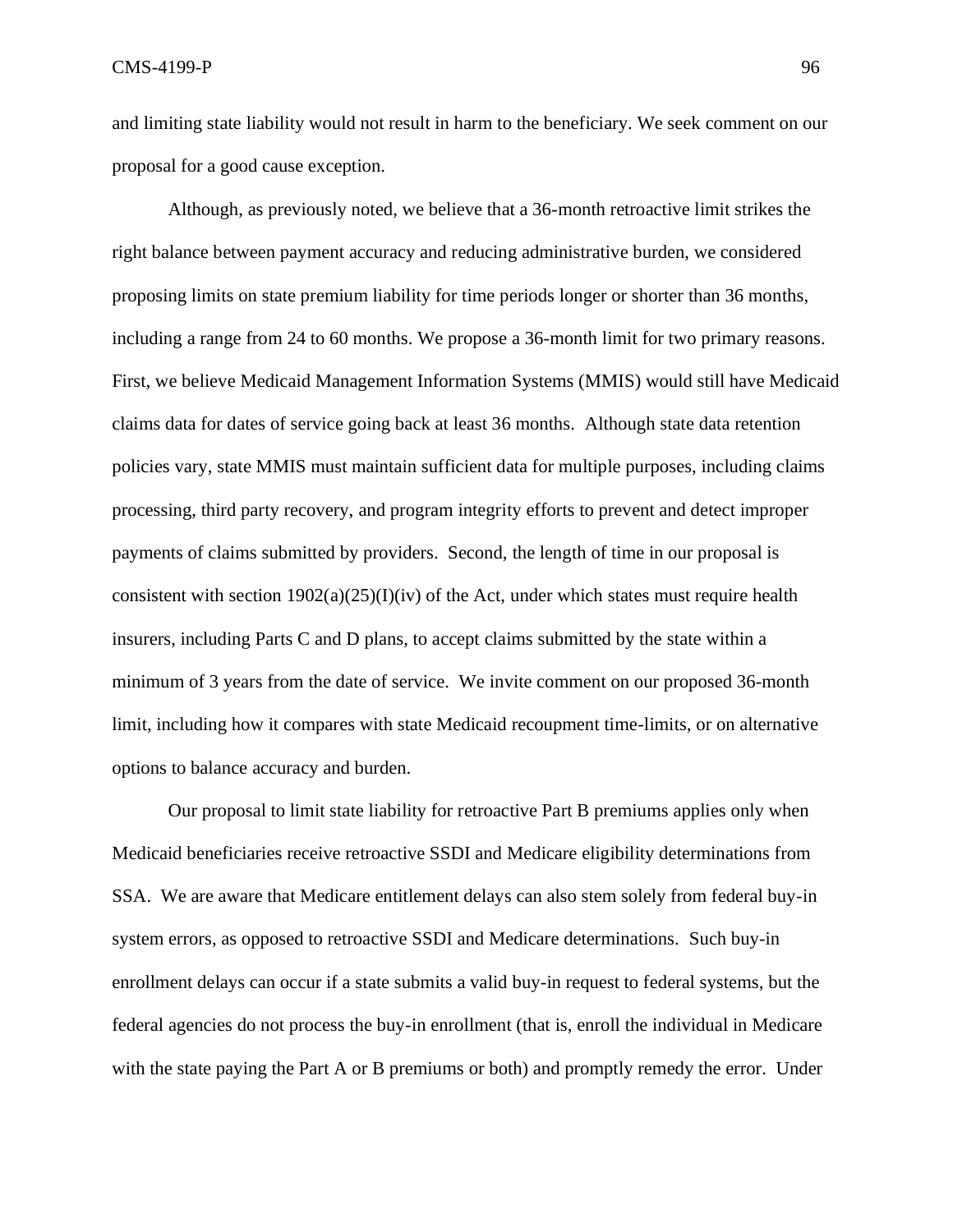and limiting state liability would not result in harm to the beneficiary. We seek comment on our proposal for a good cause exception.

Although, as previously noted, we believe that a 36-month retroactive limit strikes the right balance between payment accuracy and reducing administrative burden, we considered proposing limits on state premium liability for time periods longer or shorter than 36 months, including a range from 24 to 60 months. We propose a 36-month limit for two primary reasons. First, we believe Medicaid Management Information Systems (MMIS) would still have Medicaid claims data for dates of service going back at least 36 months. Although state data retention policies vary, state MMIS must maintain sufficient data for multiple purposes, including claims processing, third party recovery, and program integrity efforts to prevent and detect improper payments of claims submitted by providers. Second, the length of time in our proposal is consistent with section 1902(a)(25)(I)(iv) of the Act, under which states must require health insurers, including Parts C and D plans, to accept claims submitted by the state within a minimum of 3 years from the date of service. We invite comment on our proposed 36-month limit, including how it compares with state Medicaid recoupment time-limits, or on alternative options to balance accuracy and burden.

Our proposal to limit state liability for retroactive Part B premiums applies only when Medicaid beneficiaries receive retroactive SSDI and Medicare eligibility determinations from SSA. We are aware that Medicare entitlement delays can also stem solely from federal buy-in system errors, as opposed to retroactive SSDI and Medicare determinations. Such buy-in enrollment delays can occur if a state submits a valid buy-in request to federal systems, but the federal agencies do not process the buy-in enrollment (that is, enroll the individual in Medicare with the state paying the Part A or B premiums or both) and promptly remedy the error. Under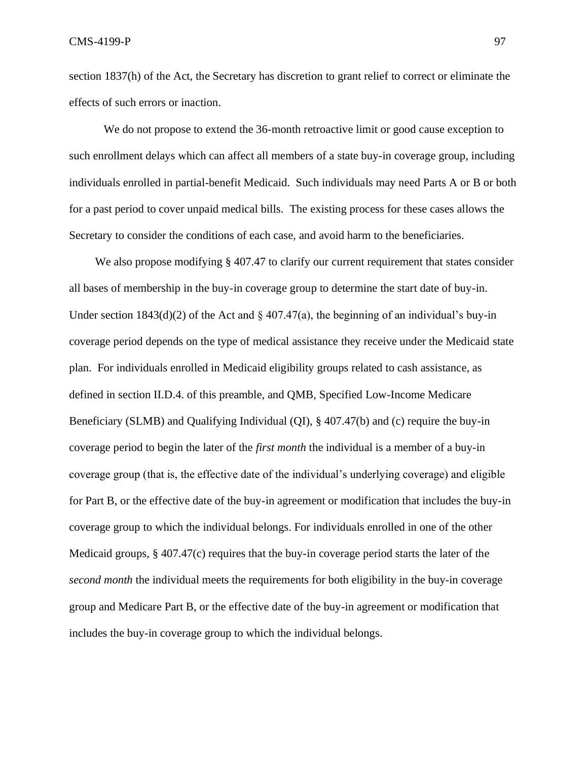section 1837(h) of the Act, the Secretary has discretion to grant relief to correct or eliminate the effects of such errors or inaction.

We do not propose to extend the 36-month retroactive limit or good cause exception to such enrollment delays which can affect all members of a state buy-in coverage group, including individuals enrolled in partial-benefit Medicaid. Such individuals may need Parts A or B or both for a past period to cover unpaid medical bills. The existing process for these cases allows the Secretary to consider the conditions of each case, and avoid harm to the beneficiaries.

We also propose modifying § 407.47 to clarify our current requirement that states consider all bases of membership in the buy-in coverage group to determine the start date of buy-in. Under section 1843(d)(2) of the Act and § 407.47(a), the beginning of an individual's buy-in coverage period depends on the type of medical assistance they receive under the Medicaid state plan. For individuals enrolled in Medicaid eligibility groups related to cash assistance, as defined in section II.D.4. of this preamble, and QMB, Specified Low-Income Medicare Beneficiary (SLMB) and Qualifying Individual (QI), § 407.47(b) and (c) require the buy-in coverage period to begin the later of the *first month* the individual is a member of a buy-in coverage group (that is, the effective date of the individual's underlying coverage) and eligible for Part B, or the effective date of the buy-in agreement or modification that includes the buy-in coverage group to which the individual belongs. For individuals enrolled in one of the other Medicaid groups, § 407.47(c) requires that the buy-in coverage period starts the later of the *second month* the individual meets the requirements for both eligibility in the buy-in coverage group and Medicare Part B, or the effective date of the buy-in agreement or modification that includes the buy-in coverage group to which the individual belongs.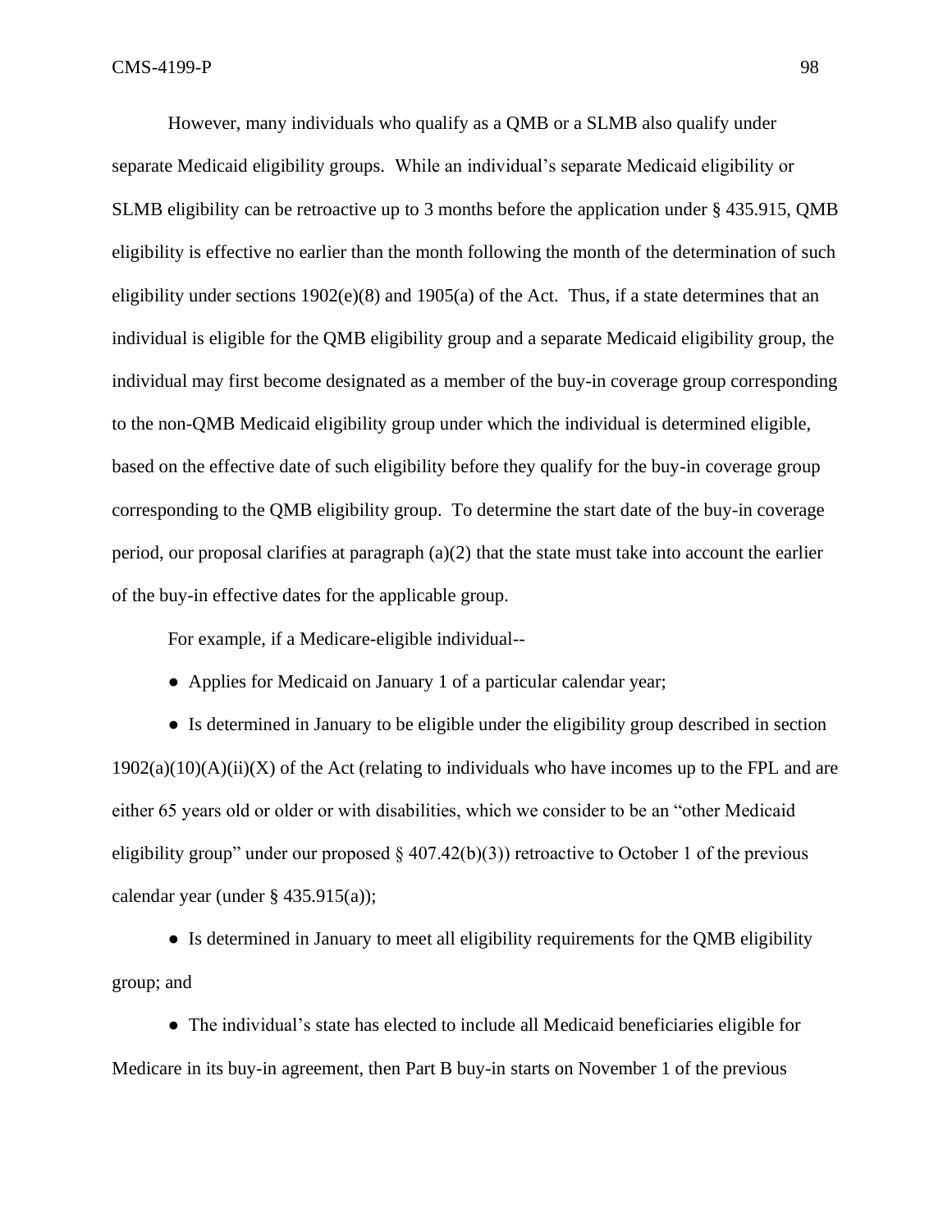However, many individuals who qualify as a QMB or a SLMB also qualify under separate Medicaid eligibility groups. While an individual's separate Medicaid eligibility or SLMB eligibility can be retroactive up to 3 months before the application under § 435.915, QMB eligibility is effective no earlier than the month following the month of the determination of such eligibility under sections 1902(e)(8) and 1905(a) of the Act. Thus, if a state determines that an individual is eligible for the QMB eligibility group and a separate Medicaid eligibility group, the individual may first become designated as a member of the buy-in coverage group corresponding to the non-QMB Medicaid eligibility group under which the individual is determined eligible, based on the effective date of such eligibility before they qualify for the buy-in coverage group corresponding to the QMB eligibility group. To determine the start date of the buy-in coverage period, our proposal clarifies at paragraph (a)(2) that the state must take into account the earlier of the buy-in effective dates for the applicable group.

For example, if a Medicare-eligible individual--

● Applies for Medicaid on January 1 of a particular calendar year;

● Is determined in January to be eligible under the eligibility group described in section 1902(a)(10)(A)(ii)(X) of the Act (relating to individuals who have incomes up to the FPL and are either 65 years old or older or with disabilities, which we consider to be an "other Medicaid eligibility group" under our proposed § 407.42(b)(3)) retroactive to October 1 of the previous calendar year (under § 435.915(a));

● Is determined in January to meet all eligibility requirements for the QMB eligibility group; and

● The individual's state has elected to include all Medicaid beneficiaries eligible for Medicare in its buy-in agreement, then Part B buy-in starts on November 1 of the previous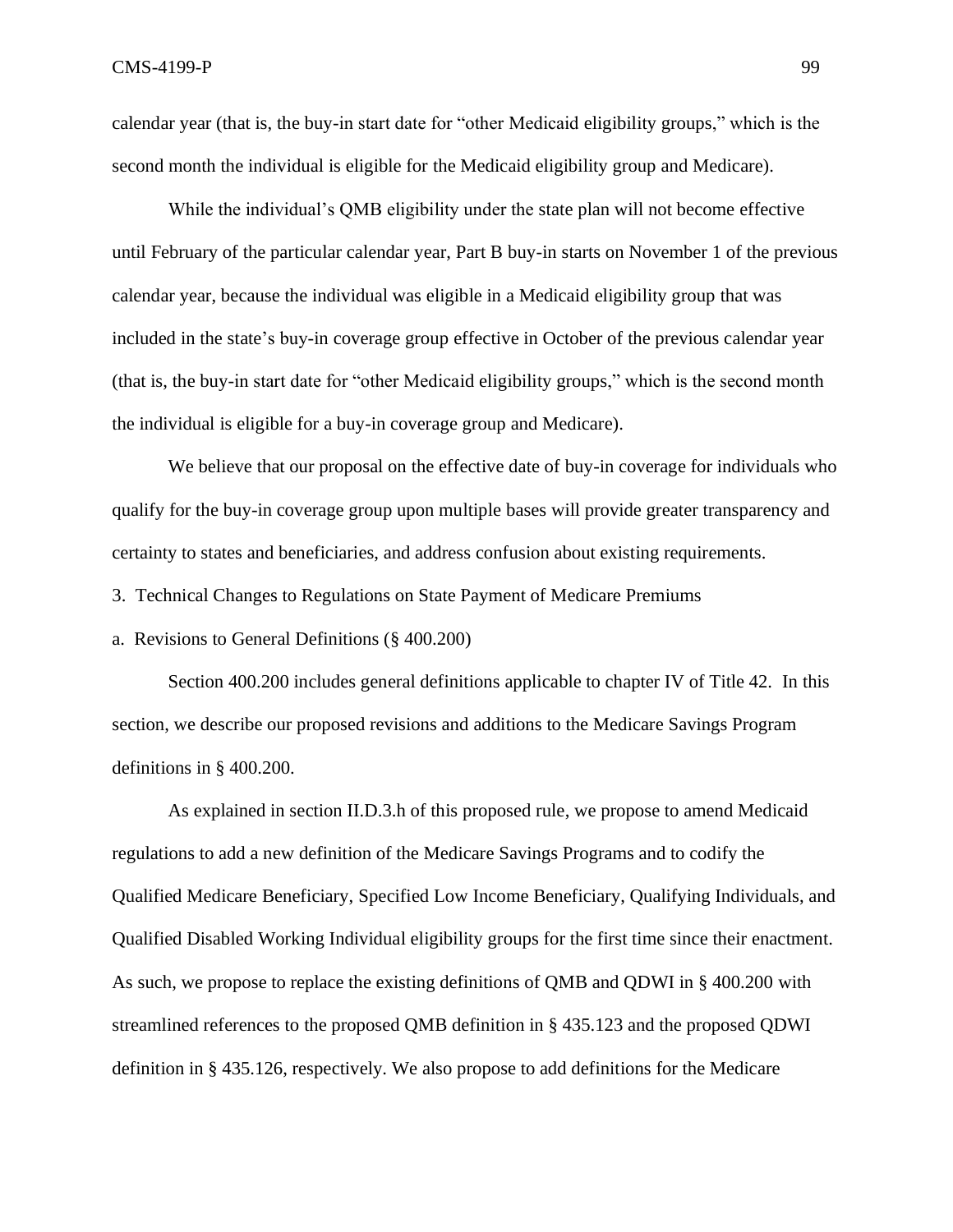calendar year (that is, the buy-in start date for "other Medicaid eligibility groups," which is the second month the individual is eligible for the Medicaid eligibility group and Medicare).

While the individual's QMB eligibility under the state plan will not become effective until February of the particular calendar year, Part B buy-in starts on November 1 of the previous calendar year, because the individual was eligible in a Medicaid eligibility group that was included in the state's buy-in coverage group effective in October of the previous calendar year (that is, the buy-in start date for "other Medicaid eligibility groups," which is the second month the individual is eligible for a buy-in coverage group and Medicare).

We believe that our proposal on the effective date of buy-in coverage for individuals who qualify for the buy-in coverage group upon multiple bases will provide greater transparency and certainty to states and beneficiaries, and address confusion about existing requirements.

3. Technical Changes to Regulations on State Payment of Medicare Premiums

a. Revisions to General Definitions (§ 400.200)

Section 400.200 includes general definitions applicable to chapter IV of Title 42. In this section, we describe our proposed revisions and additions to the Medicare Savings Program definitions in § 400.200.

As explained in section II.D.3.h of this proposed rule, we propose to amend Medicaid regulations to add a new definition of the Medicare Savings Programs and to codify the Qualified Medicare Beneficiary, Specified Low Income Beneficiary, Qualifying Individuals, and Qualified Disabled Working Individual eligibility groups for the first time since their enactment. As such, we propose to replace the existing definitions of QMB and QDWI in § 400.200 with streamlined references to the proposed QMB definition in § 435.123 and the proposed QDWI definition in § 435.126, respectively. We also propose to add definitions for the Medicare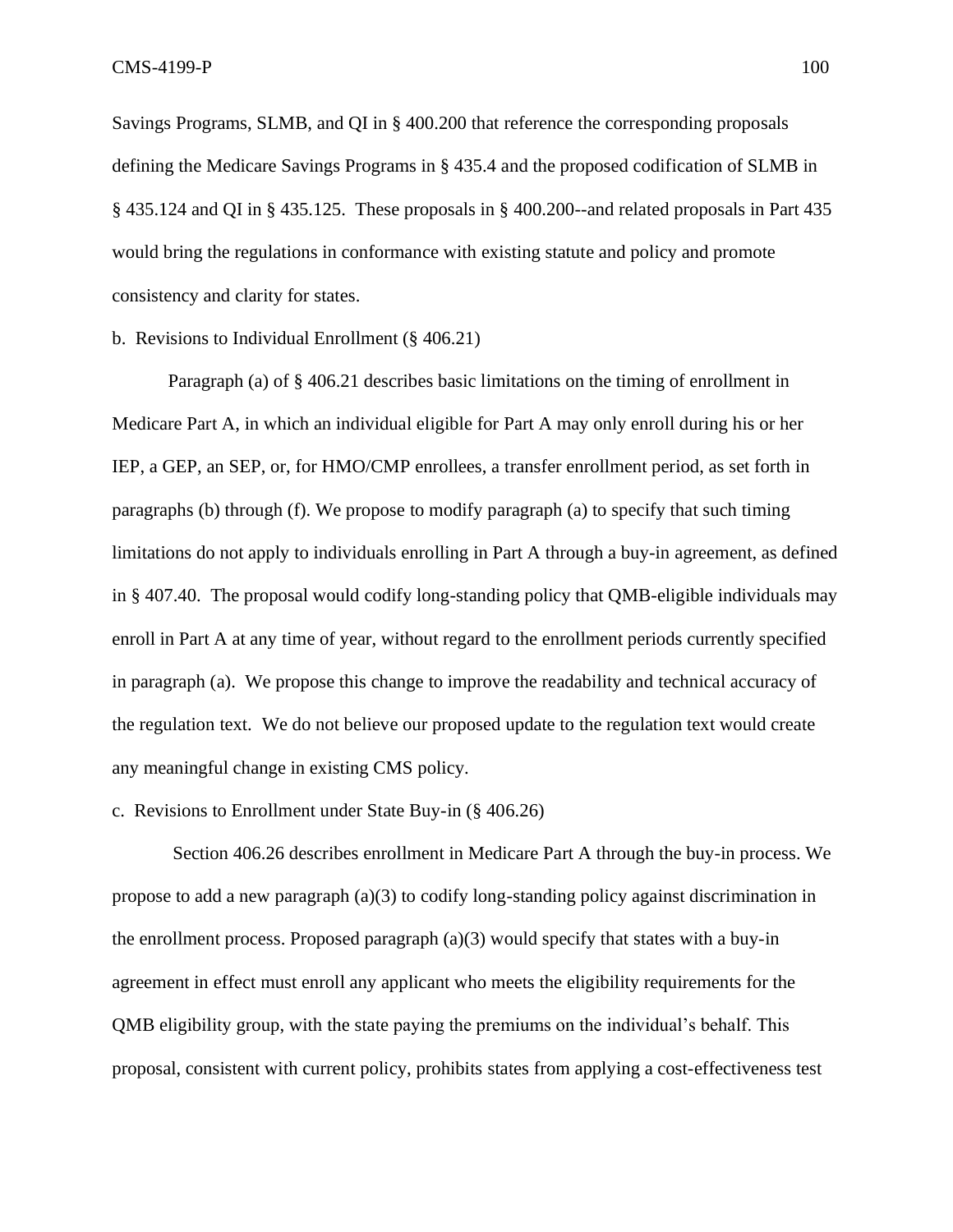Savings Programs, SLMB, and QI in § 400.200 that reference the corresponding proposals defining the Medicare Savings Programs in § 435.4 and the proposed codification of SLMB in § 435.124 and QI in § 435.125. These proposals in § 400.200--and related proposals in Part 435 would bring the regulations in conformance with existing statute and policy and promote consistency and clarity for states.

b. Revisions to Individual Enrollment (§ 406.21)

Paragraph (a) of § 406.21 describes basic limitations on the timing of enrollment in Medicare Part A, in which an individual eligible for Part A may only enroll during his or her IEP, a GEP, an SEP, or, for HMO/CMP enrollees, a transfer enrollment period, as set forth in paragraphs (b) through (f). We propose to modify paragraph (a) to specify that such timing limitations do not apply to individuals enrolling in Part A through a buy-in agreement, as defined in § 407.40. The proposal would codify long-standing policy that QMB-eligible individuals may enroll in Part A at any time of year, without regard to the enrollment periods currently specified in paragraph (a). We propose this change to improve the readability and technical accuracy of the regulation text. We do not believe our proposed update to the regulation text would create any meaningful change in existing CMS policy.

c. Revisions to Enrollment under State Buy-in (§ 406.26)

Section 406.26 describes enrollment in Medicare Part A through the buy-in process. We propose to add a new paragraph (a)(3) to codify long-standing policy against discrimination in the enrollment process. Proposed paragraph (a)(3) would specify that states with a buy-in agreement in effect must enroll any applicant who meets the eligibility requirements for the QMB eligibility group, with the state paying the premiums on the individual's behalf. This proposal, consistent with current policy, prohibits states from applying a cost-effectiveness test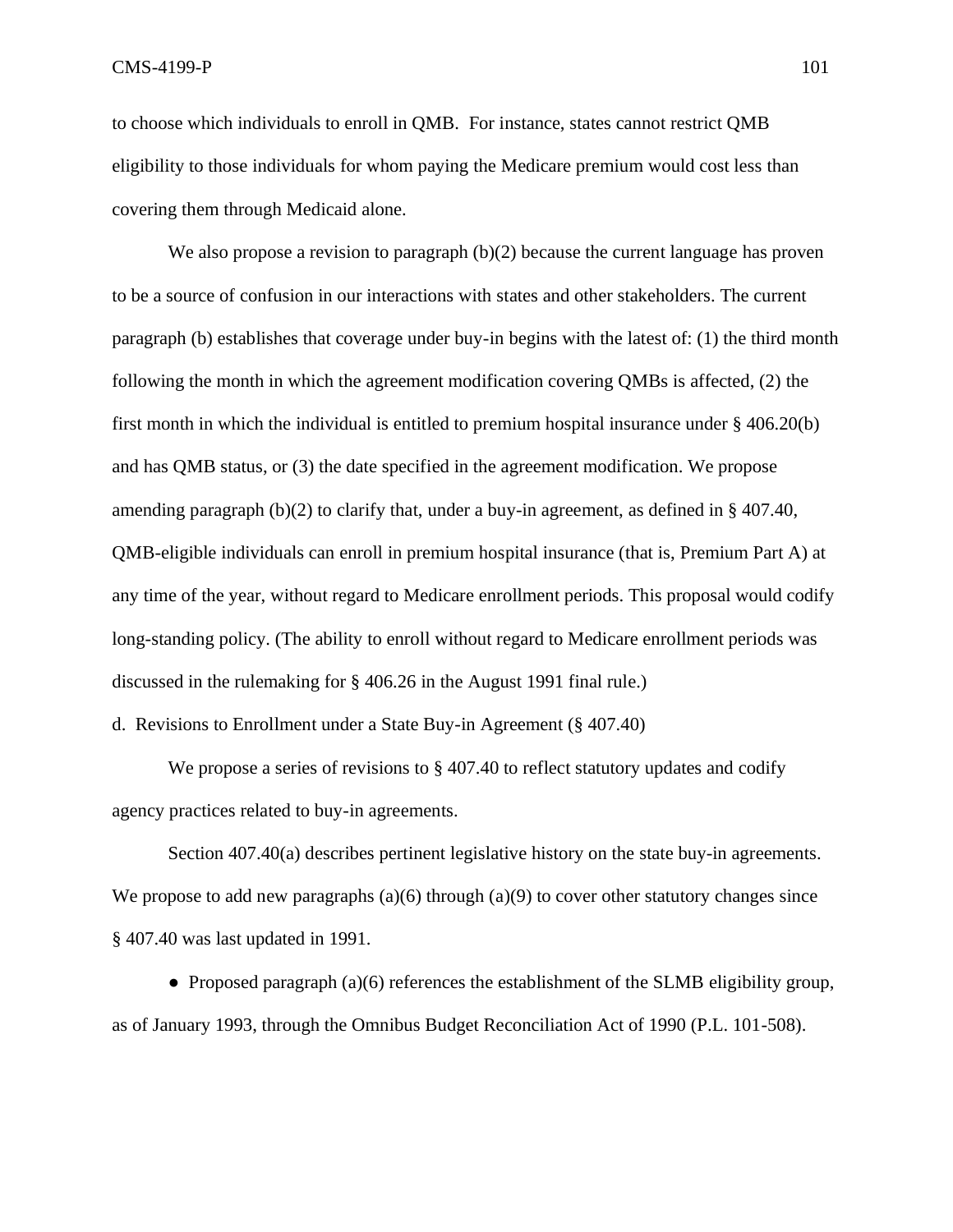to choose which individuals to enroll in QMB. For instance, states cannot restrict QMB eligibility to those individuals for whom paying the Medicare premium would cost less than covering them through Medicaid alone.

We also propose a revision to paragraph (b)(2) because the current language has proven to be a source of confusion in our interactions with states and other stakeholders. The current paragraph (b) establishes that coverage under buy-in begins with the latest of: (1) the third month following the month in which the agreement modification covering QMBs is affected, (2) the first month in which the individual is entitled to premium hospital insurance under § 406.20(b) and has QMB status, or (3) the date specified in the agreement modification. We propose amending paragraph (b)(2) to clarify that, under a buy-in agreement, as defined in § 407.40, QMB-eligible individuals can enroll in premium hospital insurance (that is, Premium Part A) at any time of the year, without regard to Medicare enrollment periods. This proposal would codify long-standing policy. (The ability to enroll without regard to Medicare enrollment periods was discussed in the rulemaking for § 406.26 in the August 1991 final rule.)

d. Revisions to Enrollment under a State Buy-in Agreement (§ 407.40)

We propose a series of revisions to § 407.40 to reflect statutory updates and codify agency practices related to buy-in agreements.

Section 407.40(a) describes pertinent legislative history on the state buy-in agreements. We propose to add new paragraphs (a)(6) through (a)(9) to cover other statutory changes since § 407.40 was last updated in 1991.

● Proposed paragraph (a)(6) references the establishment of the SLMB eligibility group, as of January 1993, through the Omnibus Budget Reconciliation Act of 1990 (P.L. 101-508).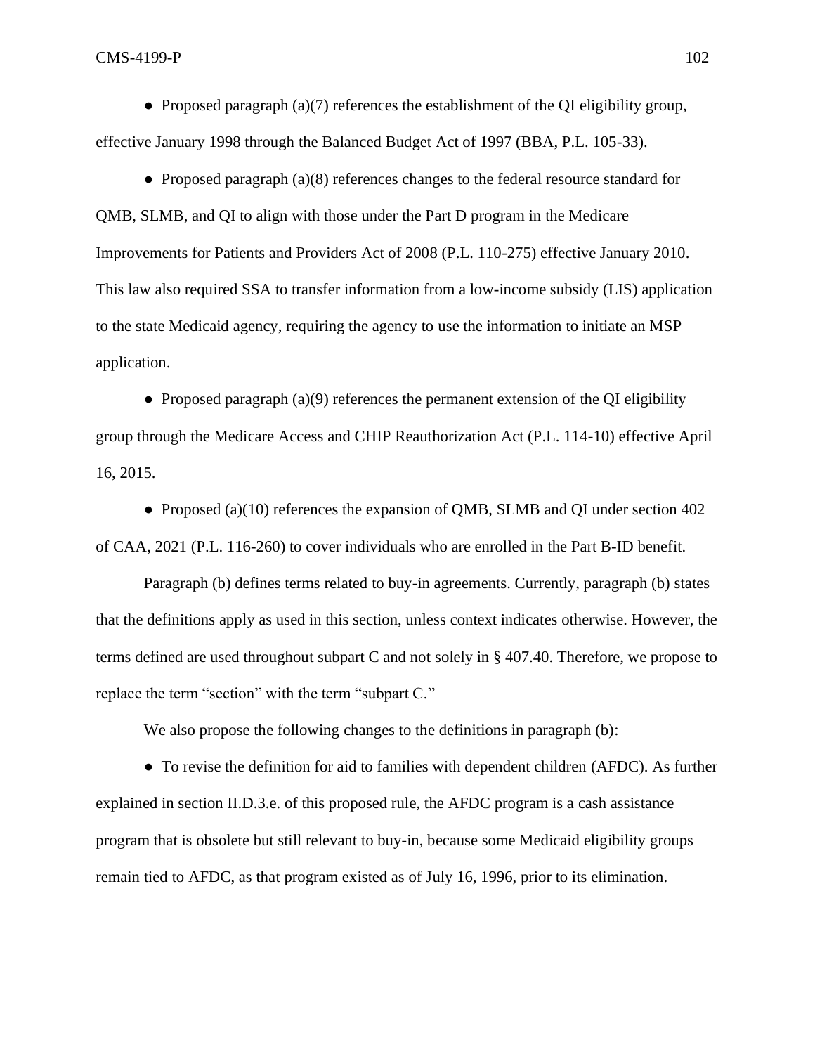● Proposed paragraph (a)(7) references the establishment of the QI eligibility group, effective January 1998 through the Balanced Budget Act of 1997 (BBA, P.L. 105-33).

● Proposed paragraph (a)(8) references changes to the federal resource standard for QMB, SLMB, and QI to align with those under the Part D program in the Medicare Improvements for Patients and Providers Act of 2008 (P.L. 110-275) effective January 2010. This law also required SSA to transfer information from a low-income subsidy (LIS) application to the state Medicaid agency, requiring the agency to use the information to initiate an MSP application.

● Proposed paragraph (a)(9) references the permanent extension of the QI eligibility group through the Medicare Access and CHIP Reauthorization Act (P.L. 114-10) effective April 16, 2015.

● Proposed (a)(10) references the expansion of QMB, SLMB and QI under section 402 of CAA, 2021 (P.L. 116-260) to cover individuals who are enrolled in the Part B-ID benefit.

Paragraph (b) defines terms related to buy-in agreements. Currently, paragraph (b) states that the definitions apply as used in this section, unless context indicates otherwise. However, the terms defined are used throughout subpart C and not solely in § 407.40. Therefore, we propose to replace the term "section" with the term "subpart C."

We also propose the following changes to the definitions in paragraph (b):

● To revise the definition for aid to families with dependent children (AFDC). As further explained in section II.D.3.e. of this proposed rule, the AFDC program is a cash assistance program that is obsolete but still relevant to buy-in, because some Medicaid eligibility groups remain tied to AFDC, as that program existed as of July 16, 1996, prior to its elimination.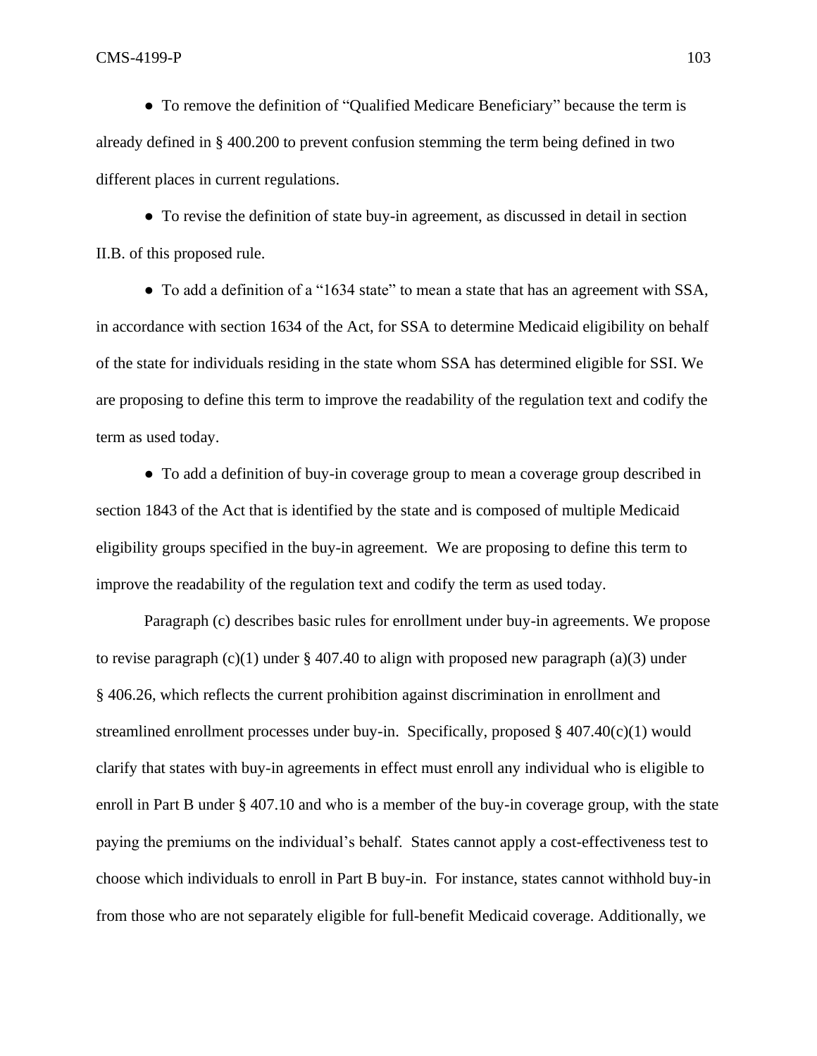● To remove the definition of "Qualified Medicare Beneficiary" because the term is already defined in § 400.200 to prevent confusion stemming the term being defined in two different places in current regulations.

● To revise the definition of state buy-in agreement, as discussed in detail in section II.B. of this proposed rule.

● To add a definition of a "1634 state" to mean a state that has an agreement with SSA, in accordance with section 1634 of the Act, for SSA to determine Medicaid eligibility on behalf of the state for individuals residing in the state whom SSA has determined eligible for SSI. We are proposing to define this term to improve the readability of the regulation text and codify the term as used today.

● To add a definition of buy-in coverage group to mean a coverage group described in section 1843 of the Act that is identified by the state and is composed of multiple Medicaid eligibility groups specified in the buy-in agreement. We are proposing to define this term to improve the readability of the regulation text and codify the term as used today.

Paragraph (c) describes basic rules for enrollment under buy-in agreements. We propose to revise paragraph (c)(1) under § 407.40 to align with proposed new paragraph (a)(3) under § 406.26, which reflects the current prohibition against discrimination in enrollment and streamlined enrollment processes under buy-in. Specifically, proposed § 407.40(c)(1) would clarify that states with buy-in agreements in effect must enroll any individual who is eligible to enroll in Part B under § 407.10 and who is a member of the buy-in coverage group, with the state paying the premiums on the individual's behalf. States cannot apply a cost-effectiveness test to choose which individuals to enroll in Part B buy-in. For instance, states cannot withhold buy-in from those who are not separately eligible for full-benefit Medicaid coverage. Additionally, we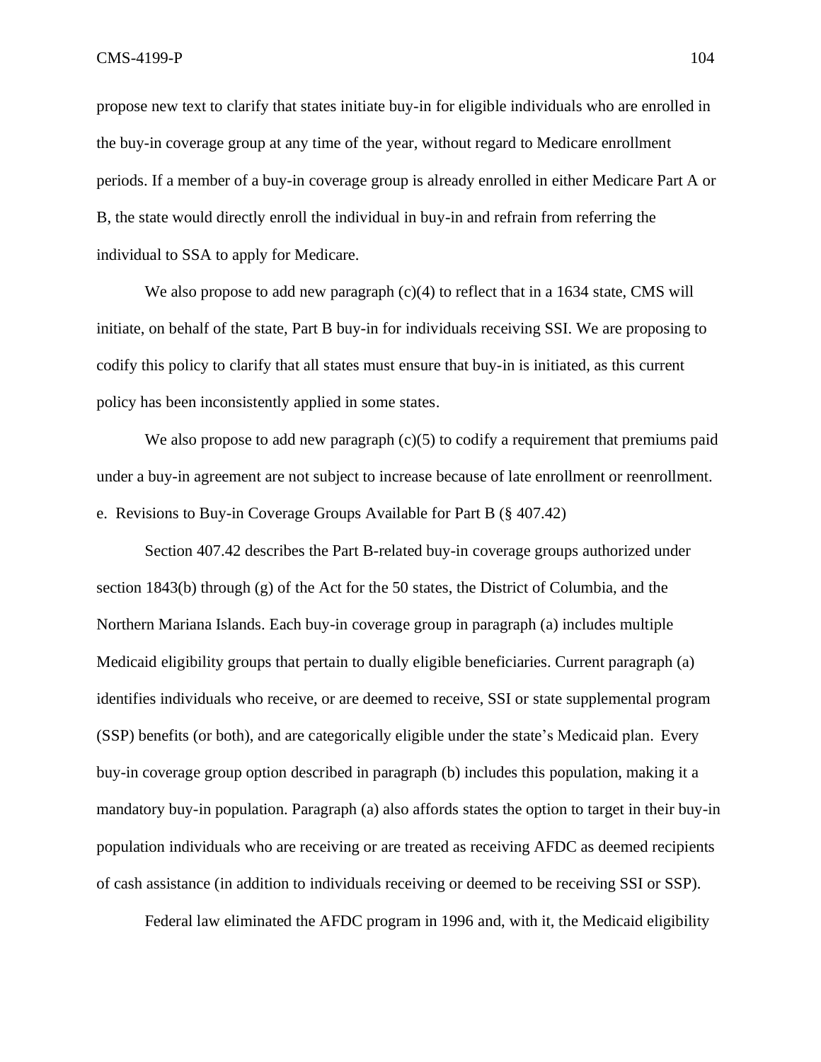propose new text to clarify that states initiate buy-in for eligible individuals who are enrolled in the buy-in coverage group at any time of the year, without regard to Medicare enrollment periods. If a member of a buy-in coverage group is already enrolled in either Medicare Part A or B, the state would directly enroll the individual in buy-in and refrain from referring the individual to SSA to apply for Medicare.

We also propose to add new paragraph (c)(4) to reflect that in a 1634 state, CMS will initiate, on behalf of the state, Part B buy-in for individuals receiving SSI. We are proposing to codify this policy to clarify that all states must ensure that buy-in is initiated, as this current policy has been inconsistently applied in some states.

We also propose to add new paragraph (c)(5) to codify a requirement that premiums paid under a buy-in agreement are not subject to increase because of late enrollment or reenrollment.

e. Revisions to Buy-in Coverage Groups Available for Part B (§ 407.42)

Section 407.42 describes the Part B-related buy-in coverage groups authorized under section 1843(b) through (g) of the Act for the 50 states, the District of Columbia, and the Northern Mariana Islands. Each buy-in coverage group in paragraph (a) includes multiple Medicaid eligibility groups that pertain to dually eligible beneficiaries. Current paragraph (a) identifies individuals who receive, or are deemed to receive, SSI or state supplemental program (SSP) benefits (or both), and are categorically eligible under the state's Medicaid plan. Every buy-in coverage group option described in paragraph (b) includes this population, making it a mandatory buy-in population. Paragraph (a) also affords states the option to target in their buy-in population individuals who are receiving or are treated as receiving AFDC as deemed recipients of cash assistance (in addition to individuals receiving or deemed to be receiving SSI or SSP).

Federal law eliminated the AFDC program in 1996 and, with it, the Medicaid eligibility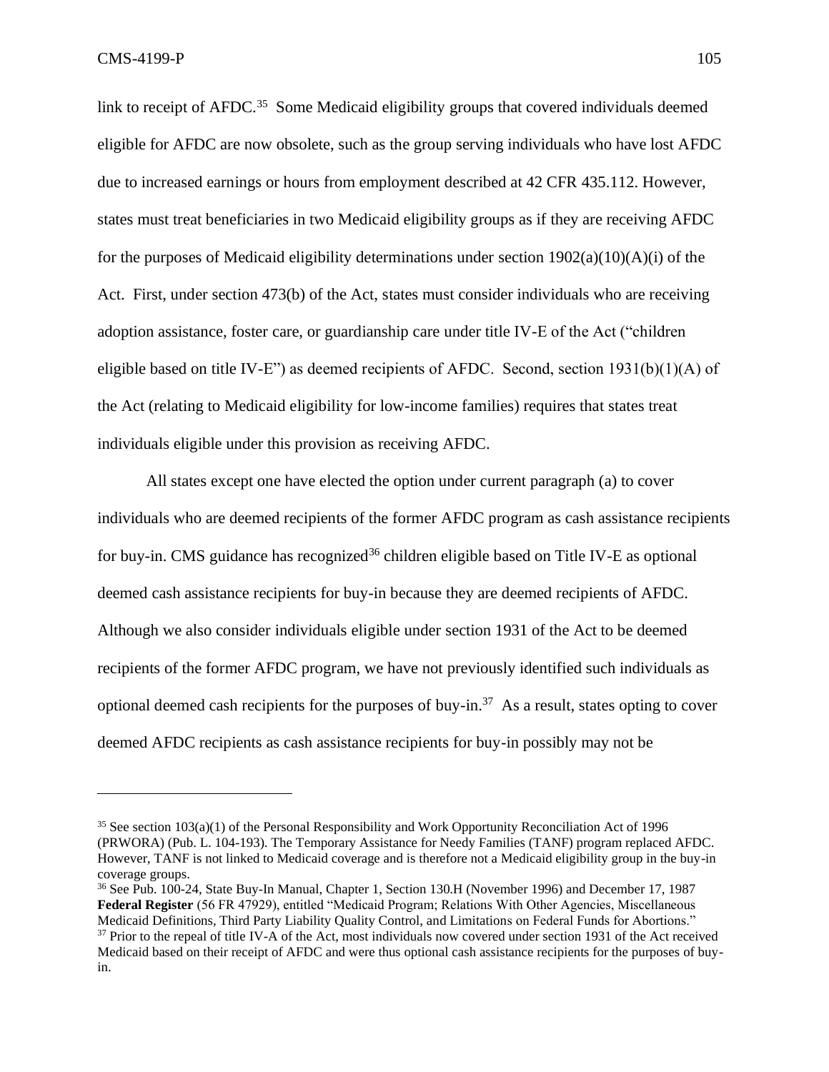link to receipt of AFDC.[35] Some Medicaid eligibility groups that covered individuals deemed eligible for AFDC are now obsolete, such as the group serving individuals who have lost AFDC due to increased earnings or hours from employment described at 42 CFR 435.112. However, states must treat beneficiaries in two Medicaid eligibility groups as if they are receiving AFDC for the purposes of Medicaid eligibility determinations under section 1902(a)(10)(A)(i) of the Act. First, under section 473(b) of the Act, states must consider individuals who are receiving adoption assistance, foster care, or guardianship care under title IV-E of the Act ("children eligible based on title IV-E") as deemed recipients of AFDC. Second, section 1931(b)(1)(A) of the Act (relating to Medicaid eligibility for low-income families) requires that states treat individuals eligible under this provision as receiving AFDC.

All states except one have elected the option under current paragraph (a) to cover individuals who are deemed recipients of the former AFDC program as cash assistance recipients for buy-in. CMS guidance has recognized[36] children eligible based on Title IV-E as optional deemed cash assistance recipients for buy-in because they are deemed recipients of AFDC. Although we also consider individuals eligible under section 1931 of the Act to be deemed recipients of the former AFDC program, we have not previously identified such individuals as optional deemed cash recipients for the purposes of buy-in.[37] As a result, states opting to cover deemed AFDC recipients as cash assistance recipients for buy-in possibly may not be

---

[35] See section 103(a)(1) of the Personal Responsibility and Work Opportunity Reconciliation Act of 1996 (PRWORA) (Pub. L. 104-193). The Temporary Assistance for Needy Families (TANF) program replaced AFDC. However, TANF is not linked to Medicaid coverage and is therefore not a Medicaid eligibility group in the buy-in coverage groups.

[36] See Pub. 100-24, State Buy-In Manual, Chapter 1, Section 130.H (November 1996) and December 17, 1987 **Federal Register** (56 FR 47929), entitled "Medicaid Program; Relations With Other Agencies, Miscellaneous Medicaid Definitions, Third Party Liability Quality Control, and Limitations on Federal Funds for Abortions."

[37] Prior to the repeal of title IV-A of the Act, most individuals now covered under section 1931 of the Act received Medicaid based on their receipt of AFDC and were thus optional cash assistance recipients for the purposes of buy-in.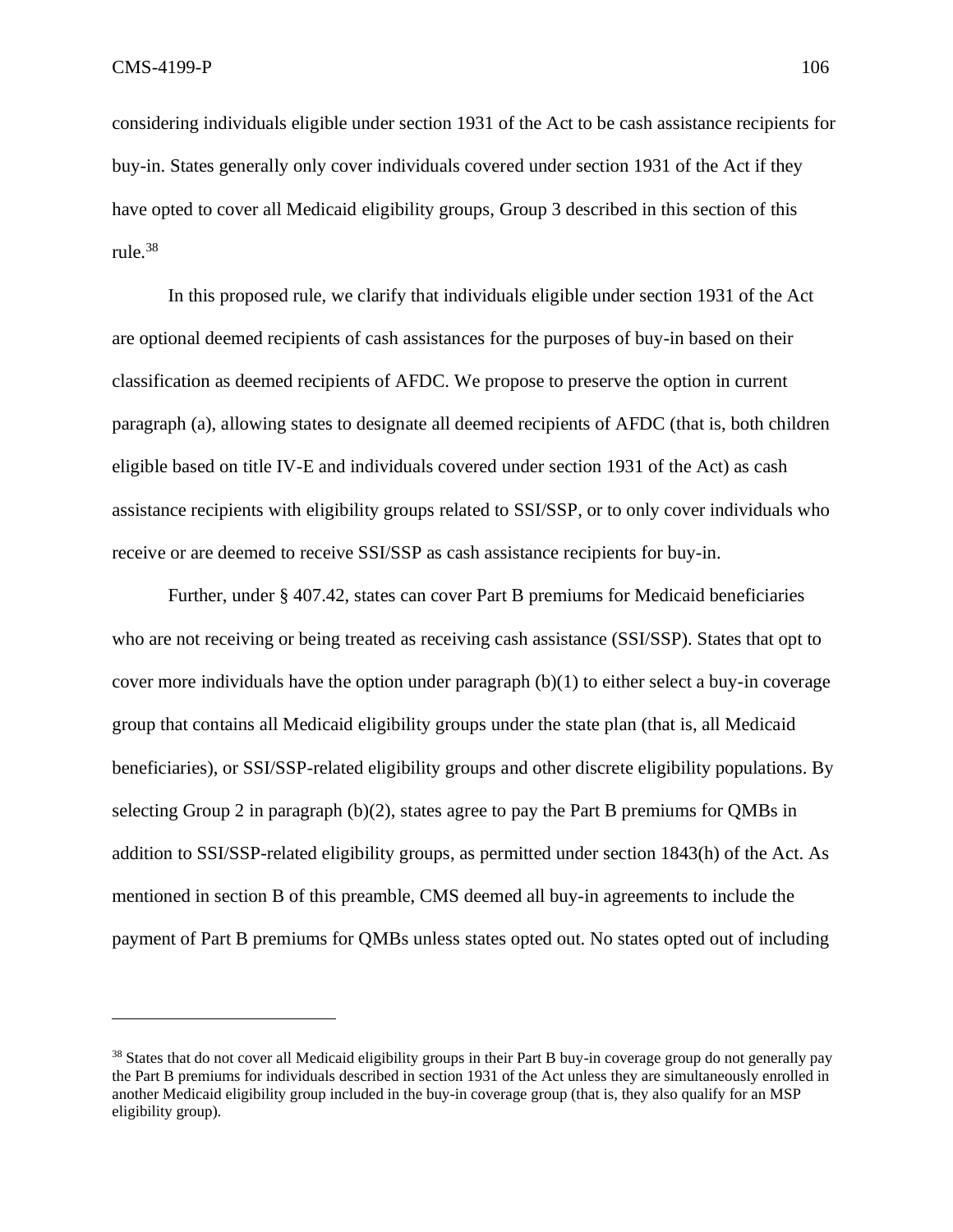considering individuals eligible under section 1931 of the Act to be cash assistance recipients for buy-in. States generally only cover individuals covered under section 1931 of the Act if they have opted to cover all Medicaid eligibility groups, Group 3 described in this section of this rule.[38]

In this proposed rule, we clarify that individuals eligible under section 1931 of the Act are optional deemed recipients of cash assistances for the purposes of buy-in based on their classification as deemed recipients of AFDC. We propose to preserve the option in current paragraph (a), allowing states to designate all deemed recipients of AFDC (that is, both children eligible based on title IV-E and individuals covered under section 1931 of the Act) as cash assistance recipients with eligibility groups related to SSI/SSP, or to only cover individuals who receive or are deemed to receive SSI/SSP as cash assistance recipients for buy-in.

Further, under § 407.42, states can cover Part B premiums for Medicaid beneficiaries who are not receiving or being treated as receiving cash assistance (SSI/SSP). States that opt to cover more individuals have the option under paragraph (b)(1) to either select a buy-in coverage group that contains all Medicaid eligibility groups under the state plan (that is, all Medicaid beneficiaries), or SSI/SSP-related eligibility groups and other discrete eligibility populations. By selecting Group 2 in paragraph (b)(2), states agree to pay the Part B premiums for QMBs in addition to SSI/SSP-related eligibility groups, as permitted under section 1843(h) of the Act. As mentioned in section B of this preamble, CMS deemed all buy-in agreements to include the payment of Part B premiums for QMBs unless states opted out. No states opted out of including

---

[38] States that do not cover all Medicaid eligibility groups in their Part B buy-in coverage group do not generally pay the Part B premiums for individuals described in section 1931 of the Act unless they are simultaneously enrolled in another Medicaid eligibility group included in the buy-in coverage group (that is, they also qualify for an MSP eligibility group).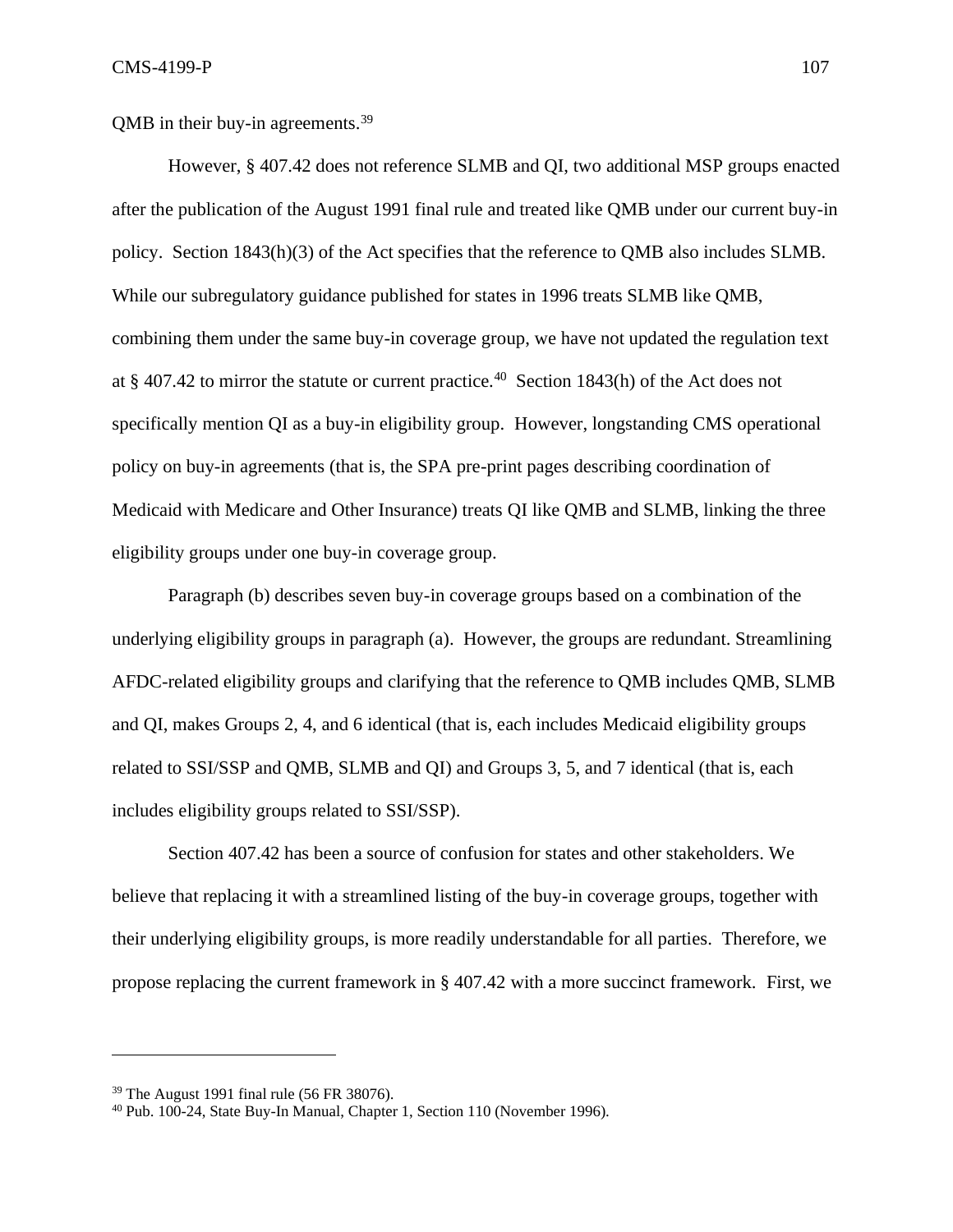QMB in their buy-in agreements.[39]

However, § 407.42 does not reference SLMB and QI, two additional MSP groups enacted after the publication of the August 1991 final rule and treated like QMB under our current buy-in policy. Section 1843(h)(3) of the Act specifies that the reference to QMB also includes SLMB. While our subregulatory guidance published for states in 1996 treats SLMB like QMB, combining them under the same buy-in coverage group, we have not updated the regulation text at § 407.42 to mirror the statute or current practice.[40] Section 1843(h) of the Act does not specifically mention QI as a buy-in eligibility group. However, longstanding CMS operational policy on buy-in agreements (that is, the SPA pre-print pages describing coordination of Medicaid with Medicare and Other Insurance) treats QI like QMB and SLMB, linking the three eligibility groups under one buy-in coverage group.

Paragraph (b) describes seven buy-in coverage groups based on a combination of the underlying eligibility groups in paragraph (a). However, the groups are redundant. Streamlining AFDC-related eligibility groups and clarifying that the reference to QMB includes QMB, SLMB and QI, makes Groups 2, 4, and 6 identical (that is, each includes Medicaid eligibility groups related to SSI/SSP and QMB, SLMB and QI) and Groups 3, 5, and 7 identical (that is, each includes eligibility groups related to SSI/SSP).

Section 407.42 has been a source of confusion for states and other stakeholders. We believe that replacing it with a streamlined listing of the buy-in coverage groups, together with their underlying eligibility groups, is more readily understandable for all parties. Therefore, we propose replacing the current framework in § 407.42 with a more succinct framework. First, we

---

[39] The August 1991 final rule (56 FR 38076).

[40] Pub. 100-24, State Buy-In Manual, Chapter 1, Section 110 (November 1996).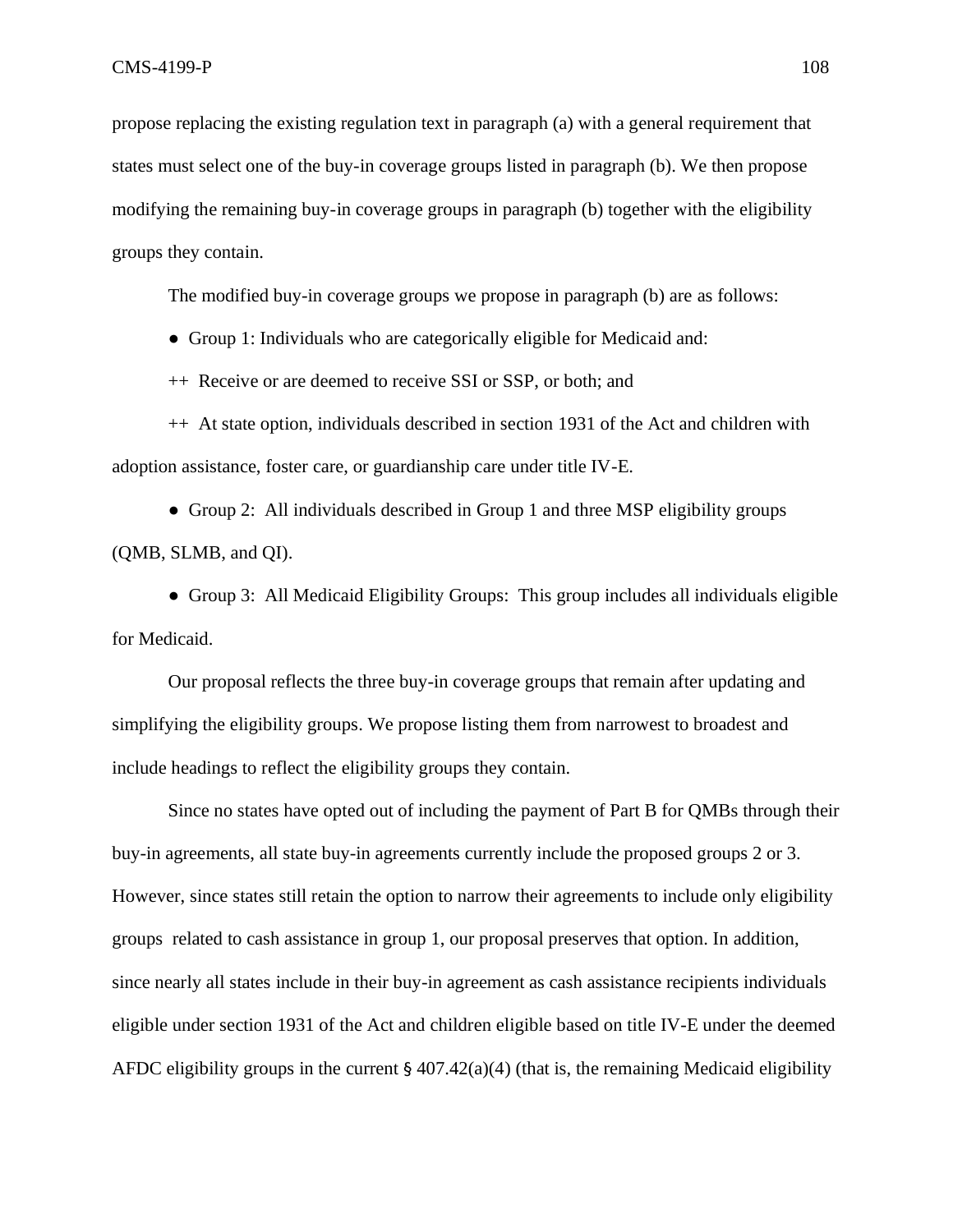propose replacing the existing regulation text in paragraph (a) with a general requirement that states must select one of the buy-in coverage groups listed in paragraph (b). We then propose modifying the remaining buy-in coverage groups in paragraph (b) together with the eligibility groups they contain.

The modified buy-in coverage groups we propose in paragraph (b) are as follows:

● Group 1: Individuals who are categorically eligible for Medicaid and:

++ Receive or are deemed to receive SSI or SSP, or both; and

++ At state option, individuals described in section 1931 of the Act and children with adoption assistance, foster care, or guardianship care under title IV-E.

● Group 2: All individuals described in Group 1 and three MSP eligibility groups (QMB, SLMB, and QI).

● Group 3: All Medicaid Eligibility Groups: This group includes all individuals eligible for Medicaid.

Our proposal reflects the three buy-in coverage groups that remain after updating and simplifying the eligibility groups. We propose listing them from narrowest to broadest and include headings to reflect the eligibility groups they contain.

Since no states have opted out of including the payment of Part B for QMBs through their buy-in agreements, all state buy-in agreements currently include the proposed groups 2 or 3. However, since states still retain the option to narrow their agreements to include only eligibility groups related to cash assistance in group 1, our proposal preserves that option. In addition, since nearly all states include in their buy-in agreement as cash assistance recipients individuals eligible under section 1931 of the Act and children eligible based on title IV-E under the deemed AFDC eligibility groups in the current § 407.42(a)(4) (that is, the remaining Medicaid eligibility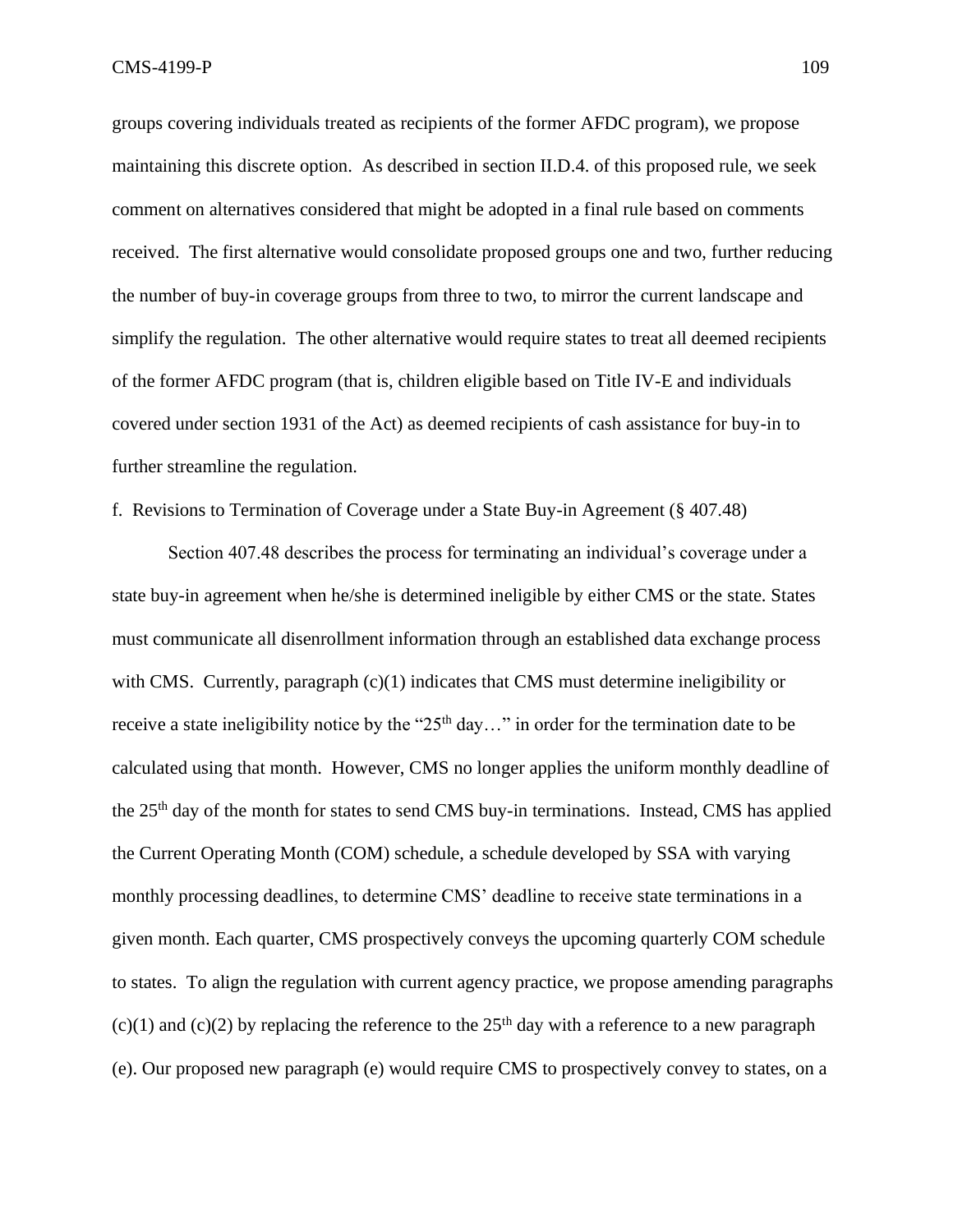groups covering individuals treated as recipients of the former AFDC program), we propose maintaining this discrete option. As described in section II.D.4. of this proposed rule, we seek comment on alternatives considered that might be adopted in a final rule based on comments received. The first alternative would consolidate proposed groups one and two, further reducing the number of buy-in coverage groups from three to two, to mirror the current landscape and simplify the regulation. The other alternative would require states to treat all deemed recipients of the former AFDC program (that is, children eligible based on Title IV-E and individuals covered under section 1931 of the Act) as deemed recipients of cash assistance for buy-in to further streamline the regulation.

f. Revisions to Termination of Coverage under a State Buy-in Agreement (§ 407.48)

Section 407.48 describes the process for terminating an individual's coverage under a state buy-in agreement when he/she is determined ineligible by either CMS or the state. States must communicate all disenrollment information through an established data exchange process with CMS. Currently, paragraph (c)(1) indicates that CMS must determine ineligibility or receive a state ineligibility notice by the "25th day…" in order for the termination date to be calculated using that month. However, CMS no longer applies the uniform monthly deadline of the 25th day of the month for states to send CMS buy-in terminations. Instead, CMS has applied the Current Operating Month (COM) schedule, a schedule developed by SSA with varying monthly processing deadlines, to determine CMS' deadline to receive state terminations in a given month. Each quarter, CMS prospectively conveys the upcoming quarterly COM schedule to states. To align the regulation with current agency practice, we propose amending paragraphs (c)(1) and (c)(2) by replacing the reference to the 25th day with a reference to a new paragraph (e). Our proposed new paragraph (e) would require CMS to prospectively convey to states, on a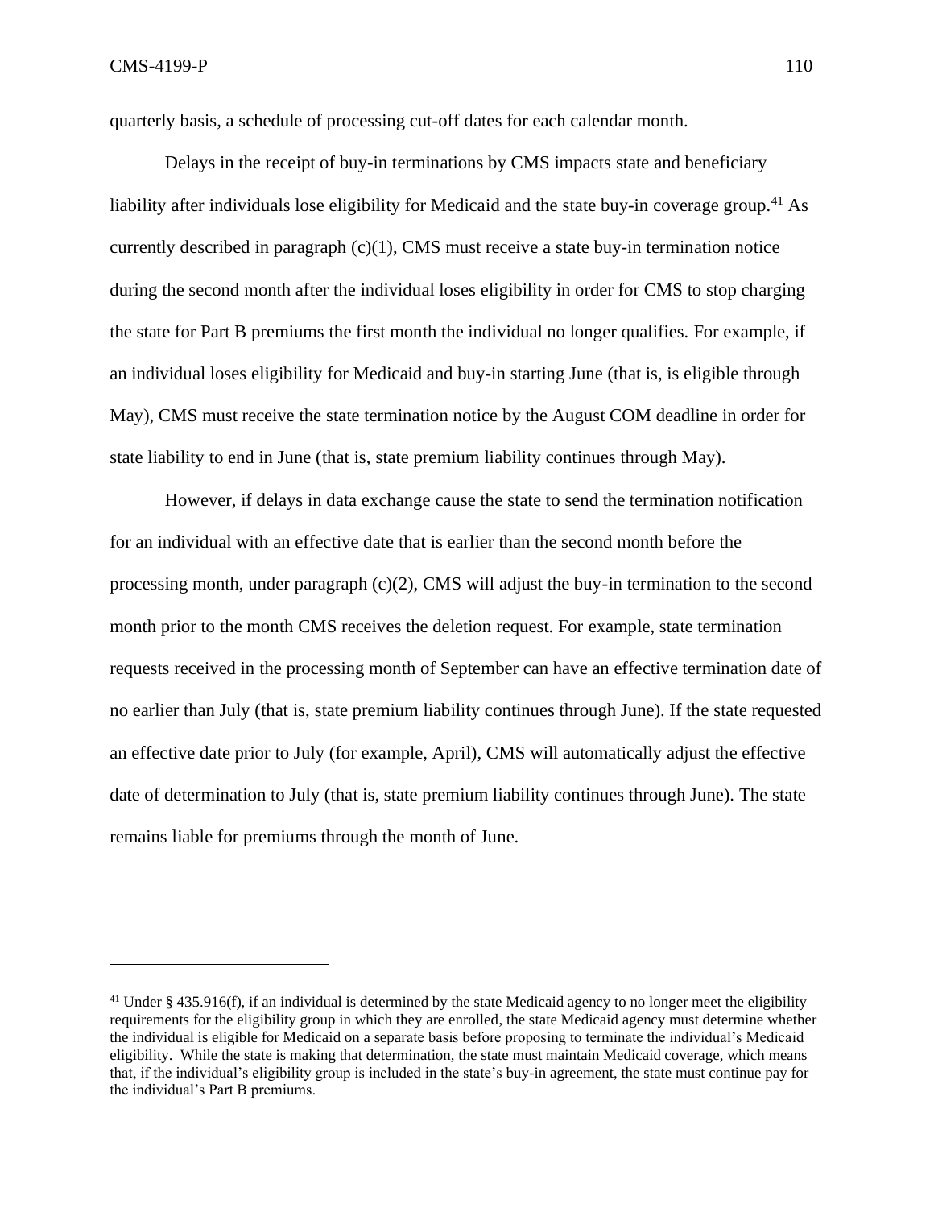quarterly basis, a schedule of processing cut-off dates for each calendar month.

Delays in the receipt of buy-in terminations by CMS impacts state and beneficiary liability after individuals lose eligibility for Medicaid and the state buy-in coverage group.[41] As currently described in paragraph (c)(1), CMS must receive a state buy-in termination notice during the second month after the individual loses eligibility in order for CMS to stop charging the state for Part B premiums the first month the individual no longer qualifies. For example, if an individual loses eligibility for Medicaid and buy-in starting June (that is, is eligible through May), CMS must receive the state termination notice by the August COM deadline in order for state liability to end in June (that is, state premium liability continues through May).

However, if delays in data exchange cause the state to send the termination notification for an individual with an effective date that is earlier than the second month before the processing month, under paragraph (c)(2), CMS will adjust the buy-in termination to the second month prior to the month CMS receives the deletion request. For example, state termination requests received in the processing month of September can have an effective termination date of no earlier than July (that is, state premium liability continues through June). If the state requested an effective date prior to July (for example, April), CMS will automatically adjust the effective date of determination to July (that is, state premium liability continues through June). The state remains liable for premiums through the month of June.

---

[41] Under § 435.916(f), if an individual is determined by the state Medicaid agency to no longer meet the eligibility requirements for the eligibility group in which they are enrolled, the state Medicaid agency must determine whether the individual is eligible for Medicaid on a separate basis before proposing to terminate the individual's Medicaid eligibility. While the state is making that determination, the state must maintain Medicaid coverage, which means that, if the individual's eligibility group is included in the state's buy-in agreement, the state must continue pay for the individual's Part B premiums.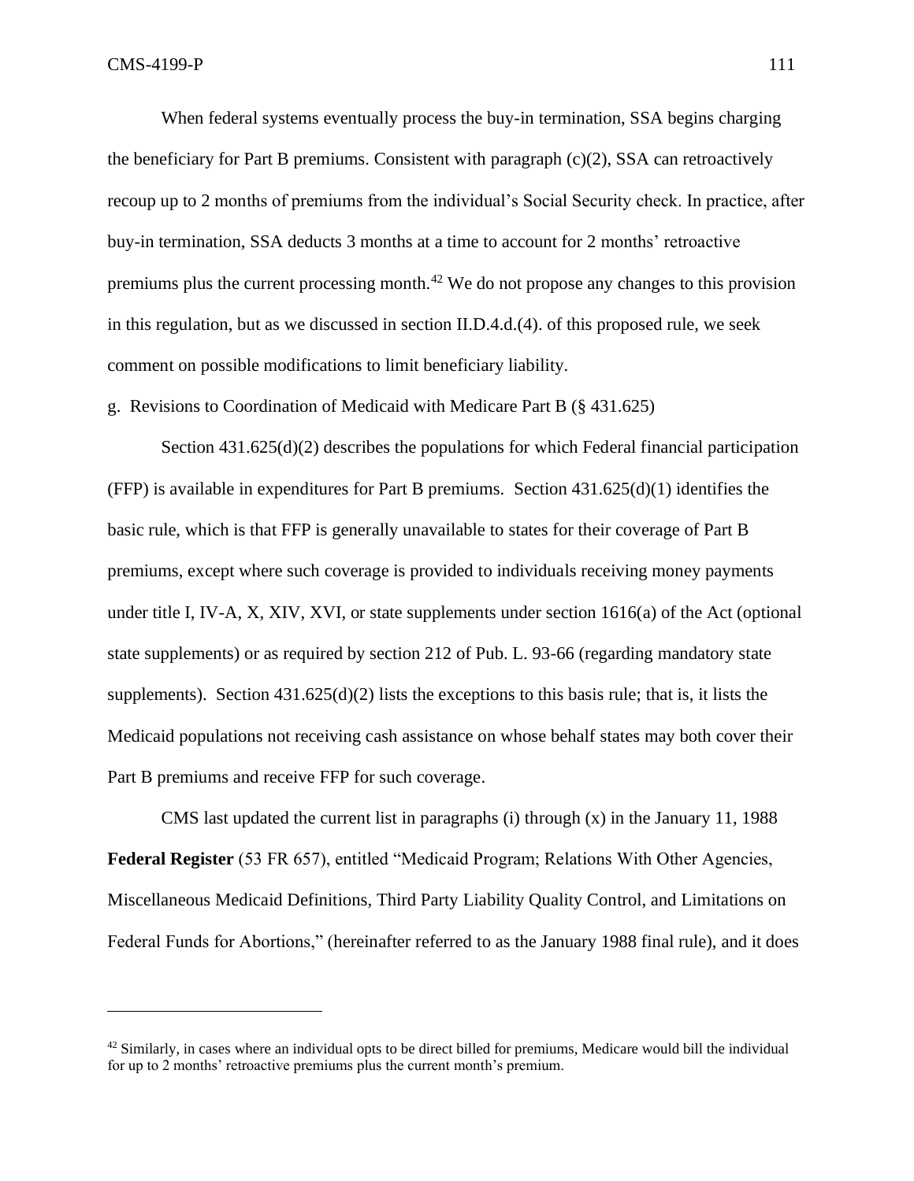When federal systems eventually process the buy-in termination, SSA begins charging the beneficiary for Part B premiums. Consistent with paragraph (c)(2), SSA can retroactively recoup up to 2 months of premiums from the individual's Social Security check. In practice, after buy-in termination, SSA deducts 3 months at a time to account for 2 months' retroactive premiums plus the current processing month.[42] We do not propose any changes to this provision in this regulation, but as we discussed in section II.D.4.d.(4). of this proposed rule, we seek comment on possible modifications to limit beneficiary liability.

g. Revisions to Coordination of Medicaid with Medicare Part B (§ 431.625)

Section 431.625(d)(2) describes the populations for which Federal financial participation (FFP) is available in expenditures for Part B premiums. Section 431.625(d)(1) identifies the basic rule, which is that FFP is generally unavailable to states for their coverage of Part B premiums, except where such coverage is provided to individuals receiving money payments under title I, IV-A, X, XIV, XVI, or state supplements under section 1616(a) of the Act (optional state supplements) or as required by section 212 of Pub. L. 93-66 (regarding mandatory state supplements). Section 431.625(d)(2) lists the exceptions to this basis rule; that is, it lists the Medicaid populations not receiving cash assistance on whose behalf states may both cover their Part B premiums and receive FFP for such coverage.

CMS last updated the current list in paragraphs (i) through (x) in the January 11, 1988 **Federal Register** (53 FR 657), entitled "Medicaid Program; Relations With Other Agencies, Miscellaneous Medicaid Definitions, Third Party Liability Quality Control, and Limitations on Federal Funds for Abortions," (hereinafter referred to as the January 1988 final rule), and it does

---

[42] Similarly, in cases where an individual opts to be direct billed for premiums, Medicare would bill the individual for up to 2 months' retroactive premiums plus the current month's premium.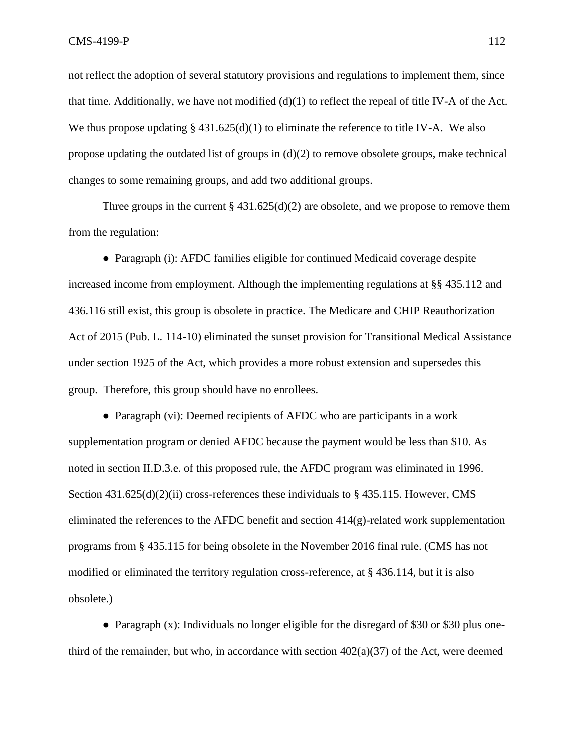not reflect the adoption of several statutory provisions and regulations to implement them, since that time. Additionally, we have not modified (d)(1) to reflect the repeal of title IV-A of the Act. We thus propose updating § 431.625(d)(1) to eliminate the reference to title IV-A. We also propose updating the outdated list of groups in (d)(2) to remove obsolete groups, make technical changes to some remaining groups, and add two additional groups.

Three groups in the current § 431.625(d)(2) are obsolete, and we propose to remove them from the regulation:

- Paragraph (i): AFDC families eligible for continued Medicaid coverage despite increased income from employment. Although the implementing regulations at §§ 435.112 and 436.116 still exist, this group is obsolete in practice. The Medicare and CHIP Reauthorization Act of 2015 (Pub. L. 114-10) eliminated the sunset provision for Transitional Medical Assistance under section 1925 of the Act, which provides a more robust extension and supersedes this group. Therefore, this group should have no enrollees.

- Paragraph (vi): Deemed recipients of AFDC who are participants in a work supplementation program or denied AFDC because the payment would be less than $10. As noted in section II.D.3.e. of this proposed rule, the AFDC program was eliminated in 1996. Section 431.625(d)(2)(ii) cross-references these individuals to § 435.115. However, CMS eliminated the references to the AFDC benefit and section 414(g)-related work supplementation programs from § 435.115 for being obsolete in the November 2016 final rule. (CMS has not modified or eliminated the territory regulation cross-reference, at § 436.114, but it is also obsolete.)

- Paragraph (x): Individuals no longer eligible for the disregard of $30 or $30 plus one-third of the remainder, but who, in accordance with section 402(a)(37) of the Act, were deemed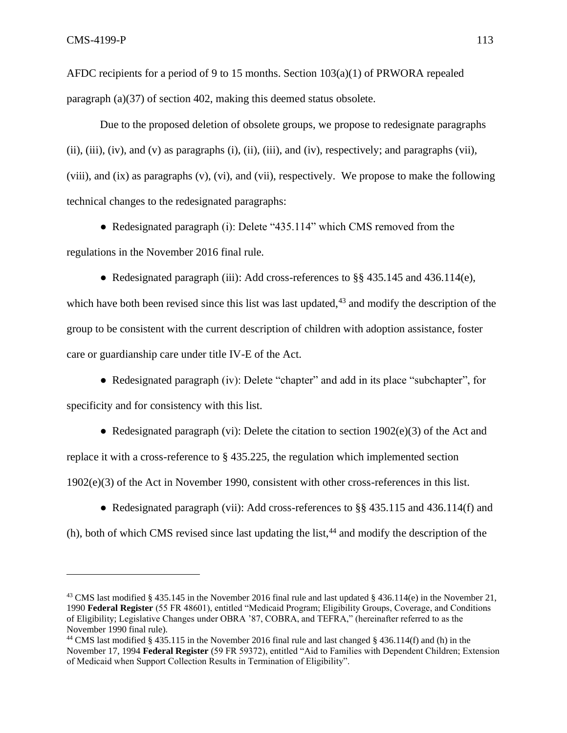AFDC recipients for a period of 9 to 15 months. Section 103(a)(1) of PRWORA repealed paragraph (a)(37) of section 402, making this deemed status obsolete.

Due to the proposed deletion of obsolete groups, we propose to redesignate paragraphs (ii), (iii), (iv), and (v) as paragraphs (i), (ii), (iii), and (iv), respectively; and paragraphs (vii), (viii), and (ix) as paragraphs (v), (vi), and (vii), respectively. We propose to make the following technical changes to the redesignated paragraphs:

● Redesignated paragraph (i): Delete "435.114" which CMS removed from the regulations in the November 2016 final rule.

● Redesignated paragraph (iii): Add cross-references to §§ 435.145 and 436.114(e), which have both been revised since this list was last updated,[43] and modify the description of the group to be consistent with the current description of children with adoption assistance, foster care or guardianship care under title IV-E of the Act.

● Redesignated paragraph (iv): Delete "chapter" and add in its place "subchapter", for specificity and for consistency with this list.

● Redesignated paragraph (vi): Delete the citation to section 1902(e)(3) of the Act and replace it with a cross-reference to § 435.225, the regulation which implemented section 1902(e)(3) of the Act in November 1990, consistent with other cross-references in this list.

● Redesignated paragraph (vii): Add cross-references to §§ 435.115 and 436.114(f) and (h), both of which CMS revised since last updating the list,[44] and modify the description of the

---

[43] CMS last modified § 435.145 in the November 2016 final rule and last updated § 436.114(e) in the November 21, 1990 **Federal Register** (55 FR 48601), entitled "Medicaid Program; Eligibility Groups, Coverage, and Conditions of Eligibility; Legislative Changes under OBRA '87, COBRA, and TEFRA," (hereinafter referred to as the November 1990 final rule).

[44] CMS last modified § 435.115 in the November 2016 final rule and last changed § 436.114(f) and (h) in the November 17, 1994 **Federal Register** (59 FR 59372), entitled "Aid to Families with Dependent Children; Extension of Medicaid when Support Collection Results in Termination of Eligibility".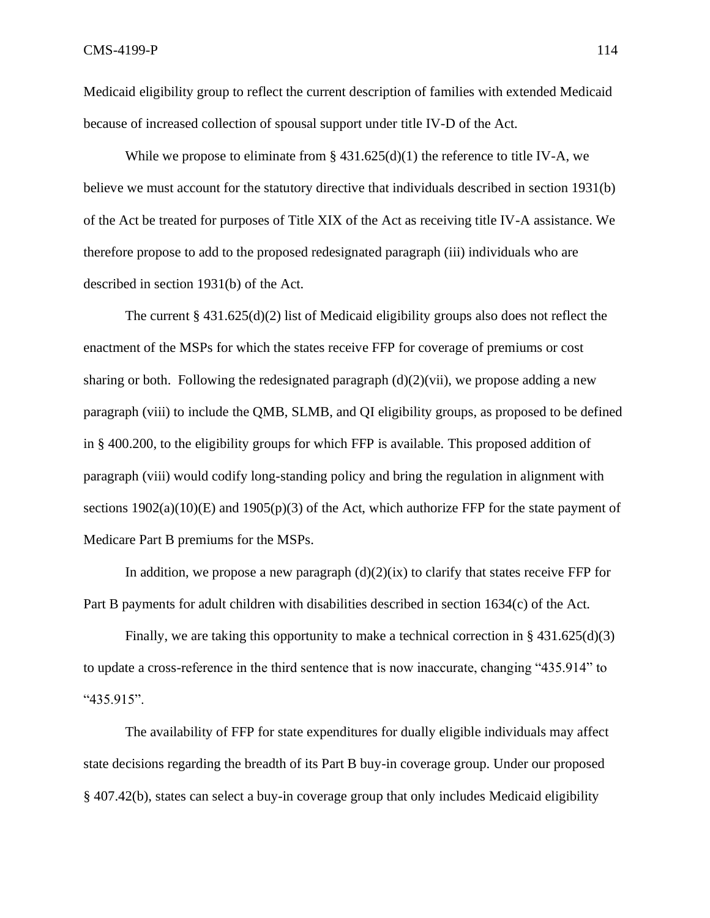Medicaid eligibility group to reflect the current description of families with extended Medicaid because of increased collection of spousal support under title IV-D of the Act.

While we propose to eliminate from § 431.625(d)(1) the reference to title IV-A, we believe we must account for the statutory directive that individuals described in section 1931(b) of the Act be treated for purposes of Title XIX of the Act as receiving title IV-A assistance. We therefore propose to add to the proposed redesignated paragraph (iii) individuals who are described in section 1931(b) of the Act.

The current § 431.625(d)(2) list of Medicaid eligibility groups also does not reflect the enactment of the MSPs for which the states receive FFP for coverage of premiums or cost sharing or both. Following the redesignated paragraph (d)(2)(vii), we propose adding a new paragraph (viii) to include the QMB, SLMB, and QI eligibility groups, as proposed to be defined in § 400.200, to the eligibility groups for which FFP is available. This proposed addition of paragraph (viii) would codify long-standing policy and bring the regulation in alignment with sections 1902(a)(10)(E) and 1905(p)(3) of the Act, which authorize FFP for the state payment of Medicare Part B premiums for the MSPs.

In addition, we propose a new paragraph (d)(2)(ix) to clarify that states receive FFP for Part B payments for adult children with disabilities described in section 1634(c) of the Act.

Finally, we are taking this opportunity to make a technical correction in § 431.625(d)(3) to update a cross-reference in the third sentence that is now inaccurate, changing "435.914" to "435.915".

The availability of FFP for state expenditures for dually eligible individuals may affect state decisions regarding the breadth of its Part B buy-in coverage group. Under our proposed § 407.42(b), states can select a buy-in coverage group that only includes Medicaid eligibility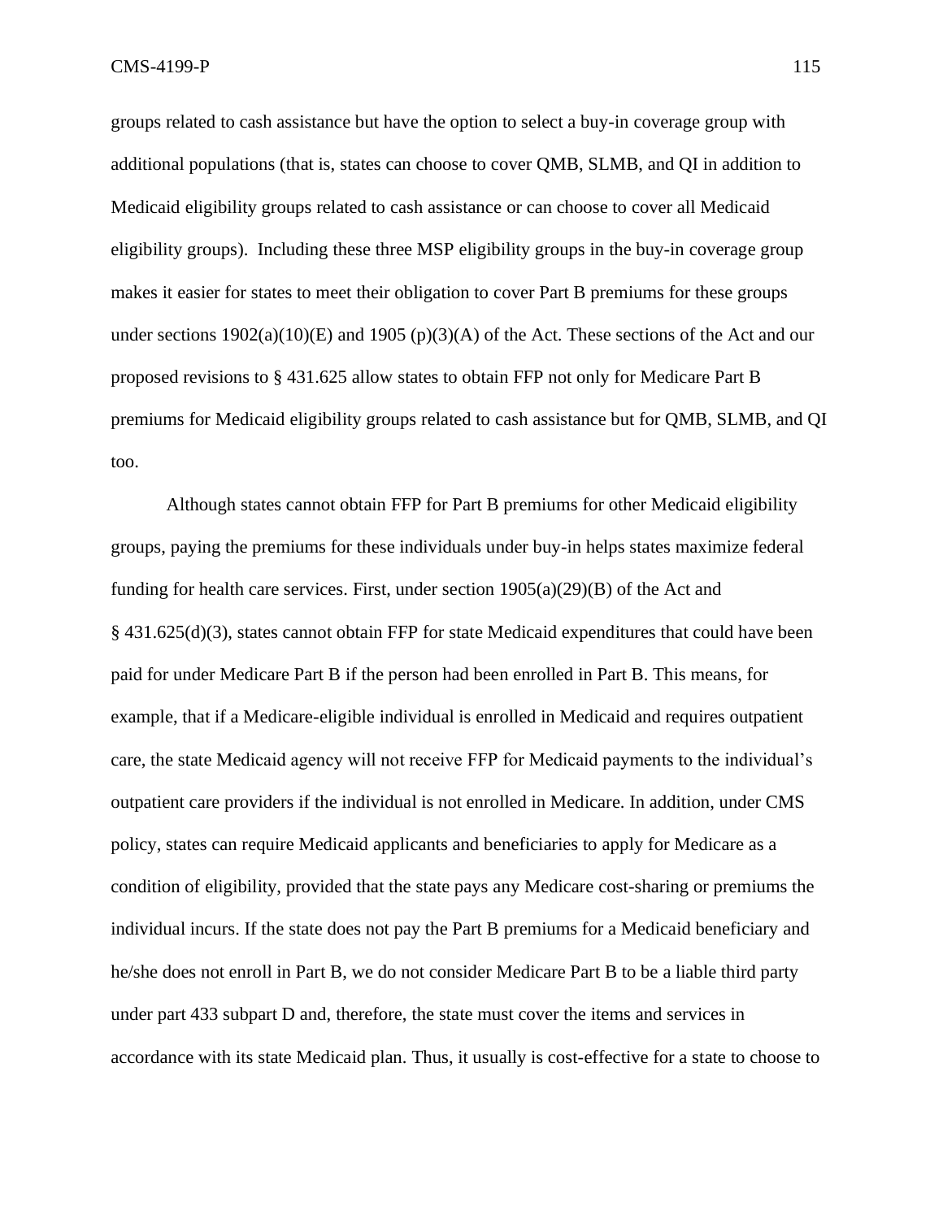groups related to cash assistance but have the option to select a buy-in coverage group with additional populations (that is, states can choose to cover QMB, SLMB, and QI in addition to Medicaid eligibility groups related to cash assistance or can choose to cover all Medicaid eligibility groups). Including these three MSP eligibility groups in the buy-in coverage group makes it easier for states to meet their obligation to cover Part B premiums for these groups under sections 1902(a)(10)(E) and 1905 (p)(3)(A) of the Act. These sections of the Act and our proposed revisions to § 431.625 allow states to obtain FFP not only for Medicare Part B premiums for Medicaid eligibility groups related to cash assistance but for QMB, SLMB, and QI too.

Although states cannot obtain FFP for Part B premiums for other Medicaid eligibility groups, paying the premiums for these individuals under buy-in helps states maximize federal funding for health care services. First, under section 1905(a)(29)(B) of the Act and § 431.625(d)(3), states cannot obtain FFP for state Medicaid expenditures that could have been paid for under Medicare Part B if the person had been enrolled in Part B. This means, for example, that if a Medicare-eligible individual is enrolled in Medicaid and requires outpatient care, the state Medicaid agency will not receive FFP for Medicaid payments to the individual's outpatient care providers if the individual is not enrolled in Medicare. In addition, under CMS policy, states can require Medicaid applicants and beneficiaries to apply for Medicare as a condition of eligibility, provided that the state pays any Medicare cost-sharing or premiums the individual incurs. If the state does not pay the Part B premiums for a Medicaid beneficiary and he/she does not enroll in Part B, we do not consider Medicare Part B to be a liable third party under part 433 subpart D and, therefore, the state must cover the items and services in accordance with its state Medicaid plan. Thus, it usually is cost-effective for a state to choose to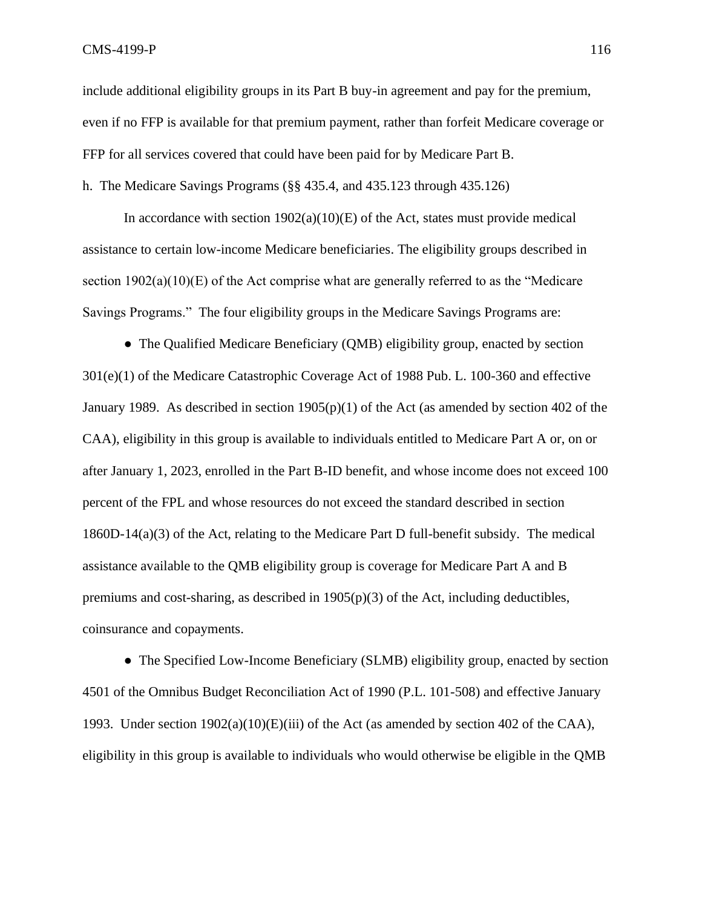include additional eligibility groups in its Part B buy-in agreement and pay for the premium, even if no FFP is available for that premium payment, rather than forfeit Medicare coverage or FFP for all services covered that could have been paid for by Medicare Part B.

h. The Medicare Savings Programs (§§ 435.4, and 435.123 through 435.126)

In accordance with section 1902(a)(10)(E) of the Act, states must provide medical assistance to certain low-income Medicare beneficiaries. The eligibility groups described in section 1902(a)(10)(E) of the Act comprise what are generally referred to as the "Medicare Savings Programs." The four eligibility groups in the Medicare Savings Programs are:

- The Qualified Medicare Beneficiary (QMB) eligibility group, enacted by section 301(e)(1) of the Medicare Catastrophic Coverage Act of 1988 Pub. L. 100-360 and effective January 1989. As described in section 1905(p)(1) of the Act (as amended by section 402 of the CAA), eligibility in this group is available to individuals entitled to Medicare Part A or, on or after January 1, 2023, enrolled in the Part B-ID benefit, and whose income does not exceed 100 percent of the FPL and whose resources do not exceed the standard described in section 1860D-14(a)(3) of the Act, relating to the Medicare Part D full-benefit subsidy. The medical assistance available to the QMB eligibility group is coverage for Medicare Part A and B premiums and cost-sharing, as described in 1905(p)(3) of the Act, including deductibles, coinsurance and copayments.

- The Specified Low-Income Beneficiary (SLMB) eligibility group, enacted by section 4501 of the Omnibus Budget Reconciliation Act of 1990 (P.L. 101-508) and effective January 1993. Under section 1902(a)(10)(E)(iii) of the Act (as amended by section 402 of the CAA), eligibility in this group is available to individuals who would otherwise be eligible in the QMB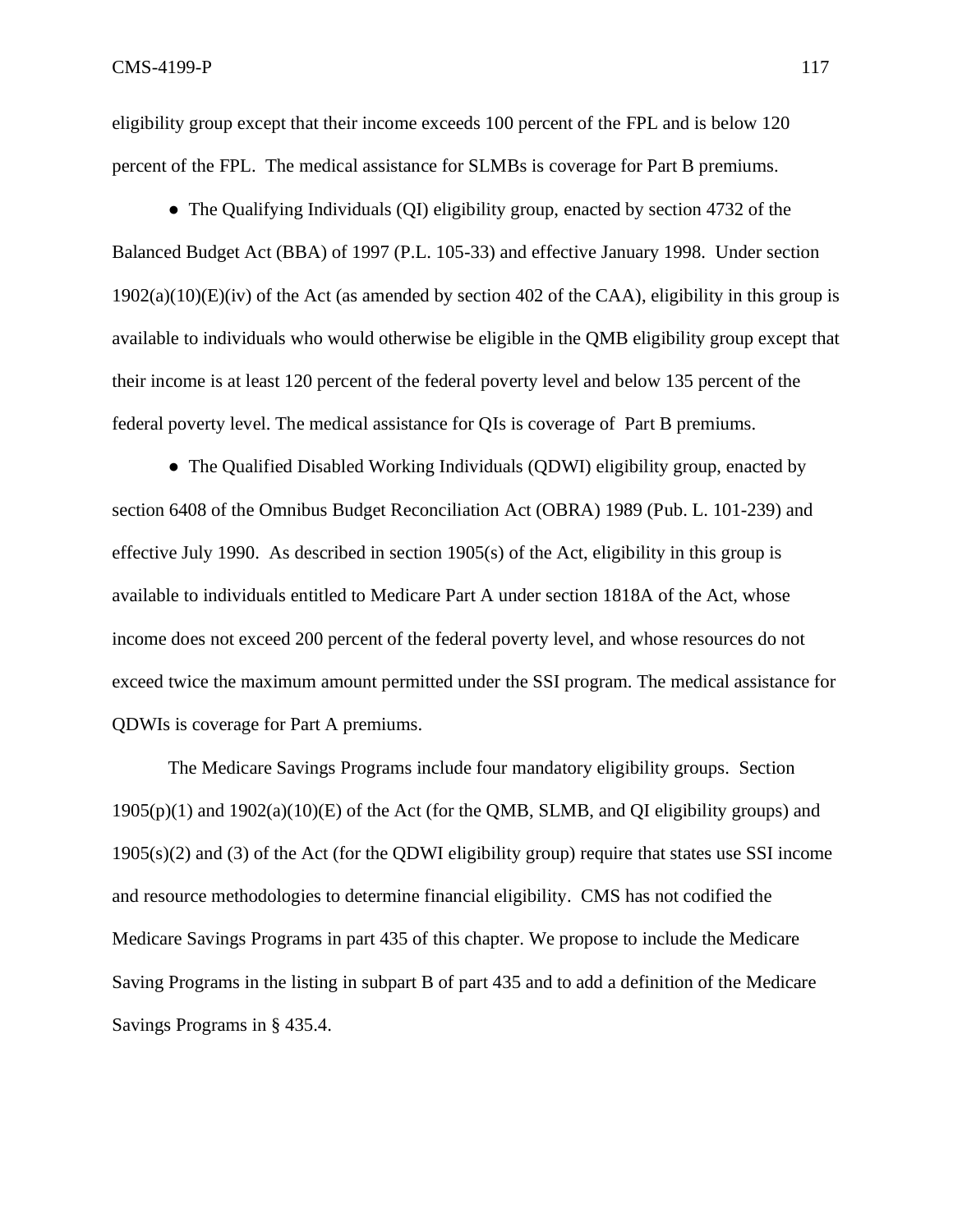eligibility group except that their income exceeds 100 percent of the FPL and is below 120 percent of the FPL. The medical assistance for SLMBs is coverage for Part B premiums.

- The Qualifying Individuals (QI) eligibility group, enacted by section 4732 of the Balanced Budget Act (BBA) of 1997 (P.L. 105-33) and effective January 1998. Under section 1902(a)(10)(E)(iv) of the Act (as amended by section 402 of the CAA), eligibility in this group is available to individuals who would otherwise be eligible in the QMB eligibility group except that their income is at least 120 percent of the federal poverty level and below 135 percent of the federal poverty level. The medical assistance for QIs is coverage of Part B premiums.

- The Qualified Disabled Working Individuals (QDWI) eligibility group, enacted by section 6408 of the Omnibus Budget Reconciliation Act (OBRA) 1989 (Pub. L. 101-239) and effective July 1990. As described in section 1905(s) of the Act, eligibility in this group is available to individuals entitled to Medicare Part A under section 1818A of the Act, whose income does not exceed 200 percent of the federal poverty level, and whose resources do not exceed twice the maximum amount permitted under the SSI program. The medical assistance for QDWIs is coverage for Part A premiums.

The Medicare Savings Programs include four mandatory eligibility groups. Section 1905(p)(1) and 1902(a)(10)(E) of the Act (for the QMB, SLMB, and QI eligibility groups) and 1905(s)(2) and (3) of the Act (for the QDWI eligibility group) require that states use SSI income and resource methodologies to determine financial eligibility. CMS has not codified the Medicare Savings Programs in part 435 of this chapter. We propose to include the Medicare Saving Programs in the listing in subpart B of part 435 and to add a definition of the Medicare Savings Programs in § 435.4.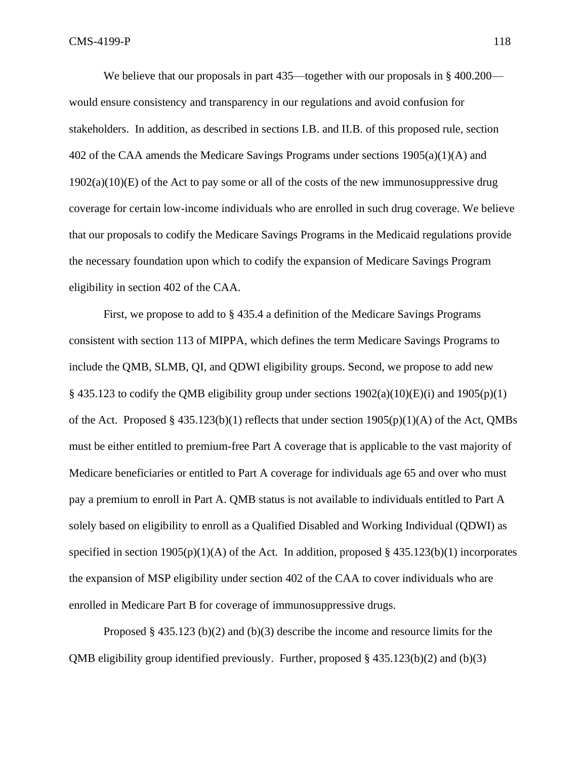We believe that our proposals in part 435—together with our proposals in § 400.200—would ensure consistency and transparency in our regulations and avoid confusion for stakeholders. In addition, as described in sections I.B. and II.B. of this proposed rule, section 402 of the CAA amends the Medicare Savings Programs under sections 1905(a)(1)(A) and 1902(a)(10)(E) of the Act to pay some or all of the costs of the new immunosuppressive drug coverage for certain low-income individuals who are enrolled in such drug coverage. We believe that our proposals to codify the Medicare Savings Programs in the Medicaid regulations provide the necessary foundation upon which to codify the expansion of Medicare Savings Program eligibility in section 402 of the CAA.

First, we propose to add to § 435.4 a definition of the Medicare Savings Programs consistent with section 113 of MIPPA, which defines the term Medicare Savings Programs to include the QMB, SLMB, QI, and QDWI eligibility groups. Second, we propose to add new § 435.123 to codify the QMB eligibility group under sections 1902(a)(10)(E)(i) and 1905(p)(1) of the Act. Proposed § 435.123(b)(1) reflects that under section 1905(p)(1)(A) of the Act, QMBs must be either entitled to premium-free Part A coverage that is applicable to the vast majority of Medicare beneficiaries or entitled to Part A coverage for individuals age 65 and over who must pay a premium to enroll in Part A. QMB status is not available to individuals entitled to Part A solely based on eligibility to enroll as a Qualified Disabled and Working Individual (QDWI) as specified in section 1905(p)(1)(A) of the Act. In addition, proposed § 435.123(b)(1) incorporates the expansion of MSP eligibility under section 402 of the CAA to cover individuals who are enrolled in Medicare Part B for coverage of immunosuppressive drugs.

Proposed § 435.123 (b)(2) and (b)(3) describe the income and resource limits for the QMB eligibility group identified previously. Further, proposed § 435.123(b)(2) and (b)(3)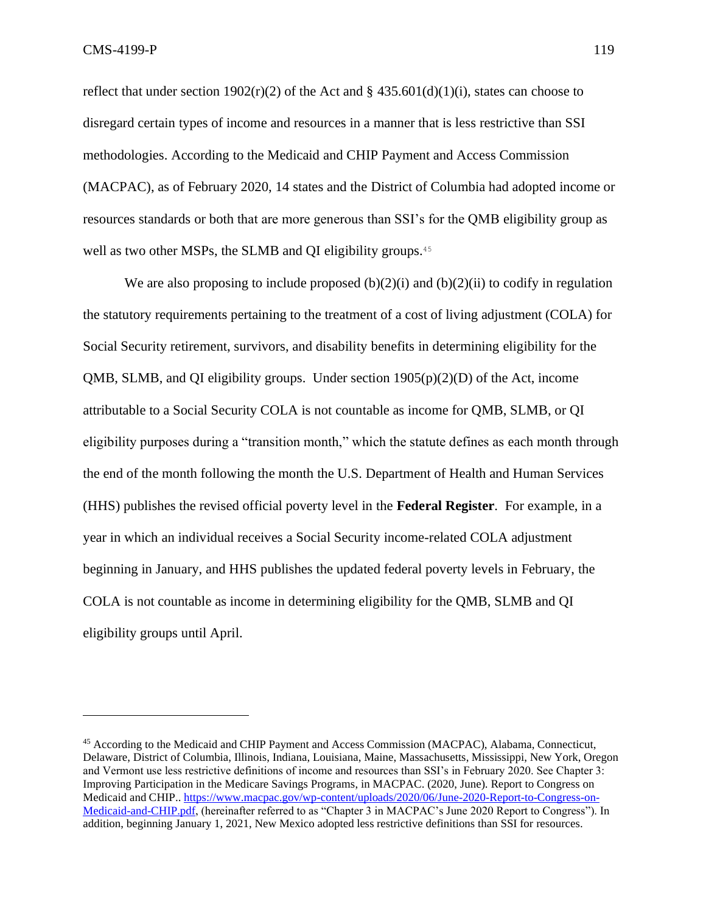reflect that under section 1902(r)(2) of the Act and § 435.601(d)(1)(i), states can choose to disregard certain types of income and resources in a manner that is less restrictive than SSI methodologies. According to the Medicaid and CHIP Payment and Access Commission (MACPAC), as of February 2020, 14 states and the District of Columbia had adopted income or resources standards or both that are more generous than SSI's for the QMB eligibility group as well as two other MSPs, the SLMB and QI eligibility groups.[45]

We are also proposing to include proposed (b)(2)(i) and (b)(2)(ii) to codify in regulation the statutory requirements pertaining to the treatment of a cost of living adjustment (COLA) for Social Security retirement, survivors, and disability benefits in determining eligibility for the QMB, SLMB, and QI eligibility groups. Under section 1905(p)(2)(D) of the Act, income attributable to a Social Security COLA is not countable as income for QMB, SLMB, or QI eligibility purposes during a "transition month," which the statute defines as each month through the end of the month following the month the U.S. Department of Health and Human Services (HHS) publishes the revised official poverty level in the **Federal Register**. For example, in a year in which an individual receives a Social Security income-related COLA adjustment beginning in January, and HHS publishes the updated federal poverty levels in February, the COLA is not countable as income in determining eligibility for the QMB, SLMB and QI eligibility groups until April.

---

[45] According to the Medicaid and CHIP Payment and Access Commission (MACPAC), Alabama, Connecticut, Delaware, District of Columbia, Illinois, Indiana, Louisiana, Maine, Massachusetts, Mississippi, New York, Oregon and Vermont use less restrictive definitions of income and resources than SSI's in February 2020. See Chapter 3: Improving Participation in the Medicare Savings Programs, in MACPAC. (2020, June). Report to Congress on Medicaid and CHIP.. https://www.macpac.gov/wp-content/uploads/2020/06/June-2020-Report-to-Congress-on-Medicaid-and-CHIP.pdf, (hereinafter referred to as "Chapter 3 in MACPAC's June 2020 Report to Congress"). In addition, beginning January 1, 2021, New Mexico adopted less restrictive definitions than SSI for resources.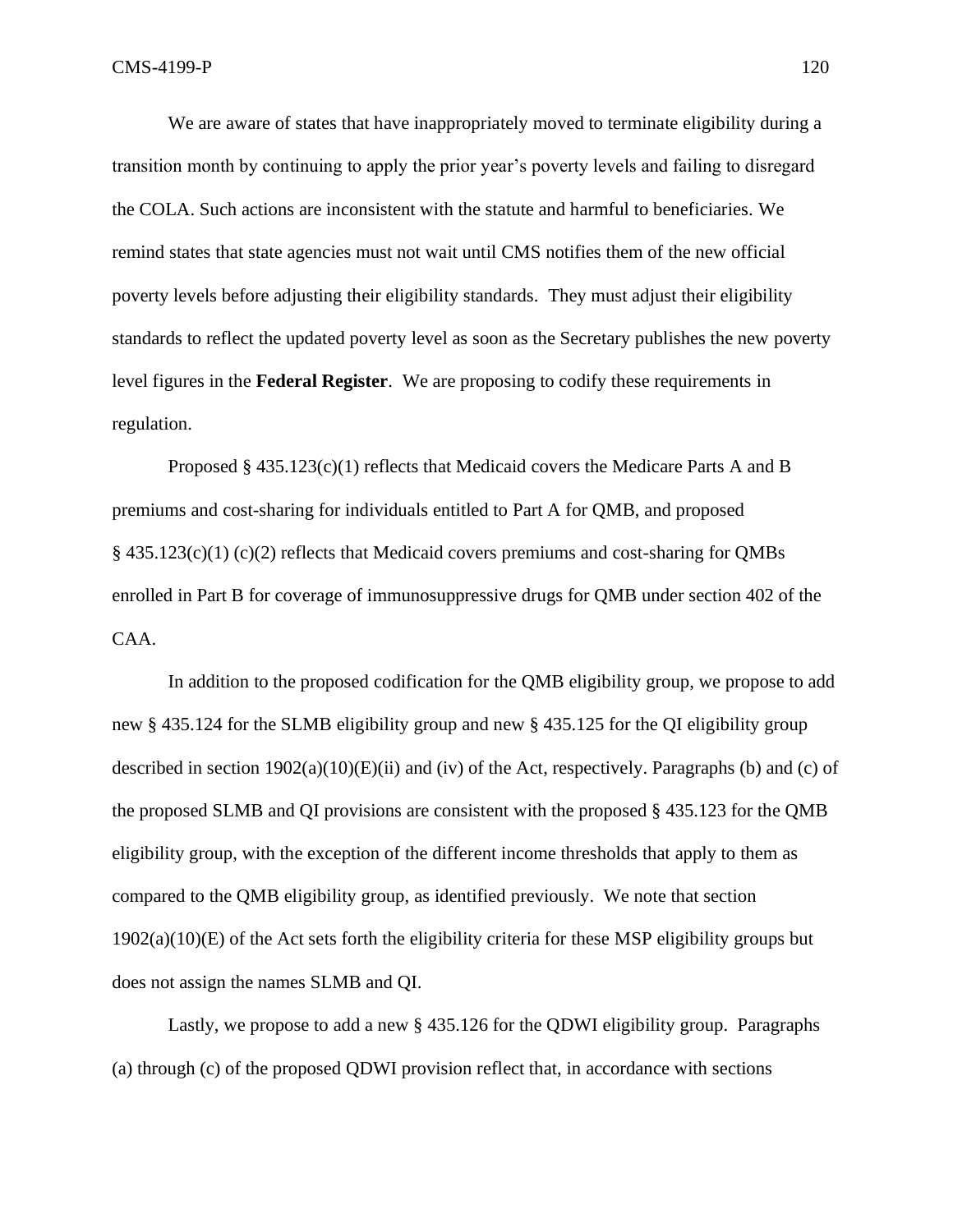We are aware of states that have inappropriately moved to terminate eligibility during a transition month by continuing to apply the prior year's poverty levels and failing to disregard the COLA. Such actions are inconsistent with the statute and harmful to beneficiaries. We remind states that state agencies must not wait until CMS notifies them of the new official poverty levels before adjusting their eligibility standards. They must adjust their eligibility standards to reflect the updated poverty level as soon as the Secretary publishes the new poverty level figures in the **Federal Register**. We are proposing to codify these requirements in regulation.

Proposed § 435.123(c)(1) reflects that Medicaid covers the Medicare Parts A and B premiums and cost-sharing for individuals entitled to Part A for QMB, and proposed § 435.123(c)(1) (c)(2) reflects that Medicaid covers premiums and cost-sharing for QMBs enrolled in Part B for coverage of immunosuppressive drugs for QMB under section 402 of the CAA.

In addition to the proposed codification for the QMB eligibility group, we propose to add new § 435.124 for the SLMB eligibility group and new § 435.125 for the QI eligibility group described in section 1902(a)(10)(E)(ii) and (iv) of the Act, respectively. Paragraphs (b) and (c) of the proposed SLMB and QI provisions are consistent with the proposed § 435.123 for the QMB eligibility group, with the exception of the different income thresholds that apply to them as compared to the QMB eligibility group, as identified previously. We note that section 1902(a)(10)(E) of the Act sets forth the eligibility criteria for these MSP eligibility groups but does not assign the names SLMB and QI.

Lastly, we propose to add a new § 435.126 for the QDWI eligibility group. Paragraphs (a) through (c) of the proposed QDWI provision reflect that, in accordance with sections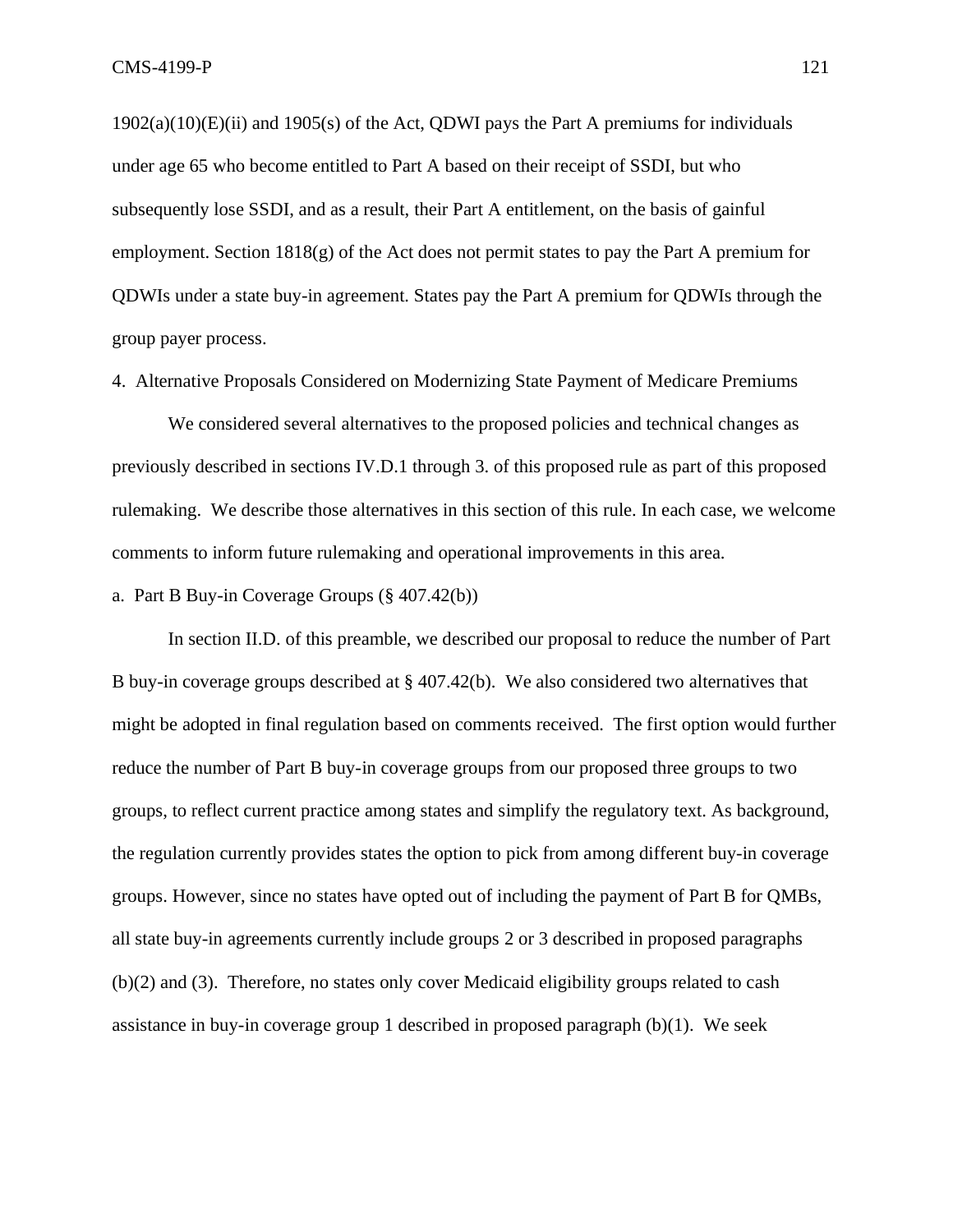1902(a)(10)(E)(ii) and 1905(s) of the Act, QDWI pays the Part A premiums for individuals under age 65 who become entitled to Part A based on their receipt of SSDI, but who subsequently lose SSDI, and as a result, their Part A entitlement, on the basis of gainful employment. Section 1818(g) of the Act does not permit states to pay the Part A premium for QDWIs under a state buy-in agreement. States pay the Part A premium for QDWIs through the group payer process.

4. Alternative Proposals Considered on Modernizing State Payment of Medicare Premiums

We considered several alternatives to the proposed policies and technical changes as previously described in sections IV.D.1 through 3. of this proposed rule as part of this proposed rulemaking. We describe those alternatives in this section of this rule. In each case, we welcome comments to inform future rulemaking and operational improvements in this area.

a. Part B Buy-in Coverage Groups (§ 407.42(b))

In section II.D. of this preamble, we described our proposal to reduce the number of Part B buy-in coverage groups described at § 407.42(b). We also considered two alternatives that might be adopted in final regulation based on comments received. The first option would further reduce the number of Part B buy-in coverage groups from our proposed three groups to two groups, to reflect current practice among states and simplify the regulatory text. As background, the regulation currently provides states the option to pick from among different buy-in coverage groups. However, since no states have opted out of including the payment of Part B for QMBs, all state buy-in agreements currently include groups 2 or 3 described in proposed paragraphs (b)(2) and (3). Therefore, no states only cover Medicaid eligibility groups related to cash assistance in buy-in coverage group 1 described in proposed paragraph (b)(1). We seek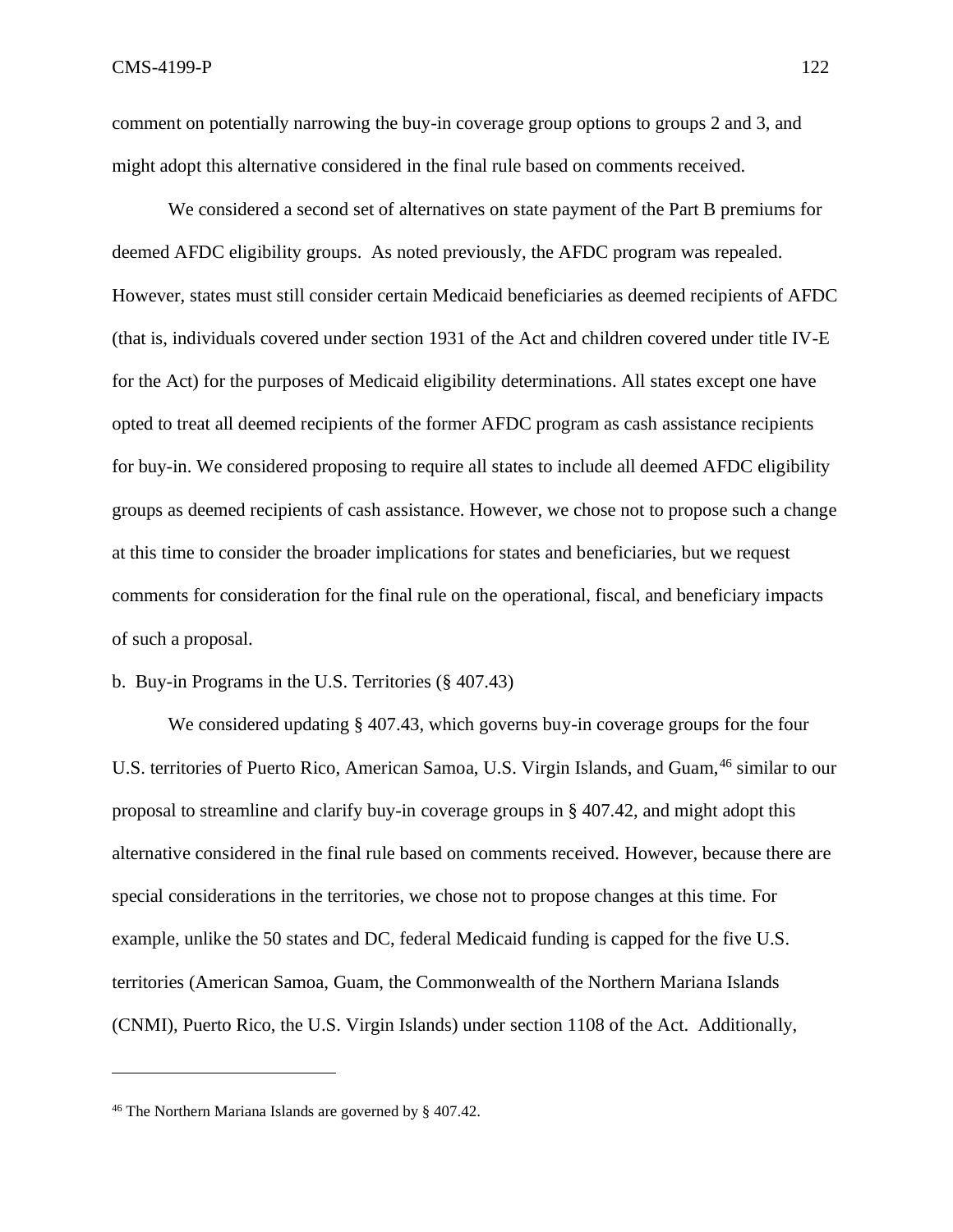comment on potentially narrowing the buy-in coverage group options to groups 2 and 3, and might adopt this alternative considered in the final rule based on comments received.

We considered a second set of alternatives on state payment of the Part B premiums for deemed AFDC eligibility groups. As noted previously, the AFDC program was repealed. However, states must still consider certain Medicaid beneficiaries as deemed recipients of AFDC (that is, individuals covered under section 1931 of the Act and children covered under title IV-E for the Act) for the purposes of Medicaid eligibility determinations. All states except one have opted to treat all deemed recipients of the former AFDC program as cash assistance recipients for buy-in. We considered proposing to require all states to include all deemed AFDC eligibility groups as deemed recipients of cash assistance. However, we chose not to propose such a change at this time to consider the broader implications for states and beneficiaries, but we request comments for consideration for the final rule on the operational, fiscal, and beneficiary impacts of such a proposal.

b. Buy-in Programs in the U.S. Territories (§ 407.43)

We considered updating § 407.43, which governs buy-in coverage groups for the four U.S. territories of Puerto Rico, American Samoa, U.S. Virgin Islands, and Guam,[46] similar to our proposal to streamline and clarify buy-in coverage groups in § 407.42, and might adopt this alternative considered in the final rule based on comments received. However, because there are special considerations in the territories, we chose not to propose changes at this time. For example, unlike the 50 states and DC, federal Medicaid funding is capped for the five U.S. territories (American Samoa, Guam, the Commonwealth of the Northern Mariana Islands (CNMI), Puerto Rico, the U.S. Virgin Islands) under section 1108 of the Act. Additionally,

---

[46] The Northern Mariana Islands are governed by § 407.42.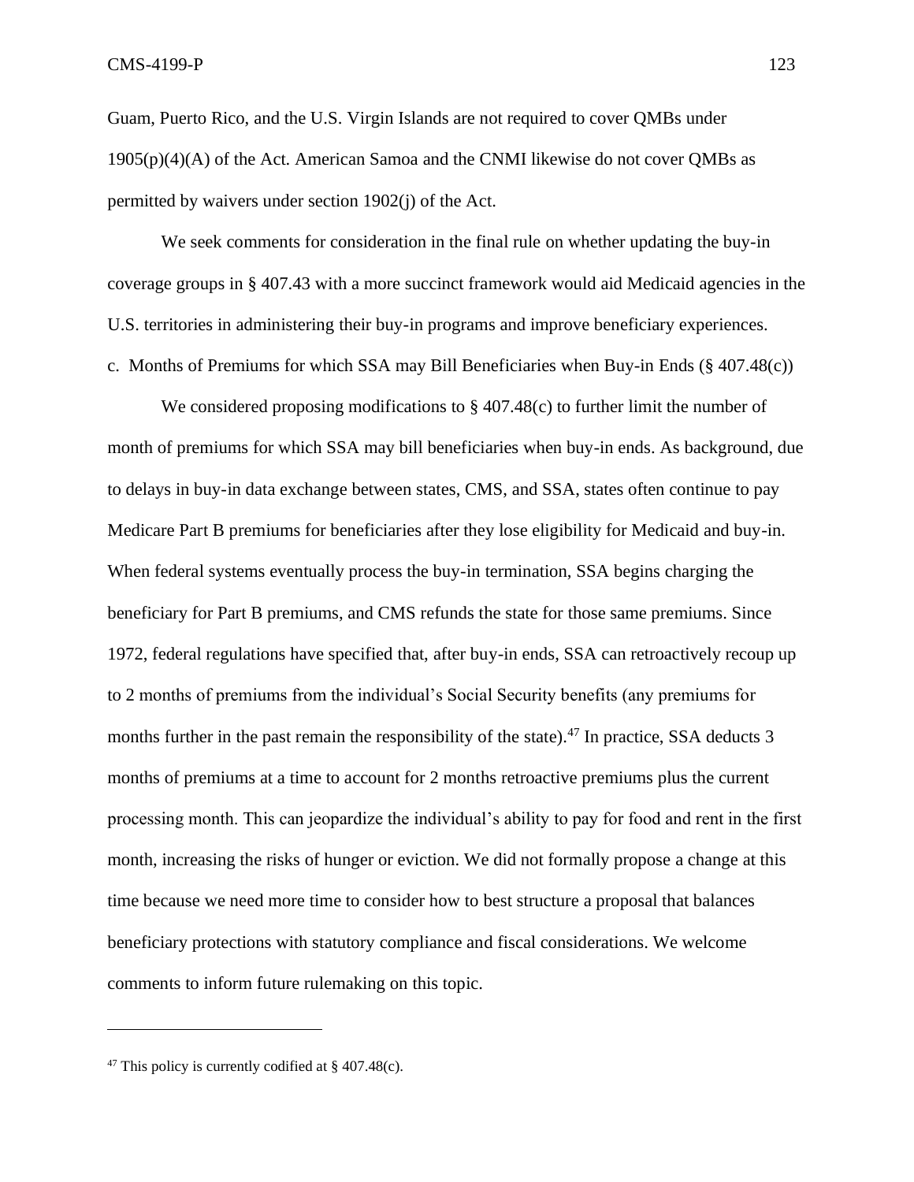Guam, Puerto Rico, and the U.S. Virgin Islands are not required to cover QMBs under 1905(p)(4)(A) of the Act. American Samoa and the CNMI likewise do not cover QMBs as permitted by waivers under section 1902(j) of the Act.

We seek comments for consideration in the final rule on whether updating the buy-in coverage groups in § 407.43 with a more succinct framework would aid Medicaid agencies in the U.S. territories in administering their buy-in programs and improve beneficiary experiences.

c. Months of Premiums for which SSA may Bill Beneficiaries when Buy-in Ends (§ 407.48(c))

We considered proposing modifications to § 407.48(c) to further limit the number of month of premiums for which SSA may bill beneficiaries when buy-in ends. As background, due to delays in buy-in data exchange between states, CMS, and SSA, states often continue to pay Medicare Part B premiums for beneficiaries after they lose eligibility for Medicaid and buy-in. When federal systems eventually process the buy-in termination, SSA begins charging the beneficiary for Part B premiums, and CMS refunds the state for those same premiums. Since 1972, federal regulations have specified that, after buy-in ends, SSA can retroactively recoup up to 2 months of premiums from the individual's Social Security benefits (any premiums for months further in the past remain the responsibility of the state).[47] In practice, SSA deducts 3 months of premiums at a time to account for 2 months retroactive premiums plus the current processing month. This can jeopardize the individual's ability to pay for food and rent in the first month, increasing the risks of hunger or eviction. We did not formally propose a change at this time because we need more time to consider how to best structure a proposal that balances beneficiary protections with statutory compliance and fiscal considerations. We welcome comments to inform future rulemaking on this topic.

---

[47] This policy is currently codified at § 407.48(c).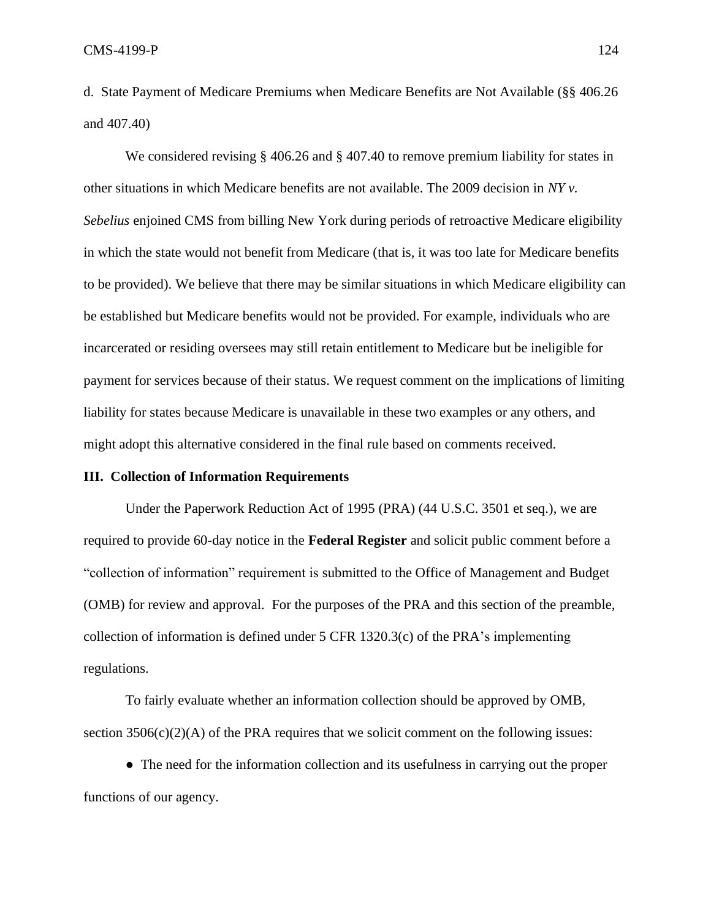d. State Payment of Medicare Premiums when Medicare Benefits are Not Available (§§ 406.26 and 407.40)

We considered revising § 406.26 and § 407.40 to remove premium liability for states in other situations in which Medicare benefits are not available. The 2009 decision in *NY v. Sebelius* enjoined CMS from billing New York during periods of retroactive Medicare eligibility in which the state would not benefit from Medicare (that is, it was too late for Medicare benefits to be provided). We believe that there may be similar situations in which Medicare eligibility can be established but Medicare benefits would not be provided. For example, individuals who are incarcerated or residing oversees may still retain entitlement to Medicare but be ineligible for payment for services because of their status. We request comment on the implications of limiting liability for states because Medicare is unavailable in these two examples or any others, and might adopt this alternative considered in the final rule based on comments received.

## III. Collection of Information Requirements

Under the Paperwork Reduction Act of 1995 (PRA) (44 U.S.C. 3501 et seq.), we are required to provide 60-day notice in the **Federal Register** and solicit public comment before a "collection of information" requirement is submitted to the Office of Management and Budget (OMB) for review and approval. For the purposes of the PRA and this section of the preamble, collection of information is defined under 5 CFR 1320.3(c) of the PRA's implementing regulations.

To fairly evaluate whether an information collection should be approved by OMB, section 3506(c)(2)(A) of the PRA requires that we solicit comment on the following issues:

- The need for the information collection and its usefulness in carrying out the proper functions of our agency.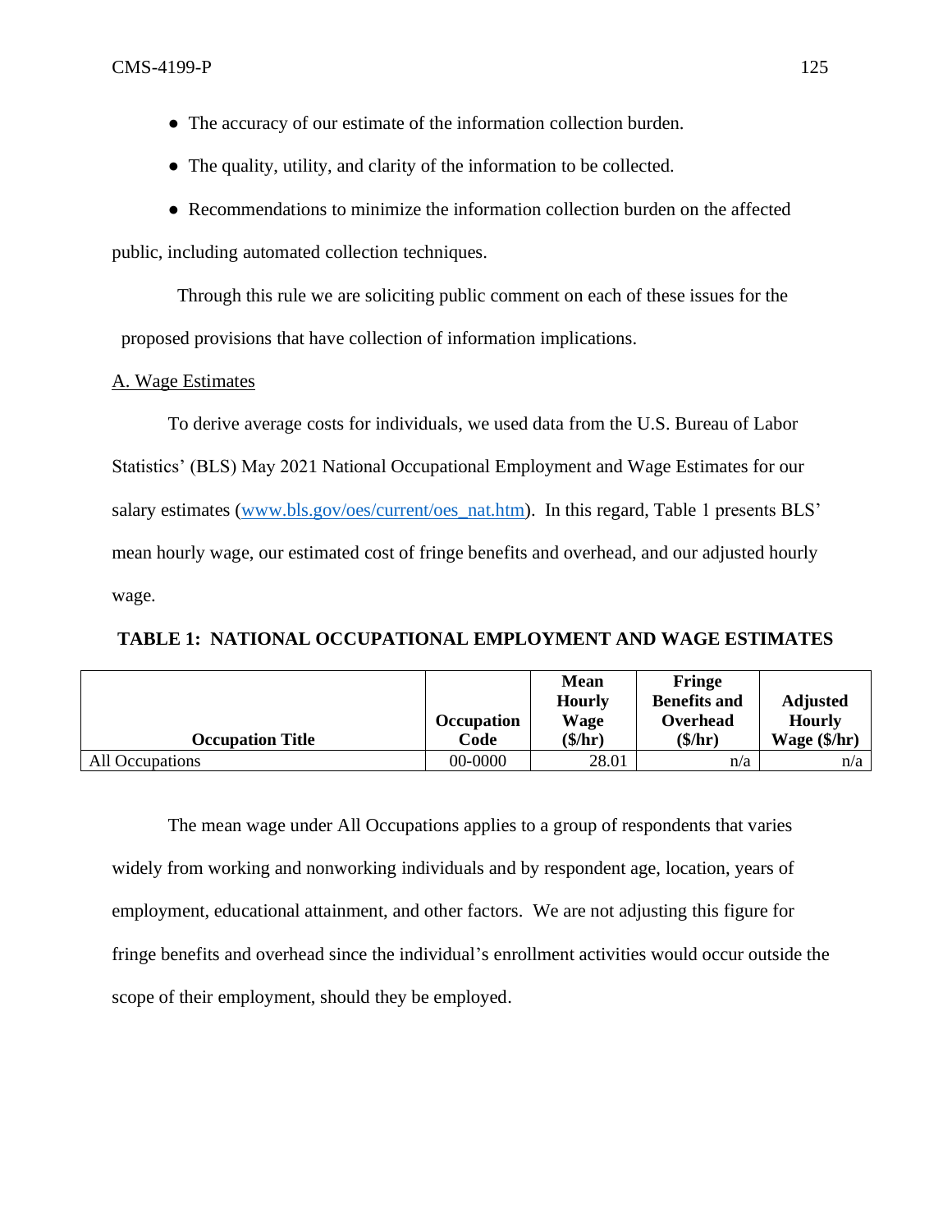- The accuracy of our estimate of the information collection burden.
- The quality, utility, and clarity of the information to be collected.
- Recommendations to minimize the information collection burden on the affected public, including automated collection techniques.

Through this rule we are soliciting public comment on each of these issues for the proposed provisions that have collection of information implications.

A. Wage Estimates

To derive average costs for individuals, we used data from the U.S. Bureau of Labor Statistics' (BLS) May 2021 National Occupational Employment and Wage Estimates for our salary estimates (www.bls.gov/oes/current/oes_nat.htm). In this regard, Table 1 presents BLS' mean hourly wage, our estimated cost of fringe benefits and overhead, and our adjusted hourly wage.

**TABLE 1: NATIONAL OCCUPATIONAL EMPLOYMENT AND WAGE ESTIMATES**

| Occupation Title | Occupation Code | Mean Hourly Wage ($/hr) | Fringe Benefits and Overhead ($/hr) | Adjusted Hourly Wage ($/hr) |
|---|---|---|---|---|
| All Occupations | 00-0000 | 28.01 | n/a | n/a |

The mean wage under All Occupations applies to a group of respondents that varies widely from working and nonworking individuals and by respondent age, location, years of employment, educational attainment, and other factors. We are not adjusting this figure for fringe benefits and overhead since the individual's enrollment activities would occur outside the scope of their employment, should they be employed.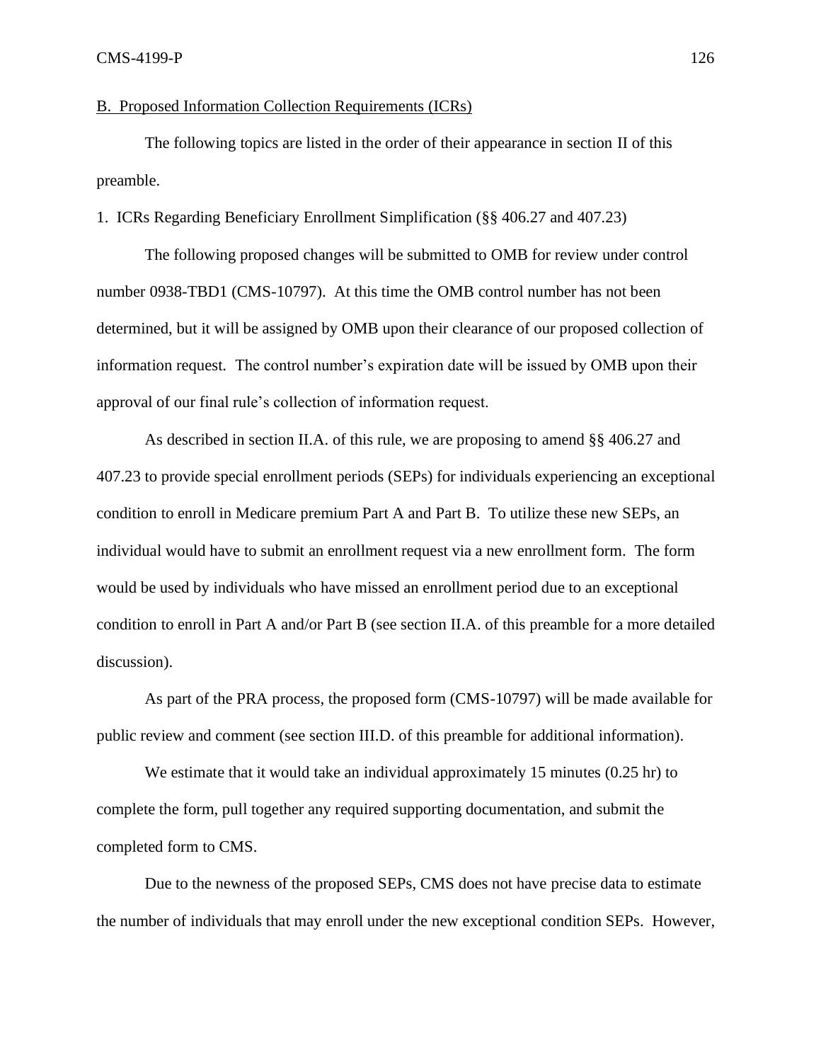## B. Proposed Information Collection Requirements (ICRs)

The following topics are listed in the order of their appearance in section II of this preamble.

### 1. ICRs Regarding Beneficiary Enrollment Simplification (§§ 406.27 and 407.23)

The following proposed changes will be submitted to OMB for review under control number 0938-TBD1 (CMS-10797). At this time the OMB control number has not been determined, but it will be assigned by OMB upon their clearance of our proposed collection of information request. The control number's expiration date will be issued by OMB upon their approval of our final rule's collection of information request.

As described in section II.A. of this rule, we are proposing to amend §§ 406.27 and 407.23 to provide special enrollment periods (SEPs) for individuals experiencing an exceptional condition to enroll in Medicare premium Part A and Part B. To utilize these new SEPs, an individual would have to submit an enrollment request via a new enrollment form. The form would be used by individuals who have missed an enrollment period due to an exceptional condition to enroll in Part A and/or Part B (see section II.A. of this preamble for a more detailed discussion).

As part of the PRA process, the proposed form (CMS-10797) will be made available for public review and comment (see section III.D. of this preamble for additional information).

We estimate that it would take an individual approximately 15 minutes (0.25 hr) to complete the form, pull together any required supporting documentation, and submit the completed form to CMS.

Due to the newness of the proposed SEPs, CMS does not have precise data to estimate the number of individuals that may enroll under the new exceptional condition SEPs. However,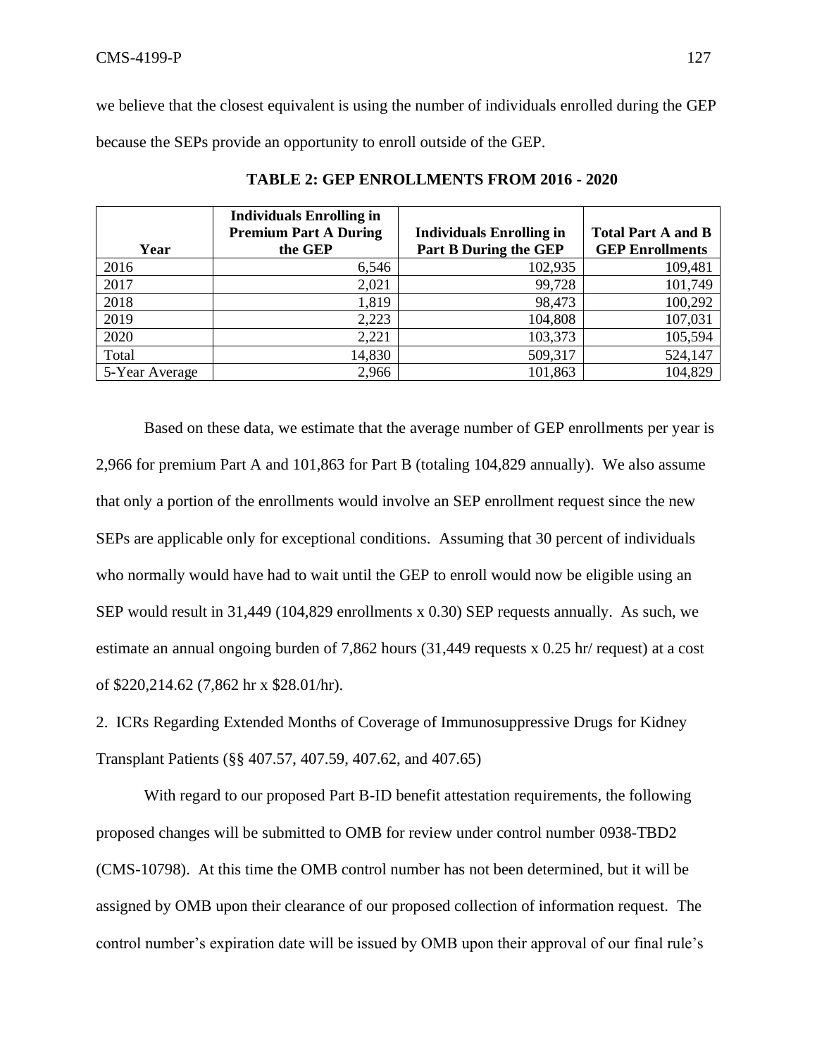we believe that the closest equivalent is using the number of individuals enrolled during the GEP because the SEPs provide an opportunity to enroll outside of the GEP.

**TABLE 2: GEP ENROLLMENTS FROM 2016 - 2020**

| Year | Individuals Enrolling in Premium Part A During the GEP | Individuals Enrolling in Part B During the GEP | Total Part A and B GEP Enrollments |
|---|---|---|---|
| 2016 | 6,546 | 102,935 | 109,481 |
| 2017 | 2,021 | 99,728 | 101,749 |
| 2018 | 1,819 | 98,473 | 100,292 |
| 2019 | 2,223 | 104,808 | 107,031 |
| 2020 | 2,221 | 103,373 | 105,594 |
| Total | 14,830 | 509,317 | 524,147 |
| 5-Year Average | 2,966 | 101,863 | 104,829 |

Based on these data, we estimate that the average number of GEP enrollments per year is 2,966 for premium Part A and 101,863 for Part B (totaling 104,829 annually). We also assume that only a portion of the enrollments would involve an SEP enrollment request since the new SEPs are applicable only for exceptional conditions. Assuming that 30 percent of individuals who normally would have had to wait until the GEP to enroll would now be eligible using an SEP would result in 31,449 (104,829 enrollments x 0.30) SEP requests annually. As such, we estimate an annual ongoing burden of 7,862 hours (31,449 requests x 0.25 hr/ request) at a cost of $220,214.62 (7,862 hr x $28.01/hr).

2. ICRs Regarding Extended Months of Coverage of Immunosuppressive Drugs for Kidney Transplant Patients (§§ 407.57, 407.59, 407.62, and 407.65)

With regard to our proposed Part B-ID benefit attestation requirements, the following proposed changes will be submitted to OMB for review under control number 0938-TBD2 (CMS-10798). At this time the OMB control number has not been determined, but it will be assigned by OMB upon their clearance of our proposed collection of information request. The control number's expiration date will be issued by OMB upon their approval of our final rule's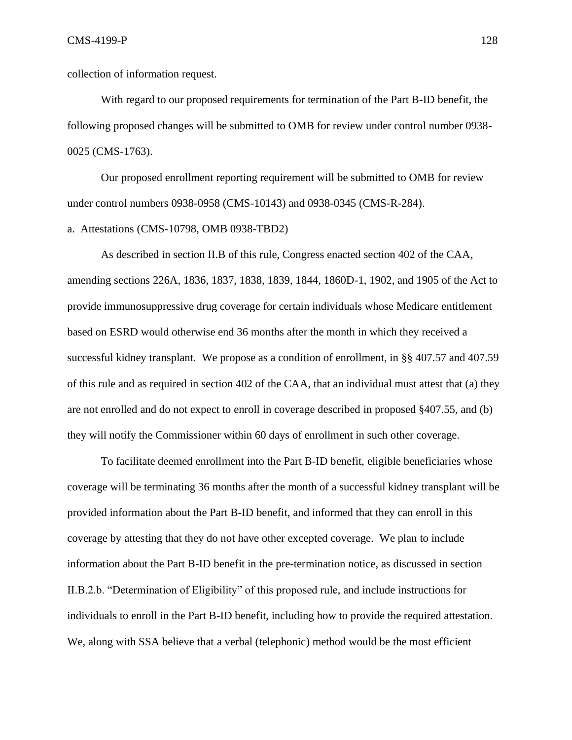collection of information request.

With regard to our proposed requirements for termination of the Part B-ID benefit, the following proposed changes will be submitted to OMB for review under control number 0938-0025 (CMS-1763).

Our proposed enrollment reporting requirement will be submitted to OMB for review under control numbers 0938-0958 (CMS-10143) and 0938-0345 (CMS-R-284).

a. Attestations (CMS-10798, OMB 0938-TBD2)

As described in section II.B of this rule, Congress enacted section 402 of the CAA, amending sections 226A, 1836, 1837, 1838, 1839, 1844, 1860D-1, 1902, and 1905 of the Act to provide immunosuppressive drug coverage for certain individuals whose Medicare entitlement based on ESRD would otherwise end 36 months after the month in which they received a successful kidney transplant. We propose as a condition of enrollment, in §§ 407.57 and 407.59 of this rule and as required in section 402 of the CAA, that an individual must attest that (a) they are not enrolled and do not expect to enroll in coverage described in proposed §407.55, and (b) they will notify the Commissioner within 60 days of enrollment in such other coverage.

To facilitate deemed enrollment into the Part B-ID benefit, eligible beneficiaries whose coverage will be terminating 36 months after the month of a successful kidney transplant will be provided information about the Part B-ID benefit, and informed that they can enroll in this coverage by attesting that they do not have other excepted coverage. We plan to include information about the Part B-ID benefit in the pre-termination notice, as discussed in section II.B.2.b. "Determination of Eligibility" of this proposed rule, and include instructions for individuals to enroll in the Part B-ID benefit, including how to provide the required attestation. We, along with SSA believe that a verbal (telephonic) method would be the most efficient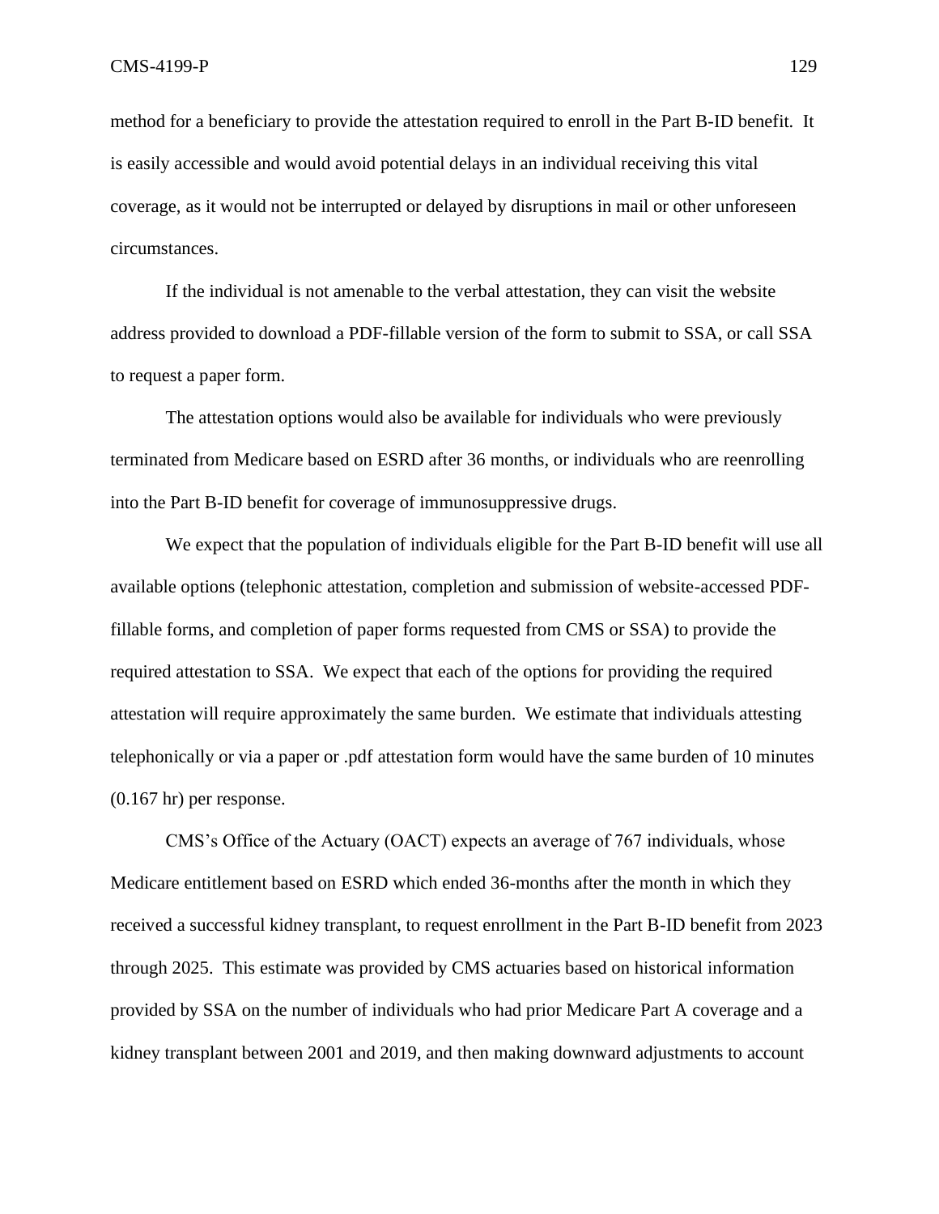method for a beneficiary to provide the attestation required to enroll in the Part B-ID benefit. It is easily accessible and would avoid potential delays in an individual receiving this vital coverage, as it would not be interrupted or delayed by disruptions in mail or other unforeseen circumstances.

If the individual is not amenable to the verbal attestation, they can visit the website address provided to download a PDF-fillable version of the form to submit to SSA, or call SSA to request a paper form.

The attestation options would also be available for individuals who were previously terminated from Medicare based on ESRD after 36 months, or individuals who are reenrolling into the Part B-ID benefit for coverage of immunosuppressive drugs.

We expect that the population of individuals eligible for the Part B-ID benefit will use all available options (telephonic attestation, completion and submission of website-accessed PDF-fillable forms, and completion of paper forms requested from CMS or SSA) to provide the required attestation to SSA. We expect that each of the options for providing the required attestation will require approximately the same burden. We estimate that individuals attesting telephonically or via a paper or .pdf attestation form would have the same burden of 10 minutes (0.167 hr) per response.

CMS's Office of the Actuary (OACT) expects an average of 767 individuals, whose Medicare entitlement based on ESRD which ended 36-months after the month in which they received a successful kidney transplant, to request enrollment in the Part B-ID benefit from 2023 through 2025. This estimate was provided by CMS actuaries based on historical information provided by SSA on the number of individuals who had prior Medicare Part A coverage and a kidney transplant between 2001 and 2019, and then making downward adjustments to account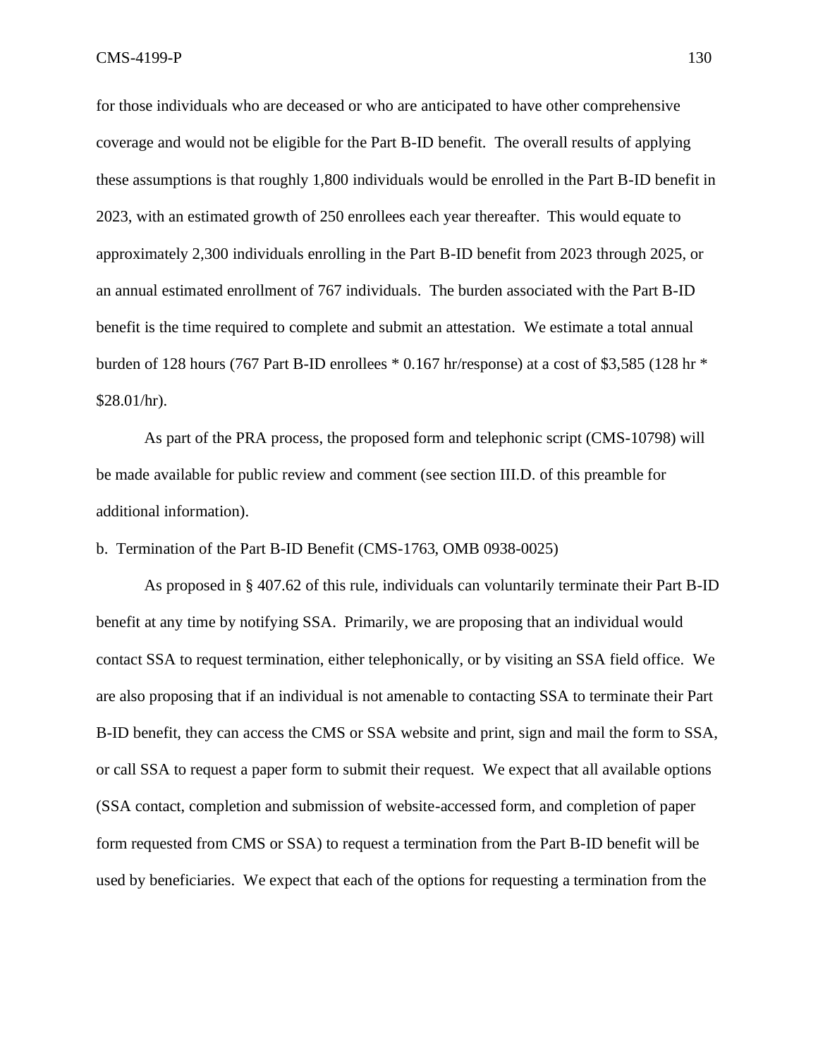for those individuals who are deceased or who are anticipated to have other comprehensive coverage and would not be eligible for the Part B-ID benefit. The overall results of applying these assumptions is that roughly 1,800 individuals would be enrolled in the Part B-ID benefit in 2023, with an estimated growth of 250 enrollees each year thereafter. This would equate to approximately 2,300 individuals enrolling in the Part B-ID benefit from 2023 through 2025, or an annual estimated enrollment of 767 individuals. The burden associated with the Part B-ID benefit is the time required to complete and submit an attestation. We estimate a total annual burden of 128 hours (767 Part B-ID enrollees * 0.167 hr/response) at a cost of $3,585 (128 hr * $28.01/hr).

As part of the PRA process, the proposed form and telephonic script (CMS-10798) will be made available for public review and comment (see section III.D. of this preamble for additional information).

b. Termination of the Part B-ID Benefit (CMS-1763, OMB 0938-0025)

As proposed in § 407.62 of this rule, individuals can voluntarily terminate their Part B-ID benefit at any time by notifying SSA. Primarily, we are proposing that an individual would contact SSA to request termination, either telephonically, or by visiting an SSA field office. We are also proposing that if an individual is not amenable to contacting SSA to terminate their Part B-ID benefit, they can access the CMS or SSA website and print, sign and mail the form to SSA, or call SSA to request a paper form to submit their request. We expect that all available options (SSA contact, completion and submission of website-accessed form, and completion of paper form requested from CMS or SSA) to request a termination from the Part B-ID benefit will be used by beneficiaries. We expect that each of the options for requesting a termination from the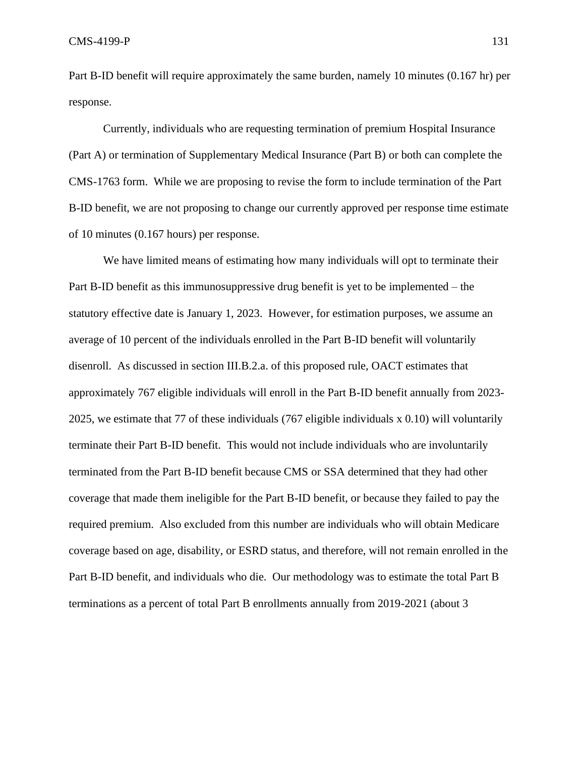Part B-ID benefit will require approximately the same burden, namely 10 minutes (0.167 hr) per response.

Currently, individuals who are requesting termination of premium Hospital Insurance (Part A) or termination of Supplementary Medical Insurance (Part B) or both can complete the CMS-1763 form. While we are proposing to revise the form to include termination of the Part B-ID benefit, we are not proposing to change our currently approved per response time estimate of 10 minutes (0.167 hours) per response.

We have limited means of estimating how many individuals will opt to terminate their Part B-ID benefit as this immunosuppressive drug benefit is yet to be implemented – the statutory effective date is January 1, 2023. However, for estimation purposes, we assume an average of 10 percent of the individuals enrolled in the Part B-ID benefit will voluntarily disenroll. As discussed in section III.B.2.a. of this proposed rule, OACT estimates that approximately 767 eligible individuals will enroll in the Part B-ID benefit annually from 2023-2025, we estimate that 77 of these individuals (767 eligible individuals x 0.10) will voluntarily terminate their Part B-ID benefit. This would not include individuals who are involuntarily terminated from the Part B-ID benefit because CMS or SSA determined that they had other coverage that made them ineligible for the Part B-ID benefit, or because they failed to pay the required premium. Also excluded from this number are individuals who will obtain Medicare coverage based on age, disability, or ESRD status, and therefore, will not remain enrolled in the Part B-ID benefit, and individuals who die. Our methodology was to estimate the total Part B terminations as a percent of total Part B enrollments annually from 2019-2021 (about 3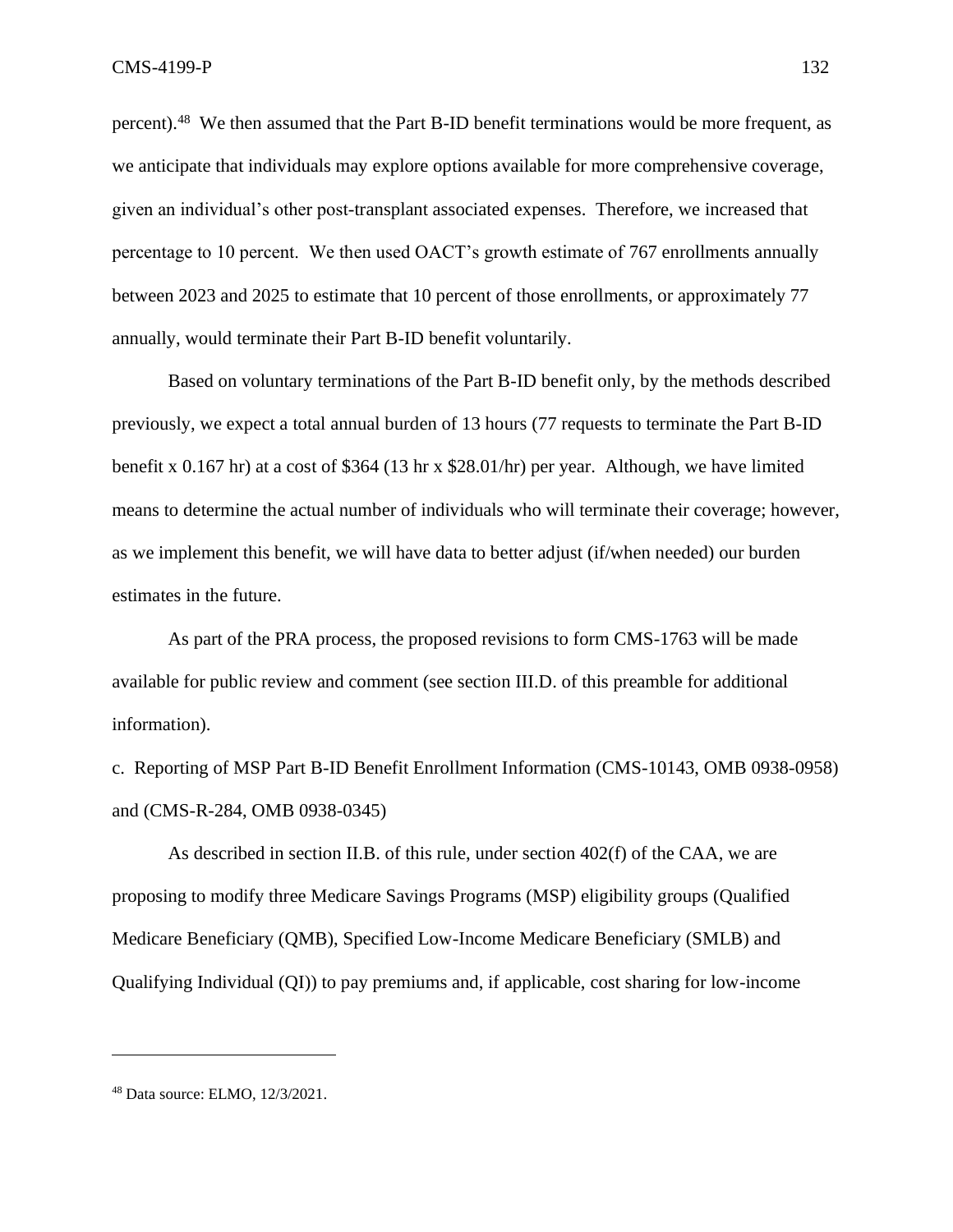percent).[48] We then assumed that the Part B-ID benefit terminations would be more frequent, as we anticipate that individuals may explore options available for more comprehensive coverage, given an individual's other post-transplant associated expenses. Therefore, we increased that percentage to 10 percent. We then used OACT's growth estimate of 767 enrollments annually between 2023 and 2025 to estimate that 10 percent of those enrollments, or approximately 77 annually, would terminate their Part B-ID benefit voluntarily.

Based on voluntary terminations of the Part B-ID benefit only, by the methods described previously, we expect a total annual burden of 13 hours (77 requests to terminate the Part B-ID benefit x 0.167 hr) at a cost of $364 (13 hr x $28.01/hr) per year. Although, we have limited means to determine the actual number of individuals who will terminate their coverage; however, as we implement this benefit, we will have data to better adjust (if/when needed) our burden estimates in the future.

As part of the PRA process, the proposed revisions to form CMS-1763 will be made available for public review and comment (see section III.D. of this preamble for additional information).

c. Reporting of MSP Part B-ID Benefit Enrollment Information (CMS-10143, OMB 0938-0958) and (CMS-R-284, OMB 0938-0345)

As described in section II.B. of this rule, under section 402(f) of the CAA, we are proposing to modify three Medicare Savings Programs (MSP) eligibility groups (Qualified Medicare Beneficiary (QMB), Specified Low-Income Medicare Beneficiary (SMLB) and Qualifying Individual (QI)) to pay premiums and, if applicable, cost sharing for low-income

---

[48] Data source: ELMO, 12/3/2021.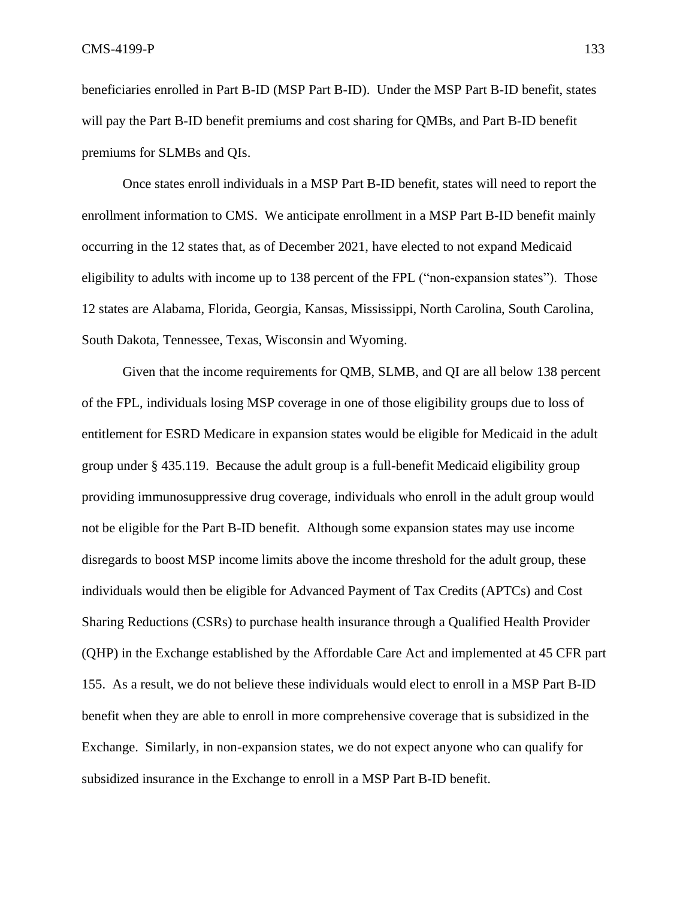beneficiaries enrolled in Part B-ID (MSP Part B-ID). Under the MSP Part B-ID benefit, states will pay the Part B-ID benefit premiums and cost sharing for QMBs, and Part B-ID benefit premiums for SLMBs and QIs.

Once states enroll individuals in a MSP Part B-ID benefit, states will need to report the enrollment information to CMS. We anticipate enrollment in a MSP Part B-ID benefit mainly occurring in the 12 states that, as of December 2021, have elected to not expand Medicaid eligibility to adults with income up to 138 percent of the FPL ("non-expansion states"). Those 12 states are Alabama, Florida, Georgia, Kansas, Mississippi, North Carolina, South Carolina, South Dakota, Tennessee, Texas, Wisconsin and Wyoming.

Given that the income requirements for QMB, SLMB, and QI are all below 138 percent of the FPL, individuals losing MSP coverage in one of those eligibility groups due to loss of entitlement for ESRD Medicare in expansion states would be eligible for Medicaid in the adult group under § 435.119. Because the adult group is a full-benefit Medicaid eligibility group providing immunosuppressive drug coverage, individuals who enroll in the adult group would not be eligible for the Part B-ID benefit. Although some expansion states may use income disregards to boost MSP income limits above the income threshold for the adult group, these individuals would then be eligible for Advanced Payment of Tax Credits (APTCs) and Cost Sharing Reductions (CSRs) to purchase health insurance through a Qualified Health Provider (QHP) in the Exchange established by the Affordable Care Act and implemented at 45 CFR part 155. As a result, we do not believe these individuals would elect to enroll in a MSP Part B-ID benefit when they are able to enroll in more comprehensive coverage that is subsidized in the Exchange. Similarly, in non-expansion states, we do not expect anyone who can qualify for subsidized insurance in the Exchange to enroll in a MSP Part B-ID benefit.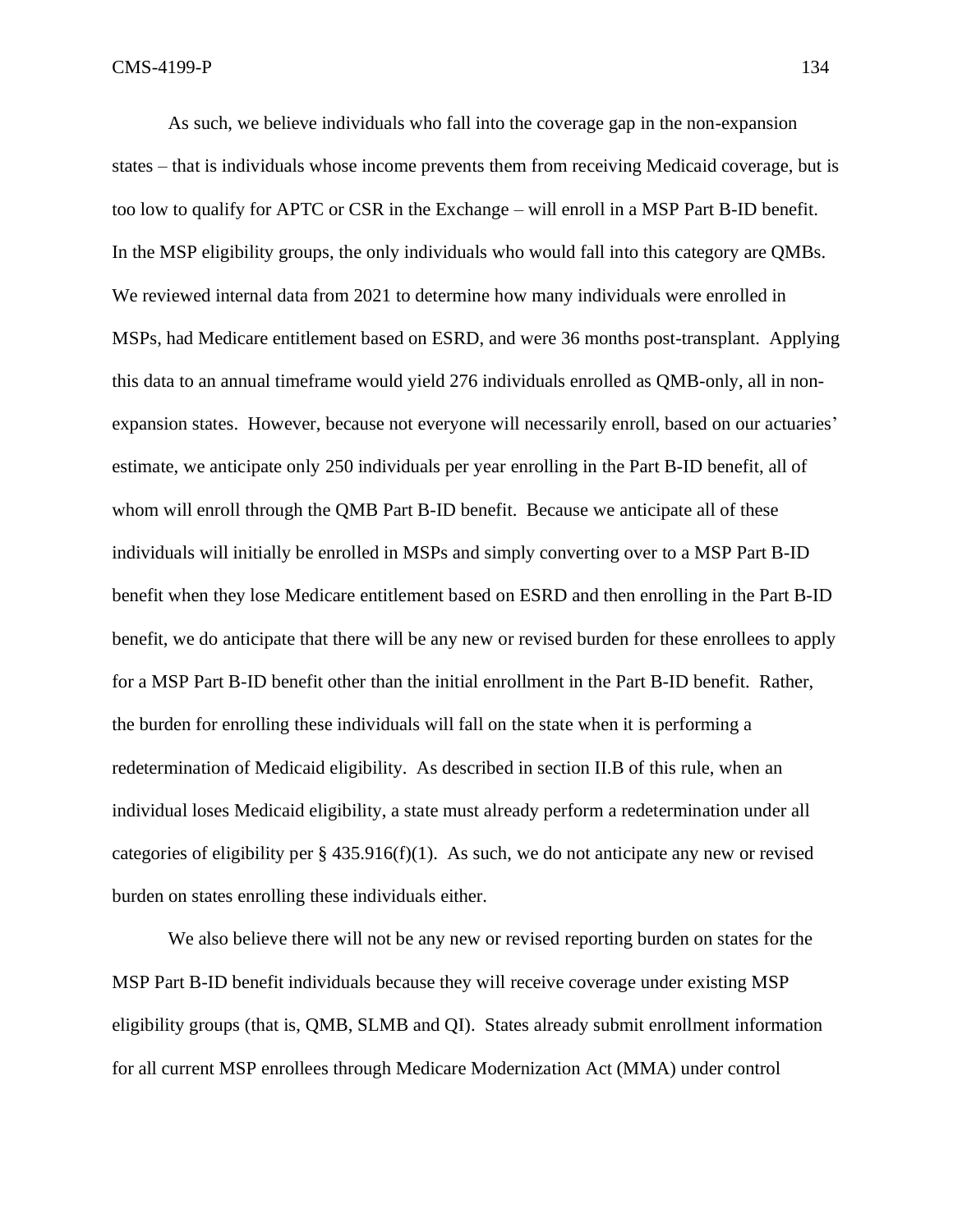As such, we believe individuals who fall into the coverage gap in the non-expansion states – that is individuals whose income prevents them from receiving Medicaid coverage, but is too low to qualify for APTC or CSR in the Exchange – will enroll in a MSP Part B-ID benefit. In the MSP eligibility groups, the only individuals who would fall into this category are QMBs. We reviewed internal data from 2021 to determine how many individuals were enrolled in MSPs, had Medicare entitlement based on ESRD, and were 36 months post-transplant. Applying this data to an annual timeframe would yield 276 individuals enrolled as QMB-only, all in non-expansion states. However, because not everyone will necessarily enroll, based on our actuaries' estimate, we anticipate only 250 individuals per year enrolling in the Part B-ID benefit, all of whom will enroll through the QMB Part B-ID benefit. Because we anticipate all of these individuals will initially be enrolled in MSPs and simply converting over to a MSP Part B-ID benefit when they lose Medicare entitlement based on ESRD and then enrolling in the Part B-ID benefit, we do anticipate that there will be any new or revised burden for these enrollees to apply for a MSP Part B-ID benefit other than the initial enrollment in the Part B-ID benefit. Rather, the burden for enrolling these individuals will fall on the state when it is performing a redetermination of Medicaid eligibility. As described in section II.B of this rule, when an individual loses Medicaid eligibility, a state must already perform a redetermination under all categories of eligibility per § 435.916(f)(1). As such, we do not anticipate any new or revised burden on states enrolling these individuals either.

We also believe there will not be any new or revised reporting burden on states for the MSP Part B-ID benefit individuals because they will receive coverage under existing MSP eligibility groups (that is, QMB, SLMB and QI). States already submit enrollment information for all current MSP enrollees through Medicare Modernization Act (MMA) under control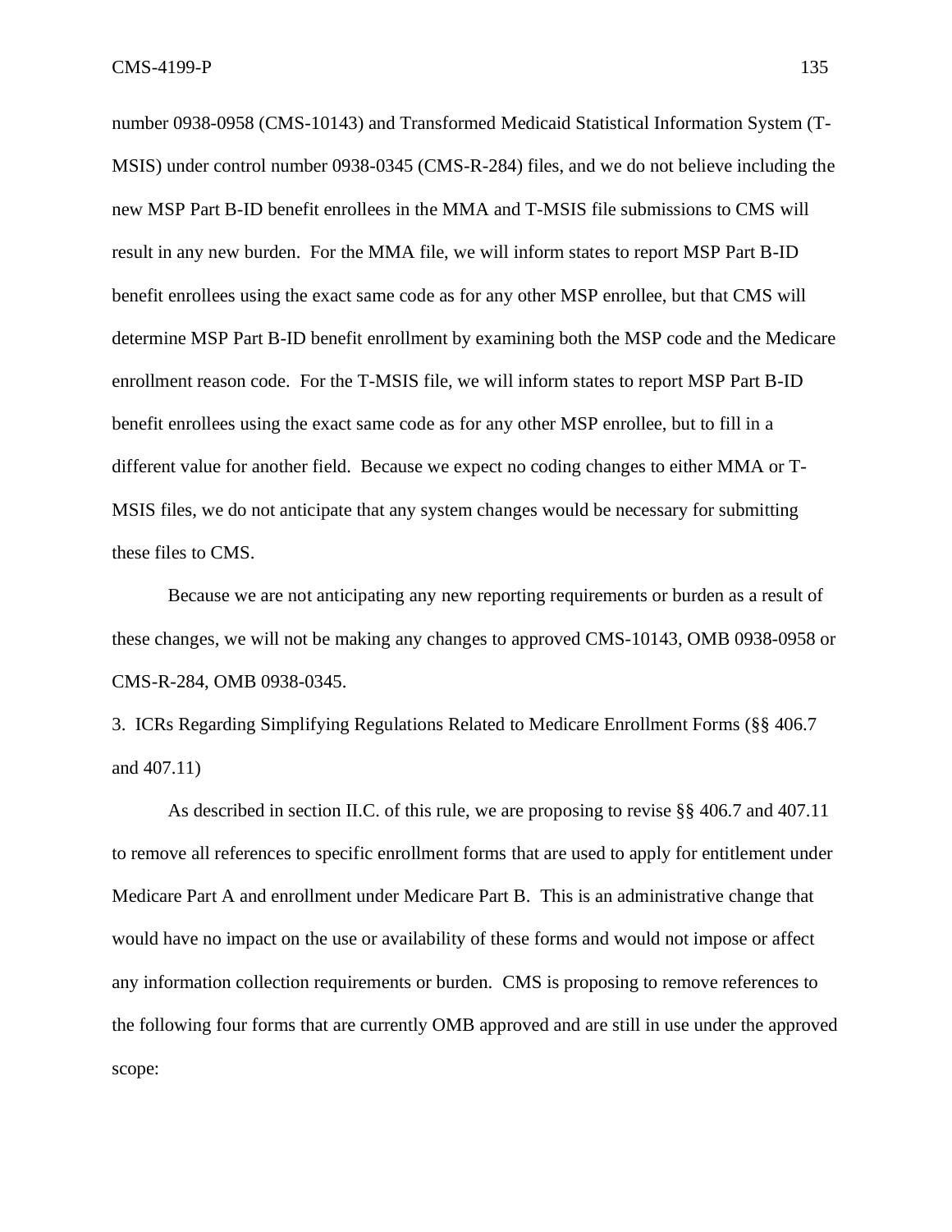number 0938-0958 (CMS-10143) and Transformed Medicaid Statistical Information System (T-MSIS) under control number 0938-0345 (CMS-R-284) files, and we do not believe including the new MSP Part B-ID benefit enrollees in the MMA and T-MSIS file submissions to CMS will result in any new burden. For the MMA file, we will inform states to report MSP Part B-ID benefit enrollees using the exact same code as for any other MSP enrollee, but that CMS will determine MSP Part B-ID benefit enrollment by examining both the MSP code and the Medicare enrollment reason code. For the T-MSIS file, we will inform states to report MSP Part B-ID benefit enrollees using the exact same code as for any other MSP enrollee, but to fill in a different value for another field. Because we expect no coding changes to either MMA or T-MSIS files, we do not anticipate that any system changes would be necessary for submitting these files to CMS.

Because we are not anticipating any new reporting requirements or burden as a result of these changes, we will not be making any changes to approved CMS-10143, OMB 0938-0958 or CMS-R-284, OMB 0938-0345.

3. ICRs Regarding Simplifying Regulations Related to Medicare Enrollment Forms (§§ 406.7 and 407.11)

As described in section II.C. of this rule, we are proposing to revise §§ 406.7 and 407.11 to remove all references to specific enrollment forms that are used to apply for entitlement under Medicare Part A and enrollment under Medicare Part B. This is an administrative change that would have no impact on the use or availability of these forms and would not impose or affect any information collection requirements or burden. CMS is proposing to remove references to the following four forms that are currently OMB approved and are still in use under the approved scope: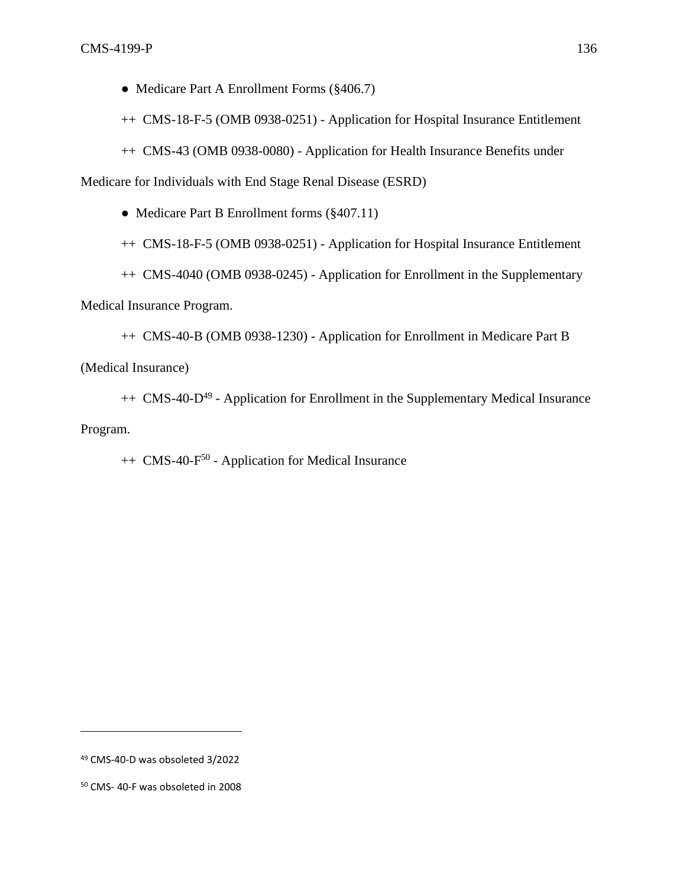- Medicare Part A Enrollment Forms (§406.7)

++ CMS-18-F-5 (OMB 0938-0251) - Application for Hospital Insurance Entitlement

++ CMS-43 (OMB 0938-0080) - Application for Health Insurance Benefits under Medicare for Individuals with End Stage Renal Disease (ESRD)

- Medicare Part B Enrollment forms (§407.11)

++ CMS-18-F-5 (OMB 0938-0251) - Application for Hospital Insurance Entitlement

++ CMS-4040 (OMB 0938-0245) - Application for Enrollment in the Supplementary Medical Insurance Program.

++ CMS-40-B (OMB 0938-1230) - Application for Enrollment in Medicare Part B (Medical Insurance)

++ CMS-40-D[49] - Application for Enrollment in the Supplementary Medical Insurance Program.

++ CMS-40-F[50] - Application for Medical Insurance

---

[49] CMS-40-D was obsoleted 3/2022

[50] CMS- 40-F was obsoleted in 2008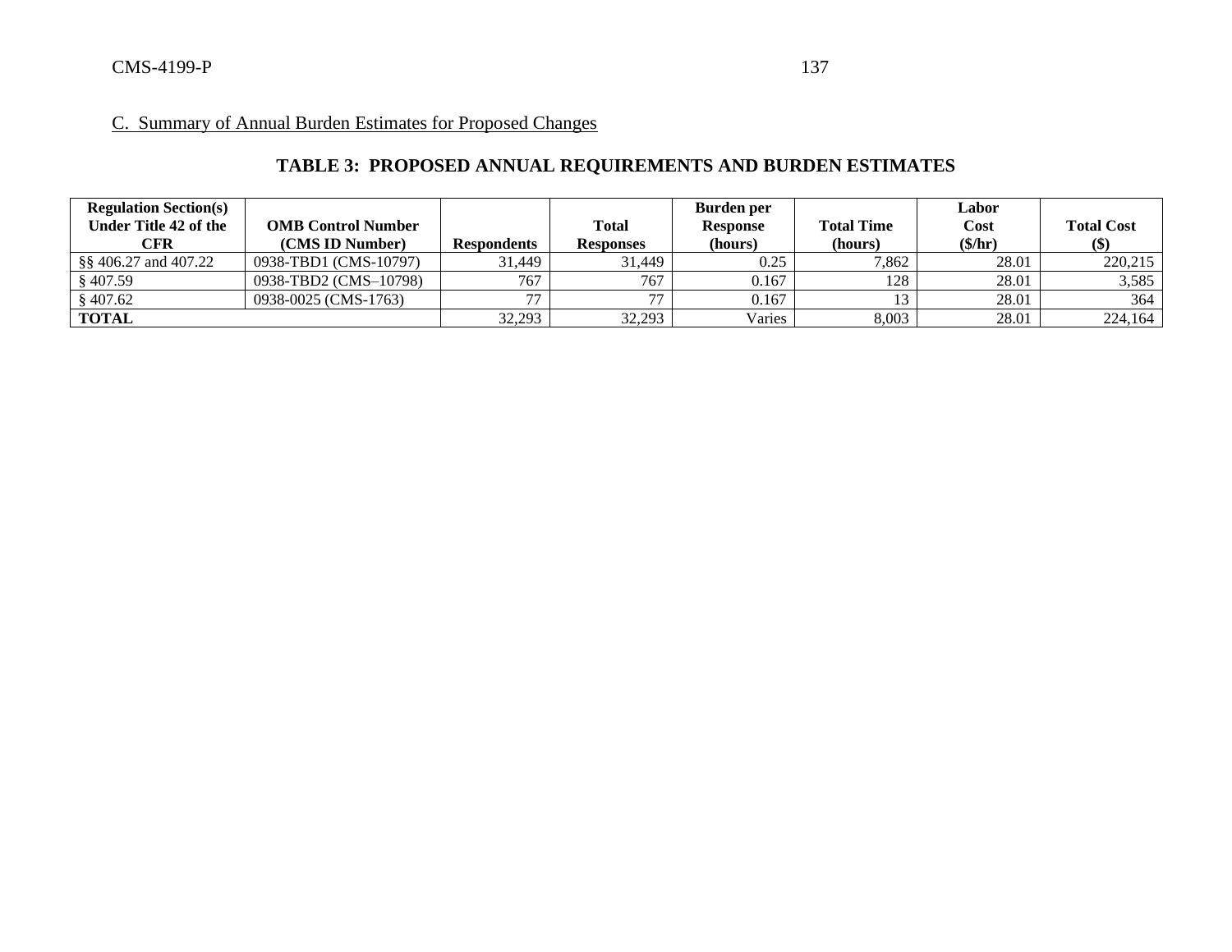C. Summary of Annual Burden Estimates for Proposed Changes

**TABLE 3: PROPOSED ANNUAL REQUIREMENTS AND BURDEN ESTIMATES**

| Regulation Section(s) Under Title 42 of the CFR | OMB Control Number (CMS ID Number) | Respondents | Total Responses | Burden per Response (hours) | Total Time (hours) | Labor Cost ($/hr) | Total Cost ($) |
|---|---|---|---|---|---|---|---|
| §§ 406.27 and 407.22 | 0938-TBD1 (CMS-10797) | 31,449 | 31,449 | 0.25 | 7,862 | 28.01 | 220,215 |
| § 407.59 | 0938-TBD2 (CMS–10798) | 767 | 767 | 0.167 | 128 | 28.01 | 3,585 |
| § 407.62 | 0938-0025 (CMS-1763) | 77 | 77 | 0.167 | 13 | 28.01 | 364 |
| **TOTAL** | | 32,293 | 32,293 | Varies | 8,003 | 28.01 | 224,164 |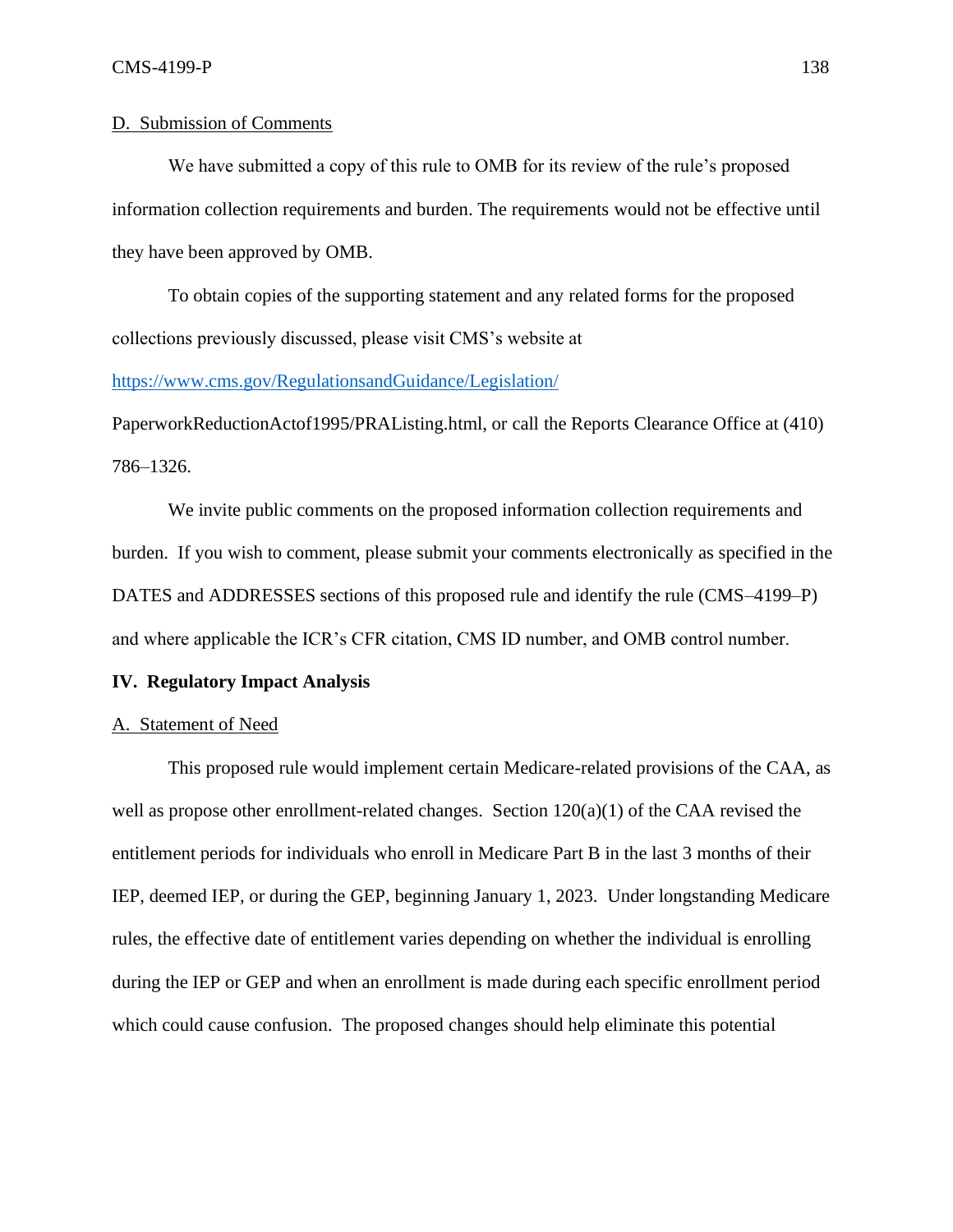D. Submission of Comments

We have submitted a copy of this rule to OMB for its review of the rule's proposed information collection requirements and burden. The requirements would not be effective until they have been approved by OMB.

To obtain copies of the supporting statement and any related forms for the proposed collections previously discussed, please visit CMS's website at https://www.cms.gov/RegulationsandGuidance/Legislation/PaperworkReductionActof1995/PRAListing.html, or call the Reports Clearance Office at (410) 786–1326.

We invite public comments on the proposed information collection requirements and burden. If you wish to comment, please submit your comments electronically as specified in the DATES and ADDRESSES sections of this proposed rule and identify the rule (CMS–4199–P) and where applicable the ICR's CFR citation, CMS ID number, and OMB control number.

## IV. Regulatory Impact Analysis

A. Statement of Need

This proposed rule would implement certain Medicare-related provisions of the CAA, as well as propose other enrollment-related changes. Section 120(a)(1) of the CAA revised the entitlement periods for individuals who enroll in Medicare Part B in the last 3 months of their IEP, deemed IEP, or during the GEP, beginning January 1, 2023. Under longstanding Medicare rules, the effective date of entitlement varies depending on whether the individual is enrolling during the IEP or GEP and when an enrollment is made during each specific enrollment period which could cause confusion. The proposed changes should help eliminate this potential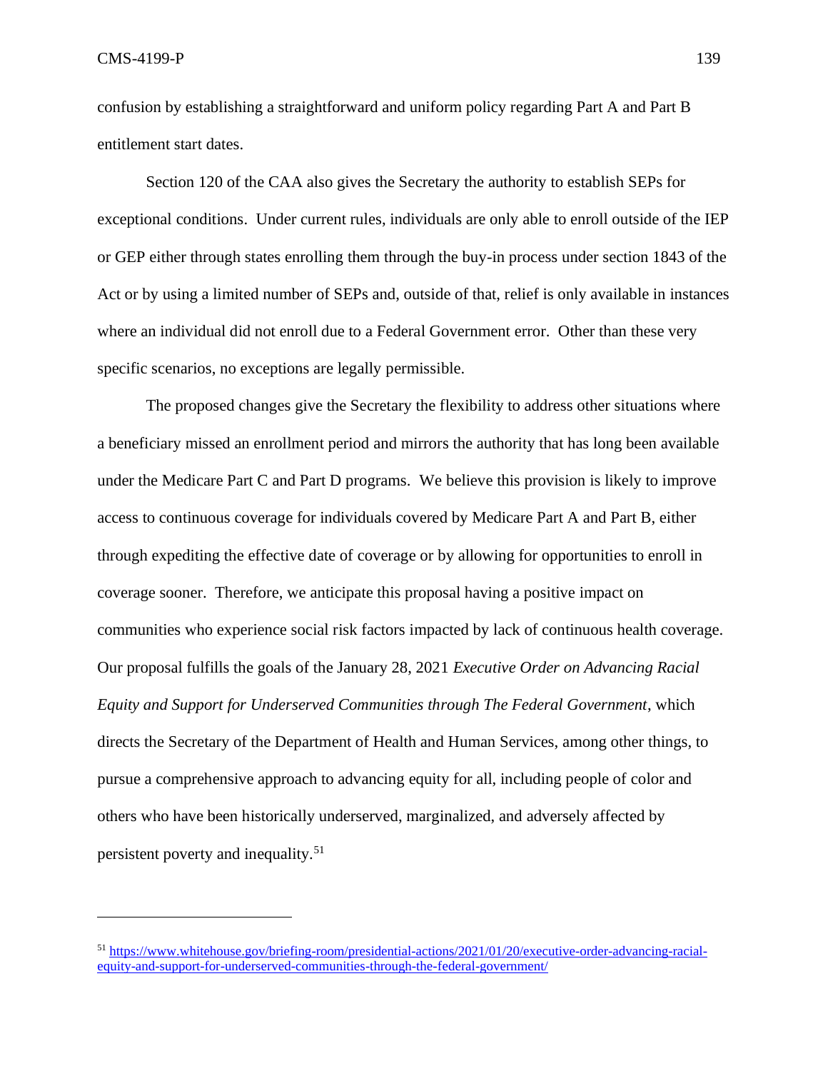confusion by establishing a straightforward and uniform policy regarding Part A and Part B entitlement start dates.

Section 120 of the CAA also gives the Secretary the authority to establish SEPs for exceptional conditions. Under current rules, individuals are only able to enroll outside of the IEP or GEP either through states enrolling them through the buy-in process under section 1843 of the Act or by using a limited number of SEPs and, outside of that, relief is only available in instances where an individual did not enroll due to a Federal Government error. Other than these very specific scenarios, no exceptions are legally permissible.

The proposed changes give the Secretary the flexibility to address other situations where a beneficiary missed an enrollment period and mirrors the authority that has long been available under the Medicare Part C and Part D programs. We believe this provision is likely to improve access to continuous coverage for individuals covered by Medicare Part A and Part B, either through expediting the effective date of coverage or by allowing for opportunities to enroll in coverage sooner. Therefore, we anticipate this proposal having a positive impact on communities who experience social risk factors impacted by lack of continuous health coverage. Our proposal fulfills the goals of the January 28, 2021 *Executive Order on Advancing Racial Equity and Support for Underserved Communities through The Federal Government*, which directs the Secretary of the Department of Health and Human Services, among other things, to pursue a comprehensive approach to advancing equity for all, including people of color and others who have been historically underserved, marginalized, and adversely affected by persistent poverty and inequality.[51]

---

[51] https://www.whitehouse.gov/briefing-room/presidential-actions/2021/01/20/executive-order-advancing-racial-equity-and-support-for-underserved-communities-through-the-federal-government/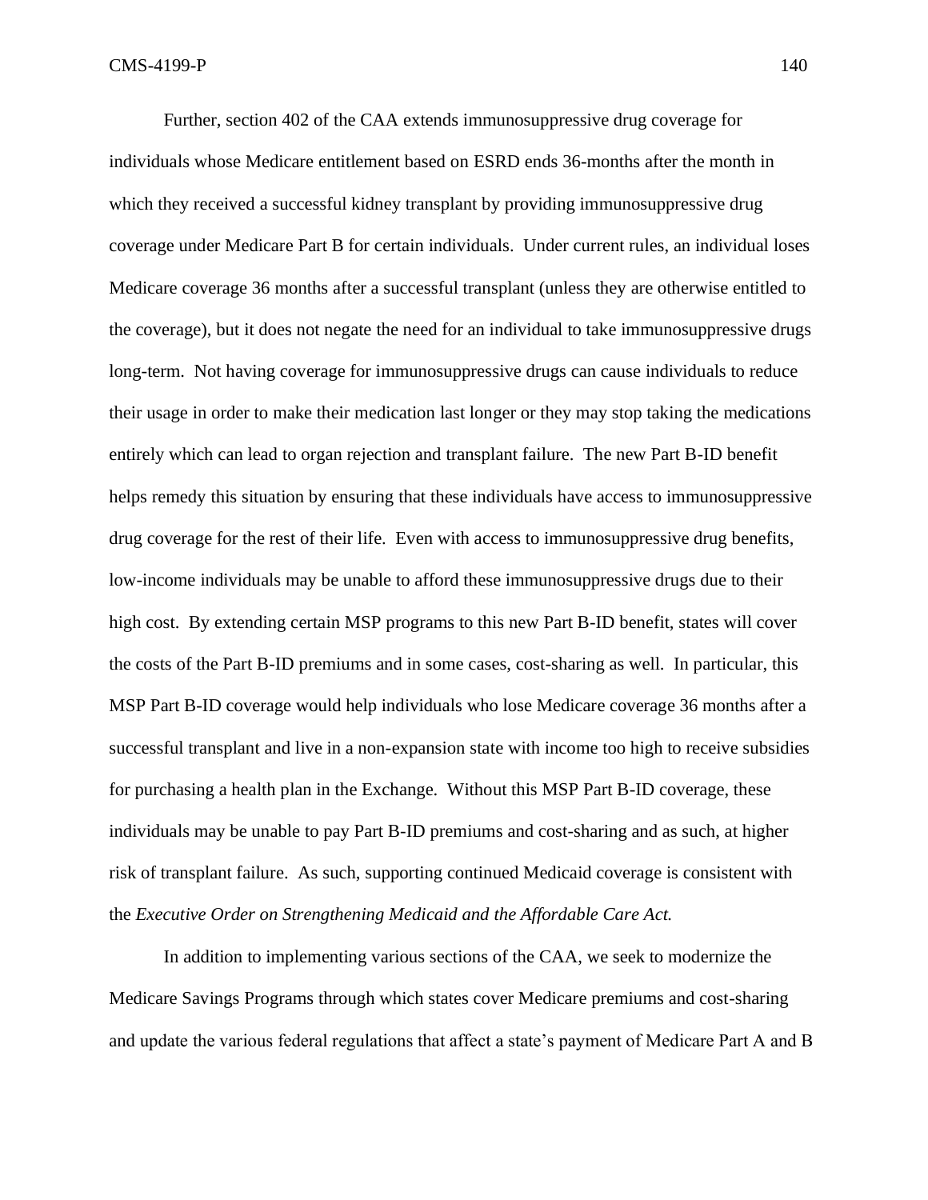Further, section 402 of the CAA extends immunosuppressive drug coverage for individuals whose Medicare entitlement based on ESRD ends 36-months after the month in which they received a successful kidney transplant by providing immunosuppressive drug coverage under Medicare Part B for certain individuals. Under current rules, an individual loses Medicare coverage 36 months after a successful transplant (unless they are otherwise entitled to the coverage), but it does not negate the need for an individual to take immunosuppressive drugs long-term. Not having coverage for immunosuppressive drugs can cause individuals to reduce their usage in order to make their medication last longer or they may stop taking the medications entirely which can lead to organ rejection and transplant failure. The new Part B-ID benefit helps remedy this situation by ensuring that these individuals have access to immunosuppressive drug coverage for the rest of their life. Even with access to immunosuppressive drug benefits, low-income individuals may be unable to afford these immunosuppressive drugs due to their high cost. By extending certain MSP programs to this new Part B-ID benefit, states will cover the costs of the Part B-ID premiums and in some cases, cost-sharing as well. In particular, this MSP Part B-ID coverage would help individuals who lose Medicare coverage 36 months after a successful transplant and live in a non-expansion state with income too high to receive subsidies for purchasing a health plan in the Exchange. Without this MSP Part B-ID coverage, these individuals may be unable to pay Part B-ID premiums and cost-sharing and as such, at higher risk of transplant failure. As such, supporting continued Medicaid coverage is consistent with the *Executive Order on Strengthening Medicaid and the Affordable Care Act.*

In addition to implementing various sections of the CAA, we seek to modernize the Medicare Savings Programs through which states cover Medicare premiums and cost-sharing and update the various federal regulations that affect a state's payment of Medicare Part A and B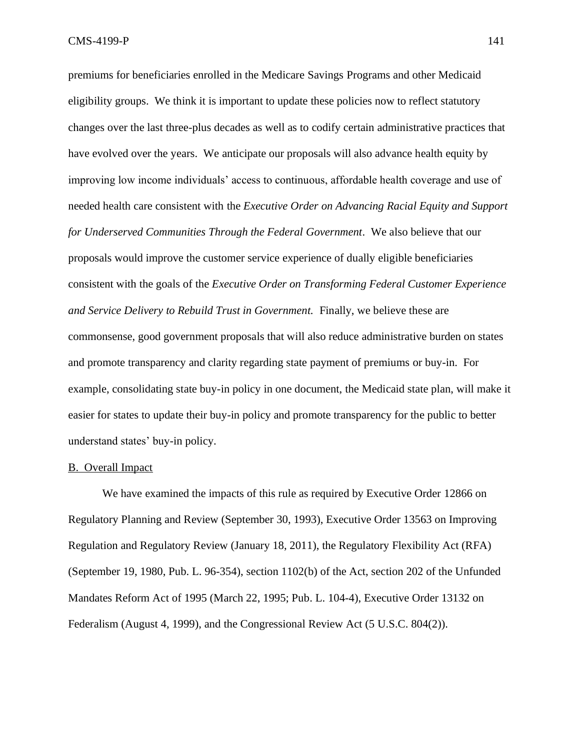premiums for beneficiaries enrolled in the Medicare Savings Programs and other Medicaid eligibility groups. We think it is important to update these policies now to reflect statutory changes over the last three-plus decades as well as to codify certain administrative practices that have evolved over the years. We anticipate our proposals will also advance health equity by improving low income individuals' access to continuous, affordable health coverage and use of needed health care consistent with the *Executive Order on Advancing Racial Equity and Support for Underserved Communities Through the Federal Government*. We also believe that our proposals would improve the customer service experience of dually eligible beneficiaries consistent with the goals of the *Executive Order on Transforming Federal Customer Experience and Service Delivery to Rebuild Trust in Government.* Finally, we believe these are commonsense, good government proposals that will also reduce administrative burden on states and promote transparency and clarity regarding state payment of premiums or buy-in. For example, consolidating state buy-in policy in one document, the Medicaid state plan, will make it easier for states to update their buy-in policy and promote transparency for the public to better understand states' buy-in policy.

## B. Overall Impact

We have examined the impacts of this rule as required by Executive Order 12866 on Regulatory Planning and Review (September 30, 1993), Executive Order 13563 on Improving Regulation and Regulatory Review (January 18, 2011), the Regulatory Flexibility Act (RFA) (September 19, 1980, Pub. L. 96-354), section 1102(b) of the Act, section 202 of the Unfunded Mandates Reform Act of 1995 (March 22, 1995; Pub. L. 104-4), Executive Order 13132 on Federalism (August 4, 1999), and the Congressional Review Act (5 U.S.C. 804(2)).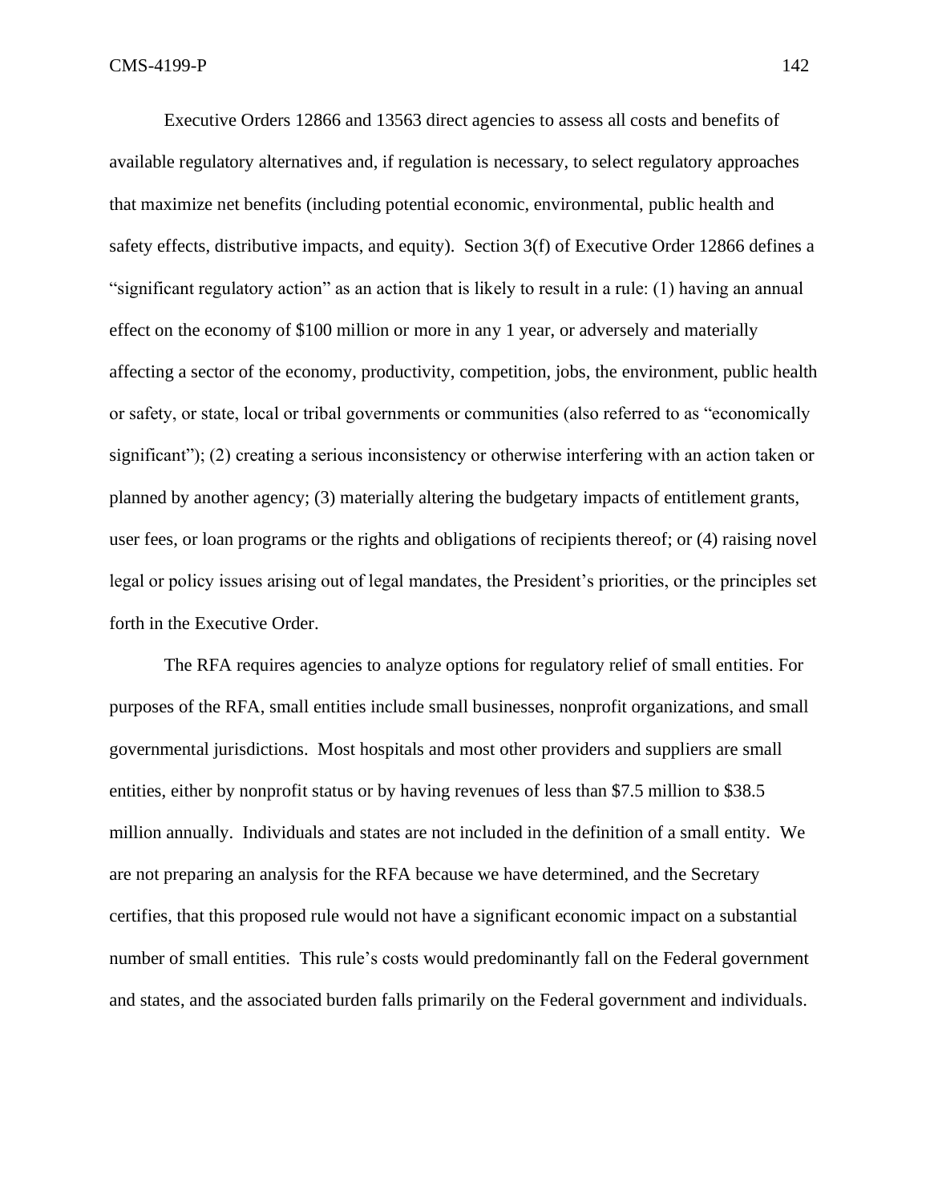Executive Orders 12866 and 13563 direct agencies to assess all costs and benefits of available regulatory alternatives and, if regulation is necessary, to select regulatory approaches that maximize net benefits (including potential economic, environmental, public health and safety effects, distributive impacts, and equity). Section 3(f) of Executive Order 12866 defines a "significant regulatory action" as an action that is likely to result in a rule: (1) having an annual effect on the economy of $100 million or more in any 1 year, or adversely and materially affecting a sector of the economy, productivity, competition, jobs, the environment, public health or safety, or state, local or tribal governments or communities (also referred to as "economically significant"); (2) creating a serious inconsistency or otherwise interfering with an action taken or planned by another agency; (3) materially altering the budgetary impacts of entitlement grants, user fees, or loan programs or the rights and obligations of recipients thereof; or (4) raising novel legal or policy issues arising out of legal mandates, the President's priorities, or the principles set forth in the Executive Order.

The RFA requires agencies to analyze options for regulatory relief of small entities. For purposes of the RFA, small entities include small businesses, nonprofit organizations, and small governmental jurisdictions. Most hospitals and most other providers and suppliers are small entities, either by nonprofit status or by having revenues of less than $7.5 million to $38.5 million annually. Individuals and states are not included in the definition of a small entity. We are not preparing an analysis for the RFA because we have determined, and the Secretary certifies, that this proposed rule would not have a significant economic impact on a substantial number of small entities. This rule's costs would predominantly fall on the Federal government and states, and the associated burden falls primarily on the Federal government and individuals.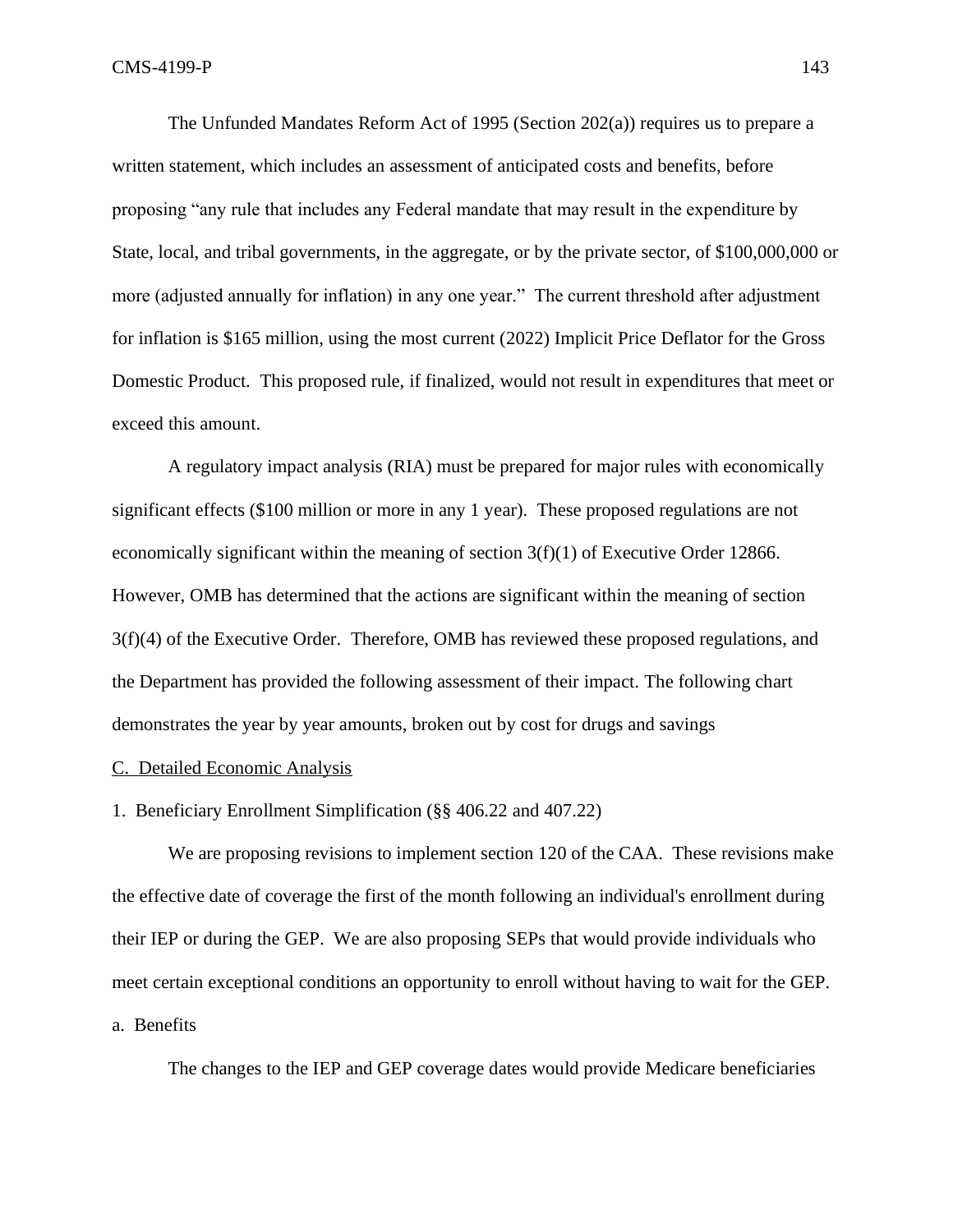The Unfunded Mandates Reform Act of 1995 (Section 202(a)) requires us to prepare a written statement, which includes an assessment of anticipated costs and benefits, before proposing "any rule that includes any Federal mandate that may result in the expenditure by State, local, and tribal governments, in the aggregate, or by the private sector, of $100,000,000 or more (adjusted annually for inflation) in any one year." The current threshold after adjustment for inflation is $165 million, using the most current (2022) Implicit Price Deflator for the Gross Domestic Product. This proposed rule, if finalized, would not result in expenditures that meet or exceed this amount.

A regulatory impact analysis (RIA) must be prepared for major rules with economically significant effects ($100 million or more in any 1 year). These proposed regulations are not economically significant within the meaning of section 3(f)(1) of Executive Order 12866. However, OMB has determined that the actions are significant within the meaning of section 3(f)(4) of the Executive Order. Therefore, OMB has reviewed these proposed regulations, and the Department has provided the following assessment of their impact. The following chart demonstrates the year by year amounts, broken out by cost for drugs and savings

## C. Detailed Economic Analysis

### 1. Beneficiary Enrollment Simplification (§§ 406.22 and 407.22)

We are proposing revisions to implement section 120 of the CAA. These revisions make the effective date of coverage the first of the month following an individual's enrollment during their IEP or during the GEP. We are also proposing SEPs that would provide individuals who meet certain exceptional conditions an opportunity to enroll without having to wait for the GEP.

#### a. Benefits

The changes to the IEP and GEP coverage dates would provide Medicare beneficiaries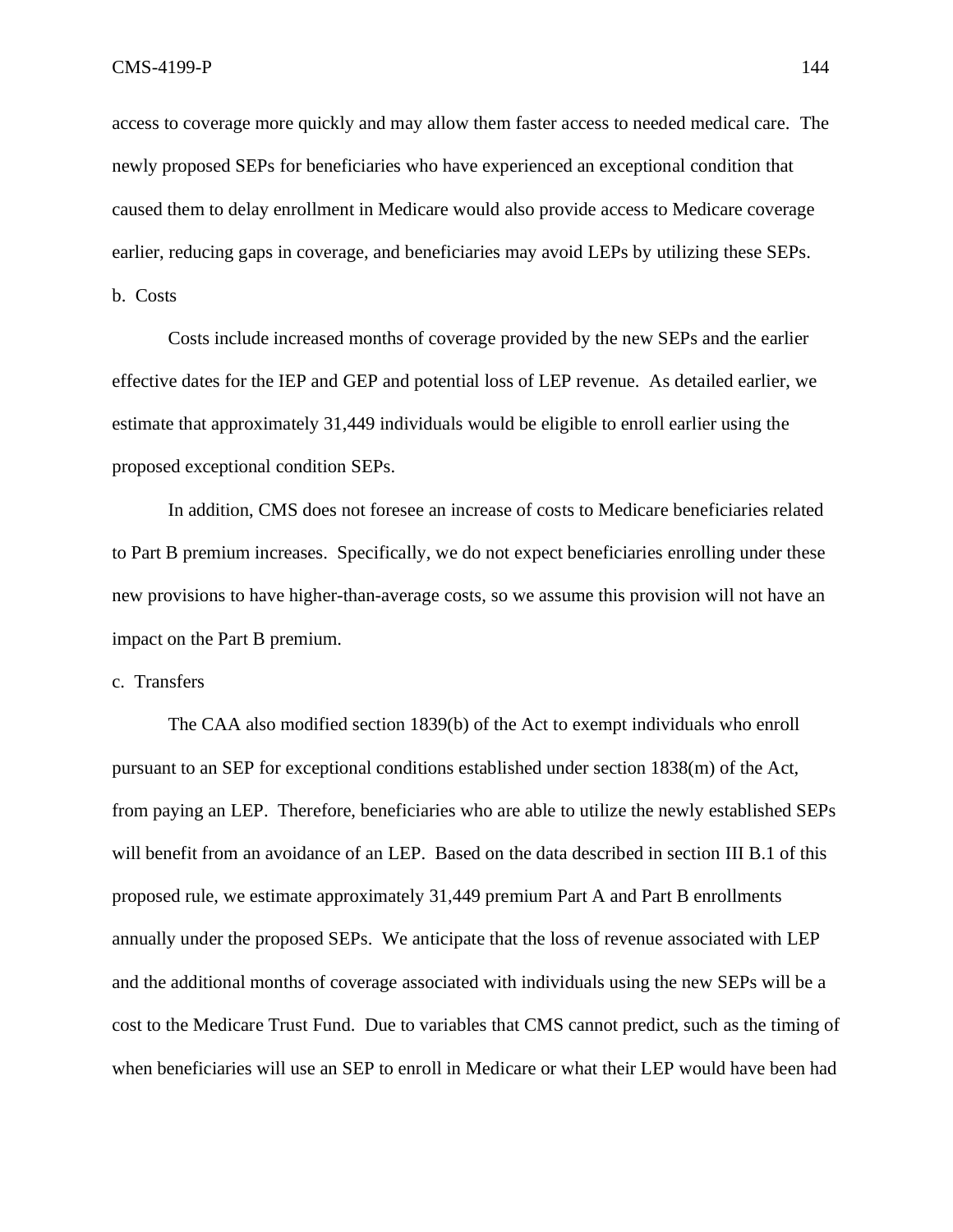access to coverage more quickly and may allow them faster access to needed medical care. The newly proposed SEPs for beneficiaries who have experienced an exceptional condition that caused them to delay enrollment in Medicare would also provide access to Medicare coverage earlier, reducing gaps in coverage, and beneficiaries may avoid LEPs by utilizing these SEPs.

b. Costs

Costs include increased months of coverage provided by the new SEPs and the earlier effective dates for the IEP and GEP and potential loss of LEP revenue. As detailed earlier, we estimate that approximately 31,449 individuals would be eligible to enroll earlier using the proposed exceptional condition SEPs.

In addition, CMS does not foresee an increase of costs to Medicare beneficiaries related to Part B premium increases. Specifically, we do not expect beneficiaries enrolling under these new provisions to have higher-than-average costs, so we assume this provision will not have an impact on the Part B premium.

c. Transfers

The CAA also modified section 1839(b) of the Act to exempt individuals who enroll pursuant to an SEP for exceptional conditions established under section 1838(m) of the Act, from paying an LEP. Therefore, beneficiaries who are able to utilize the newly established SEPs will benefit from an avoidance of an LEP. Based on the data described in section III B.1 of this proposed rule, we estimate approximately 31,449 premium Part A and Part B enrollments annually under the proposed SEPs. We anticipate that the loss of revenue associated with LEP and the additional months of coverage associated with individuals using the new SEPs will be a cost to the Medicare Trust Fund. Due to variables that CMS cannot predict, such as the timing of when beneficiaries will use an SEP to enroll in Medicare or what their LEP would have been had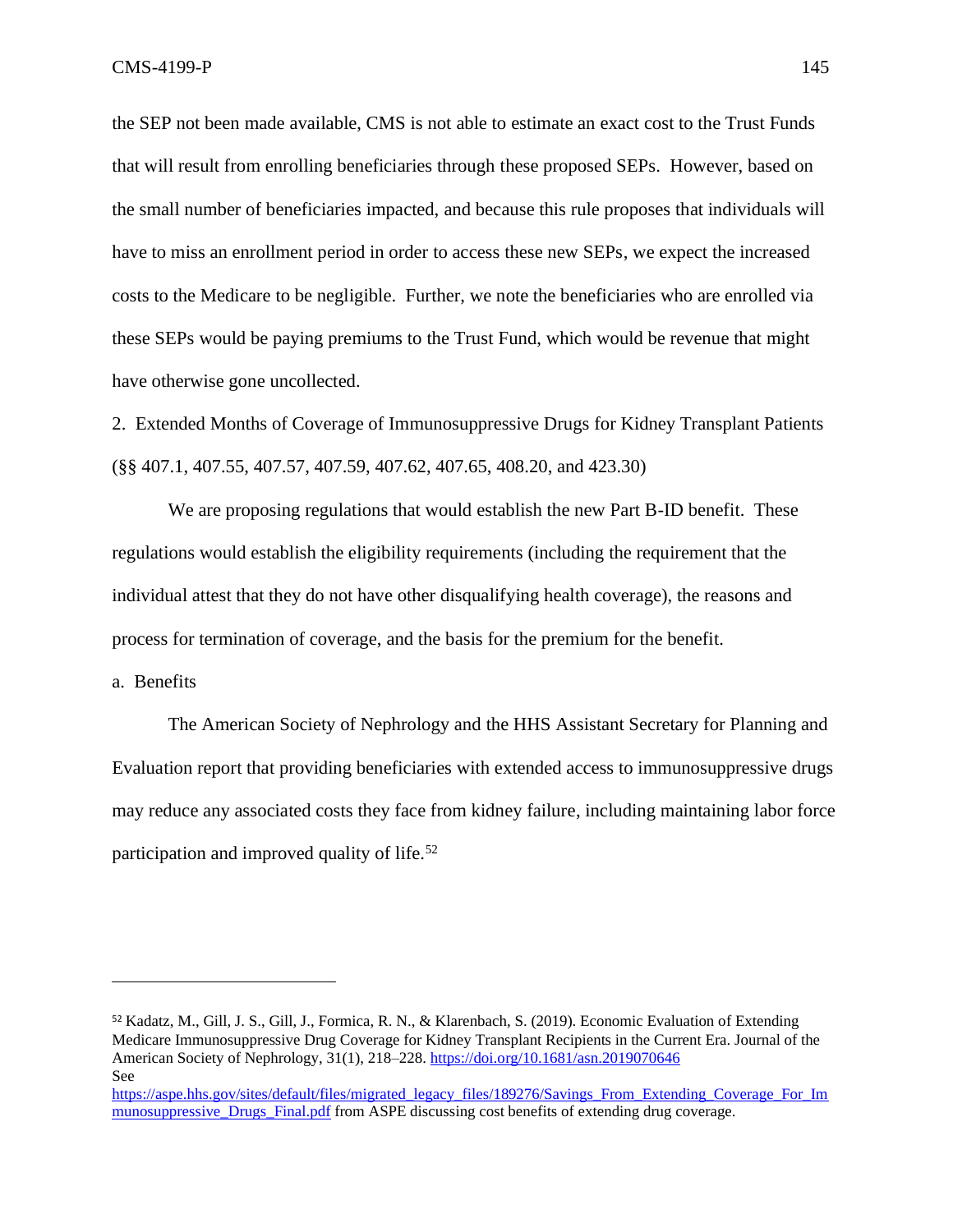the SEP not been made available, CMS is not able to estimate an exact cost to the Trust Funds that will result from enrolling beneficiaries through these proposed SEPs. However, based on the small number of beneficiaries impacted, and because this rule proposes that individuals will have to miss an enrollment period in order to access these new SEPs, we expect the increased costs to the Medicare to be negligible. Further, we note the beneficiaries who are enrolled via these SEPs would be paying premiums to the Trust Fund, which would be revenue that might have otherwise gone uncollected.

2. Extended Months of Coverage of Immunosuppressive Drugs for Kidney Transplant Patients (§§ 407.1, 407.55, 407.57, 407.59, 407.62, 407.65, 408.20, and 423.30)

We are proposing regulations that would establish the new Part B-ID benefit. These regulations would establish the eligibility requirements (including the requirement that the individual attest that they do not have other disqualifying health coverage), the reasons and process for termination of coverage, and the basis for the premium for the benefit.

a. Benefits

The American Society of Nephrology and the HHS Assistant Secretary for Planning and Evaluation report that providing beneficiaries with extended access to immunosuppressive drugs may reduce any associated costs they face from kidney failure, including maintaining labor force participation and improved quality of life.[52]

---

[52] Kadatz, M., Gill, J. S., Gill, J., Formica, R. N., & Klarenbach, S. (2019). Economic Evaluation of Extending Medicare Immunosuppressive Drug Coverage for Kidney Transplant Recipients in the Current Era. Journal of the American Society of Nephrology, 31(1), 218–228. https://doi.org/10.1681/asn.2019070646
See
https://aspe.hhs.gov/sites/default/files/migrated_legacy_files/189276/Savings_From_Extending_Coverage_For_Immunosuppressive_Drugs_Final.pdf from ASPE discussing cost benefits of extending drug coverage.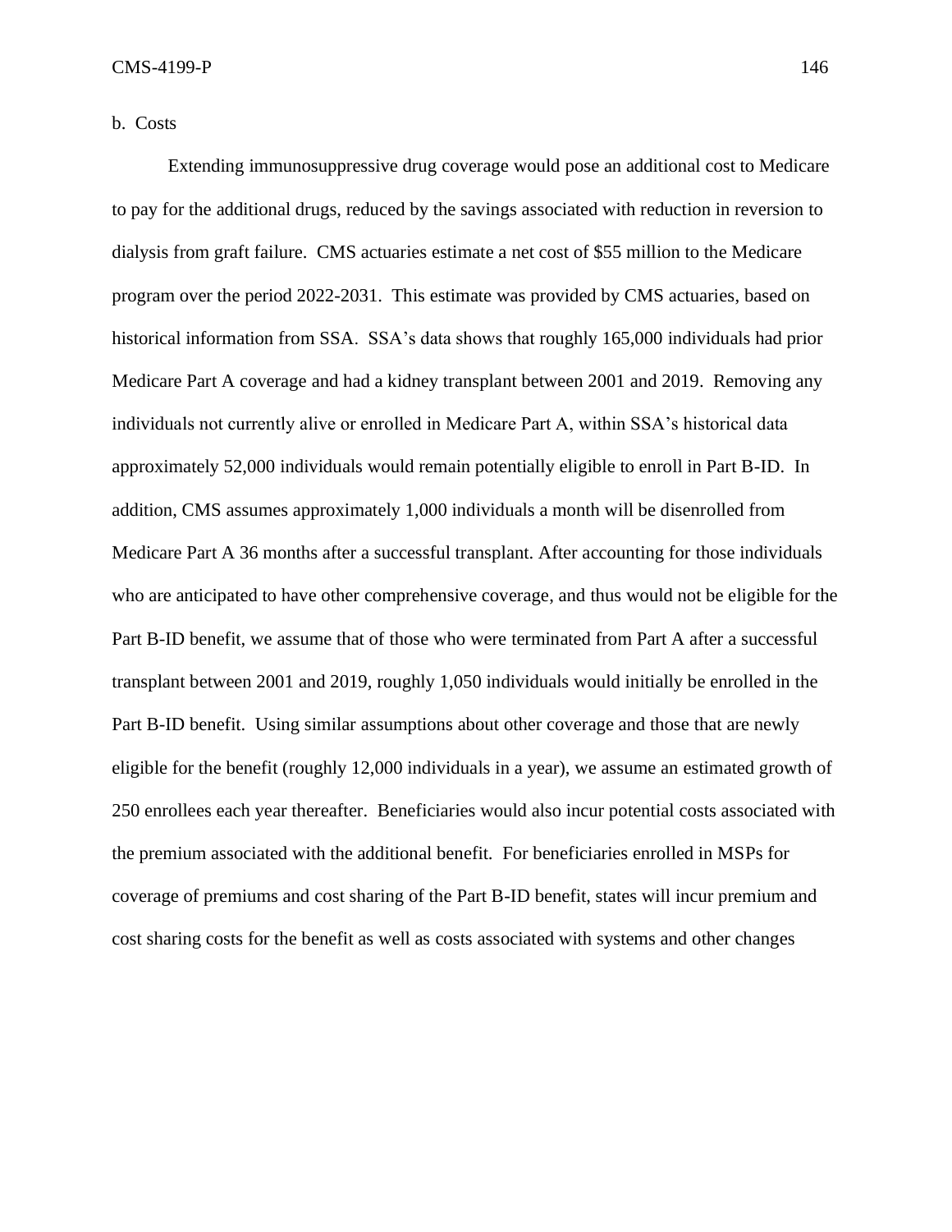b. Costs

Extending immunosuppressive drug coverage would pose an additional cost to Medicare to pay for the additional drugs, reduced by the savings associated with reduction in reversion to dialysis from graft failure. CMS actuaries estimate a net cost of $55 million to the Medicare program over the period 2022-2031. This estimate was provided by CMS actuaries, based on historical information from SSA. SSA's data shows that roughly 165,000 individuals had prior Medicare Part A coverage and had a kidney transplant between 2001 and 2019. Removing any individuals not currently alive or enrolled in Medicare Part A, within SSA's historical data approximately 52,000 individuals would remain potentially eligible to enroll in Part B-ID. In addition, CMS assumes approximately 1,000 individuals a month will be disenrolled from Medicare Part A 36 months after a successful transplant. After accounting for those individuals who are anticipated to have other comprehensive coverage, and thus would not be eligible for the Part B-ID benefit, we assume that of those who were terminated from Part A after a successful transplant between 2001 and 2019, roughly 1,050 individuals would initially be enrolled in the Part B-ID benefit. Using similar assumptions about other coverage and those that are newly eligible for the benefit (roughly 12,000 individuals in a year), we assume an estimated growth of 250 enrollees each year thereafter. Beneficiaries would also incur potential costs associated with the premium associated with the additional benefit. For beneficiaries enrolled in MSPs for coverage of premiums and cost sharing of the Part B-ID benefit, states will incur premium and cost sharing costs for the benefit as well as costs associated with systems and other changes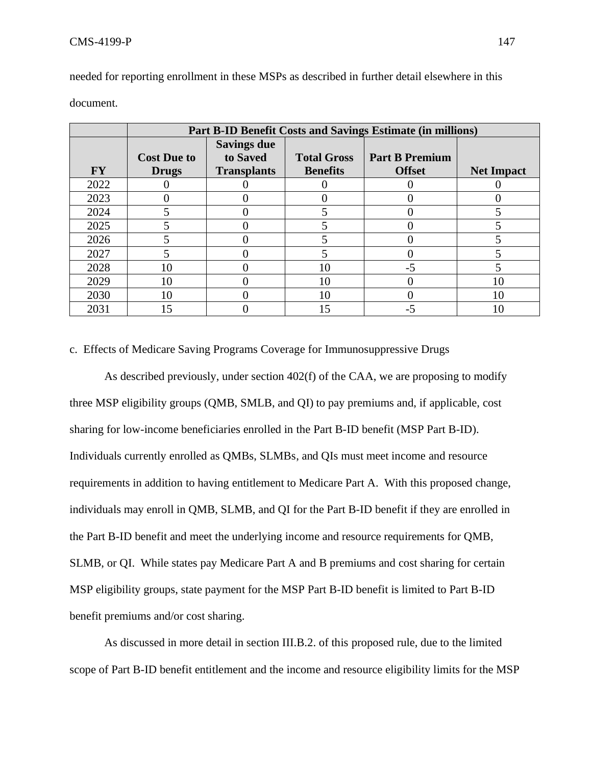needed for reporting enrollment in these MSPs as described in further detail elsewhere in this document.

| | Part B-ID Benefit Costs and Savings Estimate (in millions) | | | | |
|---|---|---|---|---|---|
| **FY** | **Cost Due to Drugs** | **Savings due to Saved Transplants** | **Total Gross Benefits** | **Part B Premium Offset** | **Net Impact** |
| 2022 | 0 | 0 | 0 | 0 | 0 |
| 2023 | 0 | 0 | 0 | 0 | 0 |
| 2024 | 5 | 0 | 5 | 0 | 5 |
| 2025 | 5 | 0 | 5 | 0 | 5 |
| 2026 | 5 | 0 | 5 | 0 | 5 |
| 2027 | 5 | 0 | 5 | 0 | 5 |
| 2028 | 10 | 0 | 10 | -5 | 5 |
| 2029 | 10 | 0 | 10 | 0 | 10 |
| 2030 | 10 | 0 | 10 | 0 | 10 |
| 2031 | 15 | 0 | 15 | -5 | 10 |

c. Effects of Medicare Saving Programs Coverage for Immunosuppressive Drugs

As described previously, under section 402(f) of the CAA, we are proposing to modify three MSP eligibility groups (QMB, SMLB, and QI) to pay premiums and, if applicable, cost sharing for low-income beneficiaries enrolled in the Part B-ID benefit (MSP Part B-ID). Individuals currently enrolled as QMBs, SLMBs, and QIs must meet income and resource requirements in addition to having entitlement to Medicare Part A. With this proposed change, individuals may enroll in QMB, SLMB, and QI for the Part B-ID benefit if they are enrolled in the Part B-ID benefit and meet the underlying income and resource requirements for QMB, SLMB, or QI. While states pay Medicare Part A and B premiums and cost sharing for certain MSP eligibility groups, state payment for the MSP Part B-ID benefit is limited to Part B-ID benefit premiums and/or cost sharing.

As discussed in more detail in section III.B.2. of this proposed rule, due to the limited scope of Part B-ID benefit entitlement and the income and resource eligibility limits for the MSP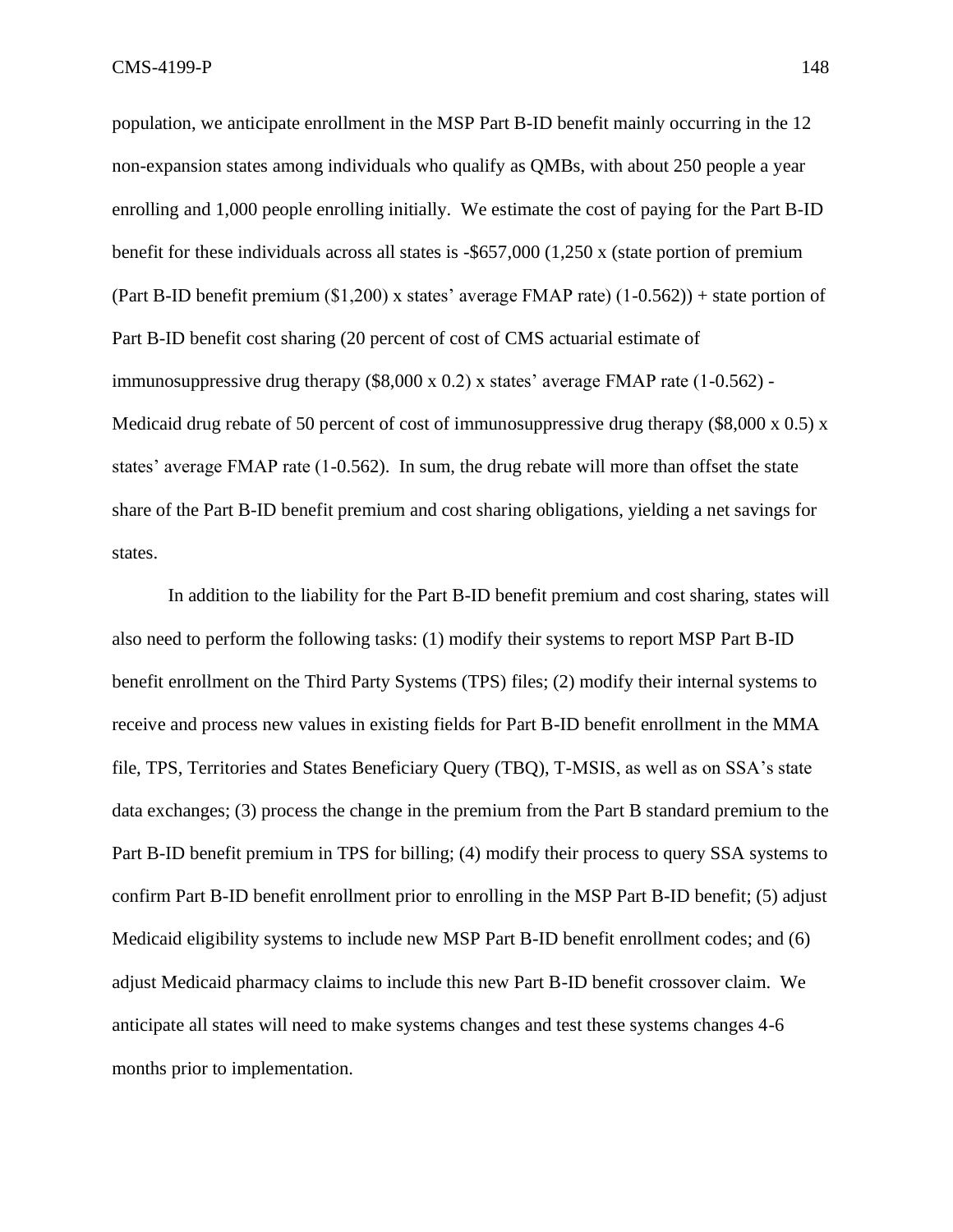population, we anticipate enrollment in the MSP Part B-ID benefit mainly occurring in the 12 non-expansion states among individuals who qualify as QMBs, with about 250 people a year enrolling and 1,000 people enrolling initially. We estimate the cost of paying for the Part B-ID benefit for these individuals across all states is -$657,000 (1,250 x (state portion of premium (Part B-ID benefit premium ($1,200) x states' average FMAP rate) (1-0.562)) + state portion of Part B-ID benefit cost sharing (20 percent of cost of CMS actuarial estimate of immunosuppressive drug therapy ($8,000 x 0.2) x states' average FMAP rate (1-0.562) - Medicaid drug rebate of 50 percent of cost of immunosuppressive drug therapy ($8,000 x 0.5) x states' average FMAP rate (1-0.562). In sum, the drug rebate will more than offset the state share of the Part B-ID benefit premium and cost sharing obligations, yielding a net savings for states.

In addition to the liability for the Part B-ID benefit premium and cost sharing, states will also need to perform the following tasks: (1) modify their systems to report MSP Part B-ID benefit enrollment on the Third Party Systems (TPS) files; (2) modify their internal systems to receive and process new values in existing fields for Part B-ID benefit enrollment in the MMA file, TPS, Territories and States Beneficiary Query (TBQ), T-MSIS, as well as on SSA's state data exchanges; (3) process the change in the premium from the Part B standard premium to the Part B-ID benefit premium in TPS for billing; (4) modify their process to query SSA systems to confirm Part B-ID benefit enrollment prior to enrolling in the MSP Part B-ID benefit; (5) adjust Medicaid eligibility systems to include new MSP Part B-ID benefit enrollment codes; and (6) adjust Medicaid pharmacy claims to include this new Part B-ID benefit crossover claim. We anticipate all states will need to make systems changes and test these systems changes 4-6 months prior to implementation.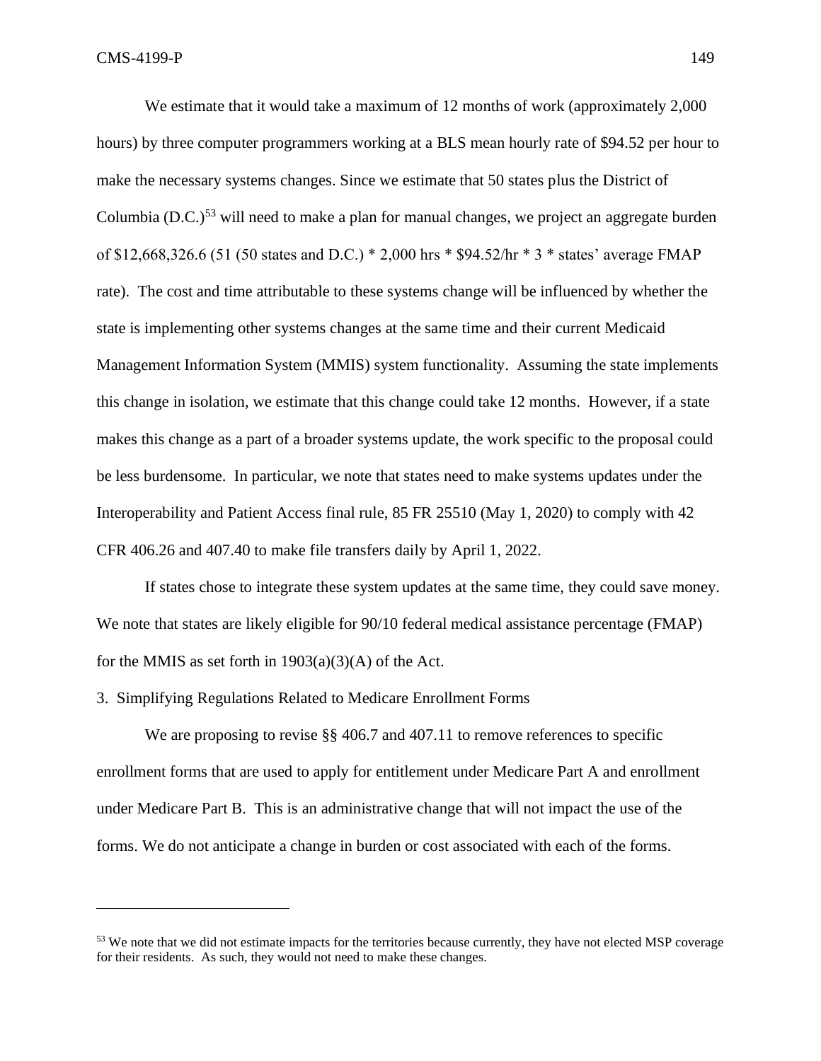We estimate that it would take a maximum of 12 months of work (approximately 2,000 hours) by three computer programmers working at a BLS mean hourly rate of $94.52 per hour to make the necessary systems changes. Since we estimate that 50 states plus the District of Columbia (D.C.)[53] will need to make a plan for manual changes, we project an aggregate burden of $12,668,326.6 (51 (50 states and D.C.) * 2,000 hrs * $94.52/hr * 3 * states' average FMAP rate). The cost and time attributable to these systems change will be influenced by whether the state is implementing other systems changes at the same time and their current Medicaid Management Information System (MMIS) system functionality. Assuming the state implements this change in isolation, we estimate that this change could take 12 months. However, if a state makes this change as a part of a broader systems update, the work specific to the proposal could be less burdensome. In particular, we note that states need to make systems updates under the Interoperability and Patient Access final rule, 85 FR 25510 (May 1, 2020) to comply with 42 CFR 406.26 and 407.40 to make file transfers daily by April 1, 2022.

If states chose to integrate these system updates at the same time, they could save money. We note that states are likely eligible for 90/10 federal medical assistance percentage (FMAP) for the MMIS as set forth in 1903(a)(3)(A) of the Act.

3. Simplifying Regulations Related to Medicare Enrollment Forms

We are proposing to revise §§ 406.7 and 407.11 to remove references to specific enrollment forms that are used to apply for entitlement under Medicare Part A and enrollment under Medicare Part B. This is an administrative change that will not impact the use of the forms. We do not anticipate a change in burden or cost associated with each of the forms.

---

[53] We note that we did not estimate impacts for the territories because currently, they have not elected MSP coverage for their residents. As such, they would not need to make these changes.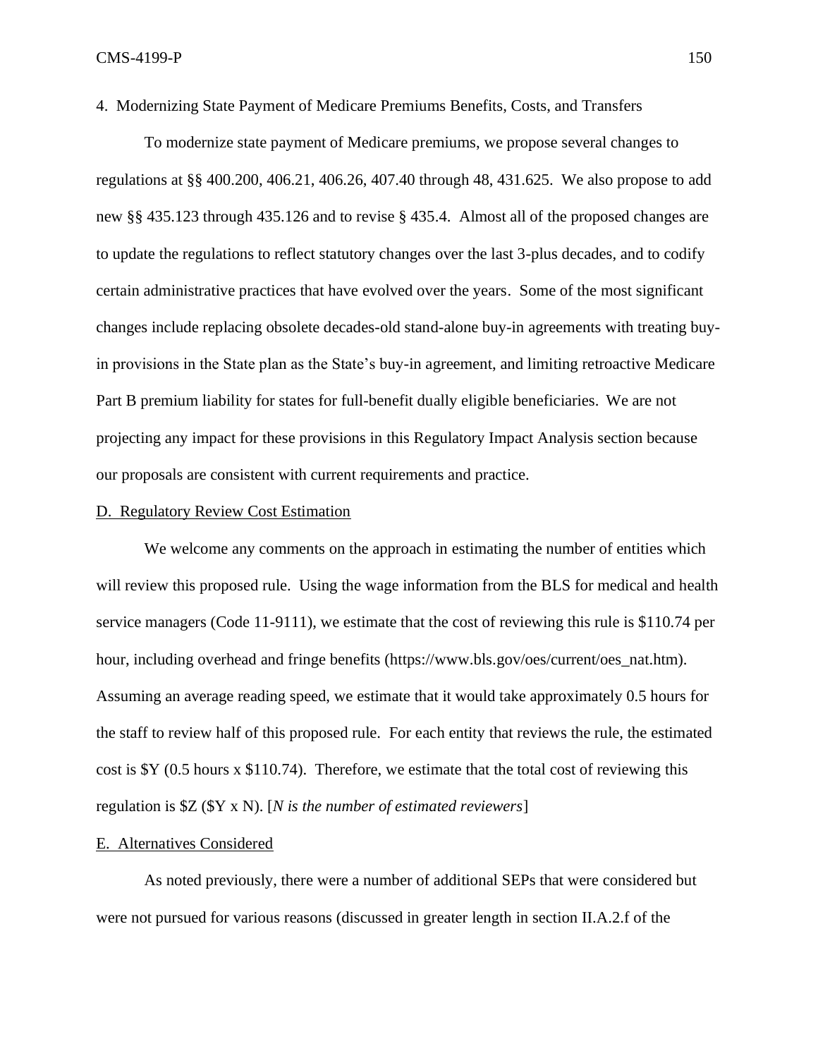4. Modernizing State Payment of Medicare Premiums Benefits, Costs, and Transfers

To modernize state payment of Medicare premiums, we propose several changes to regulations at §§ 400.200, 406.21, 406.26, 407.40 through 48, 431.625. We also propose to add new §§ 435.123 through 435.126 and to revise § 435.4. Almost all of the proposed changes are to update the regulations to reflect statutory changes over the last 3-plus decades, and to codify certain administrative practices that have evolved over the years. Some of the most significant changes include replacing obsolete decades-old stand-alone buy-in agreements with treating buy-in provisions in the State plan as the State's buy-in agreement, and limiting retroactive Medicare Part B premium liability for states for full-benefit dually eligible beneficiaries. We are not projecting any impact for these provisions in this Regulatory Impact Analysis section because our proposals are consistent with current requirements and practice.

## D. Regulatory Review Cost Estimation

We welcome any comments on the approach in estimating the number of entities which will review this proposed rule. Using the wage information from the BLS for medical and health service managers (Code 11-9111), we estimate that the cost of reviewing this rule is $110.74 per hour, including overhead and fringe benefits (https://www.bls.gov/oes/current/oes_nat.htm). Assuming an average reading speed, we estimate that it would take approximately 0.5 hours for the staff to review half of this proposed rule. For each entity that reviews the rule, the estimated cost is $Y (0.5 hours x $110.74). Therefore, we estimate that the total cost of reviewing this regulation is $Z ($Y x N). [*N is the number of estimated reviewers*]

## E. Alternatives Considered

As noted previously, there were a number of additional SEPs that were considered but were not pursued for various reasons (discussed in greater length in section II.A.2.f of the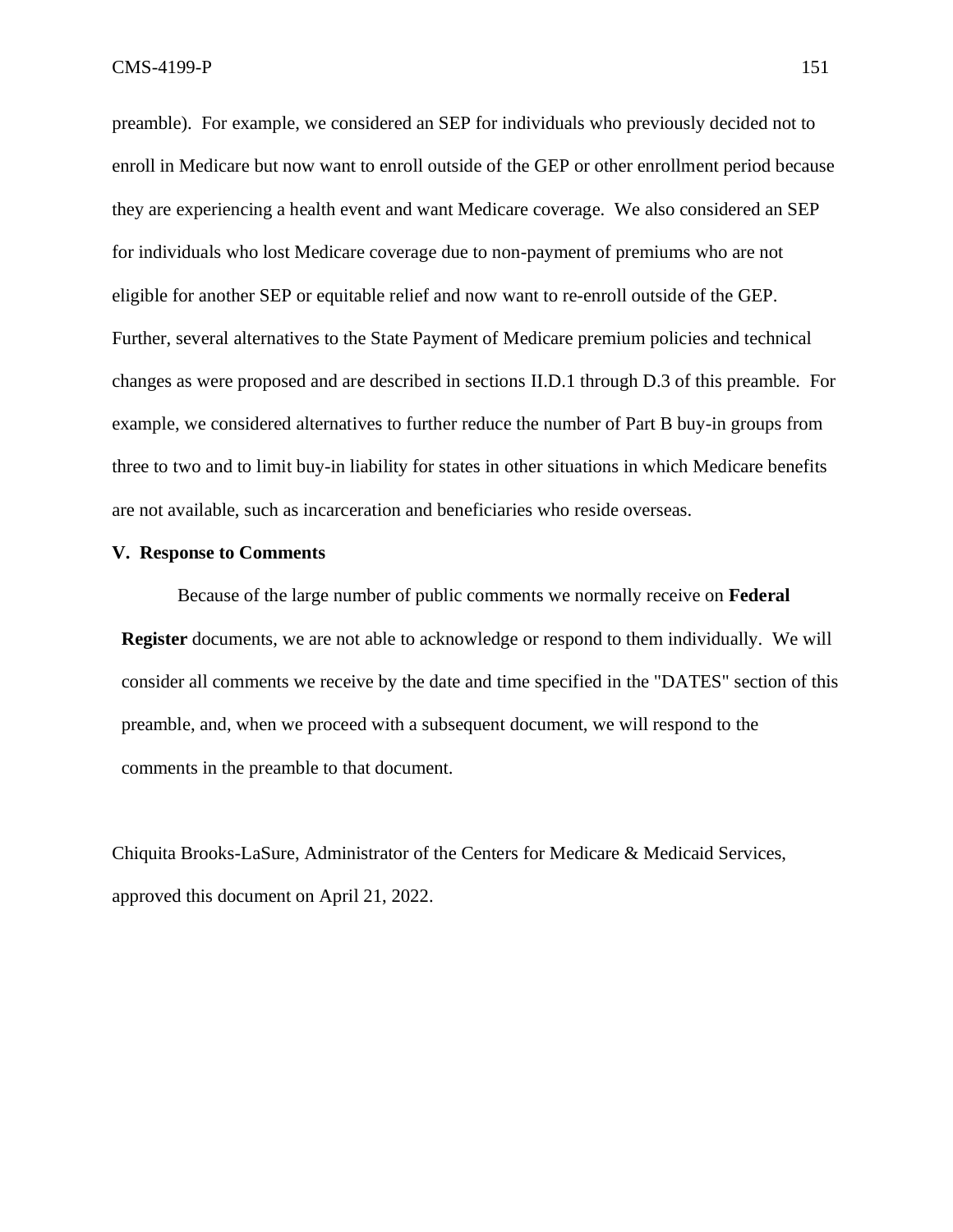preamble). For example, we considered an SEP for individuals who previously decided not to enroll in Medicare but now want to enroll outside of the GEP or other enrollment period because they are experiencing a health event and want Medicare coverage. We also considered an SEP for individuals who lost Medicare coverage due to non-payment of premiums who are not eligible for another SEP or equitable relief and now want to re-enroll outside of the GEP. Further, several alternatives to the State Payment of Medicare premium policies and technical changes as were proposed and are described in sections II.D.1 through D.3 of this preamble. For example, we considered alternatives to further reduce the number of Part B buy-in groups from three to two and to limit buy-in liability for states in other situations in which Medicare benefits are not available, such as incarceration and beneficiaries who reside overseas.

## V. Response to Comments

Because of the large number of public comments we normally receive on **Federal Register** documents, we are not able to acknowledge or respond to them individually. We will consider all comments we receive by the date and time specified in the "DATES" section of this preamble, and, when we proceed with a subsequent document, we will respond to the comments in the preamble to that document.

Chiquita Brooks-LaSure, Administrator of the Centers for Medicare & Medicaid Services, approved this document on April 21, 2022.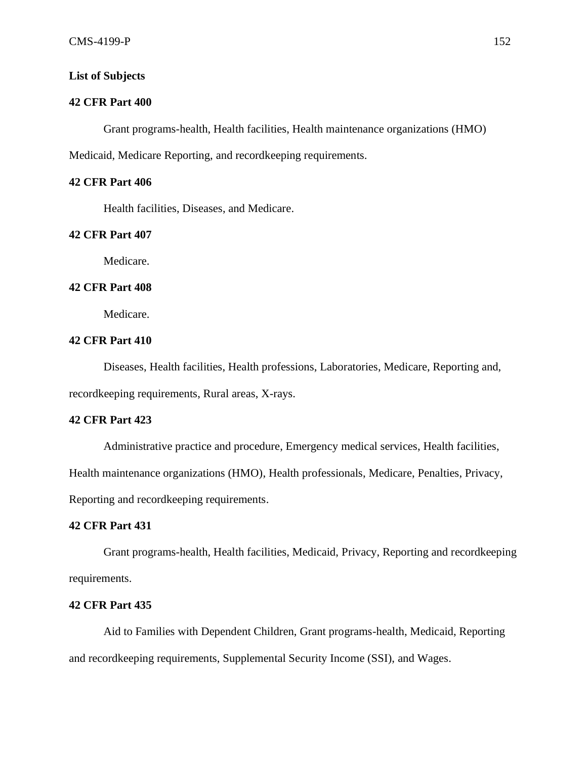**List of Subjects**

**42 CFR Part 400**

Grant programs-health, Health facilities, Health maintenance organizations (HMO) Medicaid, Medicare Reporting, and recordkeeping requirements.

**42 CFR Part 406**

Health facilities, Diseases, and Medicare.

**42 CFR Part 407**

Medicare.

**42 CFR Part 408**

Medicare.

**42 CFR Part 410**

Diseases, Health facilities, Health professions, Laboratories, Medicare, Reporting and, recordkeeping requirements, Rural areas, X-rays.

**42 CFR Part 423**

Administrative practice and procedure, Emergency medical services, Health facilities, Health maintenance organizations (HMO), Health professionals, Medicare, Penalties, Privacy, Reporting and recordkeeping requirements.

**42 CFR Part 431**

Grant programs-health, Health facilities, Medicaid, Privacy, Reporting and recordkeeping requirements.

**42 CFR Part 435**

Aid to Families with Dependent Children, Grant programs-health, Medicaid, Reporting and recordkeeping requirements, Supplemental Security Income (SSI), and Wages.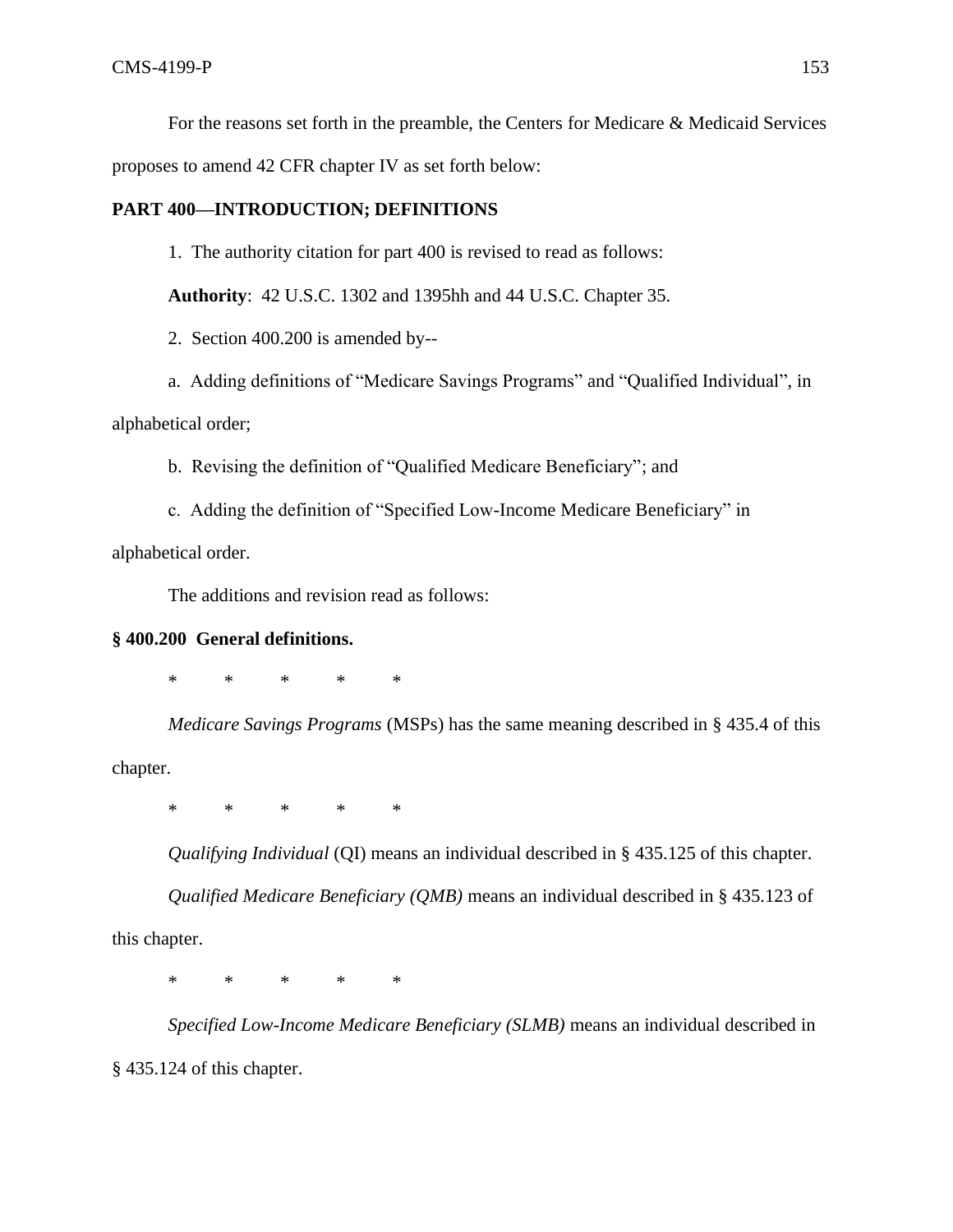For the reasons set forth in the preamble, the Centers for Medicare & Medicaid Services proposes to amend 42 CFR chapter IV as set forth below:

**PART 400—INTRODUCTION; DEFINITIONS**

1. The authority citation for part 400 is revised to read as follows:

**Authority**: 42 U.S.C. 1302 and 1395hh and 44 U.S.C. Chapter 35.

2. Section 400.200 is amended by--

a. Adding definitions of "Medicare Savings Programs" and "Qualified Individual", in alphabetical order;

b. Revising the definition of "Qualified Medicare Beneficiary"; and

c. Adding the definition of "Specified Low-Income Medicare Beneficiary" in alphabetical order.

The additions and revision read as follows:

**§ 400.200 General definitions.**

\* \* \* \* \*

*Medicare Savings Programs* (MSPs) has the same meaning described in § 435.4 of this chapter.

\* \* \* \* \*

*Qualifying Individual* (QI) means an individual described in § 435.125 of this chapter.

*Qualified Medicare Beneficiary (QMB)* means an individual described in § 435.123 of this chapter.

\* \* \* \* \*

*Specified Low-Income Medicare Beneficiary (SLMB)* means an individual described in § 435.124 of this chapter.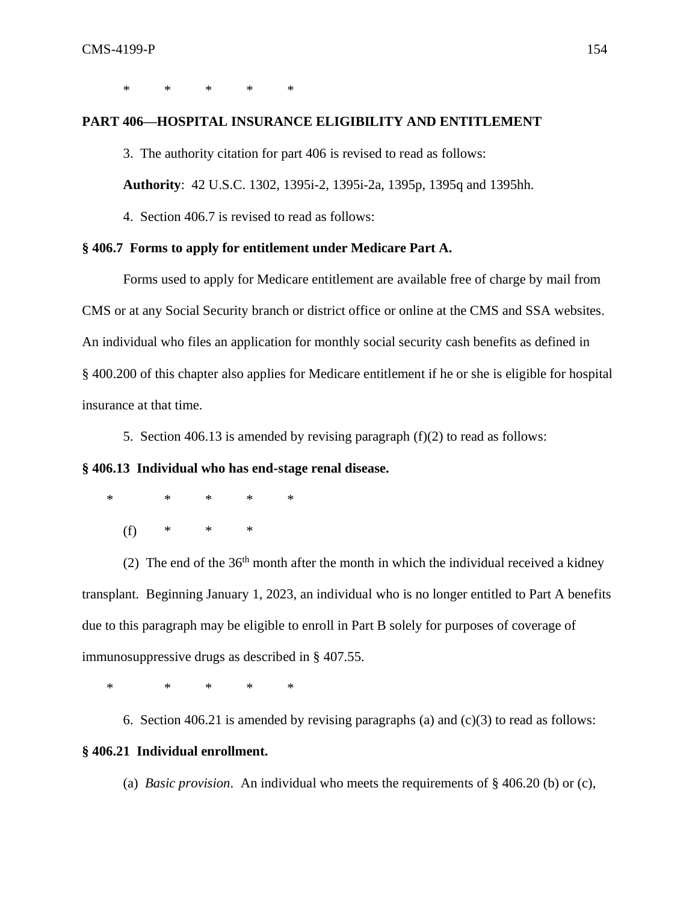\* \* \* \* \*

**PART 406—HOSPITAL INSURANCE ELIGIBILITY AND ENTITLEMENT**

3. The authority citation for part 406 is revised to read as follows:

**Authority**: 42 U.S.C. 1302, 1395i-2, 1395i-2a, 1395p, 1395q and 1395hh.

4. Section 406.7 is revised to read as follows:

**§ 406.7 Forms to apply for entitlement under Medicare Part A.**

Forms used to apply for Medicare entitlement are available free of charge by mail from CMS or at any Social Security branch or district office or online at the CMS and SSA websites. An individual who files an application for monthly social security cash benefits as defined in § 400.200 of this chapter also applies for Medicare entitlement if he or she is eligible for hospital insurance at that time.

5. Section 406.13 is amended by revising paragraph (f)(2) to read as follows:

**§ 406.13 Individual who has end-stage renal disease.**

\* \* \* \* \*

(f) \* \* \*

(2) The end of the 36th month after the month in which the individual received a kidney transplant. Beginning January 1, 2023, an individual who is no longer entitled to Part A benefits due to this paragraph may be eligible to enroll in Part B solely for purposes of coverage of immunosuppressive drugs as described in § 407.55.

\* \* \* \* \*

6. Section 406.21 is amended by revising paragraphs (a) and (c)(3) to read as follows:

**§ 406.21 Individual enrollment.**

(a) *Basic provision*. An individual who meets the requirements of § 406.20 (b) or (c),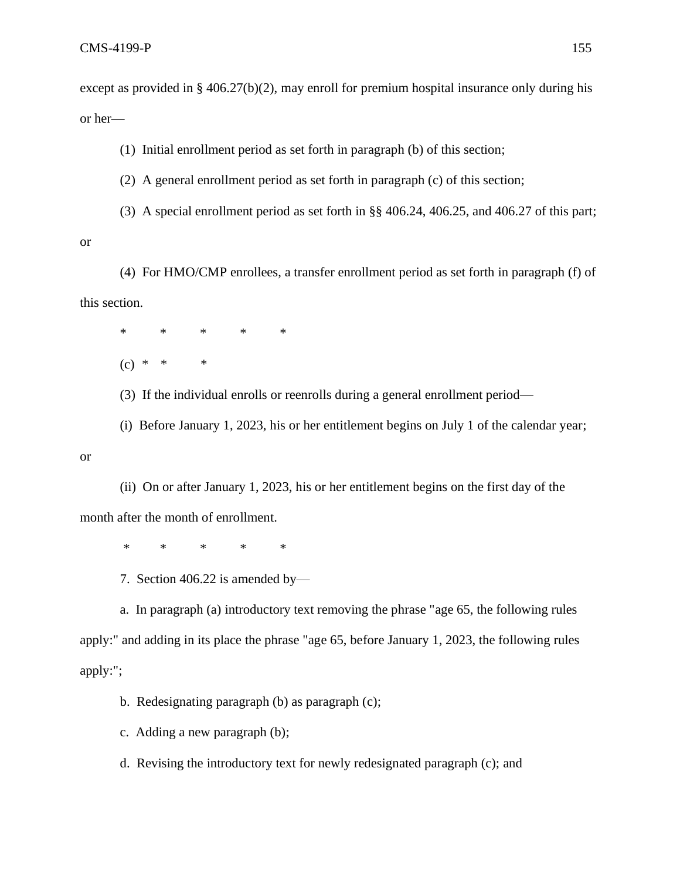except as provided in § 406.27(b)(2), may enroll for premium hospital insurance only during his or her—

(1) Initial enrollment period as set forth in paragraph (b) of this section;

(2) A general enrollment period as set forth in paragraph (c) of this section;

(3) A special enrollment period as set forth in §§ 406.24, 406.25, and 406.27 of this part; or

(4) For HMO/CMP enrollees, a transfer enrollment period as set forth in paragraph (f) of this section.

\* \* \* \* \*

(c) \* \* \*

(3) If the individual enrolls or reenrolls during a general enrollment period—

(i) Before January 1, 2023, his or her entitlement begins on July 1 of the calendar year; or

(ii) On or after January 1, 2023, his or her entitlement begins on the first day of the month after the month of enrollment.

\* \* \* \* \*

7. Section 406.22 is amended by—

a. In paragraph (a) introductory text removing the phrase "age 65, the following rules apply:" and adding in its place the phrase "age 65, before January 1, 2023, the following rules apply:";

b. Redesignating paragraph (b) as paragraph (c);

c. Adding a new paragraph (b);

d. Revising the introductory text for newly redesignated paragraph (c); and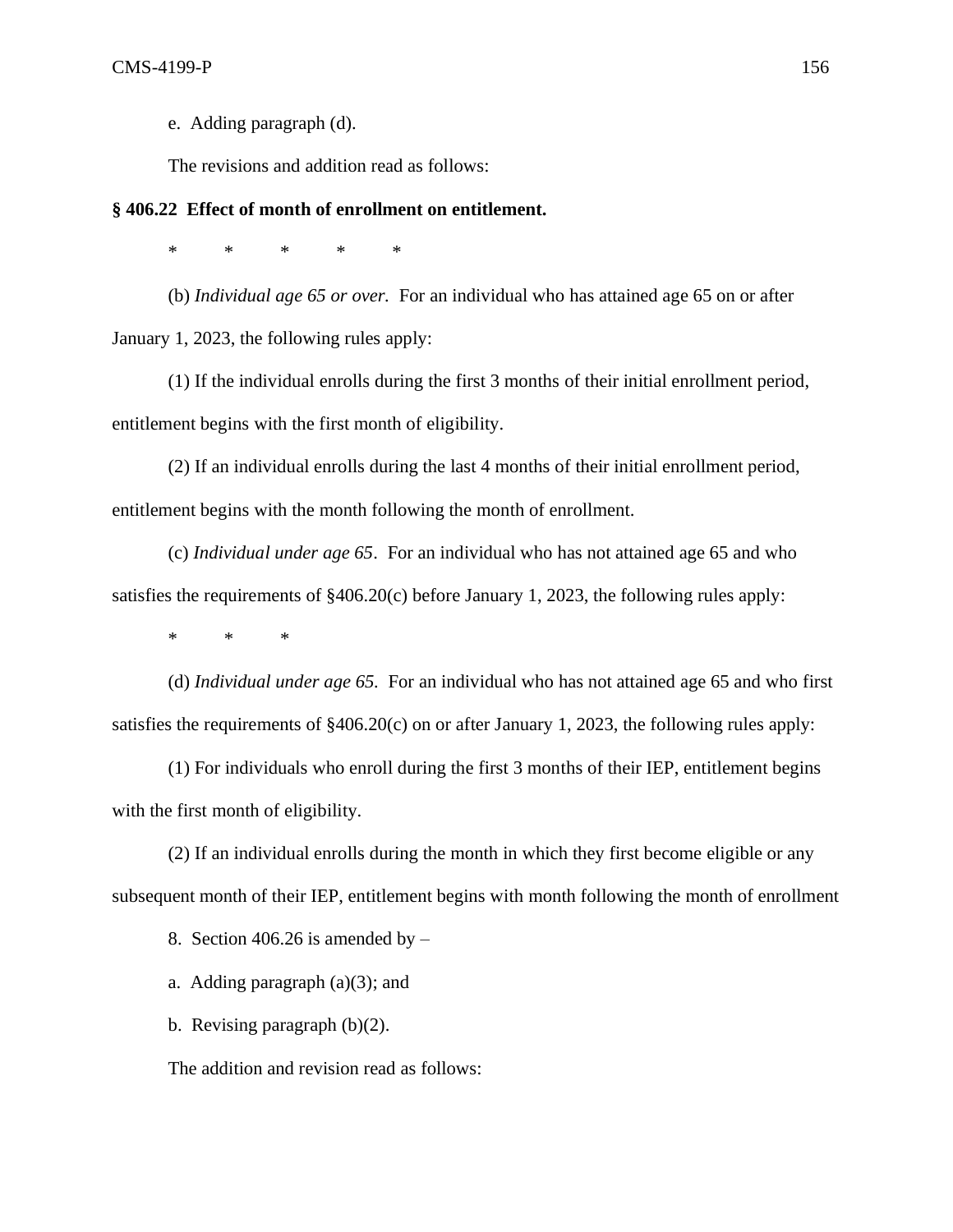e. Adding paragraph (d).

The revisions and addition read as follows:

**§ 406.22 Effect of month of enrollment on entitlement.**

\* \* \* \* \*

(b) *Individual age 65 or over.* For an individual who has attained age 65 on or after January 1, 2023, the following rules apply:

(1) If the individual enrolls during the first 3 months of their initial enrollment period, entitlement begins with the first month of eligibility.

(2) If an individual enrolls during the last 4 months of their initial enrollment period, entitlement begins with the month following the month of enrollment.

(c) *Individual under age 65*. For an individual who has not attained age 65 and who satisfies the requirements of §406.20(c) before January 1, 2023, the following rules apply:

\* \* \*

(d) *Individual under age 65.* For an individual who has not attained age 65 and who first satisfies the requirements of §406.20(c) on or after January 1, 2023, the following rules apply:

(1) For individuals who enroll during the first 3 months of their IEP, entitlement begins with the first month of eligibility.

(2) If an individual enrolls during the month in which they first become eligible or any subsequent month of their IEP, entitlement begins with month following the month of enrollment

8. Section 406.26 is amended by –

a. Adding paragraph (a)(3); and

b. Revising paragraph (b)(2).

The addition and revision read as follows: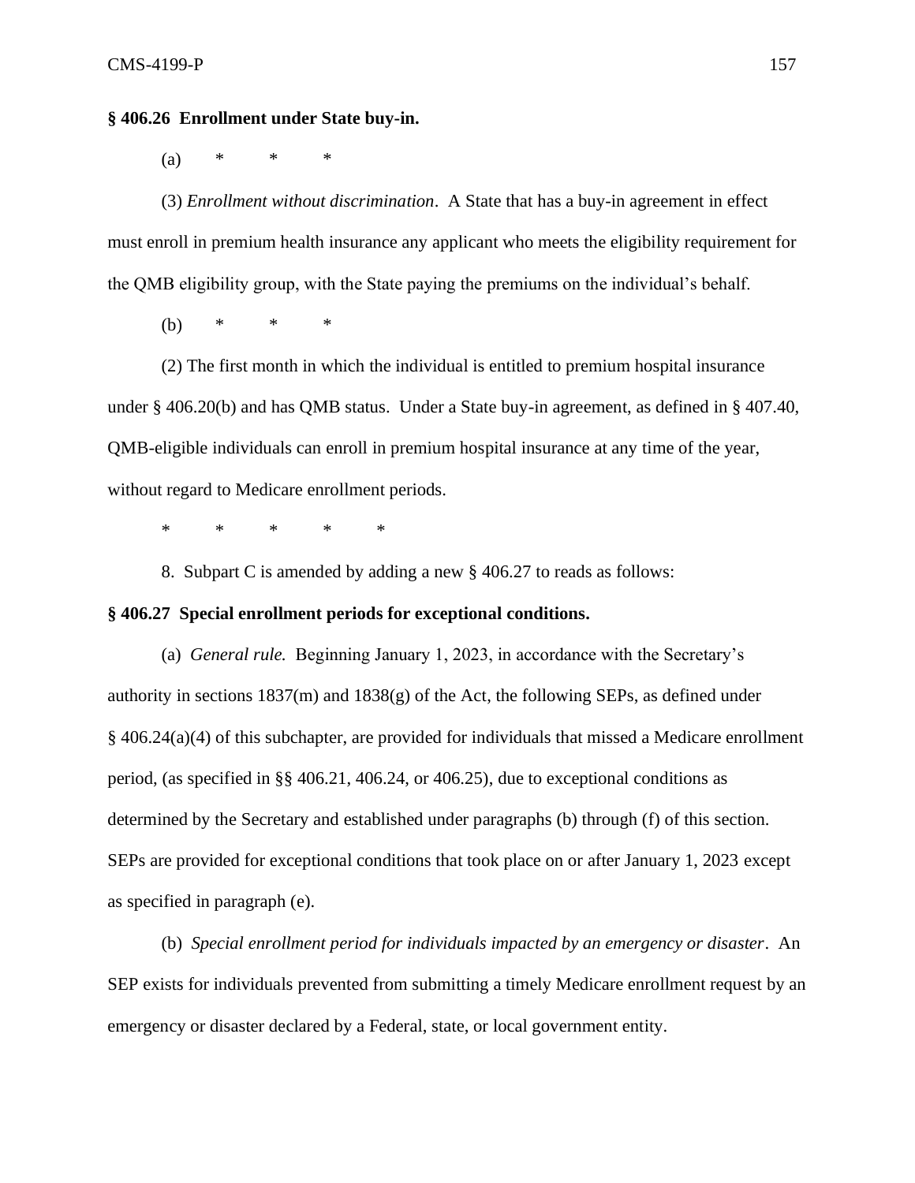**§ 406.26 Enrollment under State buy-in.**

(a) * * *

(3) *Enrollment without discrimination*. A State that has a buy-in agreement in effect must enroll in premium health insurance any applicant who meets the eligibility requirement for the QMB eligibility group, with the State paying the premiums on the individual's behalf.

(b) * * *

(2) The first month in which the individual is entitled to premium hospital insurance under § 406.20(b) and has QMB status. Under a State buy-in agreement, as defined in § 407.40, QMB-eligible individuals can enroll in premium hospital insurance at any time of the year, without regard to Medicare enrollment periods.

* * * * *

8. Subpart C is amended by adding a new § 406.27 to reads as follows:

**§ 406.27 Special enrollment periods for exceptional conditions.**

(a) *General rule.* Beginning January 1, 2023, in accordance with the Secretary's authority in sections 1837(m) and 1838(g) of the Act, the following SEPs, as defined under § 406.24(a)(4) of this subchapter, are provided for individuals that missed a Medicare enrollment period, (as specified in §§ 406.21, 406.24, or 406.25), due to exceptional conditions as determined by the Secretary and established under paragraphs (b) through (f) of this section. SEPs are provided for exceptional conditions that took place on or after January 1, 2023 except as specified in paragraph (e).

(b) *Special enrollment period for individuals impacted by an emergency or disaster*. An SEP exists for individuals prevented from submitting a timely Medicare enrollment request by an emergency or disaster declared by a Federal, state, or local government entity.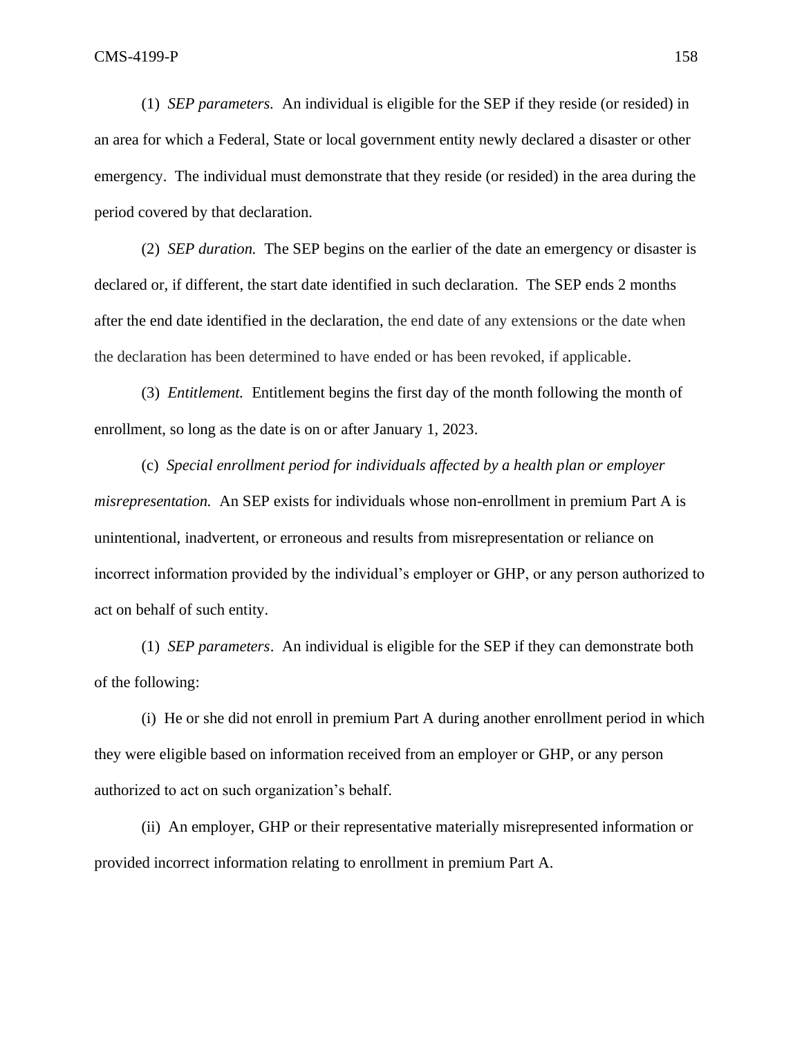(1) *SEP parameters.* An individual is eligible for the SEP if they reside (or resided) in an area for which a Federal, State or local government entity newly declared a disaster or other emergency. The individual must demonstrate that they reside (or resided) in the area during the period covered by that declaration.

(2) *SEP duration.* The SEP begins on the earlier of the date an emergency or disaster is declared or, if different, the start date identified in such declaration. The SEP ends 2 months after the end date identified in the declaration, the end date of any extensions or the date when the declaration has been determined to have ended or has been revoked, if applicable.

(3) *Entitlement.* Entitlement begins the first day of the month following the month of enrollment, so long as the date is on or after January 1, 2023.

(c) *Special enrollment period for individuals affected by a health plan or employer misrepresentation.* An SEP exists for individuals whose non-enrollment in premium Part A is unintentional, inadvertent, or erroneous and results from misrepresentation or reliance on incorrect information provided by the individual's employer or GHP, or any person authorized to act on behalf of such entity.

(1) *SEP parameters*. An individual is eligible for the SEP if they can demonstrate both of the following:

(i) He or she did not enroll in premium Part A during another enrollment period in which they were eligible based on information received from an employer or GHP, or any person authorized to act on such organization's behalf.

(ii) An employer, GHP or their representative materially misrepresented information or provided incorrect information relating to enrollment in premium Part A.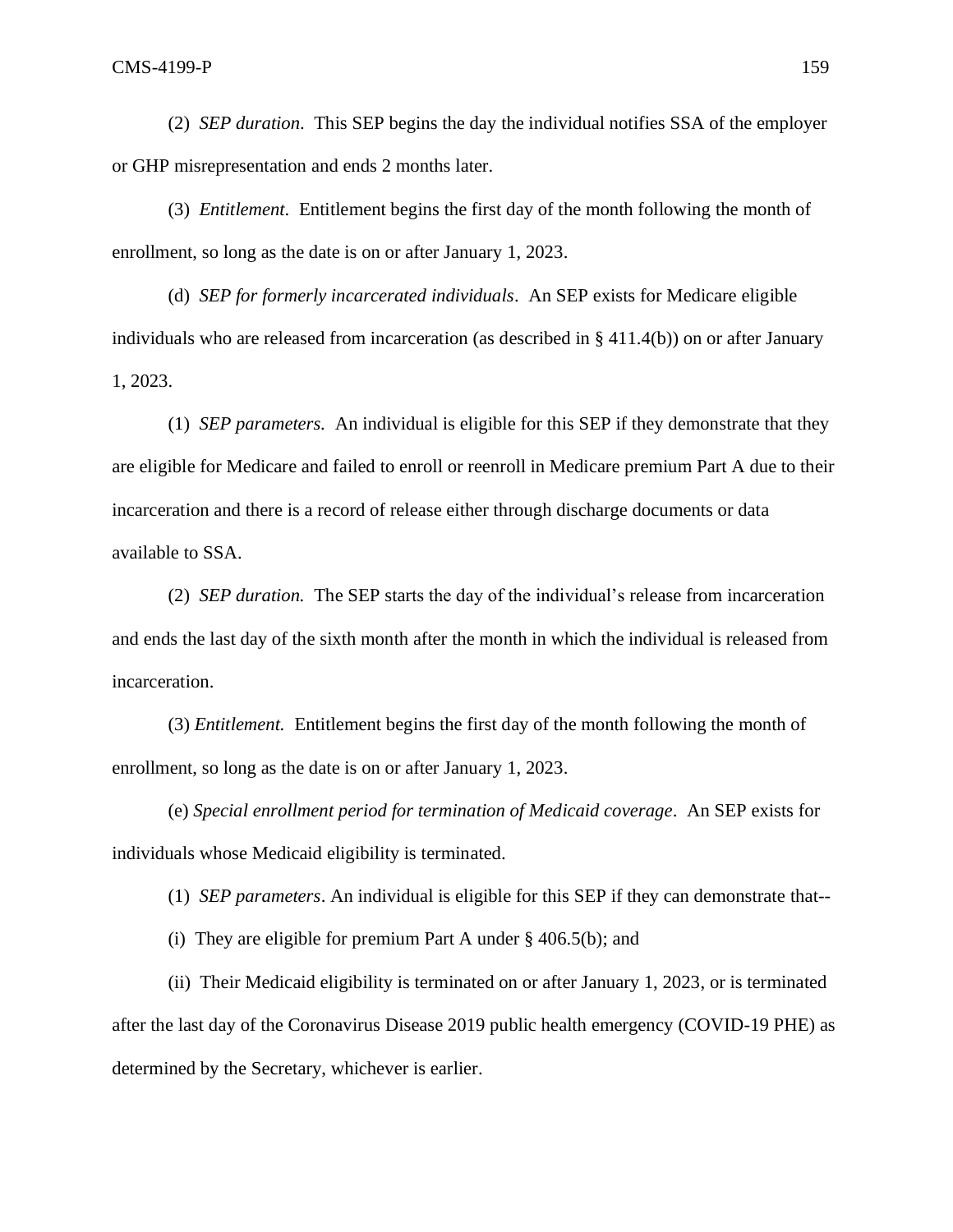(2) *SEP duration*. This SEP begins the day the individual notifies SSA of the employer or GHP misrepresentation and ends 2 months later.

(3) *Entitlement*. Entitlement begins the first day of the month following the month of enrollment, so long as the date is on or after January 1, 2023.

(d) *SEP for formerly incarcerated individuals*. An SEP exists for Medicare eligible individuals who are released from incarceration (as described in § 411.4(b)) on or after January 1, 2023.

(1) *SEP parameters.* An individual is eligible for this SEP if they demonstrate that they are eligible for Medicare and failed to enroll or reenroll in Medicare premium Part A due to their incarceration and there is a record of release either through discharge documents or data available to SSA.

(2) *SEP duration.* The SEP starts the day of the individual's release from incarceration and ends the last day of the sixth month after the month in which the individual is released from incarceration.

(3) *Entitlement.* Entitlement begins the first day of the month following the month of enrollment, so long as the date is on or after January 1, 2023.

(e) *Special enrollment period for termination of Medicaid coverage*. An SEP exists for individuals whose Medicaid eligibility is terminated.

(1) *SEP parameters*. An individual is eligible for this SEP if they can demonstrate that--

(i) They are eligible for premium Part A under § 406.5(b); and

(ii) Their Medicaid eligibility is terminated on or after January 1, 2023, or is terminated after the last day of the Coronavirus Disease 2019 public health emergency (COVID-19 PHE) as determined by the Secretary, whichever is earlier.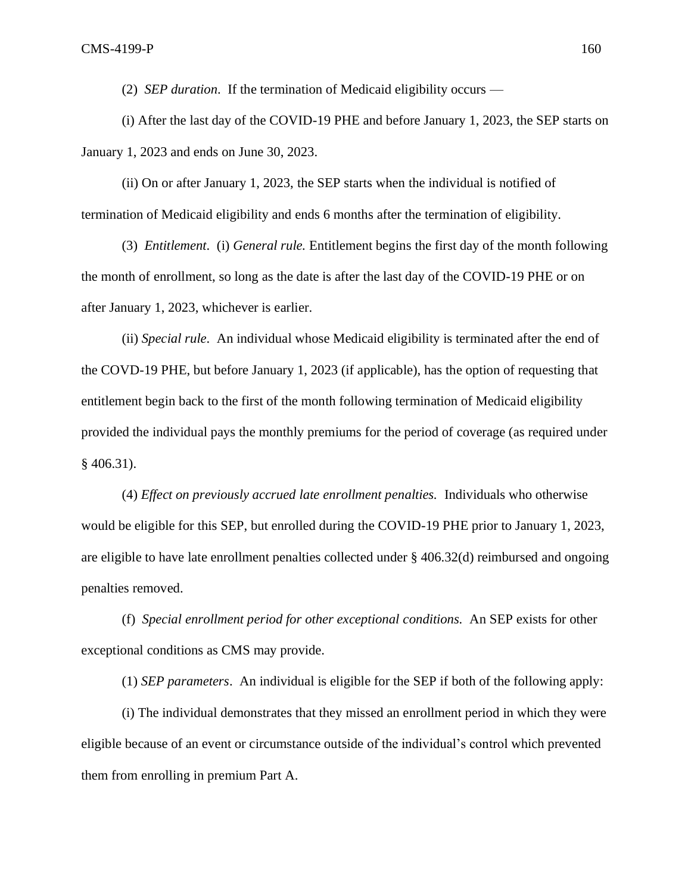(2) *SEP duration*. If the termination of Medicaid eligibility occurs —

(i) After the last day of the COVID-19 PHE and before January 1, 2023, the SEP starts on January 1, 2023 and ends on June 30, 2023.

(ii) On or after January 1, 2023, the SEP starts when the individual is notified of termination of Medicaid eligibility and ends 6 months after the termination of eligibility.

(3) *Entitlement*. (i) *General rule.* Entitlement begins the first day of the month following the month of enrollment, so long as the date is after the last day of the COVID-19 PHE or on after January 1, 2023, whichever is earlier.

(ii) *Special rule*. An individual whose Medicaid eligibility is terminated after the end of the COVD-19 PHE, but before January 1, 2023 (if applicable), has the option of requesting that entitlement begin back to the first of the month following termination of Medicaid eligibility provided the individual pays the monthly premiums for the period of coverage (as required under § 406.31).

(4) *Effect on previously accrued late enrollment penalties.* Individuals who otherwise would be eligible for this SEP, but enrolled during the COVID-19 PHE prior to January 1, 2023, are eligible to have late enrollment penalties collected under § 406.32(d) reimbursed and ongoing penalties removed.

(f) *Special enrollment period for other exceptional conditions.* An SEP exists for other exceptional conditions as CMS may provide.

(1) *SEP parameters*. An individual is eligible for the SEP if both of the following apply:

(i) The individual demonstrates that they missed an enrollment period in which they were eligible because of an event or circumstance outside of the individual's control which prevented them from enrolling in premium Part A.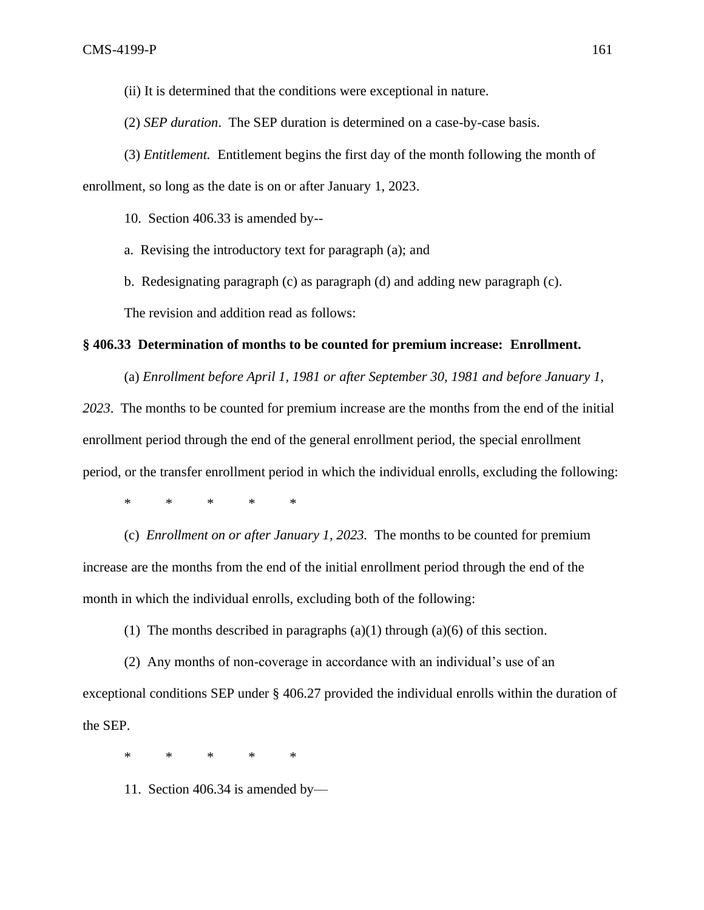(ii) It is determined that the conditions were exceptional in nature.

(2) *SEP duration*. The SEP duration is determined on a case-by-case basis.

(3) *Entitlement.* Entitlement begins the first day of the month following the month of enrollment, so long as the date is on or after January 1, 2023.

10. Section 406.33 is amended by--

a. Revising the introductory text for paragraph (a); and

b. Redesignating paragraph (c) as paragraph (d) and adding new paragraph (c).

The revision and addition read as follows:

**§ 406.33 Determination of months to be counted for premium increase: Enrollment.**

(a) *Enrollment before April 1, 1981 or after September 30, 1981 and before January 1, 2023*. The months to be counted for premium increase are the months from the end of the initial enrollment period through the end of the general enrollment period, the special enrollment period, or the transfer enrollment period in which the individual enrolls, excluding the following:

\* \* \* \* \*

(c) *Enrollment on or after January 1, 2023.* The months to be counted for premium increase are the months from the end of the initial enrollment period through the end of the month in which the individual enrolls, excluding both of the following:

(1) The months described in paragraphs (a)(1) through (a)(6) of this section.

(2) Any months of non-coverage in accordance with an individual's use of an exceptional conditions SEP under § 406.27 provided the individual enrolls within the duration of the SEP.

\* \* \* \* \*

11. Section 406.34 is amended by—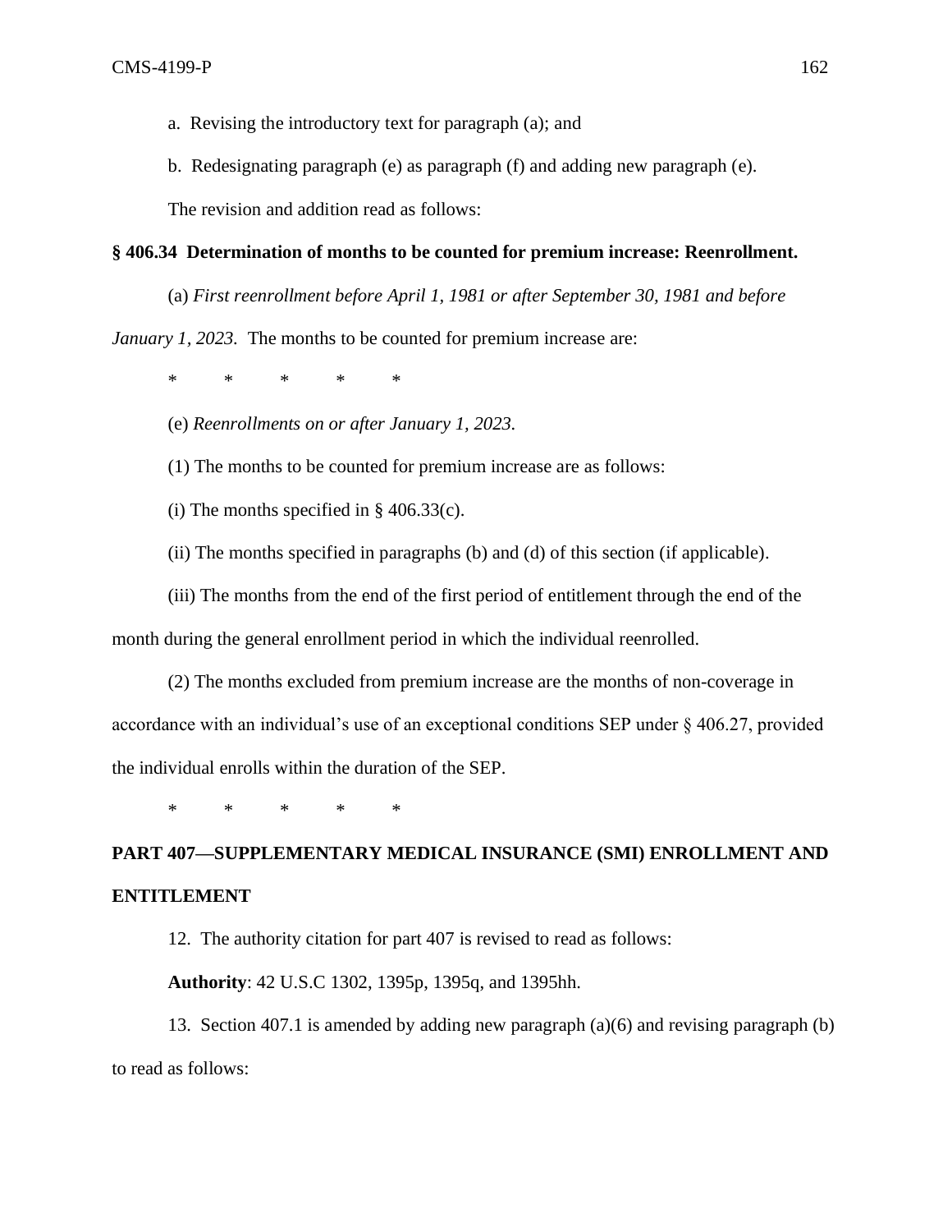a. Revising the introductory text for paragraph (a); and

b. Redesignating paragraph (e) as paragraph (f) and adding new paragraph (e).

The revision and addition read as follows:

**§ 406.34 Determination of months to be counted for premium increase: Reenrollment.**

(a) *First reenrollment before April 1, 1981 or after September 30, 1981 and before January 1, 2023.* The months to be counted for premium increase are:

\* \* \* \* \*

(e) *Reenrollments on or after January 1, 2023.*

(1) The months to be counted for premium increase are as follows:

(i) The months specified in § 406.33(c).

(ii) The months specified in paragraphs (b) and (d) of this section (if applicable).

(iii) The months from the end of the first period of entitlement through the end of the month during the general enrollment period in which the individual reenrolled.

(2) The months excluded from premium increase are the months of non-coverage in accordance with an individual's use of an exceptional conditions SEP under § 406.27, provided the individual enrolls within the duration of the SEP.

\* \* \* \* \*

**PART 407—SUPPLEMENTARY MEDICAL INSURANCE (SMI) ENROLLMENT AND ENTITLEMENT**

12. The authority citation for part 407 is revised to read as follows:

**Authority**: 42 U.S.C 1302, 1395p, 1395q, and 1395hh.

13. Section 407.1 is amended by adding new paragraph (a)(6) and revising paragraph (b) to read as follows: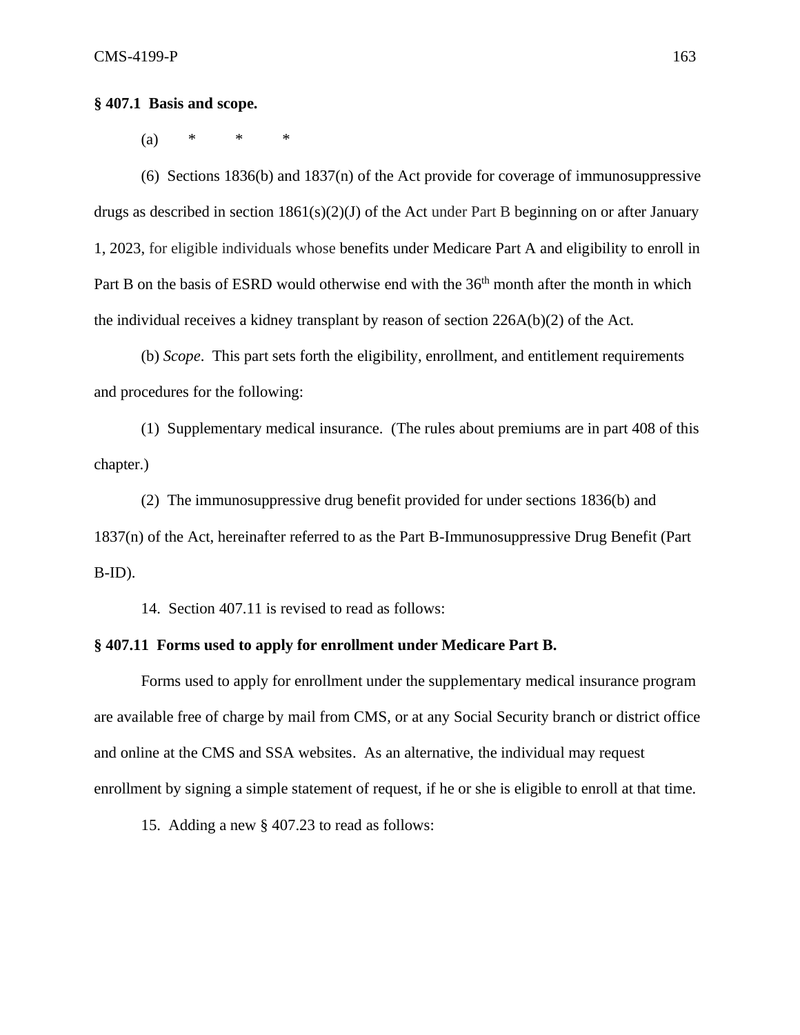**§ 407.1 Basis and scope.**

(a) * * *

(6) Sections 1836(b) and 1837(n) of the Act provide for coverage of immunosuppressive drugs as described in section 1861(s)(2)(J) of the Act under Part B beginning on or after January 1, 2023, for eligible individuals whose benefits under Medicare Part A and eligibility to enroll in Part B on the basis of ESRD would otherwise end with the 36th month after the month in which the individual receives a kidney transplant by reason of section 226A(b)(2) of the Act.

(b) *Scope*. This part sets forth the eligibility, enrollment, and entitlement requirements and procedures for the following:

(1) Supplementary medical insurance. (The rules about premiums are in part 408 of this chapter.)

(2) The immunosuppressive drug benefit provided for under sections 1836(b) and 1837(n) of the Act, hereinafter referred to as the Part B-Immunosuppressive Drug Benefit (Part B-ID).

14. Section 407.11 is revised to read as follows:

**§ 407.11 Forms used to apply for enrollment under Medicare Part B.**

Forms used to apply for enrollment under the supplementary medical insurance program are available free of charge by mail from CMS, or at any Social Security branch or district office and online at the CMS and SSA websites. As an alternative, the individual may request enrollment by signing a simple statement of request, if he or she is eligible to enroll at that time.

15. Adding a new § 407.23 to read as follows: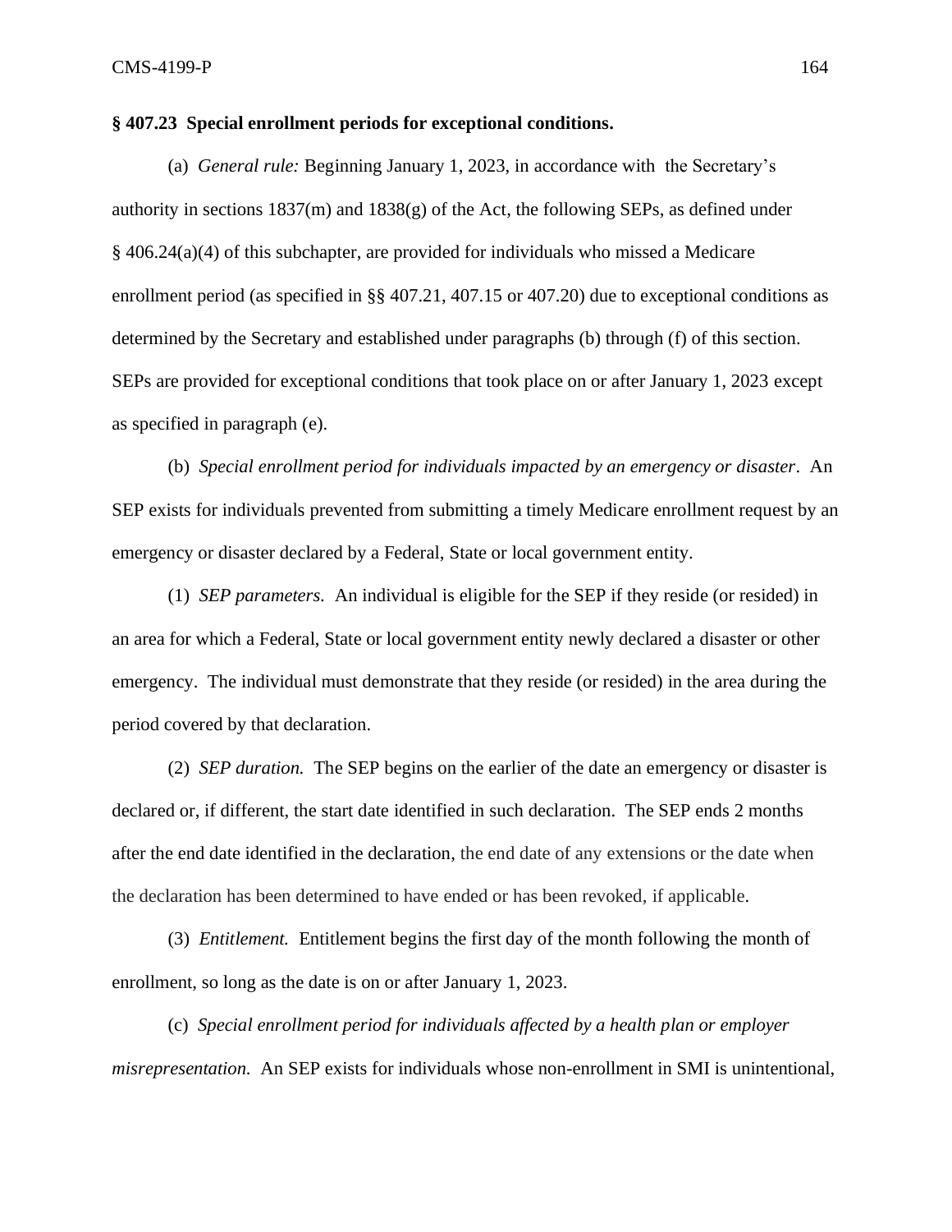**§ 407.23 Special enrollment periods for exceptional conditions.**

(a) *General rule:* Beginning January 1, 2023, in accordance with the Secretary's authority in sections 1837(m) and 1838(g) of the Act, the following SEPs, as defined under § 406.24(a)(4) of this subchapter, are provided for individuals who missed a Medicare enrollment period (as specified in §§ 407.21, 407.15 or 407.20) due to exceptional conditions as determined by the Secretary and established under paragraphs (b) through (f) of this section. SEPs are provided for exceptional conditions that took place on or after January 1, 2023 except as specified in paragraph (e).

(b) *Special enrollment period for individuals impacted by an emergency or disaster*. An SEP exists for individuals prevented from submitting a timely Medicare enrollment request by an emergency or disaster declared by a Federal, State or local government entity.

(1) *SEP parameters.* An individual is eligible for the SEP if they reside (or resided) in an area for which a Federal, State or local government entity newly declared a disaster or other emergency. The individual must demonstrate that they reside (or resided) in the area during the period covered by that declaration.

(2) *SEP duration.* The SEP begins on the earlier of the date an emergency or disaster is declared or, if different, the start date identified in such declaration. The SEP ends 2 months after the end date identified in the declaration, the end date of any extensions or the date when the declaration has been determined to have ended or has been revoked, if applicable.

(3) *Entitlement.* Entitlement begins the first day of the month following the month of enrollment, so long as the date is on or after January 1, 2023.

(c) *Special enrollment period for individuals affected by a health plan or employer misrepresentation.* An SEP exists for individuals whose non-enrollment in SMI is unintentional,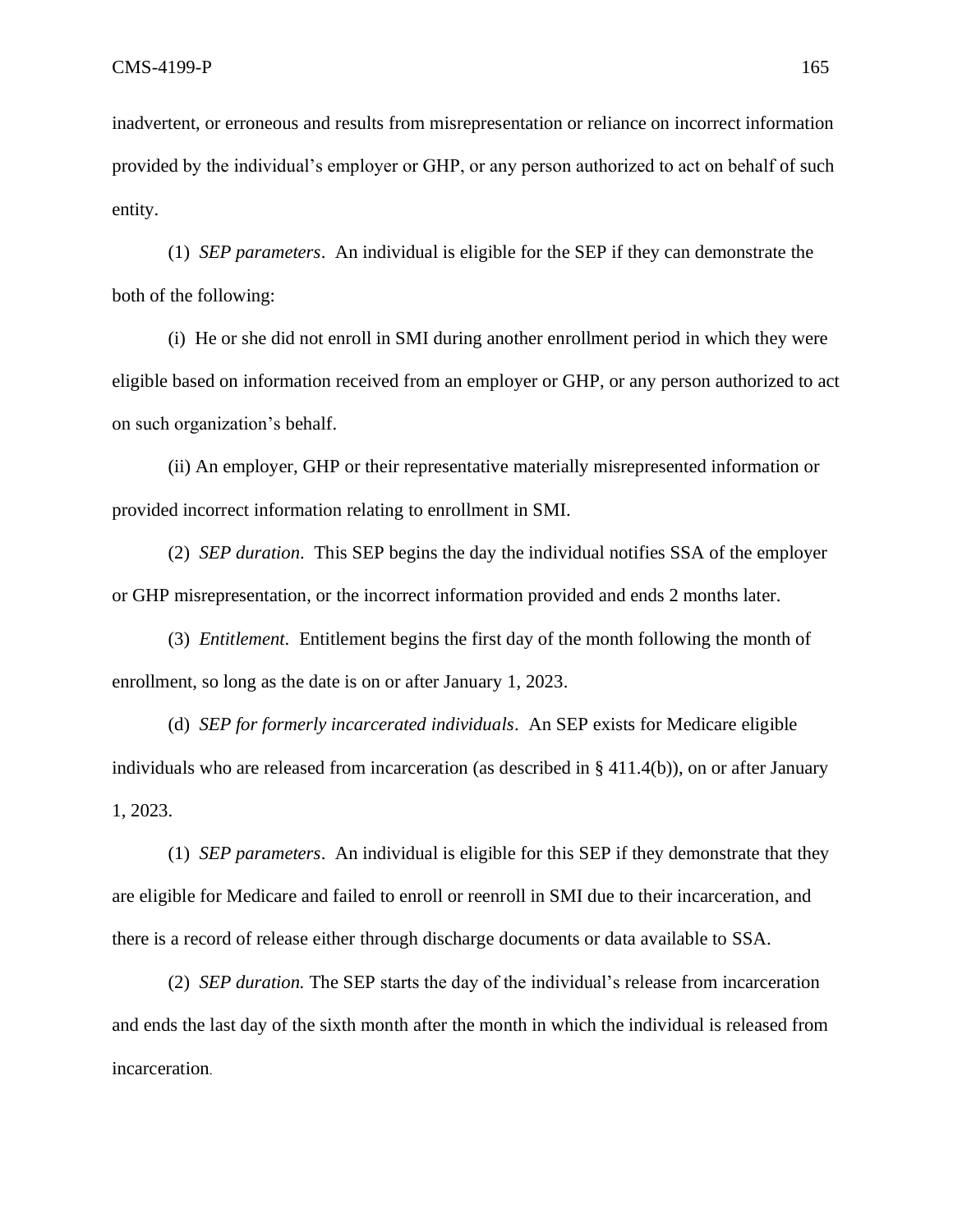inadvertent, or erroneous and results from misrepresentation or reliance on incorrect information provided by the individual's employer or GHP, or any person authorized to act on behalf of such entity.

(1) *SEP parameters*. An individual is eligible for the SEP if they can demonstrate the both of the following:

(i) He or she did not enroll in SMI during another enrollment period in which they were eligible based on information received from an employer or GHP, or any person authorized to act on such organization's behalf.

(ii) An employer, GHP or their representative materially misrepresented information or provided incorrect information relating to enrollment in SMI.

(2) *SEP duration*. This SEP begins the day the individual notifies SSA of the employer or GHP misrepresentation, or the incorrect information provided and ends 2 months later.

(3) *Entitlement*. Entitlement begins the first day of the month following the month of enrollment, so long as the date is on or after January 1, 2023.

(d) *SEP for formerly incarcerated individuals*. An SEP exists for Medicare eligible individuals who are released from incarceration (as described in § 411.4(b)), on or after January 1, 2023.

(1) *SEP parameters*. An individual is eligible for this SEP if they demonstrate that they are eligible for Medicare and failed to enroll or reenroll in SMI due to their incarceration, and there is a record of release either through discharge documents or data available to SSA.

(2) *SEP duration.* The SEP starts the day of the individual's release from incarceration and ends the last day of the sixth month after the month in which the individual is released from incarceration.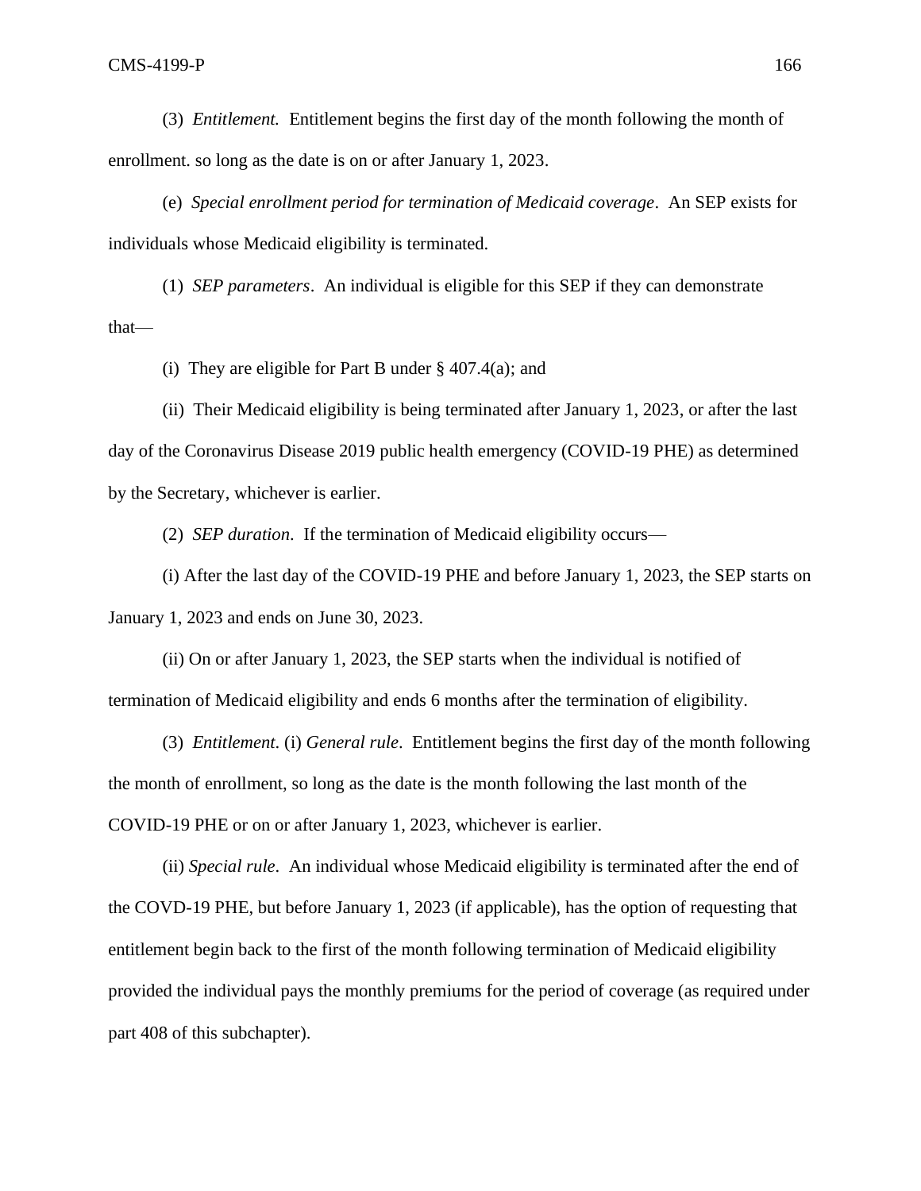(3) *Entitlement.* Entitlement begins the first day of the month following the month of enrollment. so long as the date is on or after January 1, 2023.

(e) *Special enrollment period for termination of Medicaid coverage*. An SEP exists for individuals whose Medicaid eligibility is terminated.

(1) *SEP parameters*. An individual is eligible for this SEP if they can demonstrate that—

(i) They are eligible for Part B under § 407.4(a); and

(ii) Their Medicaid eligibility is being terminated after January 1, 2023, or after the last day of the Coronavirus Disease 2019 public health emergency (COVID-19 PHE) as determined by the Secretary, whichever is earlier.

(2) *SEP duration*. If the termination of Medicaid eligibility occurs—

(i) After the last day of the COVID-19 PHE and before January 1, 2023, the SEP starts on January 1, 2023 and ends on June 30, 2023.

(ii) On or after January 1, 2023, the SEP starts when the individual is notified of termination of Medicaid eligibility and ends 6 months after the termination of eligibility.

(3) *Entitlement*. (i) *General rule*. Entitlement begins the first day of the month following the month of enrollment, so long as the date is the month following the last month of the COVID-19 PHE or on or after January 1, 2023, whichever is earlier.

(ii) *Special rule*. An individual whose Medicaid eligibility is terminated after the end of the COVD-19 PHE, but before January 1, 2023 (if applicable), has the option of requesting that entitlement begin back to the first of the month following termination of Medicaid eligibility provided the individual pays the monthly premiums for the period of coverage (as required under part 408 of this subchapter).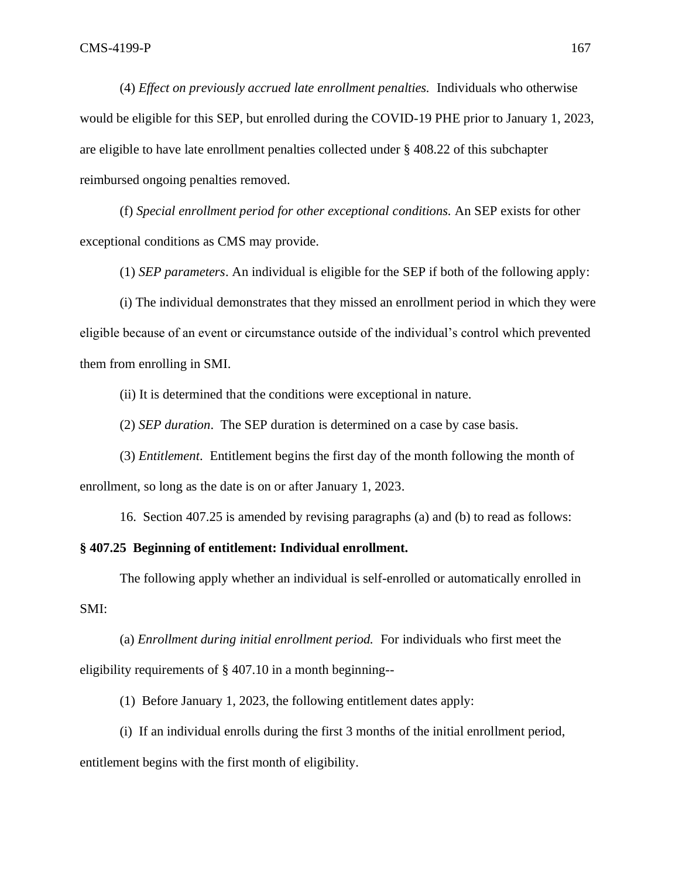(4) *Effect on previously accrued late enrollment penalties.* Individuals who otherwise would be eligible for this SEP, but enrolled during the COVID-19 PHE prior to January 1, 2023, are eligible to have late enrollment penalties collected under § 408.22 of this subchapter reimbursed ongoing penalties removed.

(f) *Special enrollment period for other exceptional conditions.* An SEP exists for other exceptional conditions as CMS may provide.

(1) *SEP parameters*. An individual is eligible for the SEP if both of the following apply:

(i) The individual demonstrates that they missed an enrollment period in which they were eligible because of an event or circumstance outside of the individual's control which prevented them from enrolling in SMI.

(ii) It is determined that the conditions were exceptional in nature.

(2) *SEP duration*. The SEP duration is determined on a case by case basis.

(3) *Entitlement*. Entitlement begins the first day of the month following the month of enrollment, so long as the date is on or after January 1, 2023.

16. Section 407.25 is amended by revising paragraphs (a) and (b) to read as follows:

**§ 407.25 Beginning of entitlement: Individual enrollment.**

The following apply whether an individual is self-enrolled or automatically enrolled in SMI:

(a) *Enrollment during initial enrollment period.* For individuals who first meet the eligibility requirements of § 407.10 in a month beginning--

(1) Before January 1, 2023, the following entitlement dates apply:

(i) If an individual enrolls during the first 3 months of the initial enrollment period, entitlement begins with the first month of eligibility.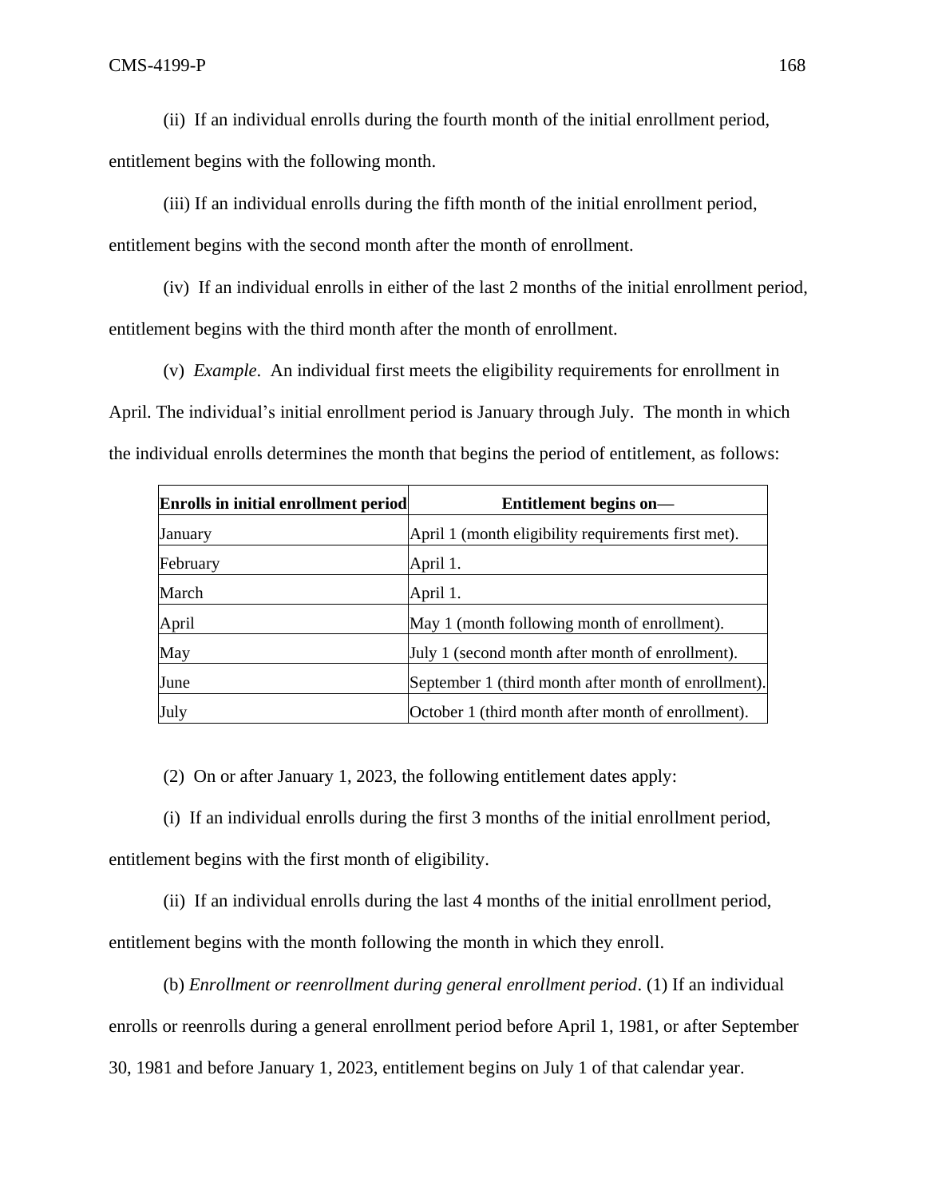(ii) If an individual enrolls during the fourth month of the initial enrollment period, entitlement begins with the following month.

(iii) If an individual enrolls during the fifth month of the initial enrollment period, entitlement begins with the second month after the month of enrollment.

(iv) If an individual enrolls in either of the last 2 months of the initial enrollment period, entitlement begins with the third month after the month of enrollment.

(v) *Example*. An individual first meets the eligibility requirements for enrollment in April. The individual's initial enrollment period is January through July. The month in which the individual enrolls determines the month that begins the period of entitlement, as follows:

| **Enrolls in initial enrollment period** | **Entitlement begins on—** |
|---|---|
| January | April 1 (month eligibility requirements first met). |
| February | April 1. |
| March | April 1. |
| April | May 1 (month following month of enrollment). |
| May | July 1 (second month after month of enrollment). |
| June | September 1 (third month after month of enrollment). |
| July | October 1 (third month after month of enrollment). |

(2) On or after January 1, 2023, the following entitlement dates apply:

(i) If an individual enrolls during the first 3 months of the initial enrollment period, entitlement begins with the first month of eligibility.

(ii) If an individual enrolls during the last 4 months of the initial enrollment period, entitlement begins with the month following the month in which they enroll.

(b) *Enrollment or reenrollment during general enrollment period*. (1) If an individual enrolls or reenrolls during a general enrollment period before April 1, 1981, or after September 30, 1981 and before January 1, 2023, entitlement begins on July 1 of that calendar year.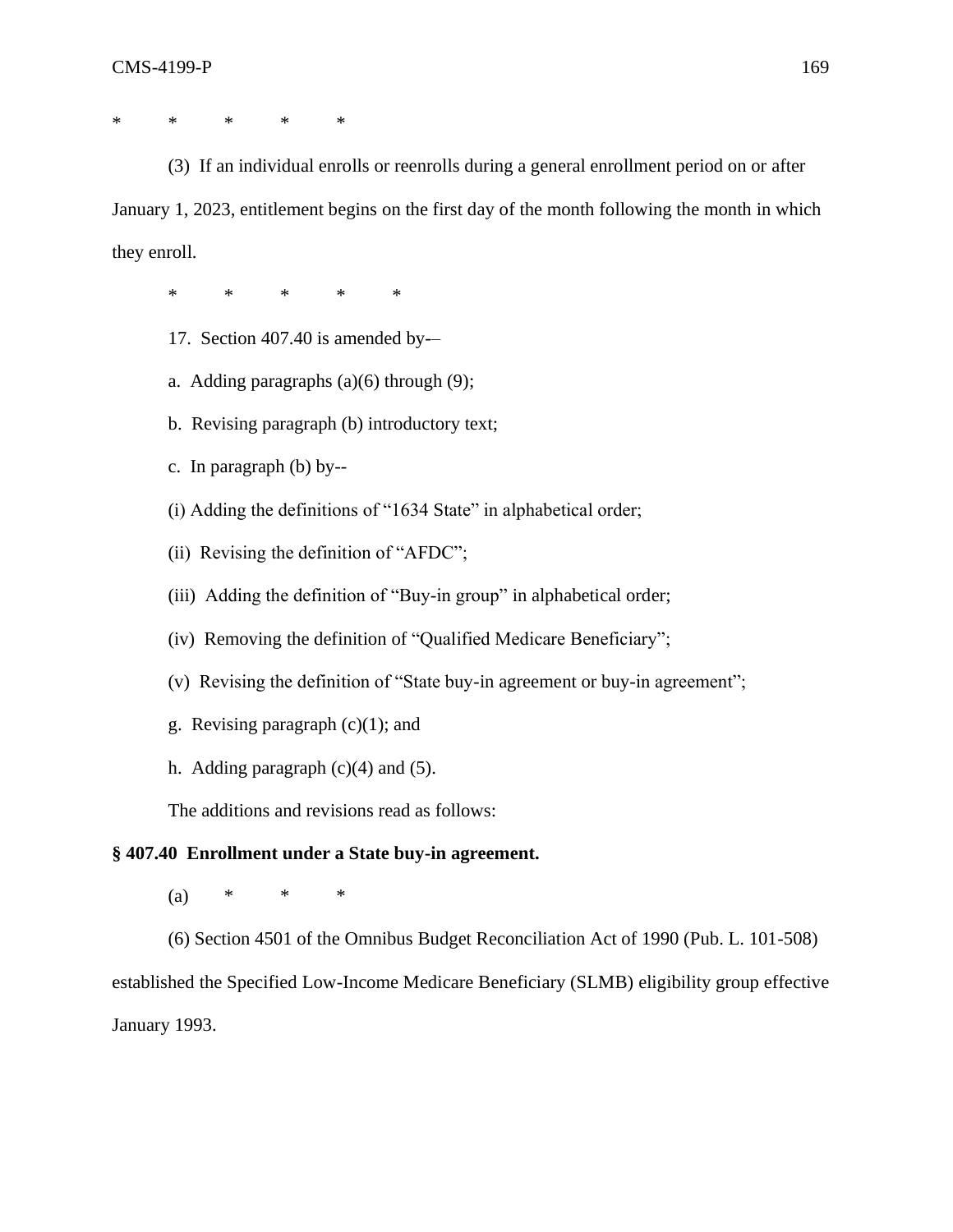*     *     *     *     *

(3) If an individual enrolls or reenrolls during a general enrollment period on or after January 1, 2023, entitlement begins on the first day of the month following the month in which they enroll.

*     *     *     *     *

17. Section 407.40 is amended by-–

a. Adding paragraphs (a)(6) through (9);

b. Revising paragraph (b) introductory text;

c. In paragraph (b) by--

(i) Adding the definitions of "1634 State" in alphabetical order;

(ii) Revising the definition of "AFDC";

(iii) Adding the definition of "Buy-in group" in alphabetical order;

(iv) Removing the definition of "Qualified Medicare Beneficiary";

(v) Revising the definition of "State buy-in agreement or buy-in agreement";

g. Revising paragraph (c)(1); and

h. Adding paragraph (c)(4) and (5).

The additions and revisions read as follows:

**§ 407.40 Enrollment under a State buy-in agreement.**

(a)     *     *     *

(6) Section 4501 of the Omnibus Budget Reconciliation Act of 1990 (Pub. L. 101-508) established the Specified Low-Income Medicare Beneficiary (SLMB) eligibility group effective January 1993.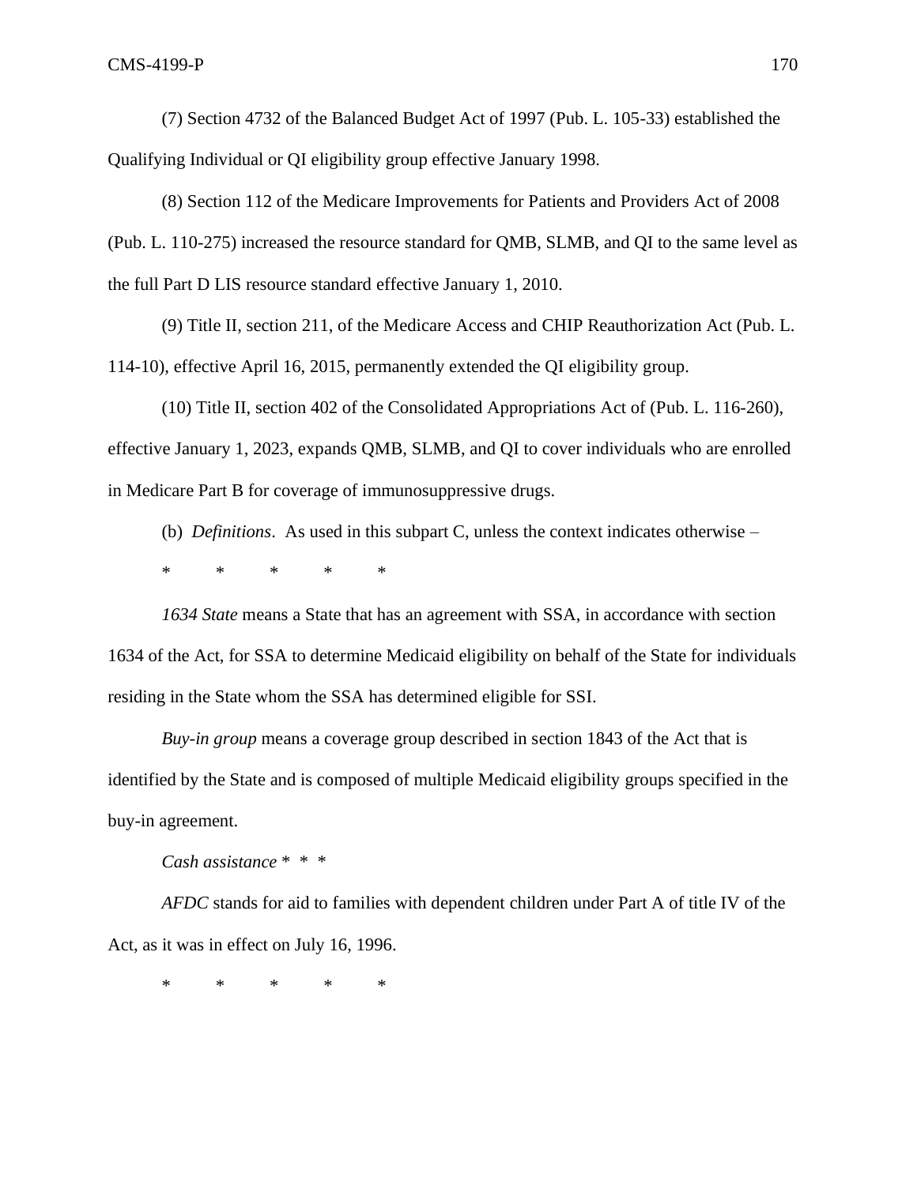(7) Section 4732 of the Balanced Budget Act of 1997 (Pub. L. 105-33) established the Qualifying Individual or QI eligibility group effective January 1998.

(8) Section 112 of the Medicare Improvements for Patients and Providers Act of 2008 (Pub. L. 110-275) increased the resource standard for QMB, SLMB, and QI to the same level as the full Part D LIS resource standard effective January 1, 2010.

(9) Title II, section 211, of the Medicare Access and CHIP Reauthorization Act (Pub. L. 114-10), effective April 16, 2015, permanently extended the QI eligibility group.

(10) Title II, section 402 of the Consolidated Appropriations Act of (Pub. L. 116-260), effective January 1, 2023, expands QMB, SLMB, and QI to cover individuals who are enrolled in Medicare Part B for coverage of immunosuppressive drugs.

(b) *Definitions*. As used in this subpart C, unless the context indicates otherwise –

\* \* \* \* \*

*1634 State* means a State that has an agreement with SSA, in accordance with section 1634 of the Act, for SSA to determine Medicaid eligibility on behalf of the State for individuals residing in the State whom the SSA has determined eligible for SSI.

*Buy-in group* means a coverage group described in section 1843 of the Act that is identified by the State and is composed of multiple Medicaid eligibility groups specified in the buy-in agreement.

*Cash assistance* \* \* \*

*AFDC* stands for aid to families with dependent children under Part A of title IV of the Act, as it was in effect on July 16, 1996.

\* \* \* \* \*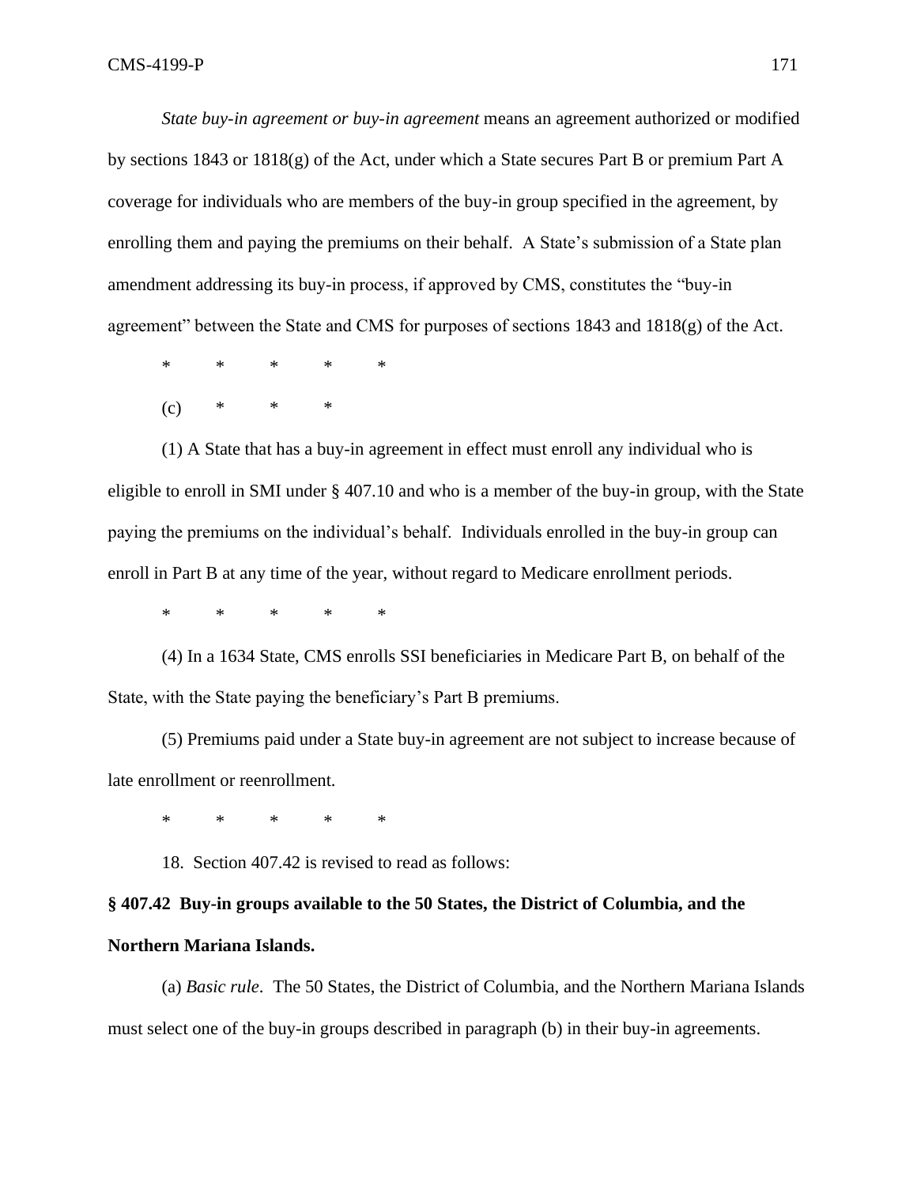*State buy-in agreement or buy-in agreement* means an agreement authorized or modified by sections 1843 or 1818(g) of the Act, under which a State secures Part B or premium Part A coverage for individuals who are members of the buy-in group specified in the agreement, by enrolling them and paying the premiums on their behalf. A State's submission of a State plan amendment addressing its buy-in process, if approved by CMS, constitutes the "buy-in agreement" between the State and CMS for purposes of sections 1843 and 1818(g) of the Act.

\* \* \* \* \*

(c) \* \* \*

(1) A State that has a buy-in agreement in effect must enroll any individual who is eligible to enroll in SMI under § 407.10 and who is a member of the buy-in group, with the State paying the premiums on the individual's behalf. Individuals enrolled in the buy-in group can enroll in Part B at any time of the year, without regard to Medicare enrollment periods.

\* \* \* \* \*

(4) In a 1634 State, CMS enrolls SSI beneficiaries in Medicare Part B, on behalf of the State, with the State paying the beneficiary's Part B premiums.

(5) Premiums paid under a State buy-in agreement are not subject to increase because of late enrollment or reenrollment.

\* \* \* \* \*

18. Section 407.42 is revised to read as follows:

**§ 407.42 Buy-in groups available to the 50 States, the District of Columbia, and the Northern Mariana Islands.**

(a) *Basic rule*. The 50 States, the District of Columbia, and the Northern Mariana Islands must select one of the buy-in groups described in paragraph (b) in their buy-in agreements.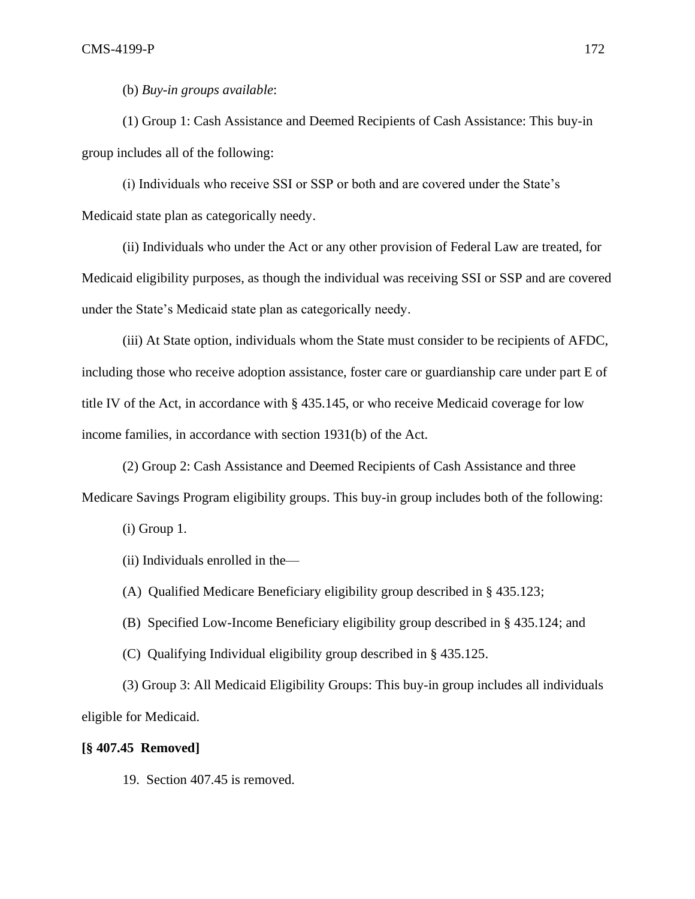(b) *Buy-in groups available*:

(1) Group 1: Cash Assistance and Deemed Recipients of Cash Assistance: This buy-in group includes all of the following:

(i) Individuals who receive SSI or SSP or both and are covered under the State's Medicaid state plan as categorically needy.

(ii) Individuals who under the Act or any other provision of Federal Law are treated, for Medicaid eligibility purposes, as though the individual was receiving SSI or SSP and are covered under the State's Medicaid state plan as categorically needy.

(iii) At State option, individuals whom the State must consider to be recipients of AFDC, including those who receive adoption assistance, foster care or guardianship care under part E of title IV of the Act, in accordance with § 435.145, or who receive Medicaid coverage for low income families, in accordance with section 1931(b) of the Act.

(2) Group 2: Cash Assistance and Deemed Recipients of Cash Assistance and three Medicare Savings Program eligibility groups. This buy-in group includes both of the following:

(i) Group 1.

(ii) Individuals enrolled in the—

(A) Qualified Medicare Beneficiary eligibility group described in § 435.123;

(B) Specified Low-Income Beneficiary eligibility group described in § 435.124; and

(C) Qualifying Individual eligibility group described in § 435.125.

(3) Group 3: All Medicaid Eligibility Groups: This buy-in group includes all individuals eligible for Medicaid.

**[§ 407.45 Removed]**

19. Section 407.45 is removed.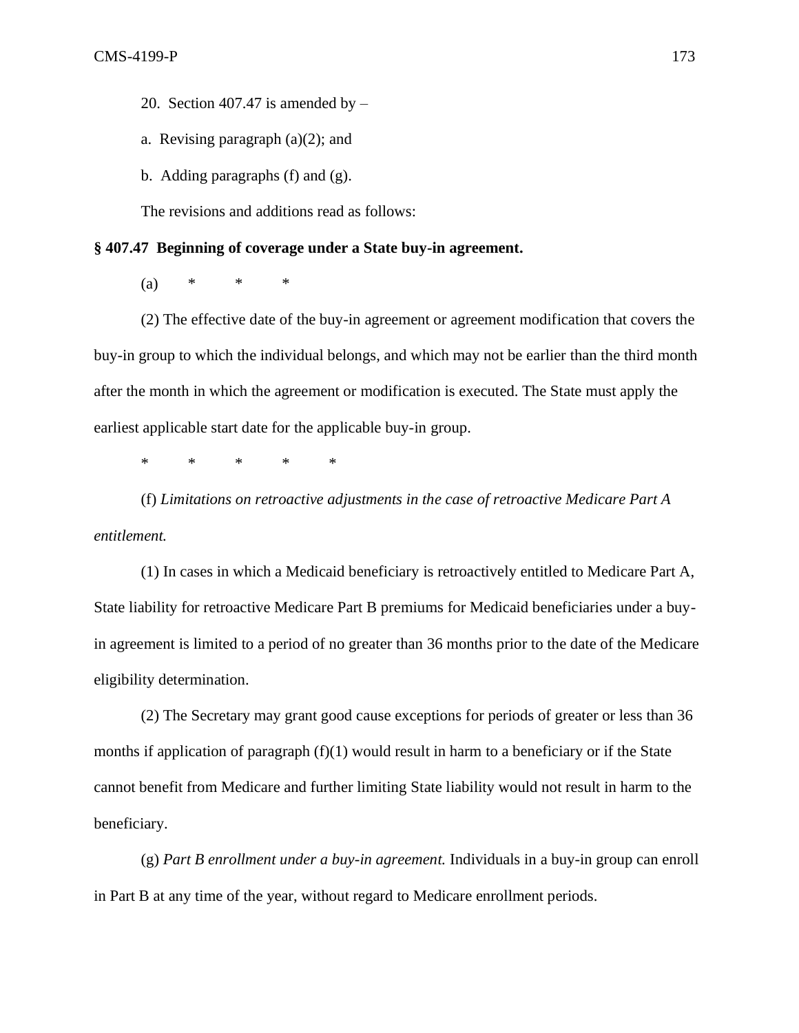20. Section 407.47 is amended by –

a. Revising paragraph (a)(2); and

b. Adding paragraphs (f) and (g).

The revisions and additions read as follows:

**§ 407.47 Beginning of coverage under a State buy-in agreement.**

(a) * * *

(2) The effective date of the buy-in agreement or agreement modification that covers the buy-in group to which the individual belongs, and which may not be earlier than the third month after the month in which the agreement or modification is executed. The State must apply the earliest applicable start date for the applicable buy-in group.

* * * * *

(f) *Limitations on retroactive adjustments in the case of retroactive Medicare Part A entitlement.*

(1) In cases in which a Medicaid beneficiary is retroactively entitled to Medicare Part A, State liability for retroactive Medicare Part B premiums for Medicaid beneficiaries under a buy-in agreement is limited to a period of no greater than 36 months prior to the date of the Medicare eligibility determination.

(2) The Secretary may grant good cause exceptions for periods of greater or less than 36 months if application of paragraph (f)(1) would result in harm to a beneficiary or if the State cannot benefit from Medicare and further limiting State liability would not result in harm to the beneficiary.

(g) *Part B enrollment under a buy-in agreement.* Individuals in a buy-in group can enroll in Part B at any time of the year, without regard to Medicare enrollment periods.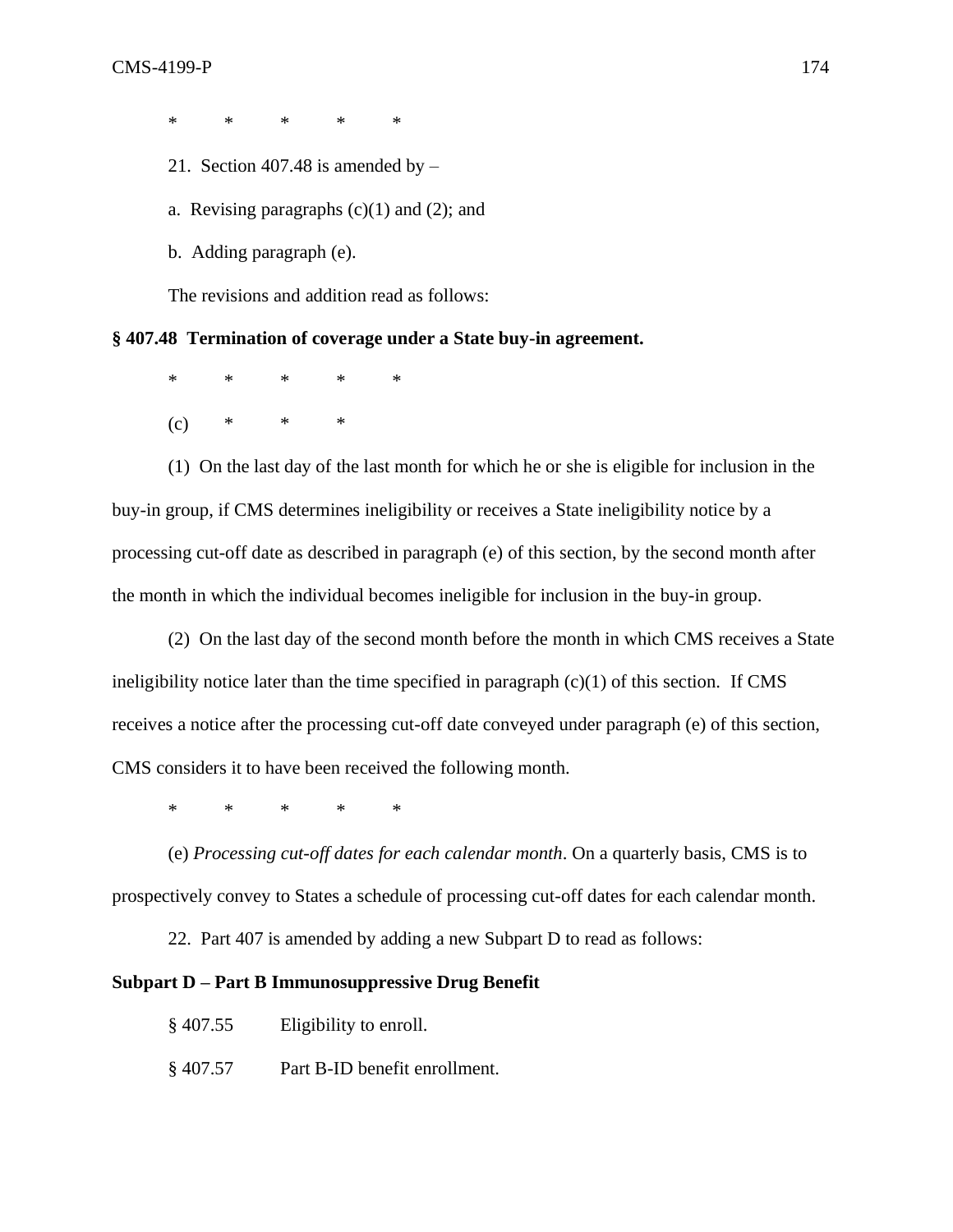\*    \*    \*    \*    \*

21. Section 407.48 is amended by –

a. Revising paragraphs (c)(1) and (2); and

b. Adding paragraph (e).

The revisions and addition read as follows:

**§ 407.48 Termination of coverage under a State buy-in agreement.**

\*    \*    \*    \*    \*

(c)    \*    \*    \*

(1) On the last day of the last month for which he or she is eligible for inclusion in the buy-in group, if CMS determines ineligibility or receives a State ineligibility notice by a processing cut-off date as described in paragraph (e) of this section, by the second month after the month in which the individual becomes ineligible for inclusion in the buy-in group.

(2) On the last day of the second month before the month in which CMS receives a State ineligibility notice later than the time specified in paragraph (c)(1) of this section. If CMS receives a notice after the processing cut-off date conveyed under paragraph (e) of this section, CMS considers it to have been received the following month.

\*    \*    \*    \*    \*

(e) *Processing cut-off dates for each calendar month*. On a quarterly basis, CMS is to prospectively convey to States a schedule of processing cut-off dates for each calendar month.

22. Part 407 is amended by adding a new Subpart D to read as follows:

**Subpart D – Part B Immunosuppressive Drug Benefit**

§ 407.55    Eligibility to enroll.

§ 407.57    Part B-ID benefit enrollment.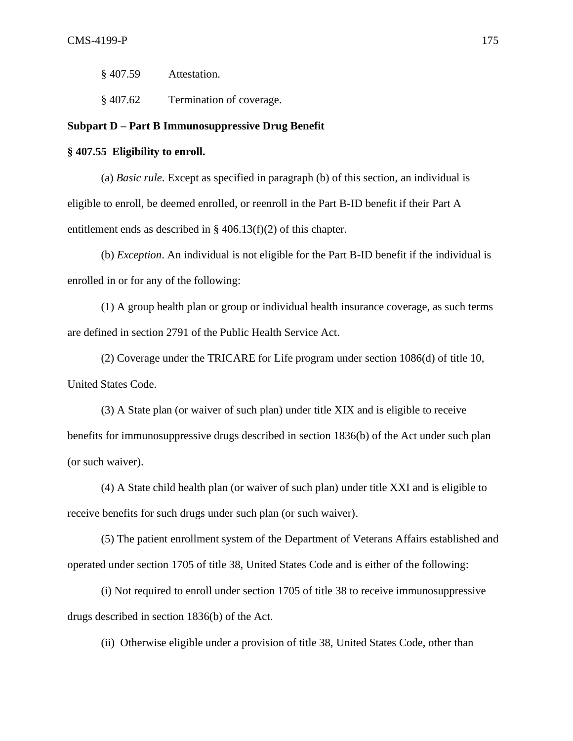§ 407.59 Attestation.

§ 407.62 Termination of coverage.

**Subpart D – Part B Immunosuppressive Drug Benefit**

**§ 407.55 Eligibility to enroll.**

(a) *Basic rule*. Except as specified in paragraph (b) of this section, an individual is eligible to enroll, be deemed enrolled, or reenroll in the Part B-ID benefit if their Part A entitlement ends as described in § 406.13(f)(2) of this chapter.

(b) *Exception*. An individual is not eligible for the Part B-ID benefit if the individual is enrolled in or for any of the following:

(1) A group health plan or group or individual health insurance coverage, as such terms are defined in section 2791 of the Public Health Service Act.

(2) Coverage under the TRICARE for Life program under section 1086(d) of title 10, United States Code.

(3) A State plan (or waiver of such plan) under title XIX and is eligible to receive benefits for immunosuppressive drugs described in section 1836(b) of the Act under such plan (or such waiver).

(4) A State child health plan (or waiver of such plan) under title XXI and is eligible to receive benefits for such drugs under such plan (or such waiver).

(5) The patient enrollment system of the Department of Veterans Affairs established and operated under section 1705 of title 38, United States Code and is either of the following:

(i) Not required to enroll under section 1705 of title 38 to receive immunosuppressive drugs described in section 1836(b) of the Act.

(ii) Otherwise eligible under a provision of title 38, United States Code, other than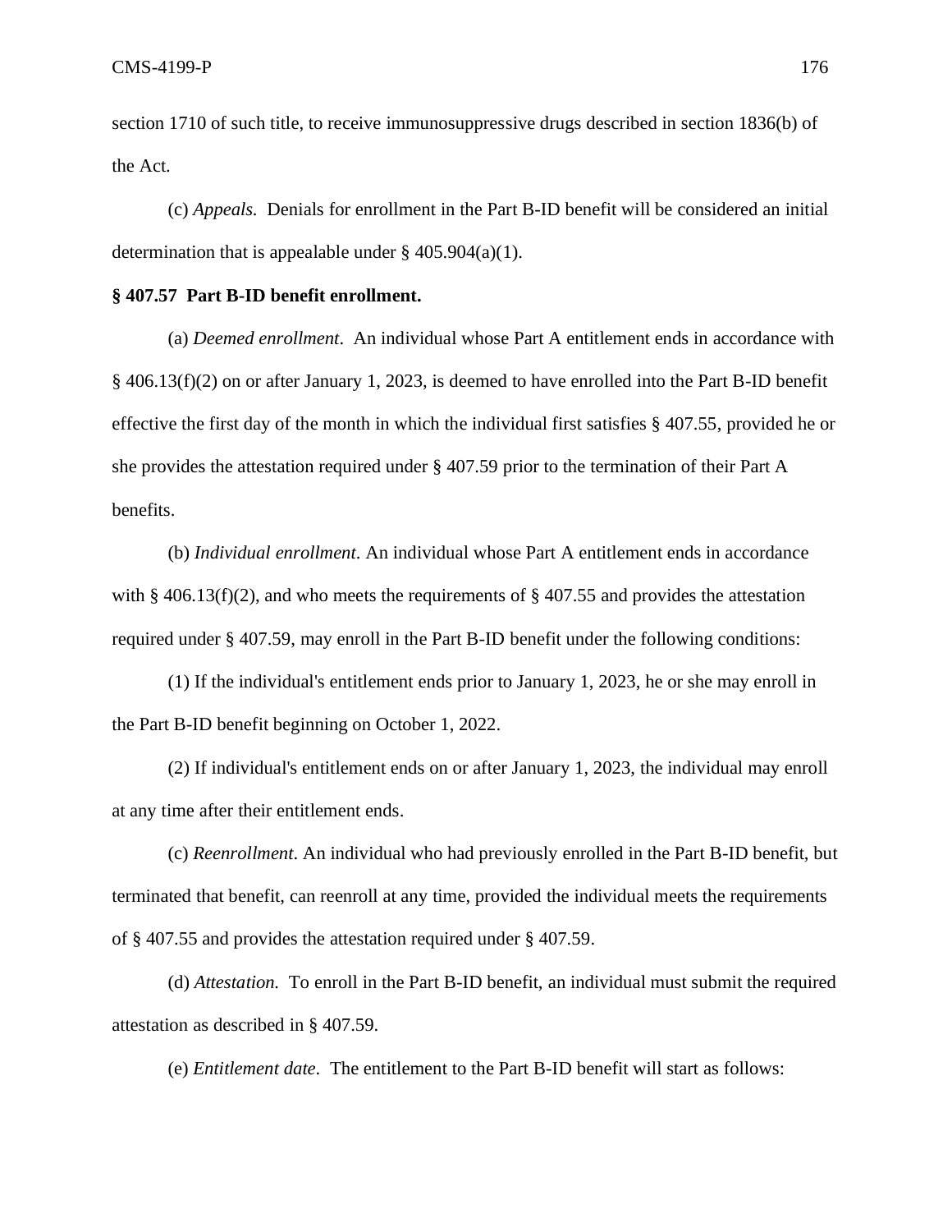section 1710 of such title, to receive immunosuppressive drugs described in section 1836(b) of the Act.

(c) *Appeals.* Denials for enrollment in the Part B-ID benefit will be considered an initial determination that is appealable under § 405.904(a)(1).

**§ 407.57 Part B-ID benefit enrollment.**

(a) *Deemed enrollment*. An individual whose Part A entitlement ends in accordance with § 406.13(f)(2) on or after January 1, 2023, is deemed to have enrolled into the Part B-ID benefit effective the first day of the month in which the individual first satisfies § 407.55, provided he or she provides the attestation required under § 407.59 prior to the termination of their Part A benefits.

(b) *Individual enrollment*. An individual whose Part A entitlement ends in accordance with § 406.13(f)(2), and who meets the requirements of § 407.55 and provides the attestation required under § 407.59, may enroll in the Part B-ID benefit under the following conditions:

(1) If the individual's entitlement ends prior to January 1, 2023, he or she may enroll in the Part B-ID benefit beginning on October 1, 2022.

(2) If individual's entitlement ends on or after January 1, 2023, the individual may enroll at any time after their entitlement ends.

(c) *Reenrollment*. An individual who had previously enrolled in the Part B-ID benefit, but terminated that benefit, can reenroll at any time, provided the individual meets the requirements of § 407.55 and provides the attestation required under § 407.59.

(d) *Attestation.* To enroll in the Part B-ID benefit, an individual must submit the required attestation as described in § 407.59.

(e) *Entitlement date*. The entitlement to the Part B-ID benefit will start as follows: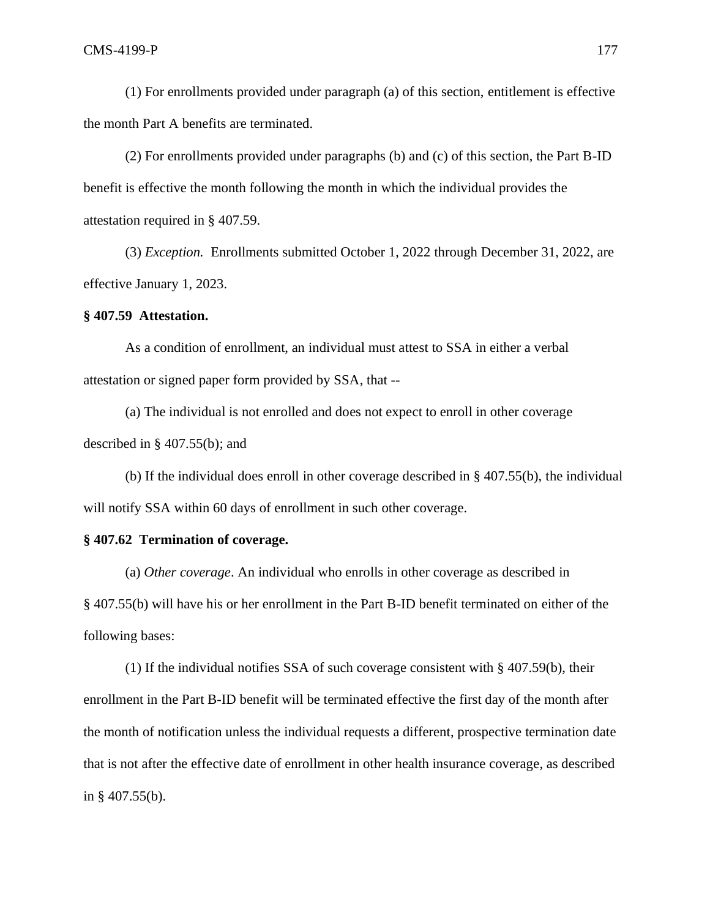(1) For enrollments provided under paragraph (a) of this section, entitlement is effective the month Part A benefits are terminated.

(2) For enrollments provided under paragraphs (b) and (c) of this section, the Part B-ID benefit is effective the month following the month in which the individual provides the attestation required in § 407.59.

(3) *Exception.* Enrollments submitted October 1, 2022 through December 31, 2022, are effective January 1, 2023.

**§ 407.59 Attestation.**

As a condition of enrollment, an individual must attest to SSA in either a verbal attestation or signed paper form provided by SSA, that --

(a) The individual is not enrolled and does not expect to enroll in other coverage described in § 407.55(b); and

(b) If the individual does enroll in other coverage described in § 407.55(b), the individual will notify SSA within 60 days of enrollment in such other coverage.

**§ 407.62 Termination of coverage.**

(a) *Other coverage*. An individual who enrolls in other coverage as described in § 407.55(b) will have his or her enrollment in the Part B-ID benefit terminated on either of the following bases:

(1) If the individual notifies SSA of such coverage consistent with § 407.59(b), their enrollment in the Part B-ID benefit will be terminated effective the first day of the month after the month of notification unless the individual requests a different, prospective termination date that is not after the effective date of enrollment in other health insurance coverage, as described in § 407.55(b).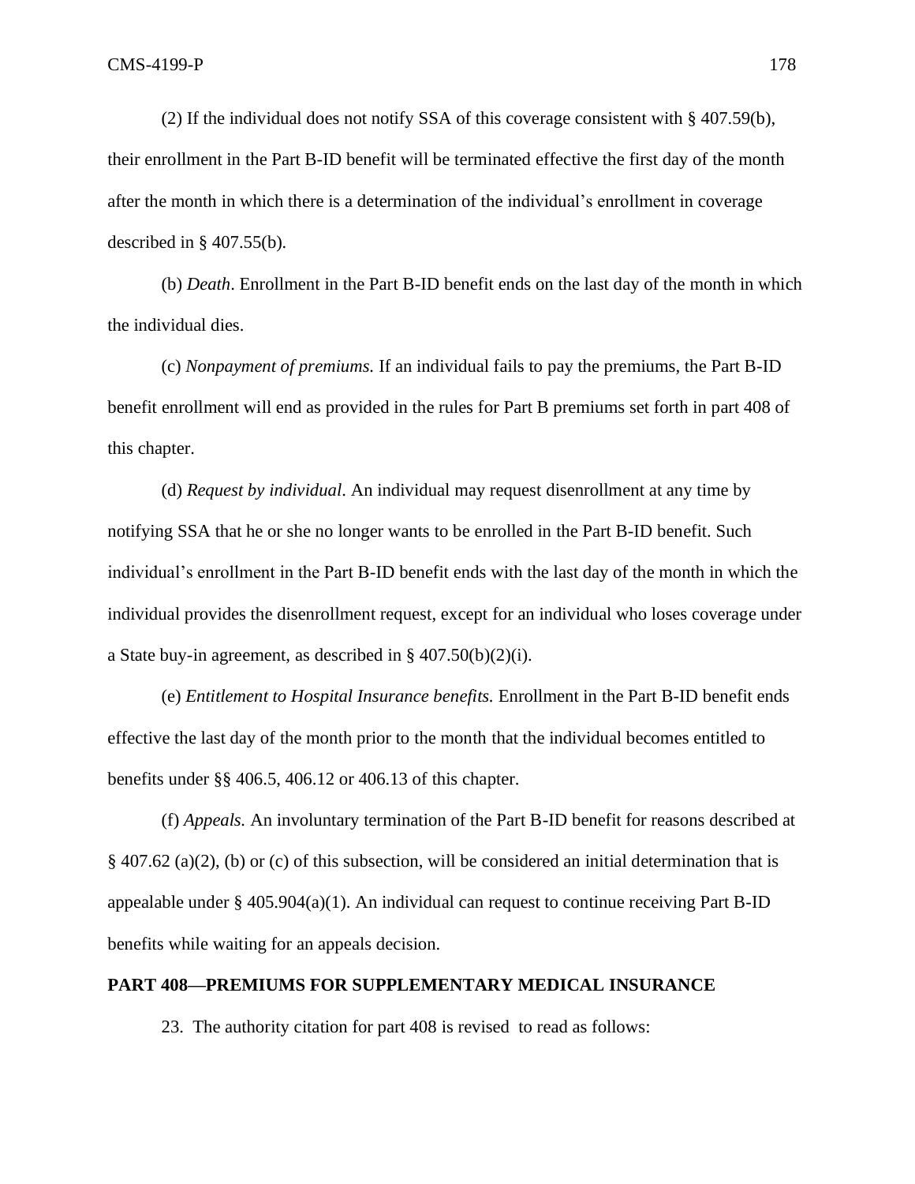(2) If the individual does not notify SSA of this coverage consistent with § 407.59(b), their enrollment in the Part B-ID benefit will be terminated effective the first day of the month after the month in which there is a determination of the individual's enrollment in coverage described in § 407.55(b).

(b) *Death*. Enrollment in the Part B-ID benefit ends on the last day of the month in which the individual dies.

(c) *Nonpayment of premiums.* If an individual fails to pay the premiums, the Part B-ID benefit enrollment will end as provided in the rules for Part B premiums set forth in part 408 of this chapter.

(d) *Request by individual.* An individual may request disenrollment at any time by notifying SSA that he or she no longer wants to be enrolled in the Part B-ID benefit. Such individual's enrollment in the Part B-ID benefit ends with the last day of the month in which the individual provides the disenrollment request, except for an individual who loses coverage under a State buy-in agreement, as described in § 407.50(b)(2)(i).

(e) *Entitlement to Hospital Insurance benefits.* Enrollment in the Part B-ID benefit ends effective the last day of the month prior to the month that the individual becomes entitled to benefits under §§ 406.5, 406.12 or 406.13 of this chapter.

(f) *Appeals.* An involuntary termination of the Part B-ID benefit for reasons described at § 407.62 (a)(2), (b) or (c) of this subsection, will be considered an initial determination that is appealable under § 405.904(a)(1). An individual can request to continue receiving Part B-ID benefits while waiting for an appeals decision.

**PART 408—PREMIUMS FOR SUPPLEMENTARY MEDICAL INSURANCE**

23. The authority citation for part 408 is revised to read as follows: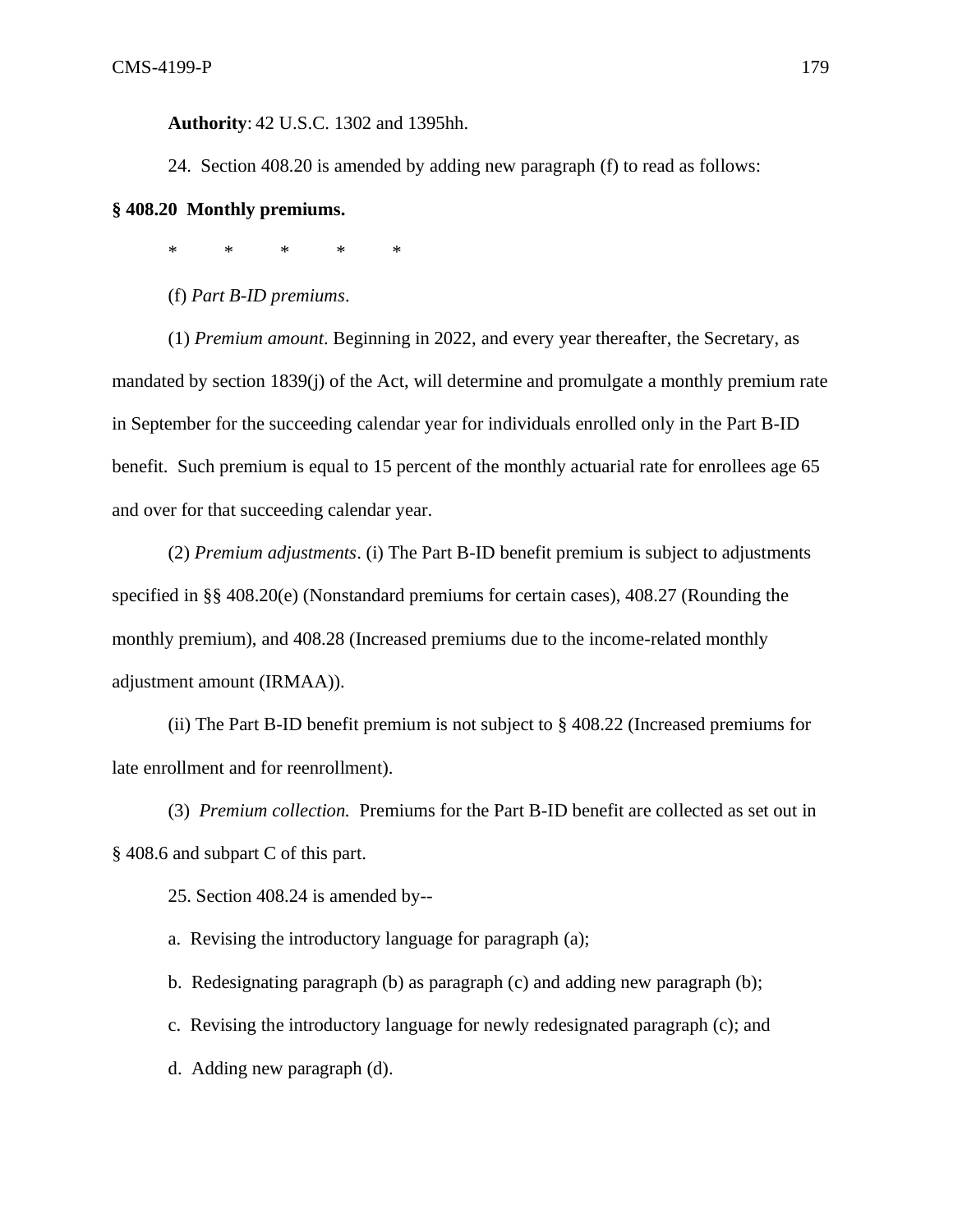**Authority**: 42 U.S.C. 1302 and 1395hh.

24. Section 408.20 is amended by adding new paragraph (f) to read as follows:

**§ 408.20 Monthly premiums.**

\* \* \* \* \*

(f) *Part B-ID premiums*.

(1) *Premium amount*. Beginning in 2022, and every year thereafter, the Secretary, as mandated by section 1839(j) of the Act, will determine and promulgate a monthly premium rate in September for the succeeding calendar year for individuals enrolled only in the Part B-ID benefit. Such premium is equal to 15 percent of the monthly actuarial rate for enrollees age 65 and over for that succeeding calendar year.

(2) *Premium adjustments*. (i) The Part B-ID benefit premium is subject to adjustments specified in §§ 408.20(e) (Nonstandard premiums for certain cases), 408.27 (Rounding the monthly premium), and 408.28 (Increased premiums due to the income-related monthly adjustment amount (IRMAA)).

(ii) The Part B-ID benefit premium is not subject to § 408.22 (Increased premiums for late enrollment and for reenrollment).

(3) *Premium collection.* Premiums for the Part B-ID benefit are collected as set out in § 408.6 and subpart C of this part.

25. Section 408.24 is amended by--

a. Revising the introductory language for paragraph (a);

b. Redesignating paragraph (b) as paragraph (c) and adding new paragraph (b);

c. Revising the introductory language for newly redesignated paragraph (c); and

d. Adding new paragraph (d).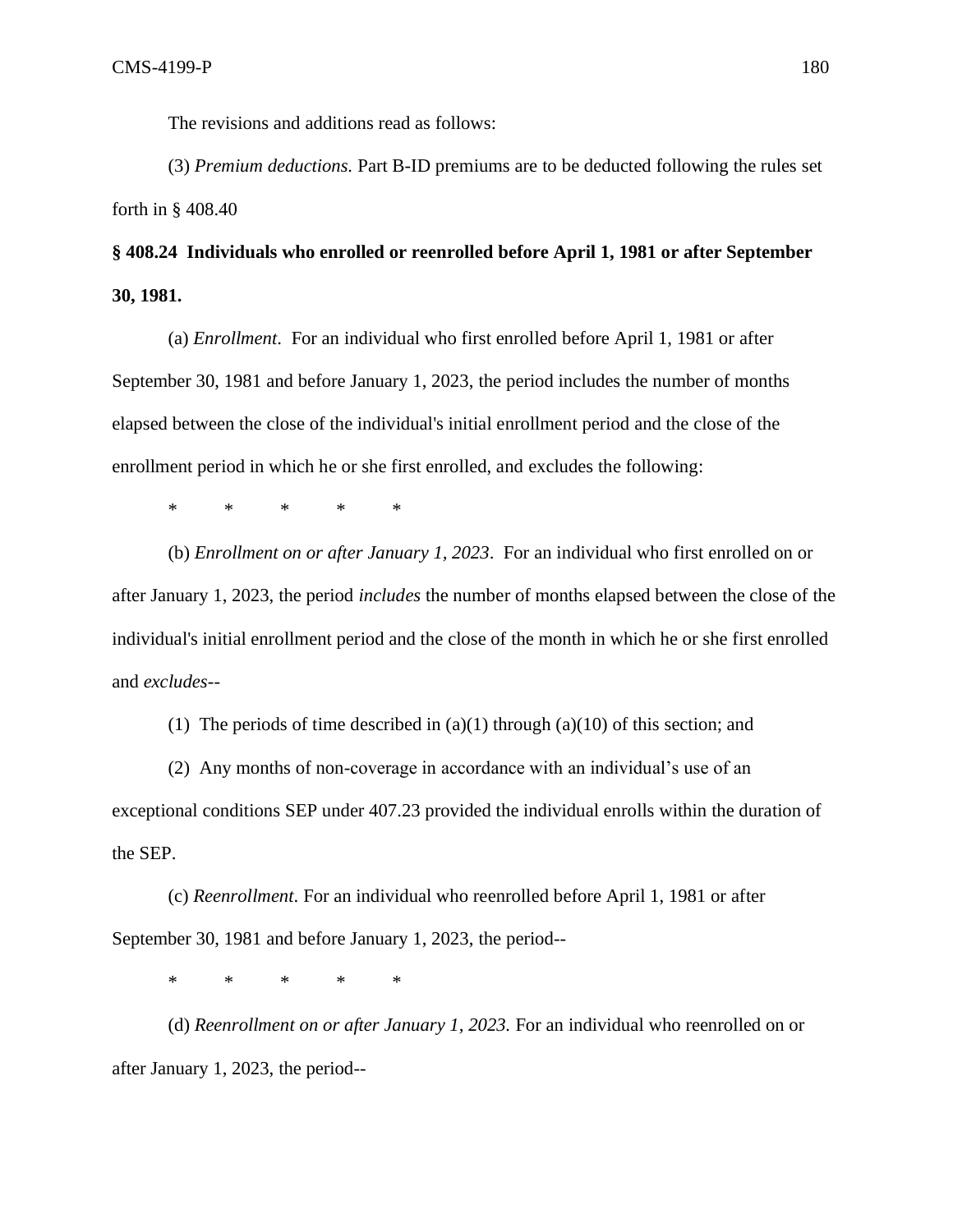The revisions and additions read as follows:

(3) *Premium deductions.* Part B-ID premiums are to be deducted following the rules set forth in § 408.40

**§ 408.24 Individuals who enrolled or reenrolled before April 1, 1981 or after September 30, 1981.**

(a) *Enrollment*. For an individual who first enrolled before April 1, 1981 or after September 30, 1981 and before January 1, 2023, the period includes the number of months elapsed between the close of the individual's initial enrollment period and the close of the enrollment period in which he or she first enrolled, and excludes the following:

\* \* \* \* \*

(b) *Enrollment on or after January 1, 2023*. For an individual who first enrolled on or after January 1, 2023, the period *includes* the number of months elapsed between the close of the individual's initial enrollment period and the close of the month in which he or she first enrolled and *excludes*--

(1) The periods of time described in (a)(1) through (a)(10) of this section; and

(2) Any months of non-coverage in accordance with an individual's use of an exceptional conditions SEP under 407.23 provided the individual enrolls within the duration of the SEP.

(c) *Reenrollment*. For an individual who reenrolled before April 1, 1981 or after September 30, 1981 and before January 1, 2023, the period--

\* \* \* \* \*

(d) *Reenrollment on or after January 1, 2023.* For an individual who reenrolled on or after January 1, 2023, the period--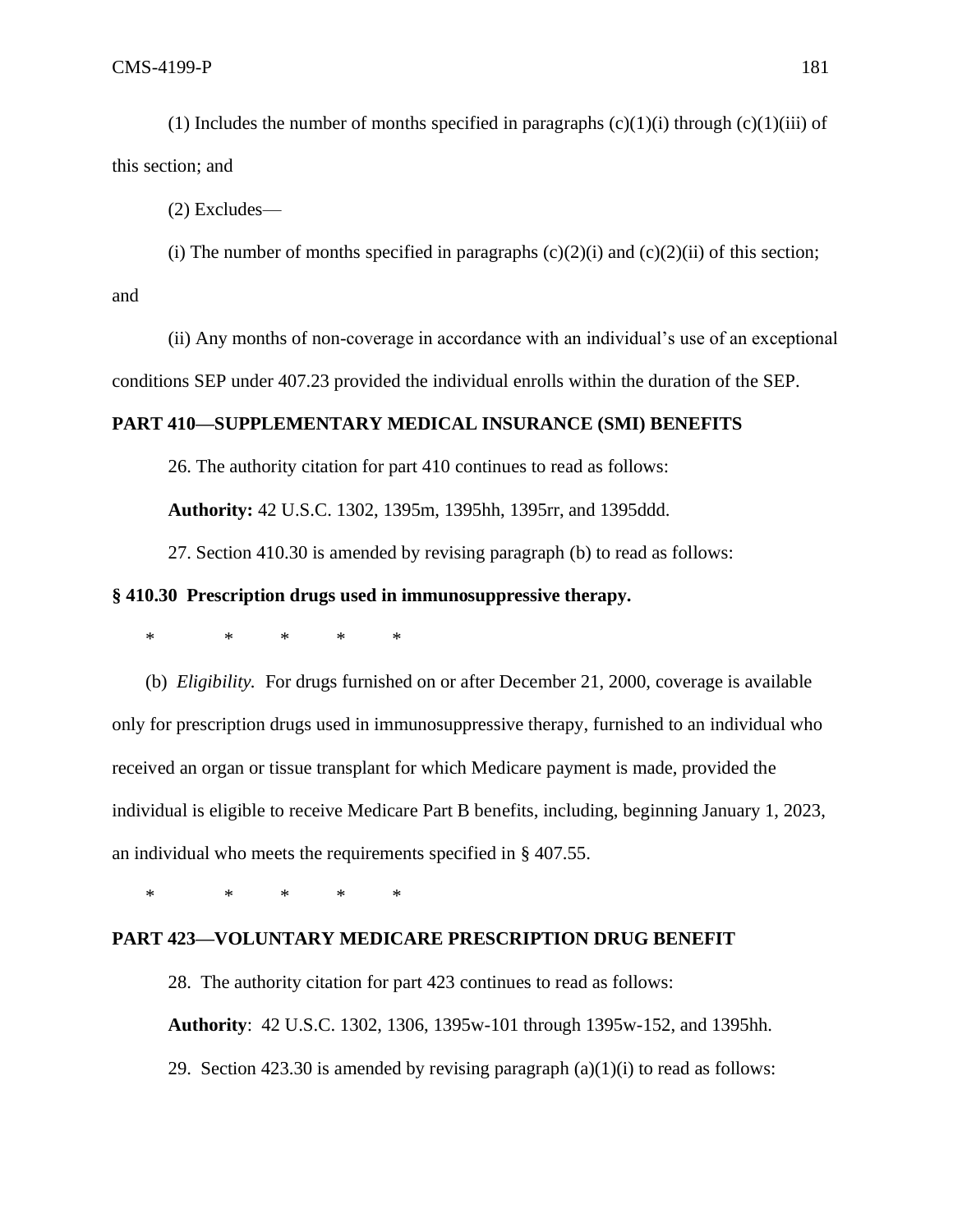(1) Includes the number of months specified in paragraphs (c)(1)(i) through (c)(1)(iii) of this section; and

(2) Excludes—

(i) The number of months specified in paragraphs (c)(2)(i) and (c)(2)(ii) of this section; and

(ii) Any months of non-coverage in accordance with an individual's use of an exceptional conditions SEP under 407.23 provided the individual enrolls within the duration of the SEP.

**PART 410—SUPPLEMENTARY MEDICAL INSURANCE (SMI) BENEFITS**

26. The authority citation for part 410 continues to read as follows:

**Authority:** 42 U.S.C. 1302, 1395m, 1395hh, 1395rr, and 1395ddd.

27. Section 410.30 is amended by revising paragraph (b) to read as follows:

**§ 410.30 Prescription drugs used in immunosuppressive therapy.**

\* \* \* \* \*

(b) *Eligibility.* For drugs furnished on or after December 21, 2000, coverage is available only for prescription drugs used in immunosuppressive therapy, furnished to an individual who received an organ or tissue transplant for which Medicare payment is made, provided the individual is eligible to receive Medicare Part B benefits, including, beginning January 1, 2023, an individual who meets the requirements specified in § 407.55.

\* \* \* \* \*

**PART 423—VOLUNTARY MEDICARE PRESCRIPTION DRUG BENEFIT**

28. The authority citation for part 423 continues to read as follows:

**Authority**: 42 U.S.C. 1302, 1306, 1395w-101 through 1395w-152, and 1395hh.

29. Section 423.30 is amended by revising paragraph (a)(1)(i) to read as follows: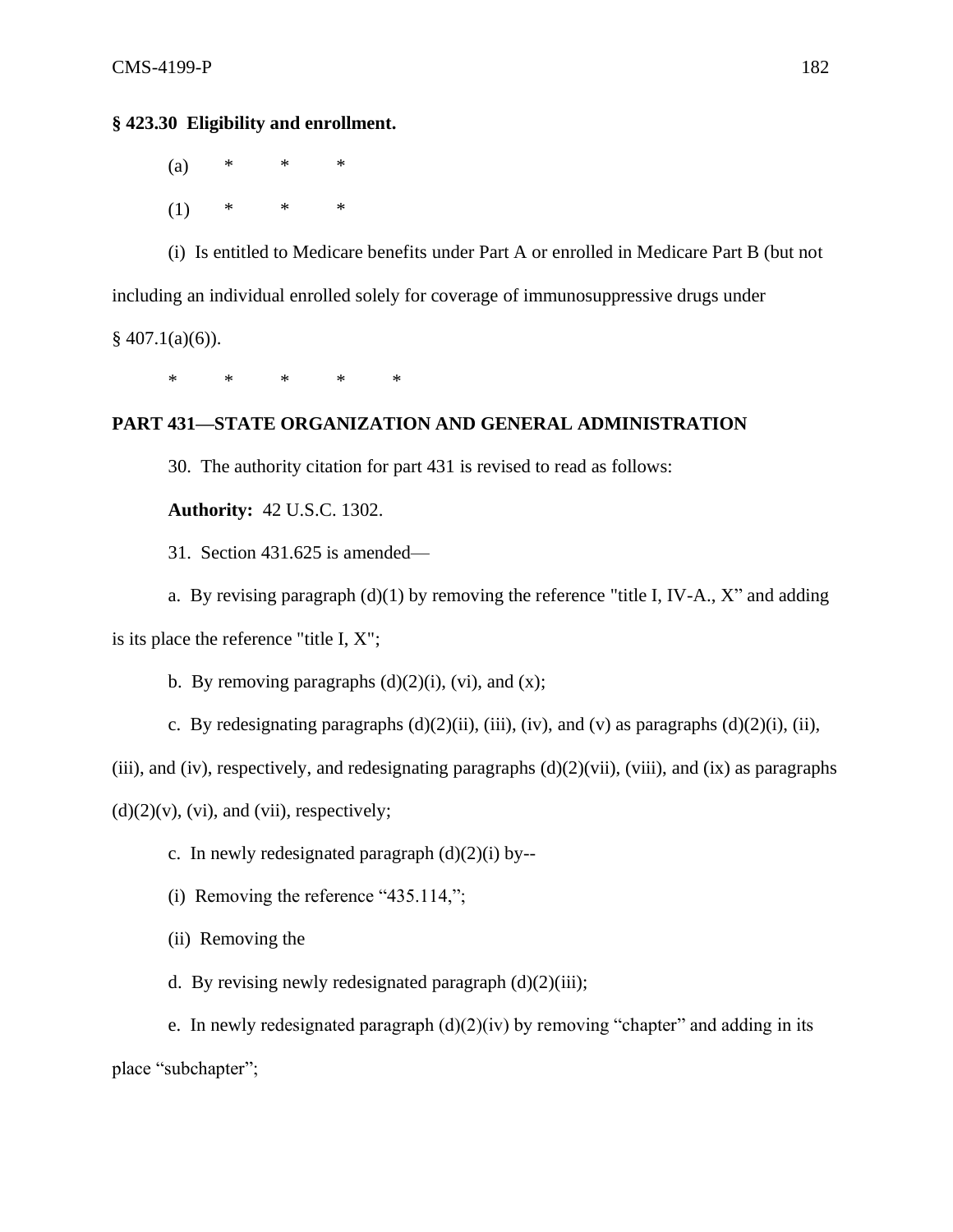**§ 423.30 Eligibility and enrollment.**

(a) * * *

(1) * * *

(i) Is entitled to Medicare benefits under Part A or enrolled in Medicare Part B (but not including an individual enrolled solely for coverage of immunosuppressive drugs under § 407.1(a)(6)).

* * * * *

**PART 431—STATE ORGANIZATION AND GENERAL ADMINISTRATION**

30. The authority citation for part 431 is revised to read as follows:

**Authority:** 42 U.S.C. 1302.

31. Section 431.625 is amended—

a. By revising paragraph (d)(1) by removing the reference "title I, IV-A., X" and adding is its place the reference "title I, X";

b. By removing paragraphs (d)(2)(i), (vi), and (x);

c. By redesignating paragraphs (d)(2)(ii), (iii), (iv), and (v) as paragraphs (d)(2)(i), (ii), (iii), and (iv), respectively, and redesignating paragraphs (d)(2)(vii), (viii), and (ix) as paragraphs (d)(2)(v), (vi), and (vii), respectively;

c. In newly redesignated paragraph (d)(2)(i) by--

(i) Removing the reference "435.114,";

(ii) Removing the

d. By revising newly redesignated paragraph (d)(2)(iii);

e. In newly redesignated paragraph (d)(2)(iv) by removing "chapter" and adding in its place "subchapter";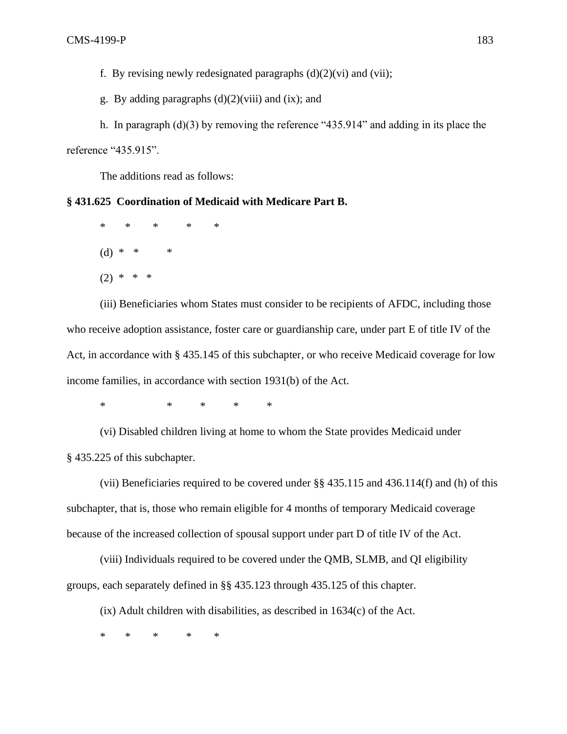f. By revising newly redesignated paragraphs (d)(2)(vi) and (vii);

g. By adding paragraphs (d)(2)(viii) and (ix); and

h. In paragraph (d)(3) by removing the reference "435.914" and adding in its place the reference "435.915".

The additions read as follows:

**§ 431.625 Coordination of Medicaid with Medicare Part B.**

\* \* \* \* \*

(d) \* \* \*

(2) \* \* \*

(iii) Beneficiaries whom States must consider to be recipients of AFDC, including those who receive adoption assistance, foster care or guardianship care, under part E of title IV of the Act, in accordance with § 435.145 of this subchapter, or who receive Medicaid coverage for low income families, in accordance with section 1931(b) of the Act.

\* \* \* \* \*

(vi) Disabled children living at home to whom the State provides Medicaid under § 435.225 of this subchapter.

(vii) Beneficiaries required to be covered under §§ 435.115 and 436.114(f) and (h) of this subchapter, that is, those who remain eligible for 4 months of temporary Medicaid coverage because of the increased collection of spousal support under part D of title IV of the Act.

(viii) Individuals required to be covered under the QMB, SLMB, and QI eligibility groups, each separately defined in §§ 435.123 through 435.125 of this chapter.

(ix) Adult children with disabilities, as described in 1634(c) of the Act.

\* \* \* \* \*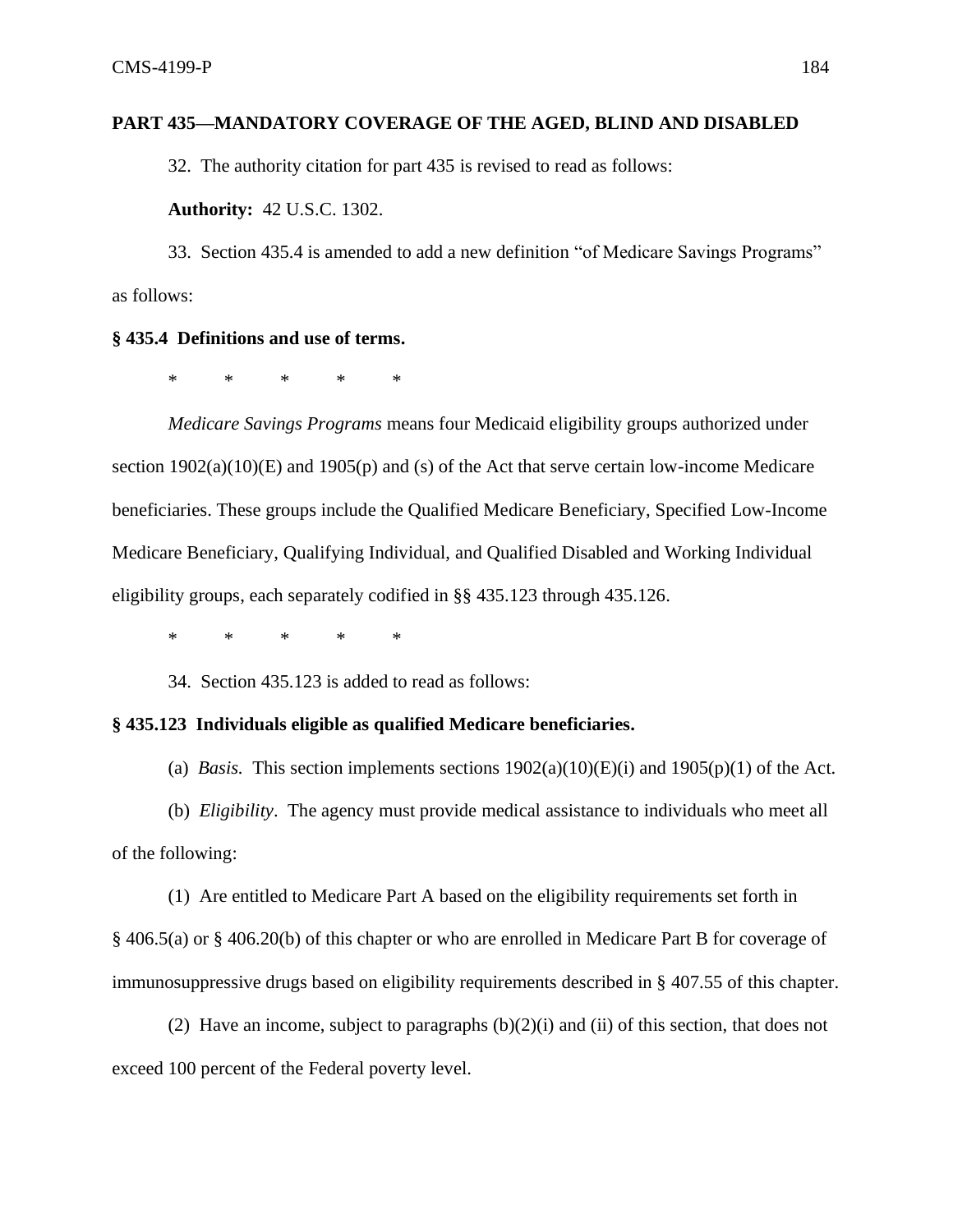**PART 435—MANDATORY COVERAGE OF THE AGED, BLIND AND DISABLED**

32. The authority citation for part 435 is revised to read as follows:

**Authority:** 42 U.S.C. 1302.

33. Section 435.4 is amended to add a new definition "of Medicare Savings Programs" as follows:

**§ 435.4 Definitions and use of terms.**

\* \* \* \* \*

*Medicare Savings Programs* means four Medicaid eligibility groups authorized under section 1902(a)(10)(E) and 1905(p) and (s) of the Act that serve certain low-income Medicare beneficiaries. These groups include the Qualified Medicare Beneficiary, Specified Low-Income Medicare Beneficiary, Qualifying Individual, and Qualified Disabled and Working Individual eligibility groups, each separately codified in §§ 435.123 through 435.126.

\* \* \* \* \*

34. Section 435.123 is added to read as follows:

**§ 435.123 Individuals eligible as qualified Medicare beneficiaries.**

(a) *Basis.* This section implements sections 1902(a)(10)(E)(i) and 1905(p)(1) of the Act.

(b) *Eligibility*. The agency must provide medical assistance to individuals who meet all of the following:

(1) Are entitled to Medicare Part A based on the eligibility requirements set forth in § 406.5(a) or § 406.20(b) of this chapter or who are enrolled in Medicare Part B for coverage of immunosuppressive drugs based on eligibility requirements described in § 407.55 of this chapter.

(2) Have an income, subject to paragraphs (b)(2)(i) and (ii) of this section, that does not exceed 100 percent of the Federal poverty level.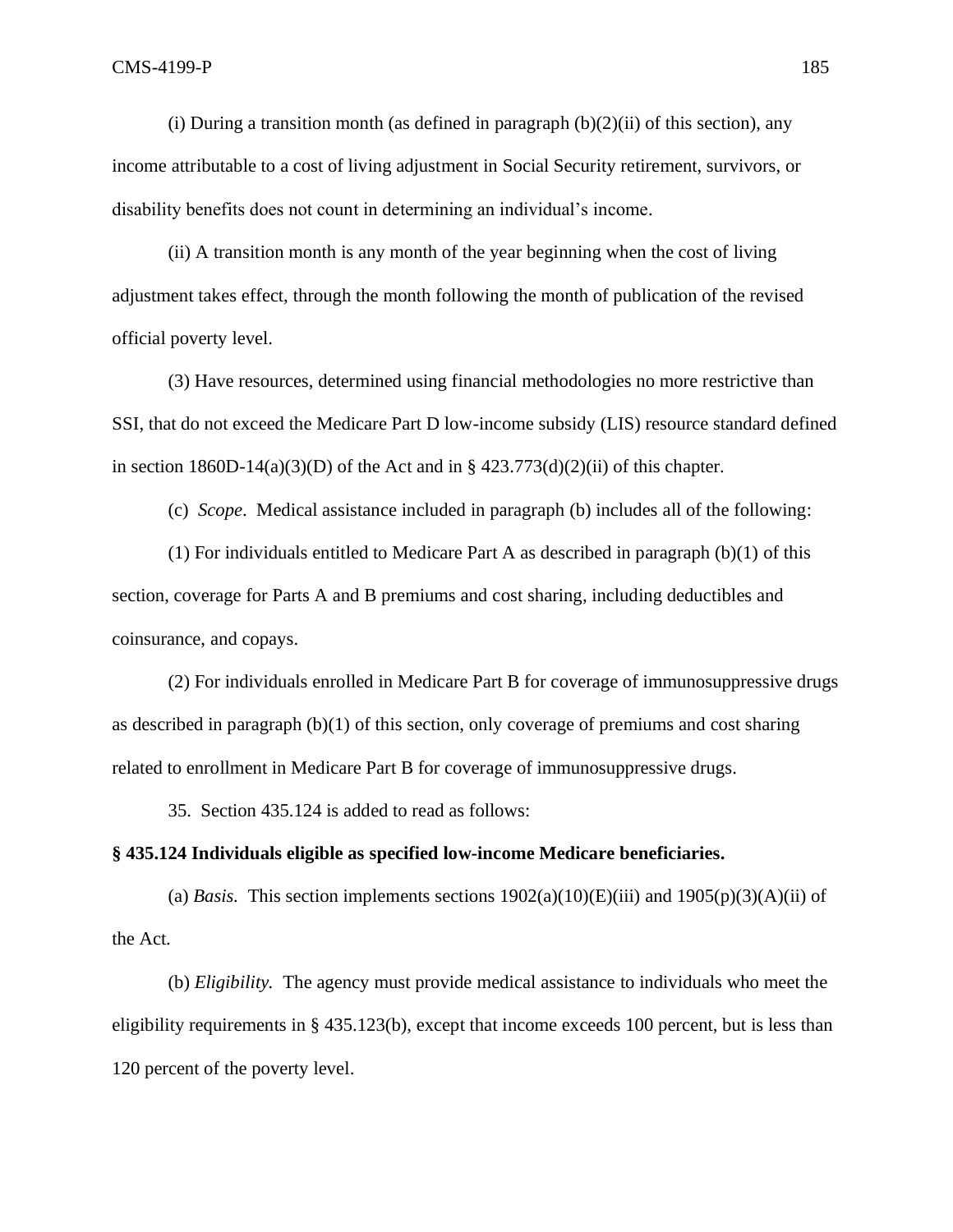(i) During a transition month (as defined in paragraph (b)(2)(ii) of this section), any income attributable to a cost of living adjustment in Social Security retirement, survivors, or disability benefits does not count in determining an individual's income.

(ii) A transition month is any month of the year beginning when the cost of living adjustment takes effect, through the month following the month of publication of the revised official poverty level.

(3) Have resources, determined using financial methodologies no more restrictive than SSI, that do not exceed the Medicare Part D low-income subsidy (LIS) resource standard defined in section 1860D-14(a)(3)(D) of the Act and in § 423.773(d)(2)(ii) of this chapter.

(c) *Scope*. Medical assistance included in paragraph (b) includes all of the following:

(1) For individuals entitled to Medicare Part A as described in paragraph (b)(1) of this section, coverage for Parts A and B premiums and cost sharing, including deductibles and coinsurance, and copays.

(2) For individuals enrolled in Medicare Part B for coverage of immunosuppressive drugs as described in paragraph (b)(1) of this section, only coverage of premiums and cost sharing related to enrollment in Medicare Part B for coverage of immunosuppressive drugs.

35. Section 435.124 is added to read as follows:

**§ 435.124 Individuals eligible as specified low-income Medicare beneficiaries.**

(a) *Basis.* This section implements sections 1902(a)(10)(E)(iii) and 1905(p)(3)(A)(ii) of the Act.

(b) *Eligibility.* The agency must provide medical assistance to individuals who meet the eligibility requirements in § 435.123(b), except that income exceeds 100 percent, but is less than 120 percent of the poverty level.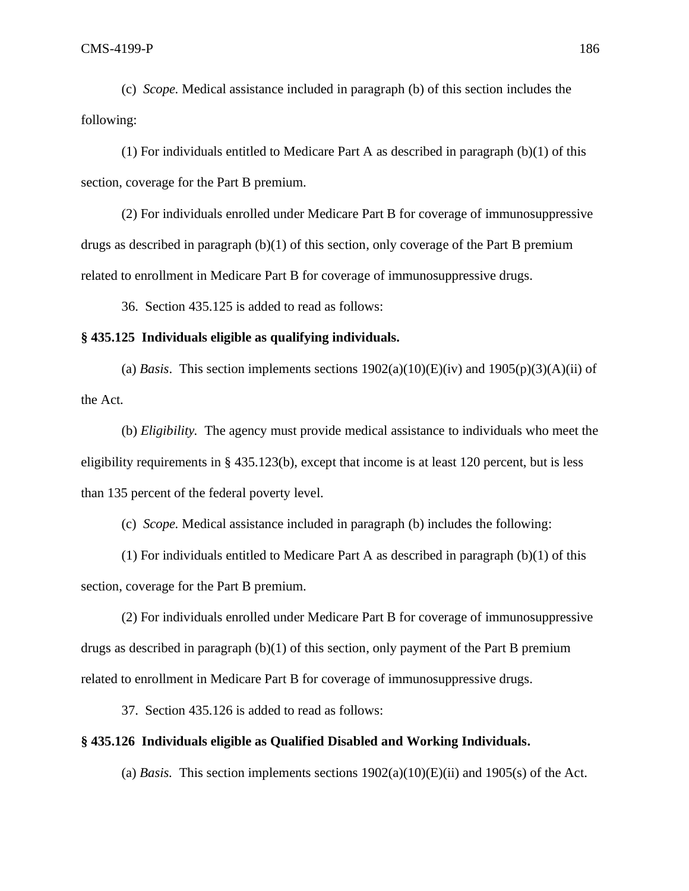(c) *Scope.* Medical assistance included in paragraph (b) of this section includes the following:

(1) For individuals entitled to Medicare Part A as described in paragraph (b)(1) of this section, coverage for the Part B premium.

(2) For individuals enrolled under Medicare Part B for coverage of immunosuppressive drugs as described in paragraph (b)(1) of this section, only coverage of the Part B premium related to enrollment in Medicare Part B for coverage of immunosuppressive drugs.

36. Section 435.125 is added to read as follows:

**§ 435.125 Individuals eligible as qualifying individuals.**

(a) *Basis*. This section implements sections 1902(a)(10)(E)(iv) and 1905(p)(3)(A)(ii) of the Act.

(b) *Eligibility.* The agency must provide medical assistance to individuals who meet the eligibility requirements in § 435.123(b), except that income is at least 120 percent, but is less than 135 percent of the federal poverty level.

(c) *Scope.* Medical assistance included in paragraph (b) includes the following:

(1) For individuals entitled to Medicare Part A as described in paragraph (b)(1) of this section, coverage for the Part B premium.

(2) For individuals enrolled under Medicare Part B for coverage of immunosuppressive drugs as described in paragraph (b)(1) of this section, only payment of the Part B premium related to enrollment in Medicare Part B for coverage of immunosuppressive drugs.

37. Section 435.126 is added to read as follows:

**§ 435.126 Individuals eligible as Qualified Disabled and Working Individuals.**

(a) *Basis.* This section implements sections 1902(a)(10)(E)(ii) and 1905(s) of the Act.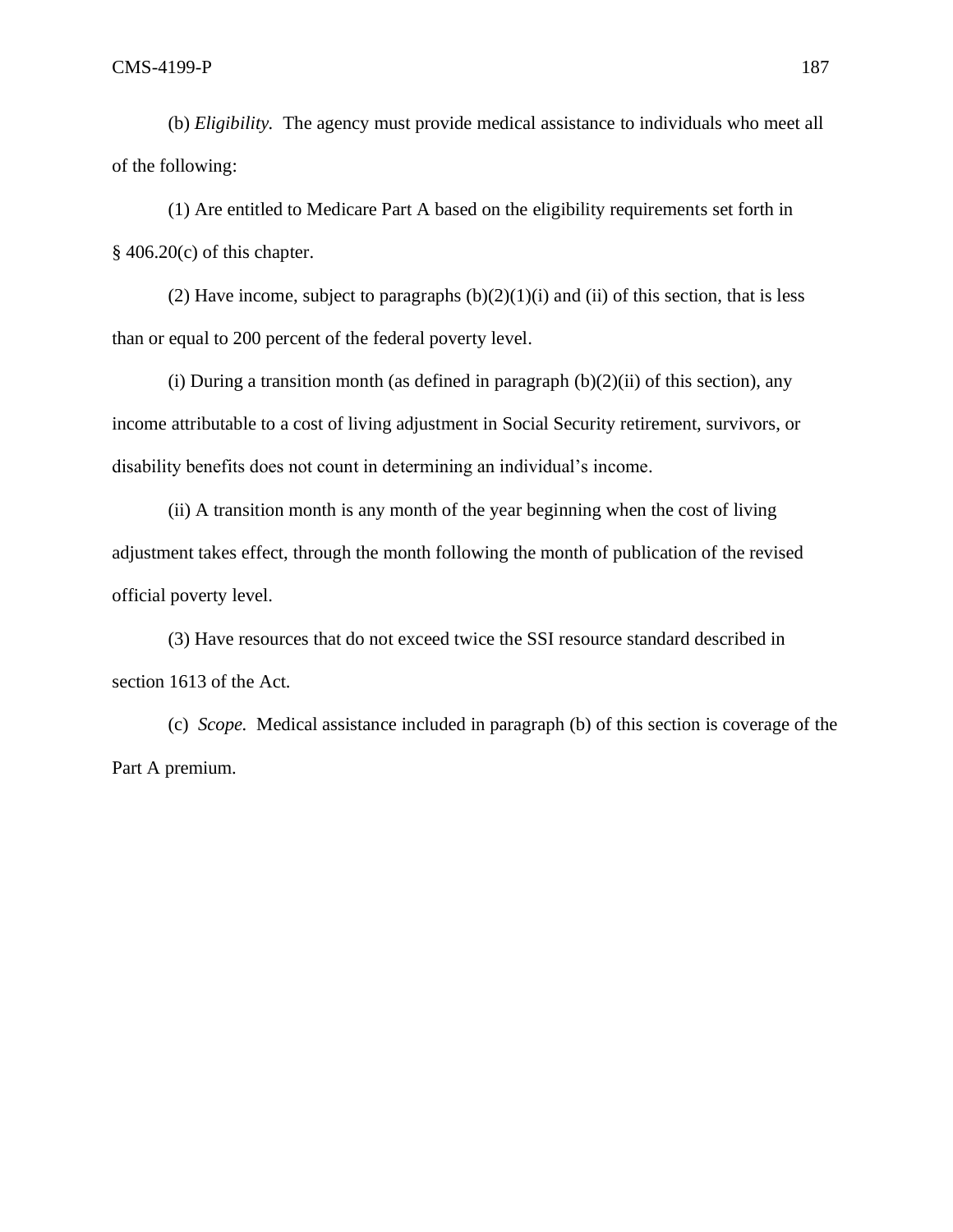(b) *Eligibility.* The agency must provide medical assistance to individuals who meet all of the following:

(1) Are entitled to Medicare Part A based on the eligibility requirements set forth in § 406.20(c) of this chapter.

(2) Have income, subject to paragraphs (b)(2)(1)(i) and (ii) of this section, that is less than or equal to 200 percent of the federal poverty level.

(i) During a transition month (as defined in paragraph (b)(2)(ii) of this section), any income attributable to a cost of living adjustment in Social Security retirement, survivors, or disability benefits does not count in determining an individual's income.

(ii) A transition month is any month of the year beginning when the cost of living adjustment takes effect, through the month following the month of publication of the revised official poverty level.

(3) Have resources that do not exceed twice the SSI resource standard described in section 1613 of the Act.

(c) *Scope.* Medical assistance included in paragraph (b) of this section is coverage of the Part A premium.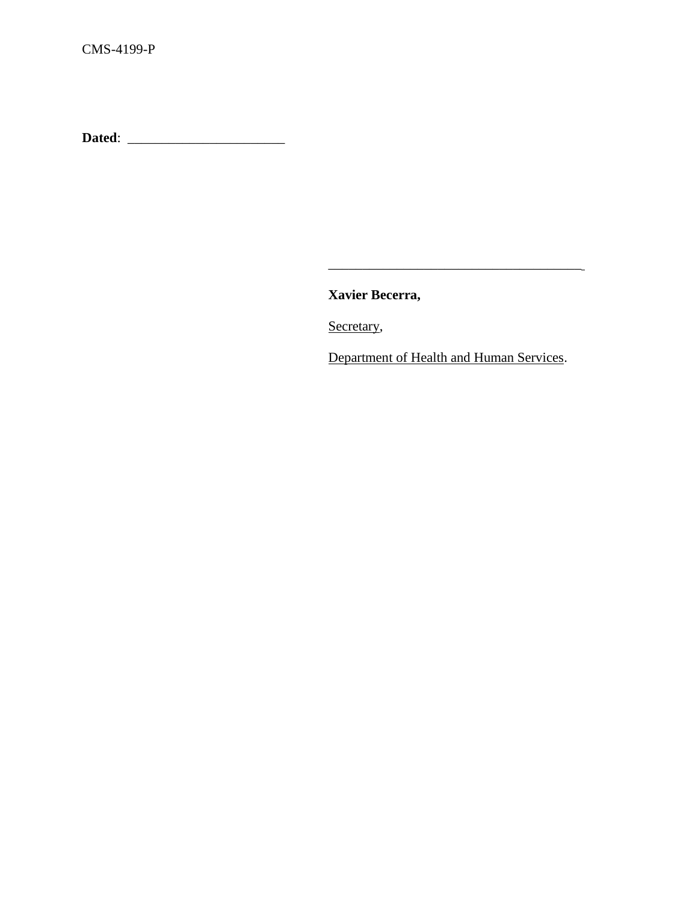**Dated**: \_\_\_\_\_\_\_\_\_\_\_\_\_\_\_\_\_\_\_\_\_\_

\_\_\_\_\_\_\_\_\_\_\_\_\_\_\_\_\_\_\_\_\_\_\_\_\_\_\_\_\_\_\_\_\_\_\_\_\_\_

**Xavier Becerra,**

Secretary,

Department of Health and Human Services.